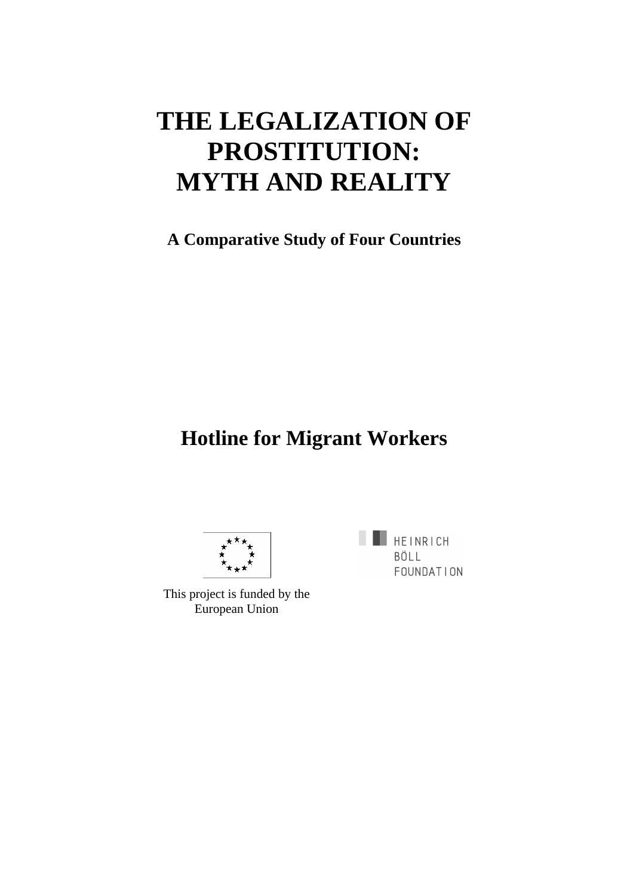# THE LEGALIZATION OF PROSTITUTION: MYTH AND REALITY

**A Comparative Study of Four Countries**

**Hotline for Migrant Workers**

This project is funded by the European Union

HEINRICH BÖLL FOUNDATION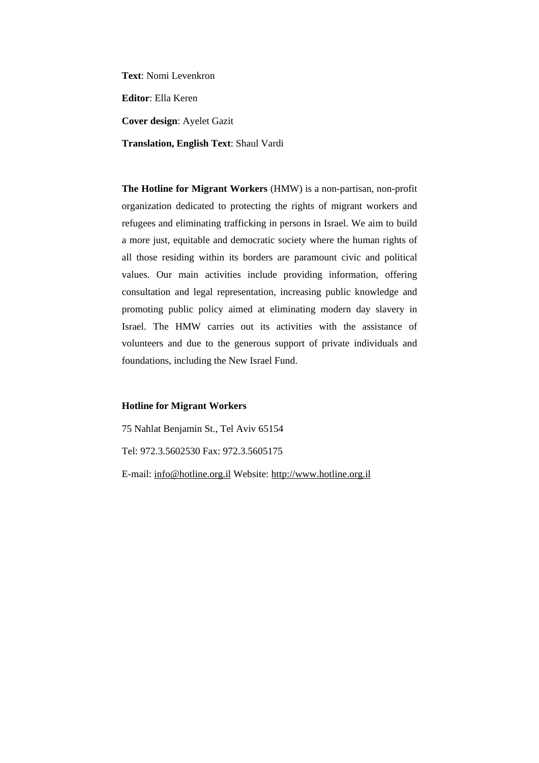**Text**: Nomi Levenkron

**Editor**: Ella Keren

**Cover design**: Ayelet Gazit

**Translation, English Text**: Shaul Vardi

**The Hotline for Migrant Workers** (HMW) is a non-partisan, non-profit organization dedicated to protecting the rights of migrant workers and refugees and eliminating trafficking in persons in Israel. We aim to build a more just, equitable and democratic society where the human rights of all those residing within its borders are paramount civic and political values. Our main activities include providing information, offering consultation and legal representation, increasing public knowledge and promoting public policy aimed at eliminating modern day slavery in Israel. The HMW carries out its activities with the assistance of volunteers and due to the generous support of private individuals and foundations, including the New Israel Fund.

**Hotline for Migrant Workers**

75 Nahlat Benjamin St., Tel Aviv 65154

Tel: 972.3.5602530 Fax: 972.3.5605175

E-mail: info@hotline.org.il Website: http://www.hotline.org.il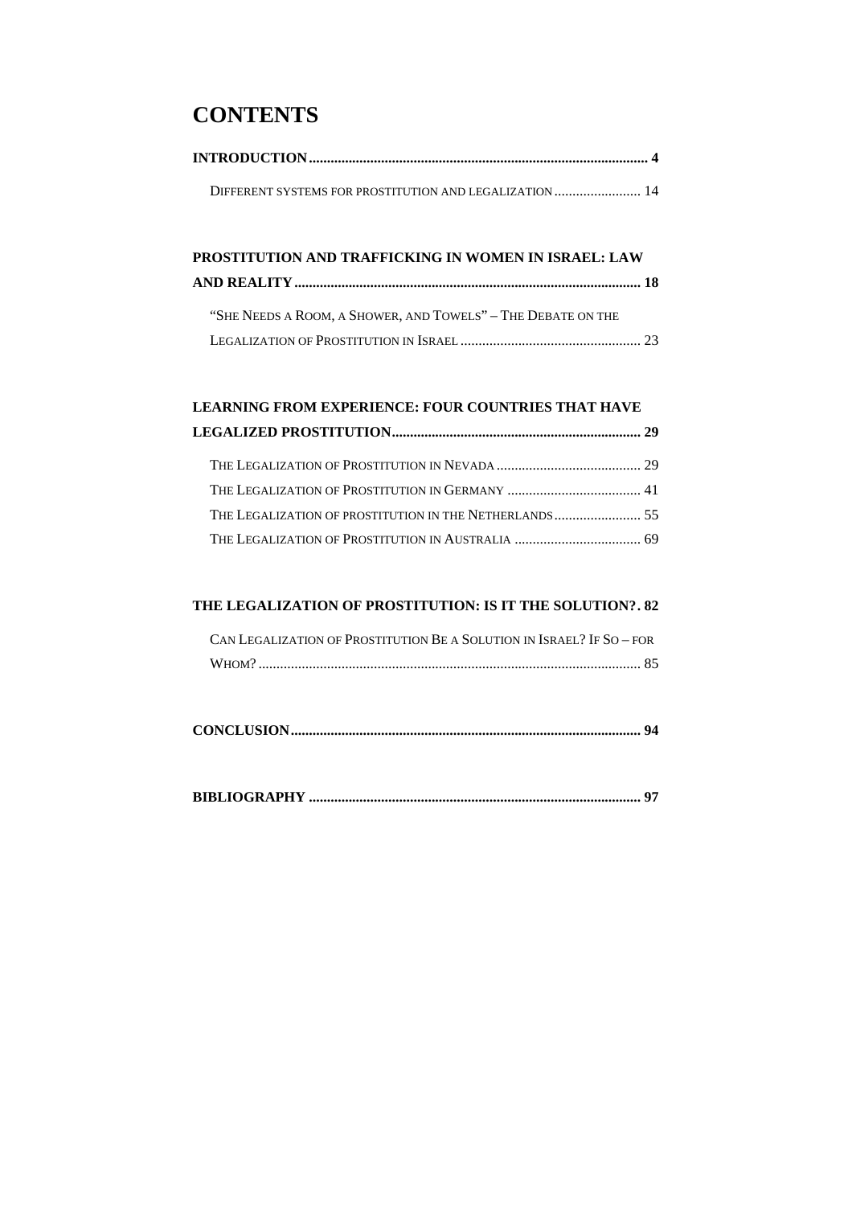# CONTENTS

**INTRODUCTION** ..... 4

- Different systems for prostitution and legalization ..... 14

**PROSTITUTION AND TRAFFICKING IN WOMEN IN ISRAEL: LAW AND REALITY** ..... 18

- "She Needs a Room, a Shower, and Towels" – The Debate on the Legalization of Prostitution in Israel ..... 23

**LEARNING FROM EXPERIENCE: FOUR COUNTRIES THAT HAVE LEGALIZED PROSTITUTION** ..... 29

- The Legalization of Prostitution in Nevada ..... 29
- The Legalization of Prostitution in Germany ..... 41
- The Legalization of prostitution in the Netherlands ..... 55
- The Legalization of Prostitution in Australia ..... 69

**THE LEGALIZATION OF PROSTITUTION: IS IT THE SOLUTION?** ..... 82

- Can Legalization of Prostitution Be a Solution in Israel? If So – for Whom? ..... 85

**CONCLUSION** ..... 94

**BIBLIOGRAPHY** ..... 97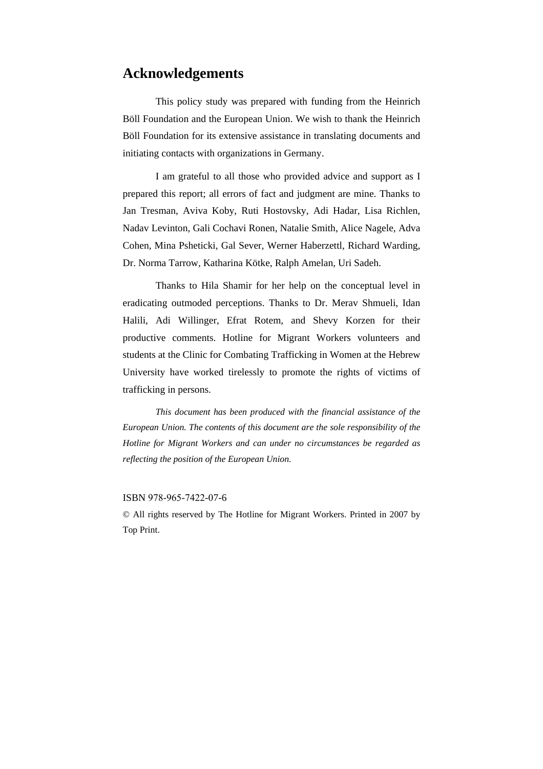# Acknowledgements

This policy study was prepared with funding from the Heinrich Böll Foundation and the European Union. We wish to thank the Heinrich Böll Foundation for its extensive assistance in translating documents and initiating contacts with organizations in Germany.

I am grateful to all those who provided advice and support as I prepared this report; all errors of fact and judgment are mine. Thanks to Jan Tresman, Aviva Koby, Ruti Hostovsky, Adi Hadar, Lisa Richlen, Nadav Levinton, Gali Cochavi Ronen, Natalie Smith, Alice Nagele, Adva Cohen, Mina Psheticki, Gal Sever, Werner Haberzettl, Richard Warding, Dr. Norma Tarrow, Katharina Kötke, Ralph Amelan, Uri Sadeh.

Thanks to Hila Shamir for her help on the conceptual level in eradicating outmoded perceptions. Thanks to Dr. Merav Shmueli, Idan Halili, Adi Willinger, Efrat Rotem, and Shevy Korzen for their productive comments. Hotline for Migrant Workers volunteers and students at the Clinic for Combating Trafficking in Women at the Hebrew University have worked tirelessly to promote the rights of victims of trafficking in persons.

*This document has been produced with the financial assistance of the European Union. The contents of this document are the sole responsibility of the Hotline for Migrant Workers and can under no circumstances be regarded as reflecting the position of the European Union.*

ISBN 978-965-7422-07-6

© All rights reserved by The Hotline for Migrant Workers. Printed in 2007 by Top Print.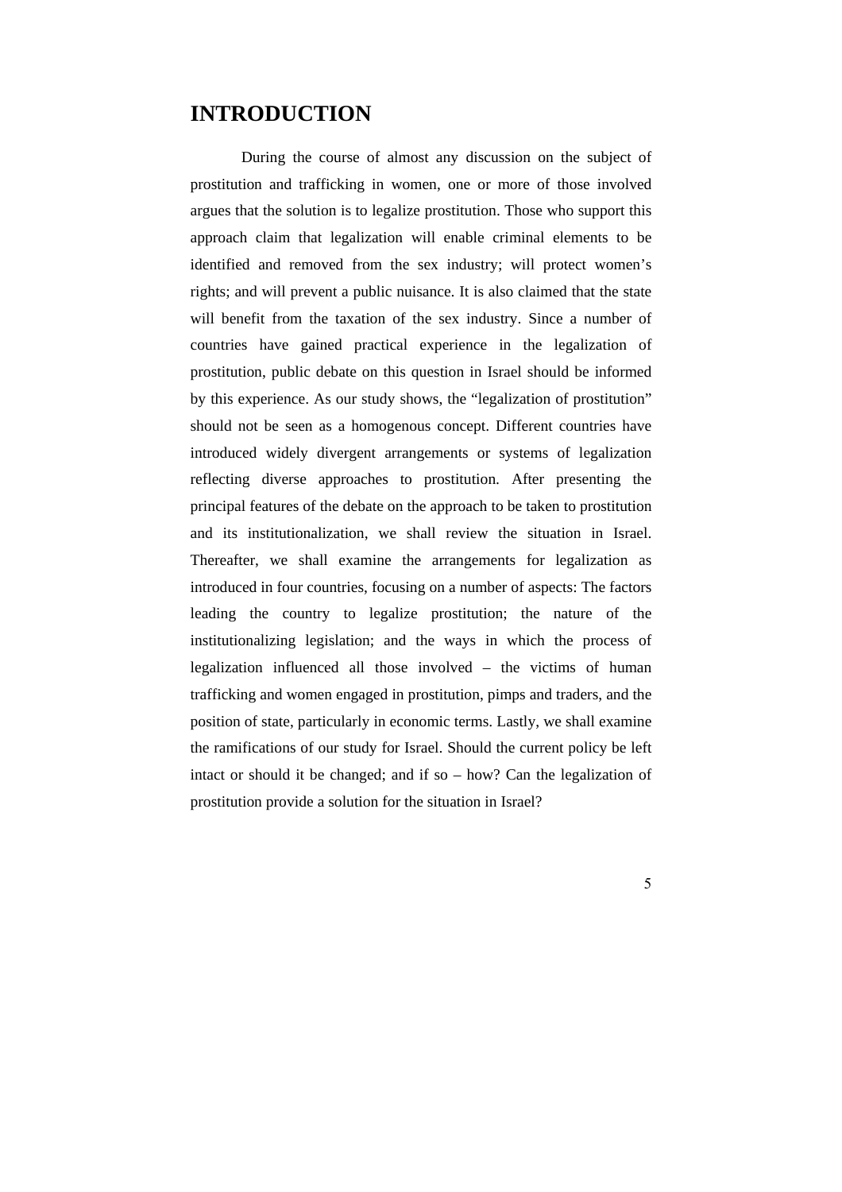# INTRODUCTION

During the course of almost any discussion on the subject of prostitution and trafficking in women, one or more of those involved argues that the solution is to legalize prostitution. Those who support this approach claim that legalization will enable criminal elements to be identified and removed from the sex industry; will protect women's rights; and will prevent a public nuisance. It is also claimed that the state will benefit from the taxation of the sex industry. Since a number of countries have gained practical experience in the legalization of prostitution, public debate on this question in Israel should be informed by this experience. As our study shows, the "legalization of prostitution" should not be seen as a homogenous concept. Different countries have introduced widely divergent arrangements or systems of legalization reflecting diverse approaches to prostitution. After presenting the principal features of the debate on the approach to be taken to prostitution and its institutionalization, we shall review the situation in Israel. Thereafter, we shall examine the arrangements for legalization as introduced in four countries, focusing on a number of aspects: The factors leading the country to legalize prostitution; the nature of the institutionalizing legislation; and the ways in which the process of legalization influenced all those involved – the victims of human trafficking and women engaged in prostitution, pimps and traders, and the position of state, particularly in economic terms. Lastly, we shall examine the ramifications of our study for Israel. Should the current policy be left intact or should it be changed; and if so – how? Can the legalization of prostitution provide a solution for the situation in Israel?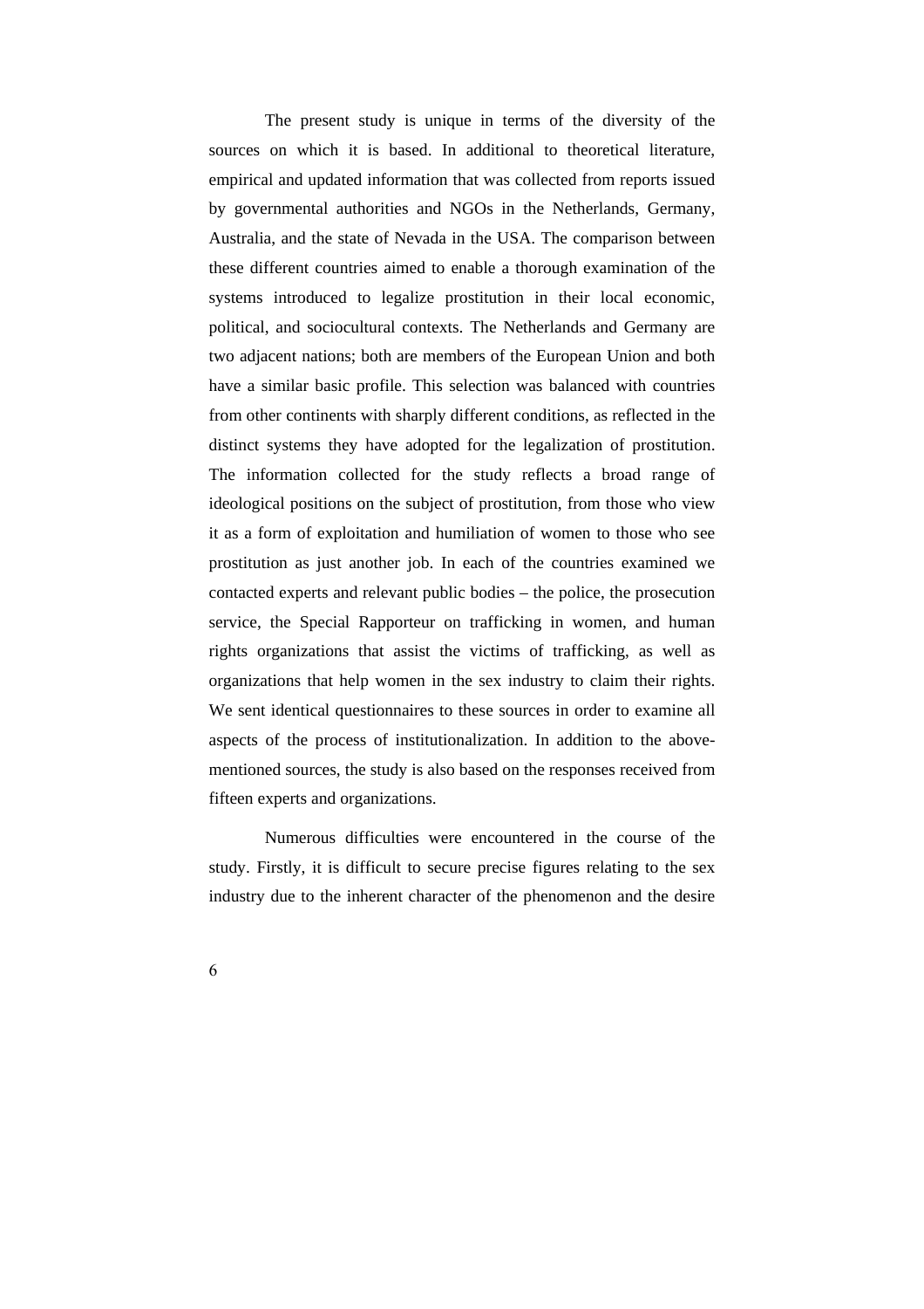The present study is unique in terms of the diversity of the sources on which it is based. In additional to theoretical literature, empirical and updated information that was collected from reports issued by governmental authorities and NGOs in the Netherlands, Germany, Australia, and the state of Nevada in the USA. The comparison between these different countries aimed to enable a thorough examination of the systems introduced to legalize prostitution in their local economic, political, and sociocultural contexts. The Netherlands and Germany are two adjacent nations; both are members of the European Union and both have a similar basic profile. This selection was balanced with countries from other continents with sharply different conditions, as reflected in the distinct systems they have adopted for the legalization of prostitution. The information collected for the study reflects a broad range of ideological positions on the subject of prostitution, from those who view it as a form of exploitation and humiliation of women to those who see prostitution as just another job. In each of the countries examined we contacted experts and relevant public bodies – the police, the prosecution service, the Special Rapporteur on trafficking in women, and human rights organizations that assist the victims of trafficking, as well as organizations that help women in the sex industry to claim their rights. We sent identical questionnaires to these sources in order to examine all aspects of the process of institutionalization. In addition to the above-mentioned sources, the study is also based on the responses received from fifteen experts and organizations.

Numerous difficulties were encountered in the course of the study. Firstly, it is difficult to secure precise figures relating to the sex industry due to the inherent character of the phenomenon and the desire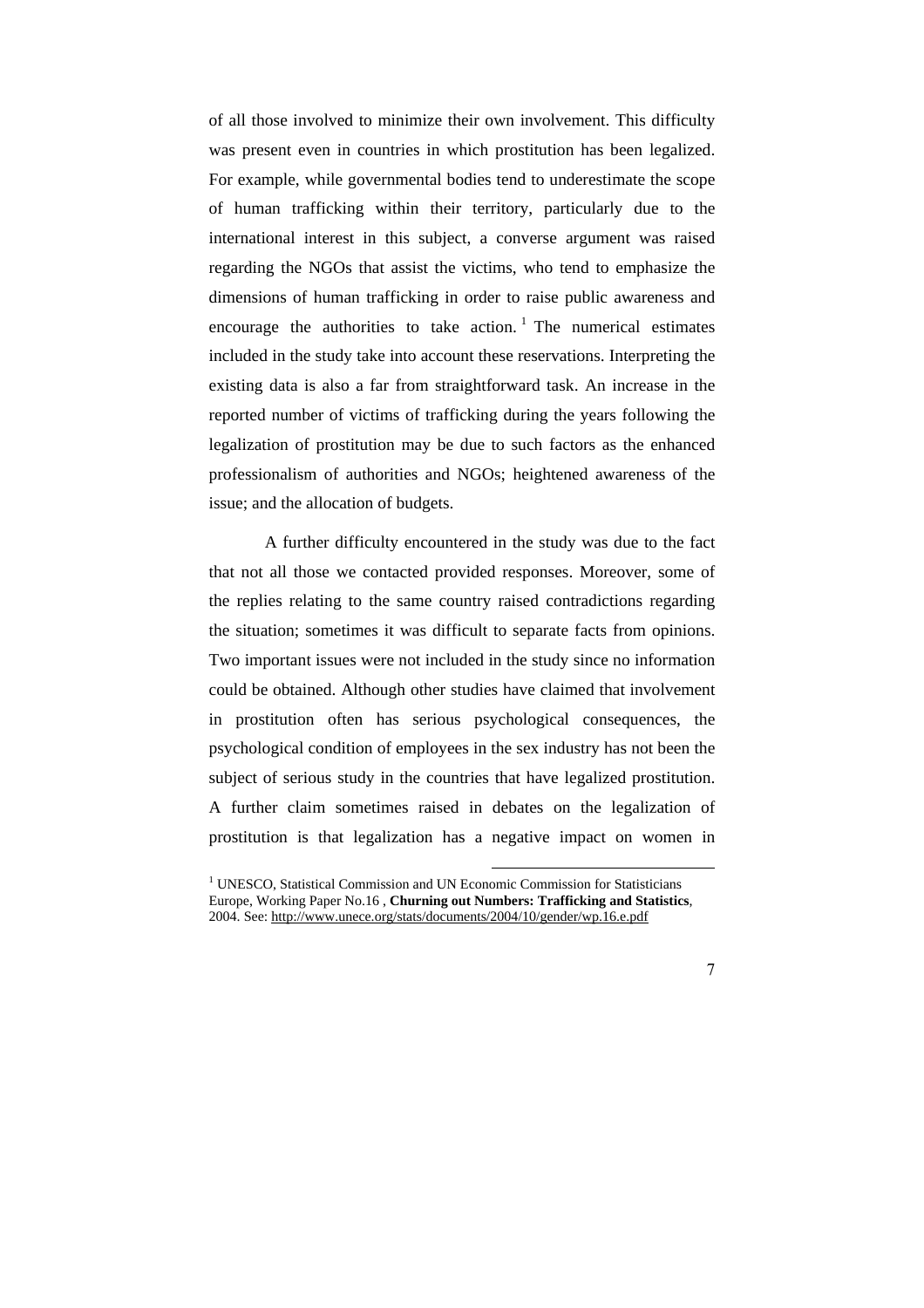of all those involved to minimize their own involvement. This difficulty was present even in countries in which prostitution has been legalized. For example, while governmental bodies tend to underestimate the scope of human trafficking within their territory, particularly due to the international interest in this subject, a converse argument was raised regarding the NGOs that assist the victims, who tend to emphasize the dimensions of human trafficking in order to raise public awareness and encourage the authorities to take action.[1] The numerical estimates included in the study take into account these reservations. Interpreting the existing data is also a far from straightforward task. An increase in the reported number of victims of trafficking during the years following the legalization of prostitution may be due to such factors as the enhanced professionalism of authorities and NGOs; heightened awareness of the issue; and the allocation of budgets.

A further difficulty encountered in the study was due to the fact that not all those we contacted provided responses. Moreover, some of the replies relating to the same country raised contradictions regarding the situation; sometimes it was difficult to separate facts from opinions. Two important issues were not included in the study since no information could be obtained. Although other studies have claimed that involvement in prostitution often has serious psychological consequences, the psychological condition of employees in the sex industry has not been the subject of serious study in the countries that have legalized prostitution. A further claim sometimes raised in debates on the legalization of prostitution is that legalization has a negative impact on women in

[1] UNESCO, Statistical Commission and UN Economic Commission for Statisticians Europe, Working Paper No.16 , **Churning out Numbers: Trafficking and Statistics**, 2004. See: http://www.unece.org/stats/documents/2004/10/gender/wp.16.e.pdf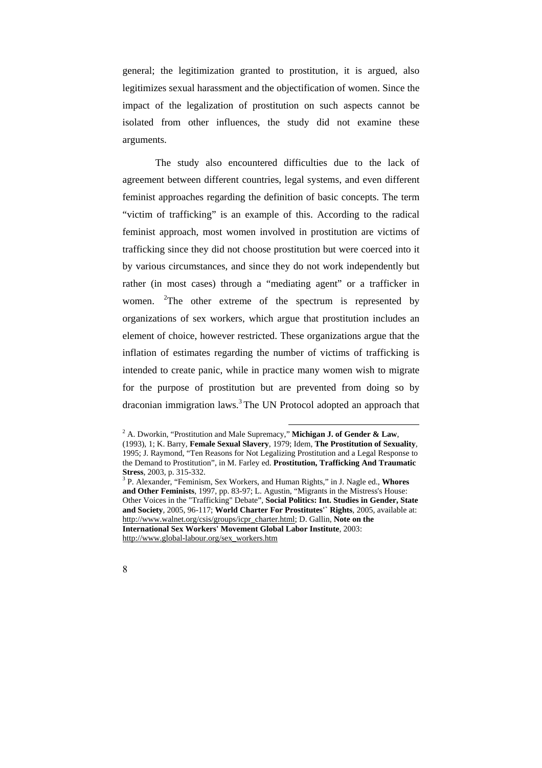general; the legitimization granted to prostitution, it is argued, also legitimizes sexual harassment and the objectification of women. Since the impact of the legalization of prostitution on such aspects cannot be isolated from other influences, the study did not examine these arguments.

The study also encountered difficulties due to the lack of agreement between different countries, legal systems, and even different feminist approaches regarding the definition of basic concepts. The term "victim of trafficking" is an example of this. According to the radical feminist approach, most women involved in prostitution are victims of trafficking since they did not choose prostitution but were coerced into it by various circumstances, and since they do not work independently but rather (in most cases) through a "mediating agent" or a trafficker in women. [2]The other extreme of the spectrum is represented by organizations of sex workers, which argue that prostitution includes an element of choice, however restricted. These organizations argue that the inflation of estimates regarding the number of victims of trafficking is intended to create panic, while in practice many women wish to migrate for the purpose of prostitution but are prevented from doing so by draconian immigration laws.[3] The UN Protocol adopted an approach that

---

[2] A. Dworkin, "Prostitution and Male Supremacy," **Michigan J. of Gender & Law**, (1993), 1; K. Barry, **Female Sexual Slavery**, 1979; Idem, **The Prostitution of Sexuality**, 1995; J. Raymond, "Ten Reasons for Not Legalizing Prostitution and a Legal Response to the Demand to Prostitution", in M. Farley ed. **Prostitution, Trafficking And Traumatic Stress**, 2003, p. 315-332.

[3] P. Alexander, "Feminism, Sex Workers, and Human Rights," in J. Nagle ed., **Whores and Other Feminists**, 1997, pp. 83-97; L. Agustin, "Migrants in the Mistress's House: Other Voices in the "Trafficking" Debate", **Social Politics: Int. Studies in Gender, State and Society**, 2005, 96-117; **World Charter For Prostitutes'` Rights**, 2005, available at: http://www.walnet.org/csis/groups/icpr_charter.html; D. Gallin, **Note on the International Sex Workers' Movement Global Labor Institute**, 2003: http://www.global-labour.org/sex_workers.htm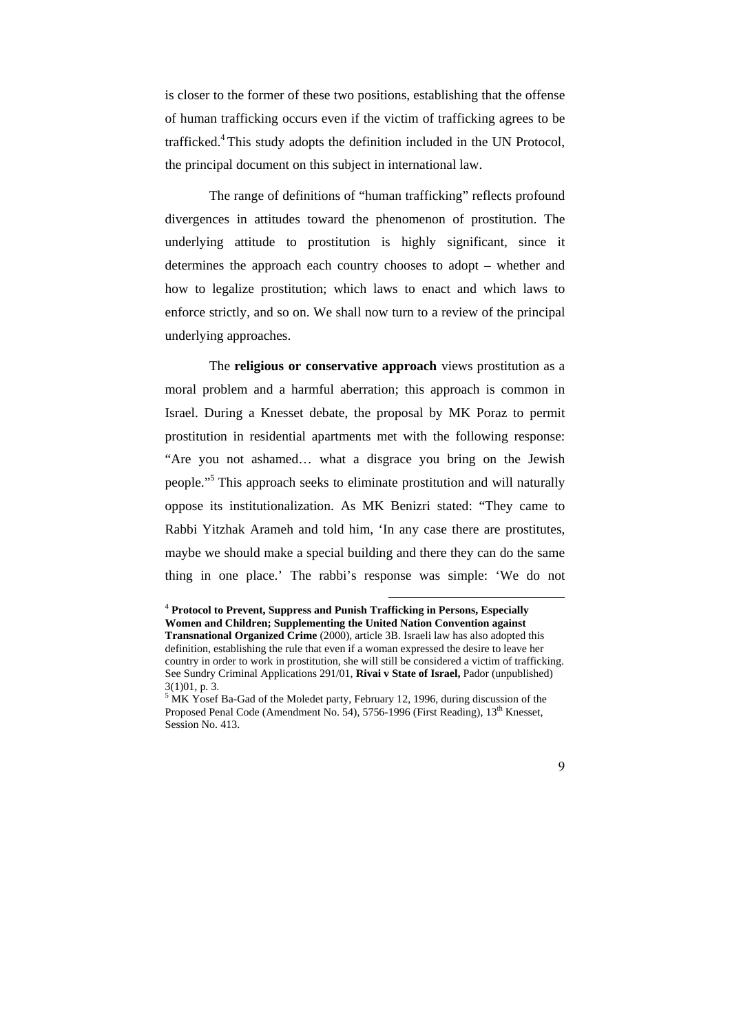is closer to the former of these two positions, establishing that the offense of human trafficking occurs even if the victim of trafficking agrees to be trafficked.[4] This study adopts the definition included in the UN Protocol, the principal document on this subject in international law.

The range of definitions of "human trafficking" reflects profound divergences in attitudes toward the phenomenon of prostitution. The underlying attitude to prostitution is highly significant, since it determines the approach each country chooses to adopt – whether and how to legalize prostitution; which laws to enact and which laws to enforce strictly, and so on. We shall now turn to a review of the principal underlying approaches.

The **religious or conservative approach** views prostitution as a moral problem and a harmful aberration; this approach is common in Israel. During a Knesset debate, the proposal by MK Poraz to permit prostitution in residential apartments met with the following response: "Are you not ashamed… what a disgrace you bring on the Jewish people."[5] This approach seeks to eliminate prostitution and will naturally oppose its institutionalization. As MK Benizri stated: "They came to Rabbi Yitzhak Arameh and told him, 'In any case there are prostitutes, maybe we should make a special building and there they can do the same thing in one place.' The rabbi's response was simple: 'We do not

---

[4] **Protocol to Prevent, Suppress and Punish Trafficking in Persons, Especially Women and Children; Supplementing the United Nation Convention against Transnational Organized Crime** (2000), article 3B. Israeli law has also adopted this definition, establishing the rule that even if a woman expressed the desire to leave her country in order to work in prostitution, she will still be considered a victim of trafficking. See Sundry Criminal Applications 291/01, **Rivai v State of Israel,** Pador (unpublished) 3(1)01, p. 3.

[5] MK Yosef Ba-Gad of the Moledet party, February 12, 1996, during discussion of the Proposed Penal Code (Amendment No. 54), 5756-1996 (First Reading), 13th Knesset, Session No. 413.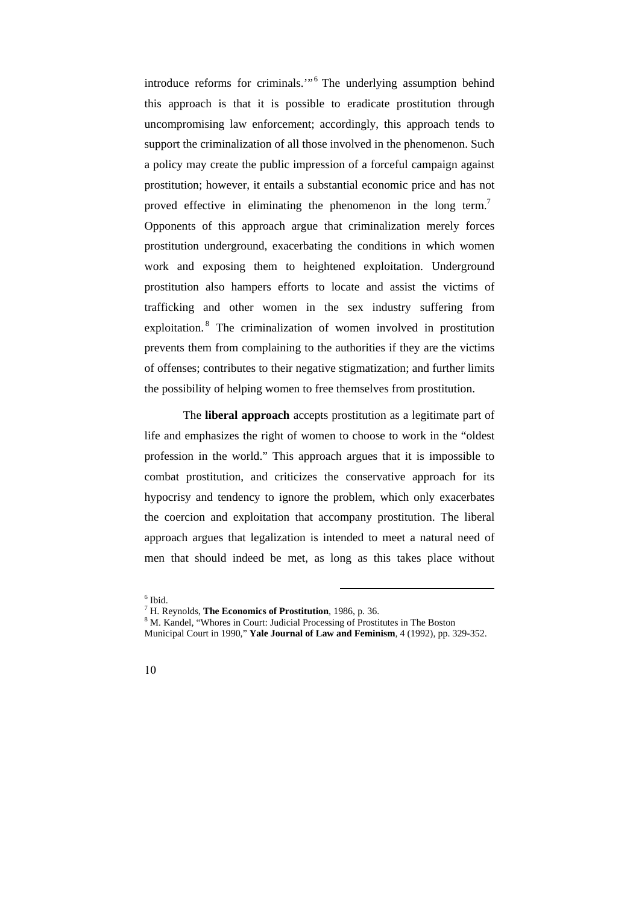introduce reforms for criminals.'"[6] The underlying assumption behind this approach is that it is possible to eradicate prostitution through uncompromising law enforcement; accordingly, this approach tends to support the criminalization of all those involved in the phenomenon. Such a policy may create the public impression of a forceful campaign against prostitution; however, it entails a substantial economic price and has not proved effective in eliminating the phenomenon in the long term.[7] Opponents of this approach argue that criminalization merely forces prostitution underground, exacerbating the conditions in which women work and exposing them to heightened exploitation. Underground prostitution also hampers efforts to locate and assist the victims of trafficking and other women in the sex industry suffering from exploitation.[8] The criminalization of women involved in prostitution prevents them from complaining to the authorities if they are the victims of offenses; contributes to their negative stigmatization; and further limits the possibility of helping women to free themselves from prostitution.

The **liberal approach** accepts prostitution as a legitimate part of life and emphasizes the right of women to choose to work in the "oldest profession in the world." This approach argues that it is impossible to combat prostitution, and criticizes the conservative approach for its hypocrisy and tendency to ignore the problem, which only exacerbates the coercion and exploitation that accompany prostitution. The liberal approach argues that legalization is intended to meet a natural need of men that should indeed be met, as long as this takes place without

---

[6] Ibid.

[7] H. Reynolds, **The Economics of Prostitution**, 1986, p. 36.

[8] M. Kandel, "Whores in Court: Judicial Processing of Prostitutes in The Boston Municipal Court in 1990," **Yale Journal of Law and Feminism**, 4 (1992), pp. 329-352.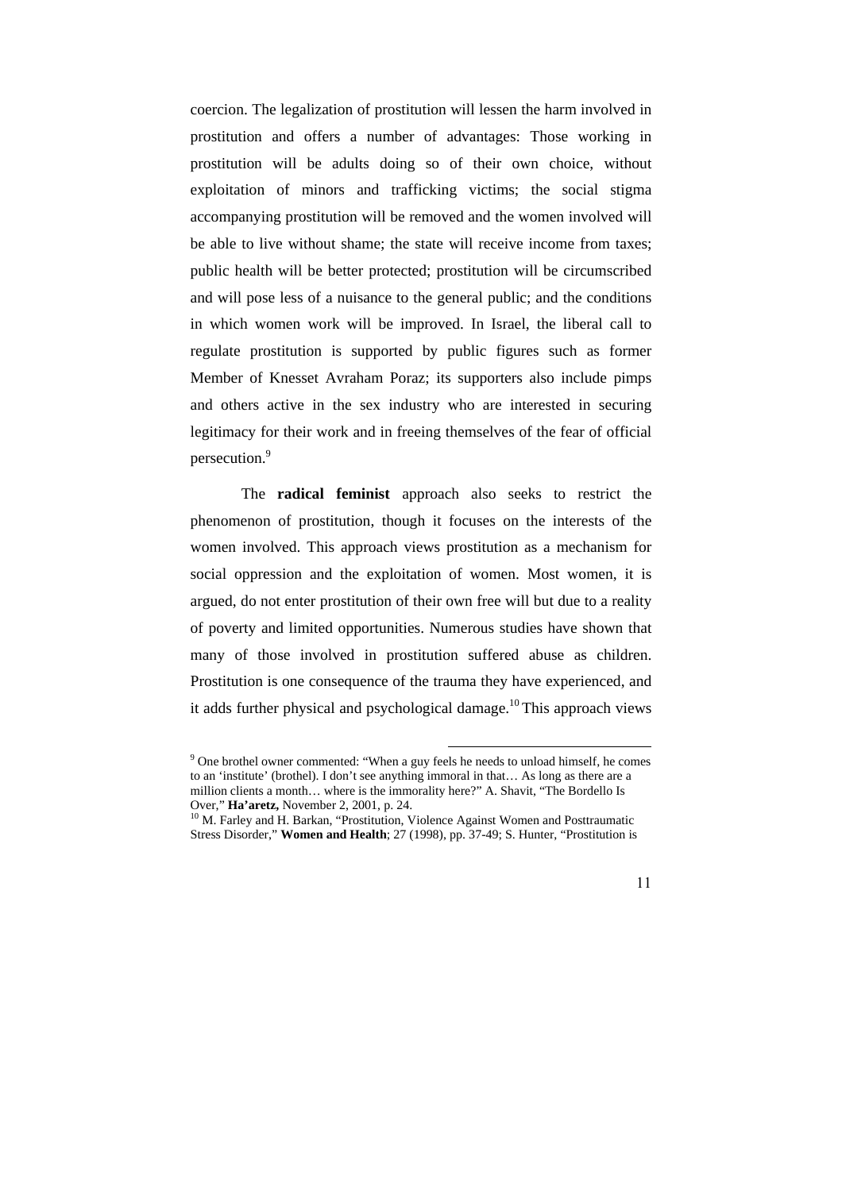coercion. The legalization of prostitution will lessen the harm involved in prostitution and offers a number of advantages: Those working in prostitution will be adults doing so of their own choice, without exploitation of minors and trafficking victims; the social stigma accompanying prostitution will be removed and the women involved will be able to live without shame; the state will receive income from taxes; public health will be better protected; prostitution will be circumscribed and will pose less of a nuisance to the general public; and the conditions in which women work will be improved. In Israel, the liberal call to regulate prostitution is supported by public figures such as former Member of Knesset Avraham Poraz; its supporters also include pimps and others active in the sex industry who are interested in securing legitimacy for their work and in freeing themselves of the fear of official persecution.[9]

The **radical feminist** approach also seeks to restrict the phenomenon of prostitution, though it focuses on the interests of the women involved. This approach views prostitution as a mechanism for social oppression and the exploitation of women. Most women, it is argued, do not enter prostitution of their own free will but due to a reality of poverty and limited opportunities. Numerous studies have shown that many of those involved in prostitution suffered abuse as children. Prostitution is one consequence of the trauma they have experienced, and it adds further physical and psychological damage.[10] This approach views

---

[9] One brothel owner commented: "When a guy feels he needs to unload himself, he comes to an 'institute' (brothel). I don't see anything immoral in that… As long as there are a million clients a month… where is the immorality here?" A. Shavit, "The Bordello Is Over," **Ha'aretz,** November 2, 2001, p. 24.

[10] M. Farley and H. Barkan, "Prostitution, Violence Against Women and Posttraumatic Stress Disorder," **Women and Health**; 27 (1998), pp. 37-49; S. Hunter, "Prostitution is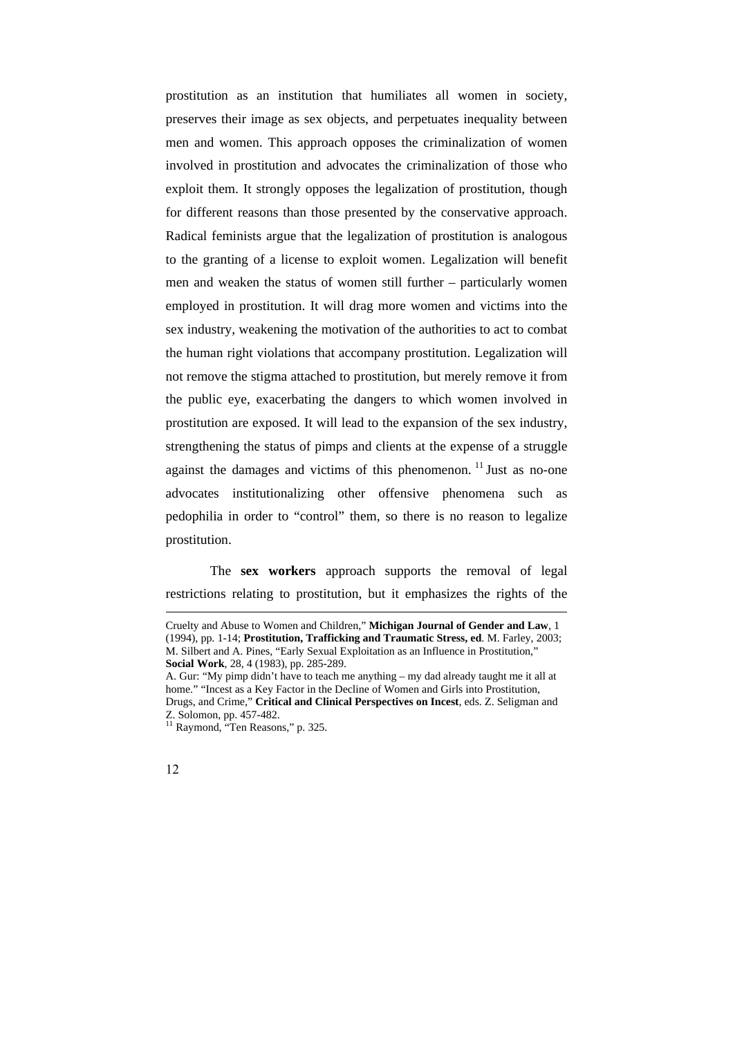prostitution as an institution that humiliates all women in society, preserves their image as sex objects, and perpetuates inequality between men and women. This approach opposes the criminalization of women involved in prostitution and advocates the criminalization of those who exploit them. It strongly opposes the legalization of prostitution, though for different reasons than those presented by the conservative approach. Radical feminists argue that the legalization of prostitution is analogous to the granting of a license to exploit women. Legalization will benefit men and weaken the status of women still further – particularly women employed in prostitution. It will drag more women and victims into the sex industry, weakening the motivation of the authorities to act to combat the human right violations that accompany prostitution. Legalization will not remove the stigma attached to prostitution, but merely remove it from the public eye, exacerbating the dangers to which women involved in prostitution are exposed. It will lead to the expansion of the sex industry, strengthening the status of pimps and clients at the expense of a struggle against the damages and victims of this phenomenon.[11] Just as no-one advocates institutionalizing other offensive phenomena such as pedophilia in order to "control" them, so there is no reason to legalize prostitution.

The **sex workers** approach supports the removal of legal restrictions relating to prostitution, but it emphasizes the rights of the

---

Cruelty and Abuse to Women and Children," **Michigan Journal of Gender and Law**, 1 (1994), pp. 1-14; **Prostitution, Trafficking and Traumatic Stress, ed**. M. Farley, 2003; M. Silbert and A. Pines, "Early Sexual Exploitation as an Influence in Prostitution," **Social Work**, 28, 4 (1983), pp. 285-289.

A. Gur: "My pimp didn't have to teach me anything – my dad already taught me it all at home." "Incest as a Key Factor in the Decline of Women and Girls into Prostitution, Drugs, and Crime," **Critical and Clinical Perspectives on Incest**, eds. Z. Seligman and Z. Solomon, pp. 457-482.

[11] Raymond, "Ten Reasons," p. 325.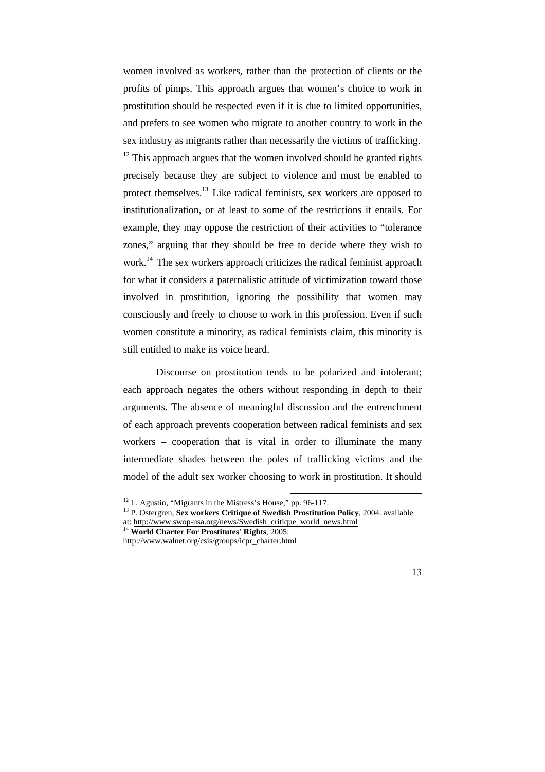women involved as workers, rather than the protection of clients or the profits of pimps. This approach argues that women's choice to work in prostitution should be respected even if it is due to limited opportunities, and prefers to see women who migrate to another country to work in the sex industry as migrants rather than necessarily the victims of trafficking.[12] This approach argues that the women involved should be granted rights precisely because they are subject to violence and must be enabled to protect themselves.[13] Like radical feminists, sex workers are opposed to institutionalization, or at least to some of the restrictions it entails. For example, they may oppose the restriction of their activities to "tolerance zones," arguing that they should be free to decide where they wish to work.[14] The sex workers approach criticizes the radical feminist approach for what it considers a paternalistic attitude of victimization toward those involved in prostitution, ignoring the possibility that women may consciously and freely to choose to work in this profession. Even if such women constitute a minority, as radical feminists claim, this minority is still entitled to make its voice heard.

Discourse on prostitution tends to be polarized and intolerant; each approach negates the others without responding in depth to their arguments. The absence of meaningful discussion and the entrenchment of each approach prevents cooperation between radical feminists and sex workers – cooperation that is vital in order to illuminate the many intermediate shades between the poles of trafficking victims and the model of the adult sex worker choosing to work in prostitution. It should

---

[12] L. Agustin, "Migrants in the Mistress's House," pp. 96-117.

[13] P. Ostergren, **Sex workers Critique of Swedish Prostitution Policy**, 2004. available at: http://www.swop-usa.org/news/Swedish_critique_world_news.html

[14] **World Charter For Prostitutes' Rights**, 2005: http://www.walnet.org/csis/groups/icpr_charter.html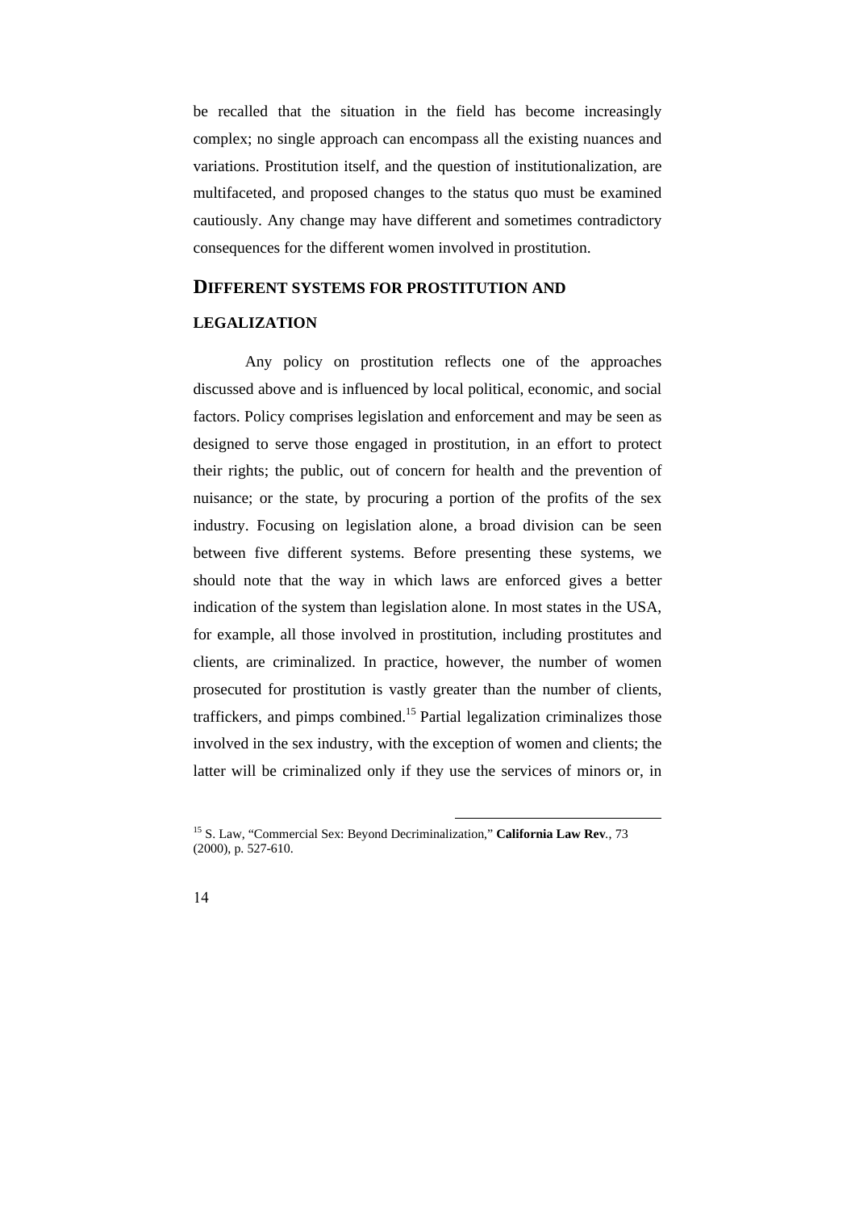be recalled that the situation in the field has become increasingly complex; no single approach can encompass all the existing nuances and variations. Prostitution itself, and the question of institutionalization, are multifaceted, and proposed changes to the status quo must be examined cautiously. Any change may have different and sometimes contradictory consequences for the different women involved in prostitution.

## DIFFERENT SYSTEMS FOR PROSTITUTION AND LEGALIZATION

Any policy on prostitution reflects one of the approaches discussed above and is influenced by local political, economic, and social factors. Policy comprises legislation and enforcement and may be seen as designed to serve those engaged in prostitution, in an effort to protect their rights; the public, out of concern for health and the prevention of nuisance; or the state, by procuring a portion of the profits of the sex industry. Focusing on legislation alone, a broad division can be seen between five different systems. Before presenting these systems, we should note that the way in which laws are enforced gives a better indication of the system than legislation alone. In most states in the USA, for example, all those involved in prostitution, including prostitutes and clients, are criminalized. In practice, however, the number of women prosecuted for prostitution is vastly greater than the number of clients, traffickers, and pimps combined.[15] Partial legalization criminalizes those involved in the sex industry, with the exception of women and clients; the latter will be criminalized only if they use the services of minors or, in

---

[15] S. Law, "Commercial Sex: Beyond Decriminalization," **California Law Rev**., 73 (2000), p. 527-610.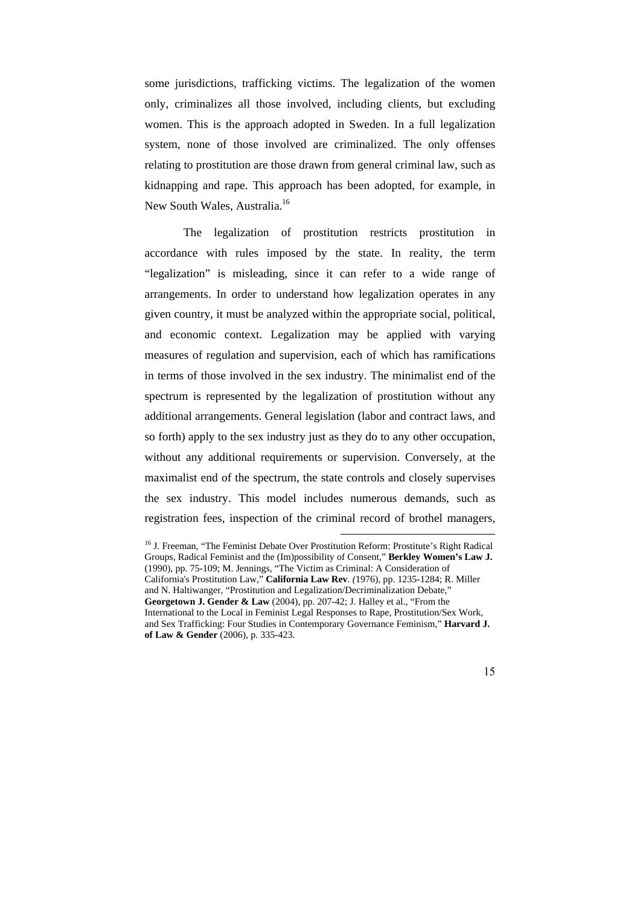some jurisdictions, trafficking victims. The legalization of the women only, criminalizes all those involved, including clients, but excluding women. This is the approach adopted in Sweden. In a full legalization system, none of those involved are criminalized. The only offenses relating to prostitution are those drawn from general criminal law, such as kidnapping and rape. This approach has been adopted, for example, in New South Wales, Australia.[16]

The legalization of prostitution restricts prostitution in accordance with rules imposed by the state. In reality, the term "legalization" is misleading, since it can refer to a wide range of arrangements. In order to understand how legalization operates in any given country, it must be analyzed within the appropriate social, political, and economic context. Legalization may be applied with varying measures of regulation and supervision, each of which has ramifications in terms of those involved in the sex industry. The minimalist end of the spectrum is represented by the legalization of prostitution without any additional arrangements. General legislation (labor and contract laws, and so forth) apply to the sex industry just as they do to any other occupation, without any additional requirements or supervision. Conversely, at the maximalist end of the spectrum, the state controls and closely supervises the sex industry. This model includes numerous demands, such as registration fees, inspection of the criminal record of brothel managers,

---

[16] J. Freeman, "The Feminist Debate Over Prostitution Reform: Prostitute's Right Radical Groups, Radical Feminist and the (Im)possibility of Consent," **Berkley Women's Law J.** (1990), pp. 75-109; M. Jennings, "The Victim as Criminal: A Consideration of California's Prostitution Law," **California Law Rev**. (1976), pp. 1235-1284; R. Miller and N. Haltiwanger, "Prostitution and Legalization/Decriminalization Debate," **Georgetown J. Gender & Law** (2004), pp. 207-42; J. Halley et al., "From the International to the Local in Feminist Legal Responses to Rape, Prostitution/Sex Work, and Sex Trafficking: Four Studies in Contemporary Governance Feminism," **Harvard J. of Law & Gender** (2006), p. 335-423.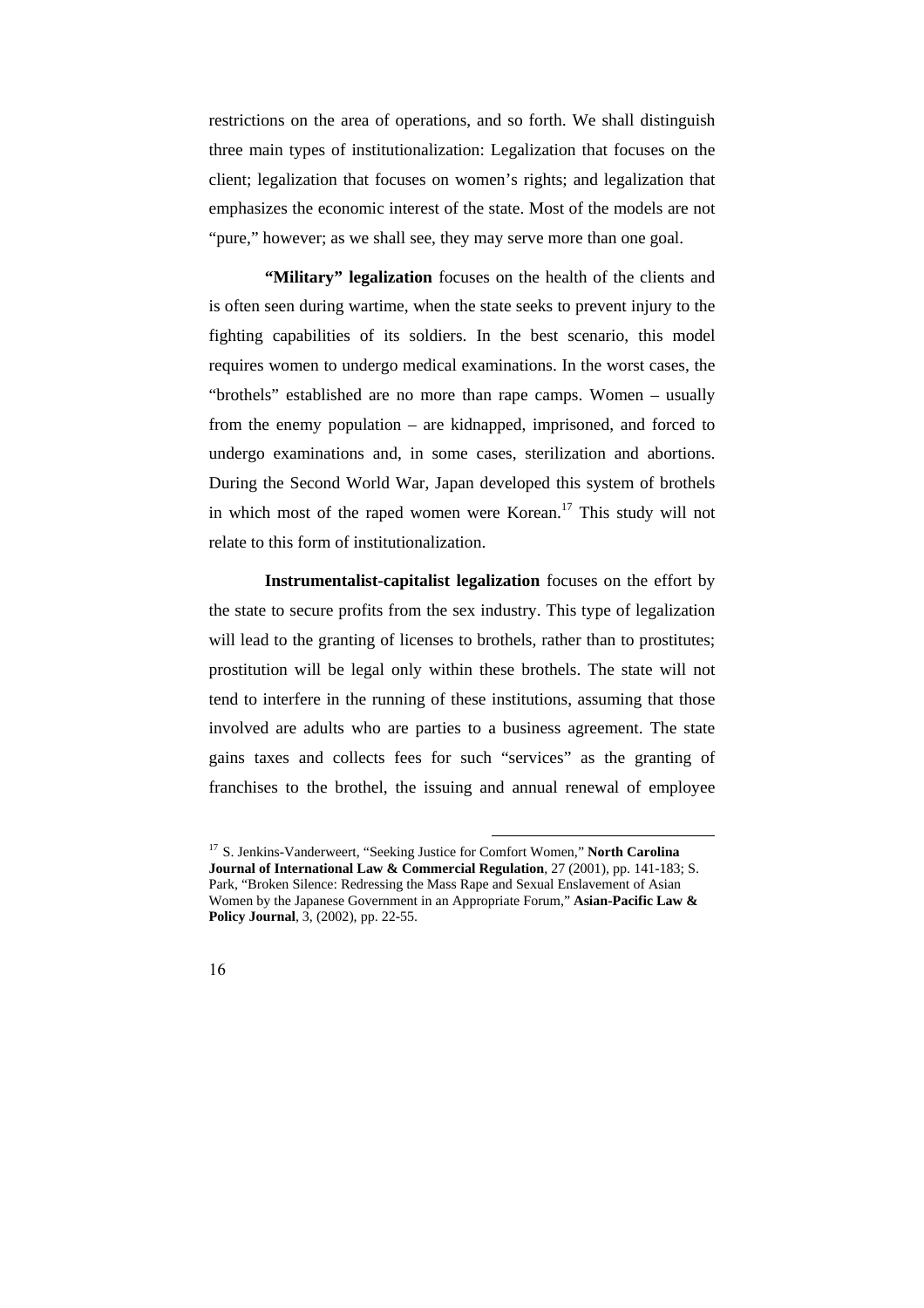restrictions on the area of operations, and so forth. We shall distinguish three main types of institutionalization: Legalization that focuses on the client; legalization that focuses on women's rights; and legalization that emphasizes the economic interest of the state. Most of the models are not "pure," however; as we shall see, they may serve more than one goal.

**"Military" legalization** focuses on the health of the clients and is often seen during wartime, when the state seeks to prevent injury to the fighting capabilities of its soldiers. In the best scenario, this model requires women to undergo medical examinations. In the worst cases, the "brothels" established are no more than rape camps. Women – usually from the enemy population – are kidnapped, imprisoned, and forced to undergo examinations and, in some cases, sterilization and abortions. During the Second World War, Japan developed this system of brothels in which most of the raped women were Korean.[17] This study will not relate to this form of institutionalization.

**Instrumentalist-capitalist legalization** focuses on the effort by the state to secure profits from the sex industry. This type of legalization will lead to the granting of licenses to brothels, rather than to prostitutes; prostitution will be legal only within these brothels. The state will not tend to interfere in the running of these institutions, assuming that those involved are adults who are parties to a business agreement. The state gains taxes and collects fees for such "services" as the granting of franchises to the brothel, the issuing and annual renewal of employee

---

[17] S. Jenkins-Vanderweert, "Seeking Justice for Comfort Women," **North Carolina Journal of International Law & Commercial Regulation**, 27 (2001), pp. 141-183; S. Park, "Broken Silence: Redressing the Mass Rape and Sexual Enslavement of Asian Women by the Japanese Government in an Appropriate Forum," **Asian-Pacific Law & Policy Journal**, 3, (2002), pp. 22-55.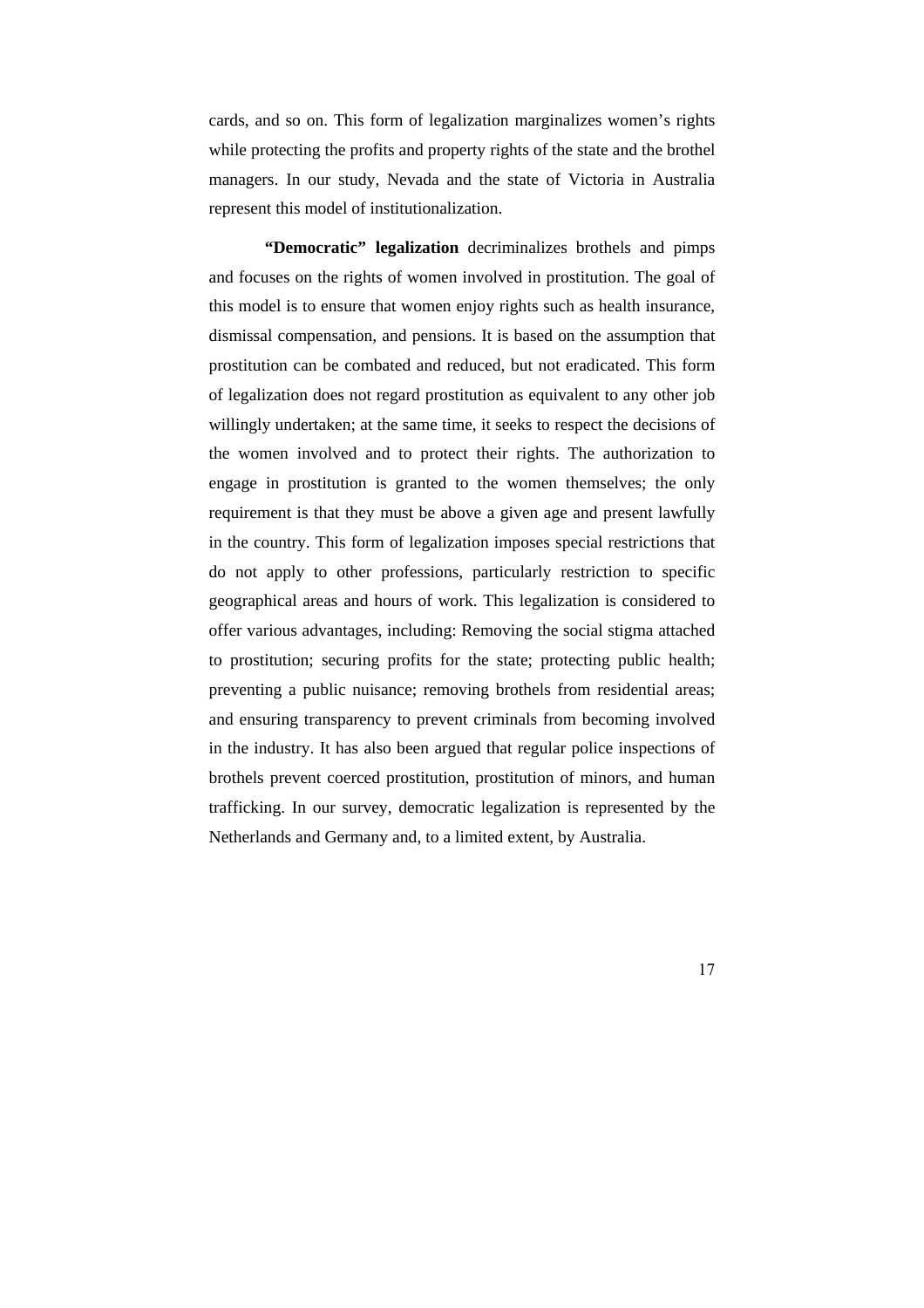cards, and so on. This form of legalization marginalizes women's rights while protecting the profits and property rights of the state and the brothel managers. In our study, Nevada and the state of Victoria in Australia represent this model of institutionalization.

**"Democratic" legalization** decriminalizes brothels and pimps and focuses on the rights of women involved in prostitution. The goal of this model is to ensure that women enjoy rights such as health insurance, dismissal compensation, and pensions. It is based on the assumption that prostitution can be combated and reduced, but not eradicated. This form of legalization does not regard prostitution as equivalent to any other job willingly undertaken; at the same time, it seeks to respect the decisions of the women involved and to protect their rights. The authorization to engage in prostitution is granted to the women themselves; the only requirement is that they must be above a given age and present lawfully in the country. This form of legalization imposes special restrictions that do not apply to other professions, particularly restriction to specific geographical areas and hours of work. This legalization is considered to offer various advantages, including: Removing the social stigma attached to prostitution; securing profits for the state; protecting public health; preventing a public nuisance; removing brothels from residential areas; and ensuring transparency to prevent criminals from becoming involved in the industry. It has also been argued that regular police inspections of brothels prevent coerced prostitution, prostitution of minors, and human trafficking. In our survey, democratic legalization is represented by the Netherlands and Germany and, to a limited extent, by Australia.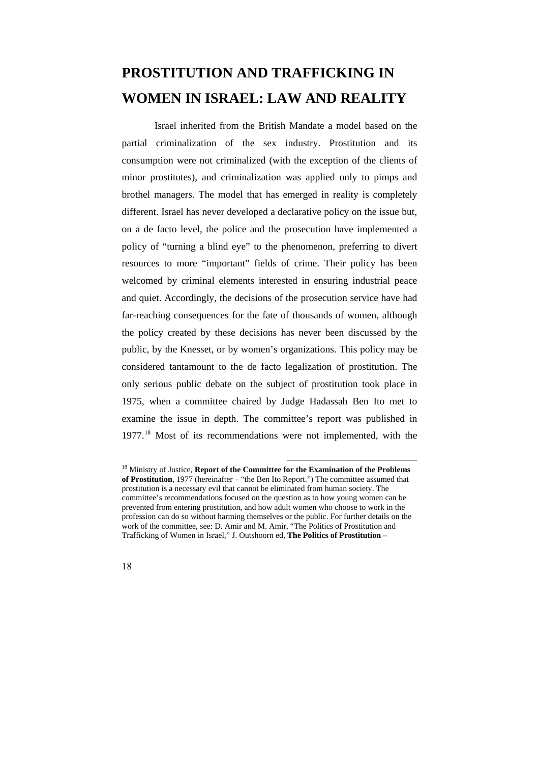# PROSTITUTION AND TRAFFICKING IN WOMEN IN ISRAEL: LAW AND REALITY

Israel inherited from the British Mandate a model based on the partial criminalization of the sex industry. Prostitution and its consumption were not criminalized (with the exception of the clients of minor prostitutes), and criminalization was applied only to pimps and brothel managers. The model that has emerged in reality is completely different. Israel has never developed a declarative policy on the issue but, on a de facto level, the police and the prosecution have implemented a policy of "turning a blind eye" to the phenomenon, preferring to divert resources to more "important" fields of crime. Their policy has been welcomed by criminal elements interested in ensuring industrial peace and quiet. Accordingly, the decisions of the prosecution service have had far-reaching consequences for the fate of thousands of women, although the policy created by these decisions has never been discussed by the public, by the Knesset, or by women's organizations. This policy may be considered tantamount to the de facto legalization of prostitution. The only serious public debate on the subject of prostitution took place in 1975, when a committee chaired by Judge Hadassah Ben Ito met to examine the issue in depth. The committee's report was published in 1977.[18] Most of its recommendations were not implemented, with the

---

[18] Ministry of Justice, **Report of the Committee for the Examination of the Problems of Prostitution**, 1977 (hereinafter – "the Ben Ito Report.") The committee assumed that prostitution is a necessary evil that cannot be eliminated from human society. The committee's recommendations focused on the question as to how young women can be prevented from entering prostitution, and how adult women who choose to work in the profession can do so without harming themselves or the public. For further details on the work of the committee, see: D. Amir and M. Amir, "The Politics of Prostitution and Trafficking of Women in Israel," J. Outshoorn ed, **The Politics of Prostitution –**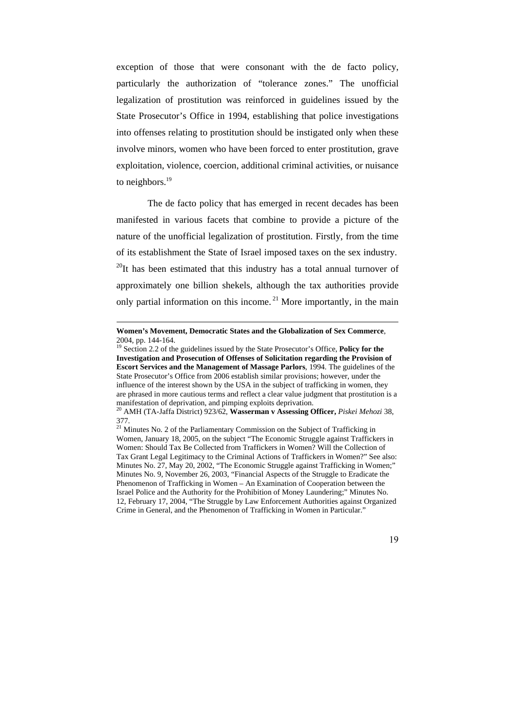exception of those that were consonant with the de facto policy, particularly the authorization of "tolerance zones." The unofficial legalization of prostitution was reinforced in guidelines issued by the State Prosecutor's Office in 1994, establishing that police investigations into offenses relating to prostitution should be instigated only when these involve minors, women who have been forced to enter prostitution, grave exploitation, violence, coercion, additional criminal activities, or nuisance to neighbors.[19]

The de facto policy that has emerged in recent decades has been manifested in various facets that combine to provide a picture of the nature of the unofficial legalization of prostitution. Firstly, from the time of its establishment the State of Israel imposed taxes on the sex industry.[20] It has been estimated that this industry has a total annual turnover of approximately one billion shekels, although the tax authorities provide only partial information on this income.[21] More importantly, in the main

---

**Women's Movement, Democratic States and the Globalization of Sex Commerce**, 2004, pp. 144-164.

[19] Section 2.2 of the guidelines issued by the State Prosecutor's Office, **Policy for the Investigation and Prosecution of Offenses of Solicitation regarding the Provision of Escort Services and the Management of Massage Parlors**, 1994. The guidelines of the State Prosecutor's Office from 2006 establish similar provisions; however, under the influence of the interest shown by the USA in the subject of trafficking in women, they are phrased in more cautious terms and reflect a clear value judgment that prostitution is a manifestation of deprivation, and pimping exploits deprivation.

[20] AMH (TA-Jaffa District) 923/62, **Wasserman v Assessing Officer,** *Piskei Mehozi* 38, 377.

[21] Minutes No. 2 of the Parliamentary Commission on the Subject of Trafficking in Women, January 18, 2005, on the subject "The Economic Struggle against Traffickers in Women: Should Tax Be Collected from Traffickers in Women? Will the Collection of Tax Grant Legal Legitimacy to the Criminal Actions of Traffickers in Women?" See also: Minutes No. 27, May 20, 2002, "The Economic Struggle against Trafficking in Women;" Minutes No. 9, November 26, 2003, "Financial Aspects of the Struggle to Eradicate the Phenomenon of Trafficking in Women – An Examination of Cooperation between the Israel Police and the Authority for the Prohibition of Money Laundering;" Minutes No. 12, February 17, 2004, "The Struggle by Law Enforcement Authorities against Organized Crime in General, and the Phenomenon of Trafficking in Women in Particular."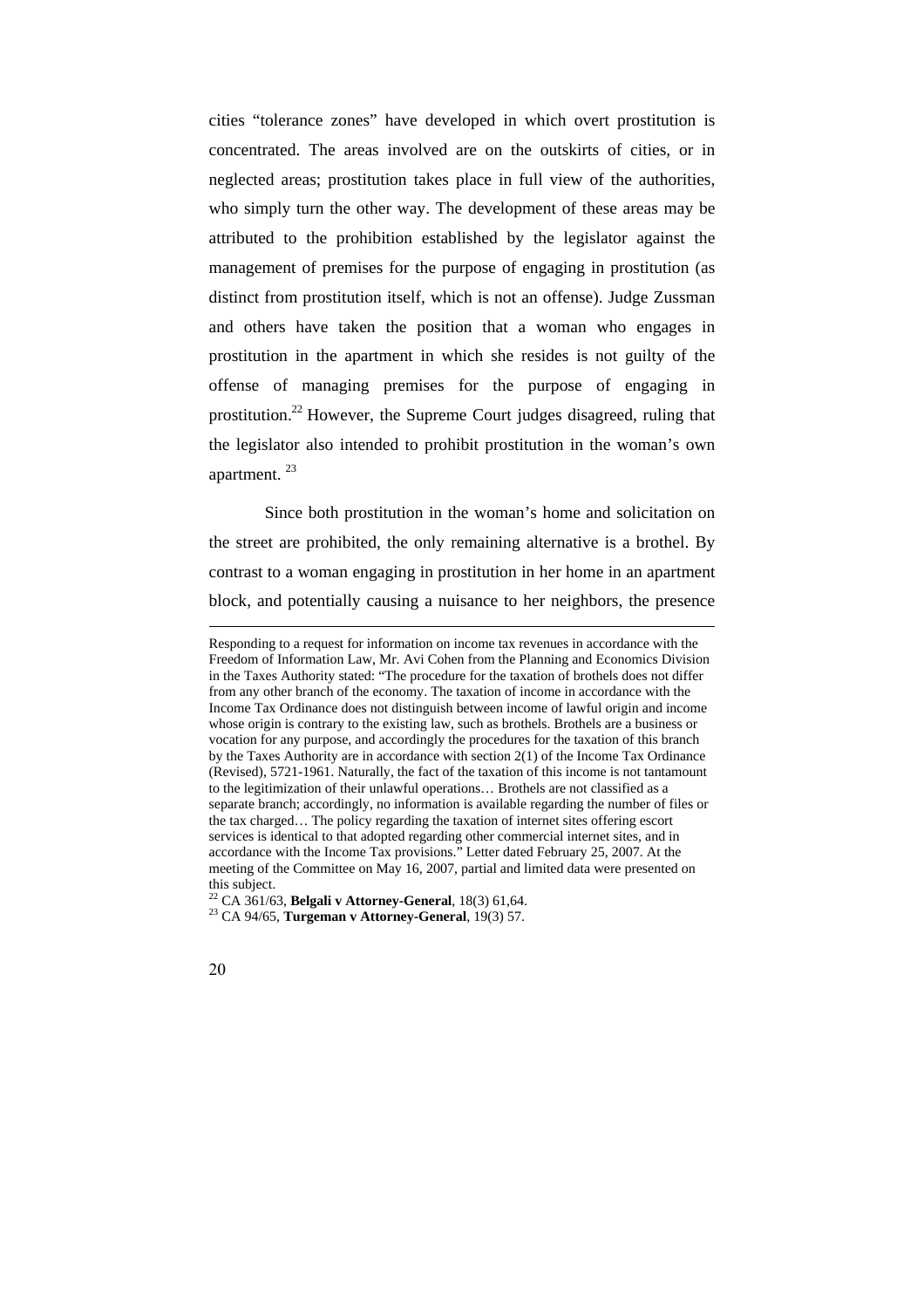cities "tolerance zones" have developed in which overt prostitution is concentrated. The areas involved are on the outskirts of cities, or in neglected areas; prostitution takes place in full view of the authorities, who simply turn the other way. The development of these areas may be attributed to the prohibition established by the legislator against the management of premises for the purpose of engaging in prostitution (as distinct from prostitution itself, which is not an offense). Judge Zussman and others have taken the position that a woman who engages in prostitution in the apartment in which she resides is not guilty of the offense of managing premises for the purpose of engaging in prostitution.[22] However, the Supreme Court judges disagreed, ruling that the legislator also intended to prohibit prostitution in the woman's own apartment. [23]

Since both prostitution in the woman's home and solicitation on the street are prohibited, the only remaining alternative is a brothel. By contrast to a woman engaging in prostitution in her home in an apartment block, and potentially causing a nuisance to her neighbors, the presence

---

Responding to a request for information on income tax revenues in accordance with the Freedom of Information Law, Mr. Avi Cohen from the Planning and Economics Division in the Taxes Authority stated: "The procedure for the taxation of brothels does not differ from any other branch of the economy. The taxation of income in accordance with the Income Tax Ordinance does not distinguish between income of lawful origin and income whose origin is contrary to the existing law, such as brothels. Brothels are a business or vocation for any purpose, and accordingly the procedures for the taxation of this branch by the Taxes Authority are in accordance with section 2(1) of the Income Tax Ordinance (Revised), 5721-1961. Naturally, the fact of the taxation of this income is not tantamount to the legitimization of their unlawful operations… Brothels are not classified as a separate branch; accordingly, no information is available regarding the number of files or the tax charged… The policy regarding the taxation of internet sites offering escort services is identical to that adopted regarding other commercial internet sites, and in accordance with the Income Tax provisions." Letter dated February 25, 2007. At the meeting of the Committee on May 16, 2007, partial and limited data were presented on this subject.

[22] CA 361/63, **Belgali v Attorney-General**, 18(3) 61,64.

[23] CA 94/65, **Turgeman v Attorney-General**, 19(3) 57.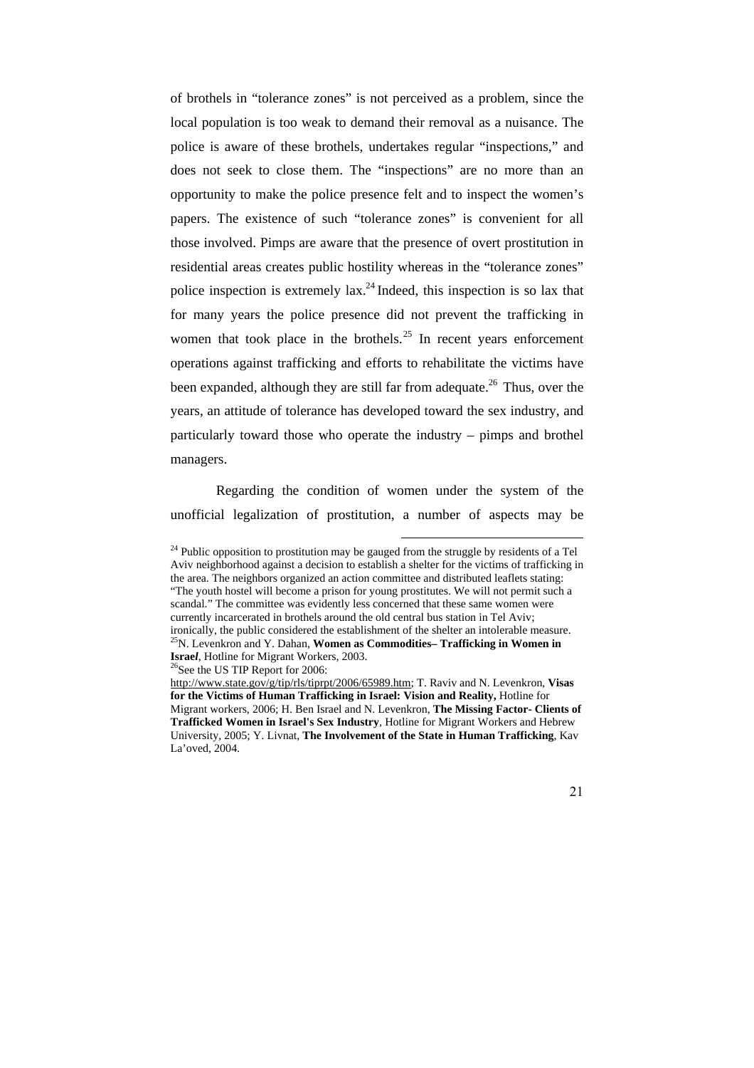of brothels in "tolerance zones" is not perceived as a problem, since the local population is too weak to demand their removal as a nuisance. The police is aware of these brothels, undertakes regular "inspections," and does not seek to close them. The "inspections" are no more than an opportunity to make the police presence felt and to inspect the women's papers. The existence of such "tolerance zones" is convenient for all those involved. Pimps are aware that the presence of overt prostitution in residential areas creates public hostility whereas in the "tolerance zones" police inspection is extremely lax.[24] Indeed, this inspection is so lax that for many years the police presence did not prevent the trafficking in women that took place in the brothels.[25] In recent years enforcement operations against trafficking and efforts to rehabilitate the victims have been expanded, although they are still far from adequate.[26] Thus, over the years, an attitude of tolerance has developed toward the sex industry, and particularly toward those who operate the industry – pimps and brothel managers.

Regarding the condition of women under the system of the unofficial legalization of prostitution, a number of aspects may be

---

[24] Public opposition to prostitution may be gauged from the struggle by residents of a Tel Aviv neighborhood against a decision to establish a shelter for the victims of trafficking in the area. The neighbors organized an action committee and distributed leaflets stating: "The youth hostel will become a prison for young prostitutes. We will not permit such a scandal." The committee was evidently less concerned that these same women were currently incarcerated in brothels around the old central bus station in Tel Aviv; ironically, the public considered the establishment of the shelter an intolerable measure.

[25] N. Levenkron and Y. Dahan, **Women as Commodities– Trafficking in Women in Israel**, Hotline for Migrant Workers, 2003.

[26] See the US TIP Report for 2006: http://www.state.gov/g/tip/rls/tiprpt/2006/65989.htm; T. Raviv and N. Levenkron, **Visas for the Victims of Human Trafficking in Israel: Vision and Reality,** Hotline for Migrant workers, 2006; H. Ben Israel and N. Levenkron, **The Missing Factor- Clients of Trafficked Women in Israel's Sex Industry**, Hotline for Migrant Workers and Hebrew University, 2005; Y. Livnat, **The Involvement of the State in Human Trafficking**, Kav La'oved, 2004.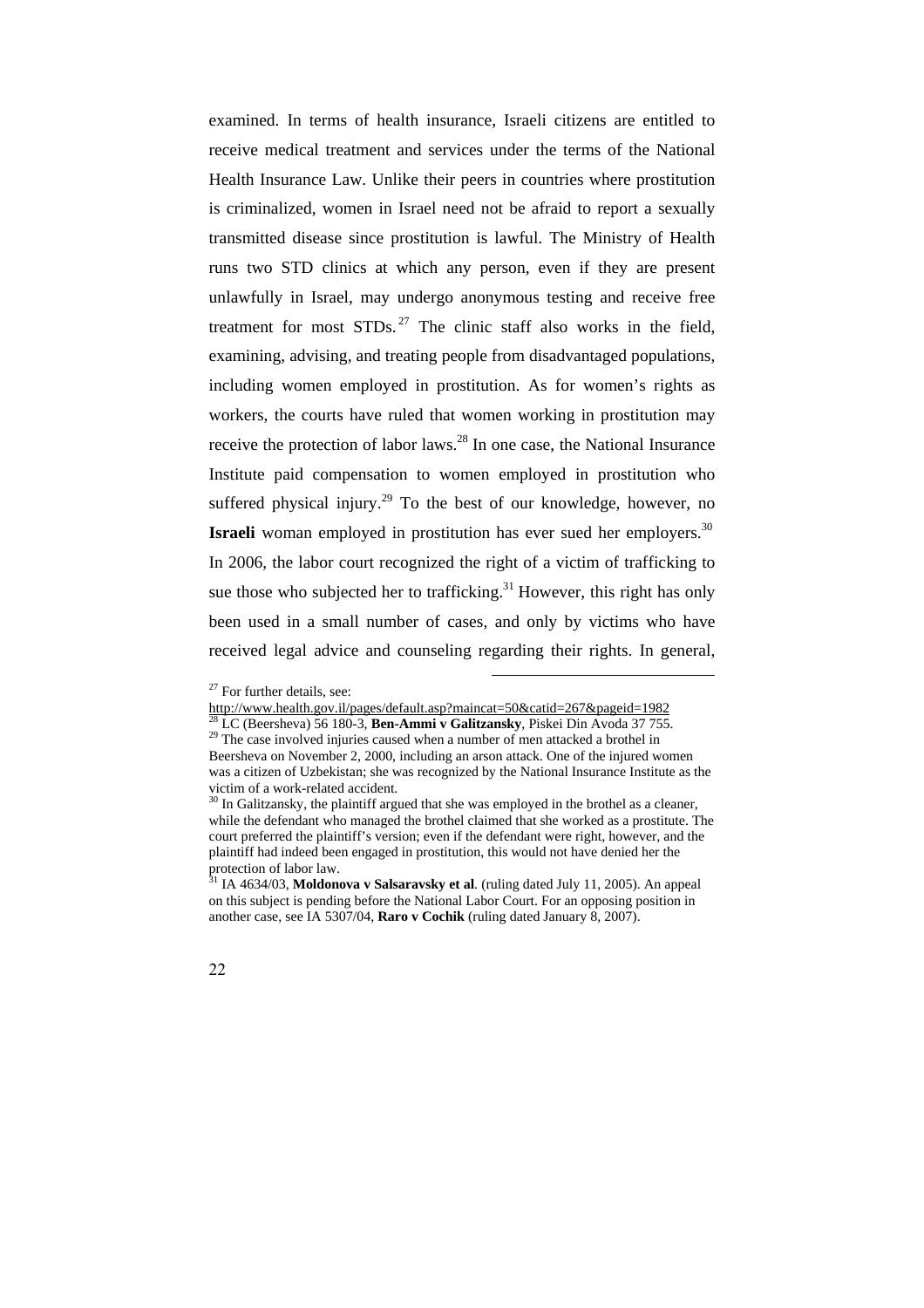examined. In terms of health insurance, Israeli citizens are entitled to receive medical treatment and services under the terms of the National Health Insurance Law. Unlike their peers in countries where prostitution is criminalized, women in Israel need not be afraid to report a sexually transmitted disease since prostitution is lawful. The Ministry of Health runs two STD clinics at which any person, even if they are present unlawfully in Israel, may undergo anonymous testing and receive free treatment for most STDs.[27] The clinic staff also works in the field, examining, advising, and treating people from disadvantaged populations, including women employed in prostitution. As for women's rights as workers, the courts have ruled that women working in prostitution may receive the protection of labor laws.[28] In one case, the National Insurance Institute paid compensation to women employed in prostitution who suffered physical injury.[29] To the best of our knowledge, however, no **Israeli** woman employed in prostitution has ever sued her employers.[30] In 2006, the labor court recognized the right of a victim of trafficking to sue those who subjected her to trafficking.[31] However, this right has only been used in a small number of cases, and only by victims who have received legal advice and counseling regarding their rights. In general,

---

[27] For further details, see: http://www.health.gov.il/pages/default.asp?maincat=50&catid=267&pageid=1982

[28] LC (Beersheva) 56 180-3, **Ben-Ammi v Galitzansky**, Piskei Din Avoda 37 755.

[29] The case involved injuries caused when a number of men attacked a brothel in Beersheva on November 2, 2000, including an arson attack. One of the injured women was a citizen of Uzbekistan; she was recognized by the National Insurance Institute as the victim of a work-related accident.

[30] In Galitzansky, the plaintiff argued that she was employed in the brothel as a cleaner, while the defendant who managed the brothel claimed that she worked as a prostitute. The court preferred the plaintiff's version; even if the defendant were right, however, and the plaintiff had indeed been engaged in prostitution, this would not have denied her the protection of labor law.

[31] IA 4634/03, **Moldonova v Salsaravsky et al**. (ruling dated July 11, 2005). An appeal on this subject is pending before the National Labor Court. For an opposing position in another case, see IA 5307/04, **Raro v Cochik** (ruling dated January 8, 2007).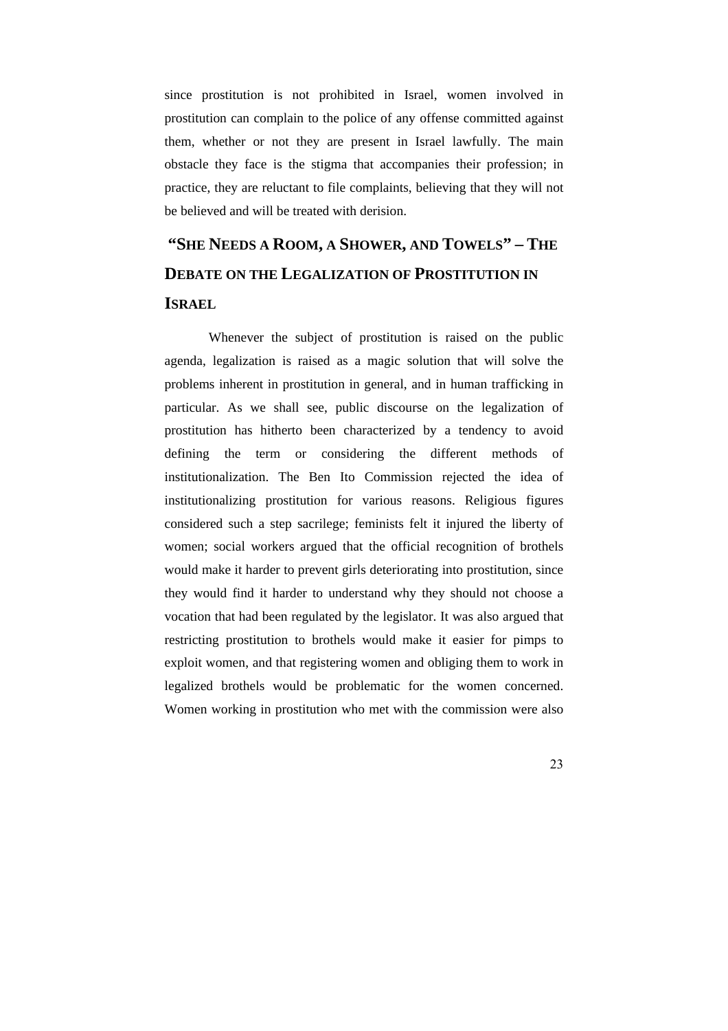since prostitution is not prohibited in Israel, women involved in prostitution can complain to the police of any offense committed against them, whether or not they are present in Israel lawfully. The main obstacle they face is the stigma that accompanies their profession; in practice, they are reluctant to file complaints, believing that they will not be believed and will be treated with derision.

## "She Needs a Room, a Shower, and Towels" – The Debate on the Legalization of Prostitution in Israel

Whenever the subject of prostitution is raised on the public agenda, legalization is raised as a magic solution that will solve the problems inherent in prostitution in general, and in human trafficking in particular. As we shall see, public discourse on the legalization of prostitution has hitherto been characterized by a tendency to avoid defining the term or considering the different methods of institutionalization. The Ben Ito Commission rejected the idea of institutionalizing prostitution for various reasons. Religious figures considered such a step sacrilege; feminists felt it injured the liberty of women; social workers argued that the official recognition of brothels would make it harder to prevent girls deteriorating into prostitution, since they would find it harder to understand why they should not choose a vocation that had been regulated by the legislator. It was also argued that restricting prostitution to brothels would make it easier for pimps to exploit women, and that registering women and obliging them to work in legalized brothels would be problematic for the women concerned. Women working in prostitution who met with the commission were also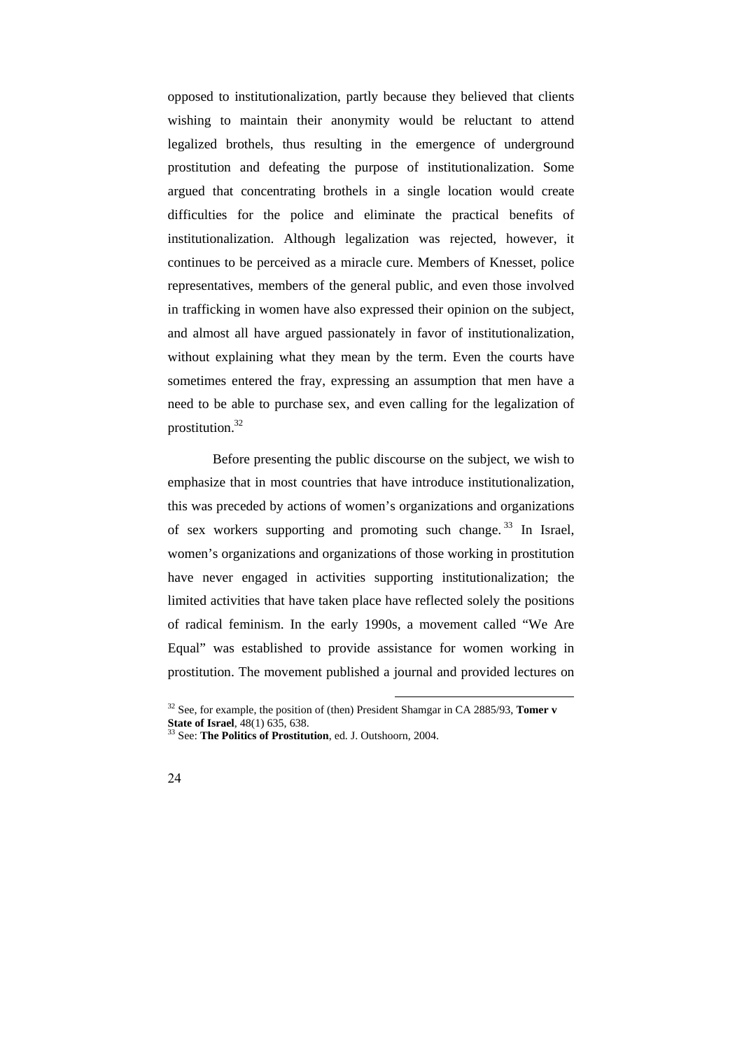opposed to institutionalization, partly because they believed that clients wishing to maintain their anonymity would be reluctant to attend legalized brothels, thus resulting in the emergence of underground prostitution and defeating the purpose of institutionalization. Some argued that concentrating brothels in a single location would create difficulties for the police and eliminate the practical benefits of institutionalization. Although legalization was rejected, however, it continues to be perceived as a miracle cure. Members of Knesset, police representatives, members of the general public, and even those involved in trafficking in women have also expressed their opinion on the subject, and almost all have argued passionately in favor of institutionalization, without explaining what they mean by the term. Even the courts have sometimes entered the fray, expressing an assumption that men have a need to be able to purchase sex, and even calling for the legalization of prostitution.[32]

Before presenting the public discourse on the subject, we wish to emphasize that in most countries that have introduce institutionalization, this was preceded by actions of women's organizations and organizations of sex workers supporting and promoting such change.[33] In Israel, women's organizations and organizations of those working in prostitution have never engaged in activities supporting institutionalization; the limited activities that have taken place have reflected solely the positions of radical feminism. In the early 1990s, a movement called "We Are Equal" was established to provide assistance for women working in prostitution. The movement published a journal and provided lectures on

---

[32] See, for example, the position of (then) President Shamgar in CA 2885/93, **Tomer v State of Israel**, 48(1) 635, 638.

[33] See: **The Politics of Prostitution**, ed. J. Outshoorn, 2004.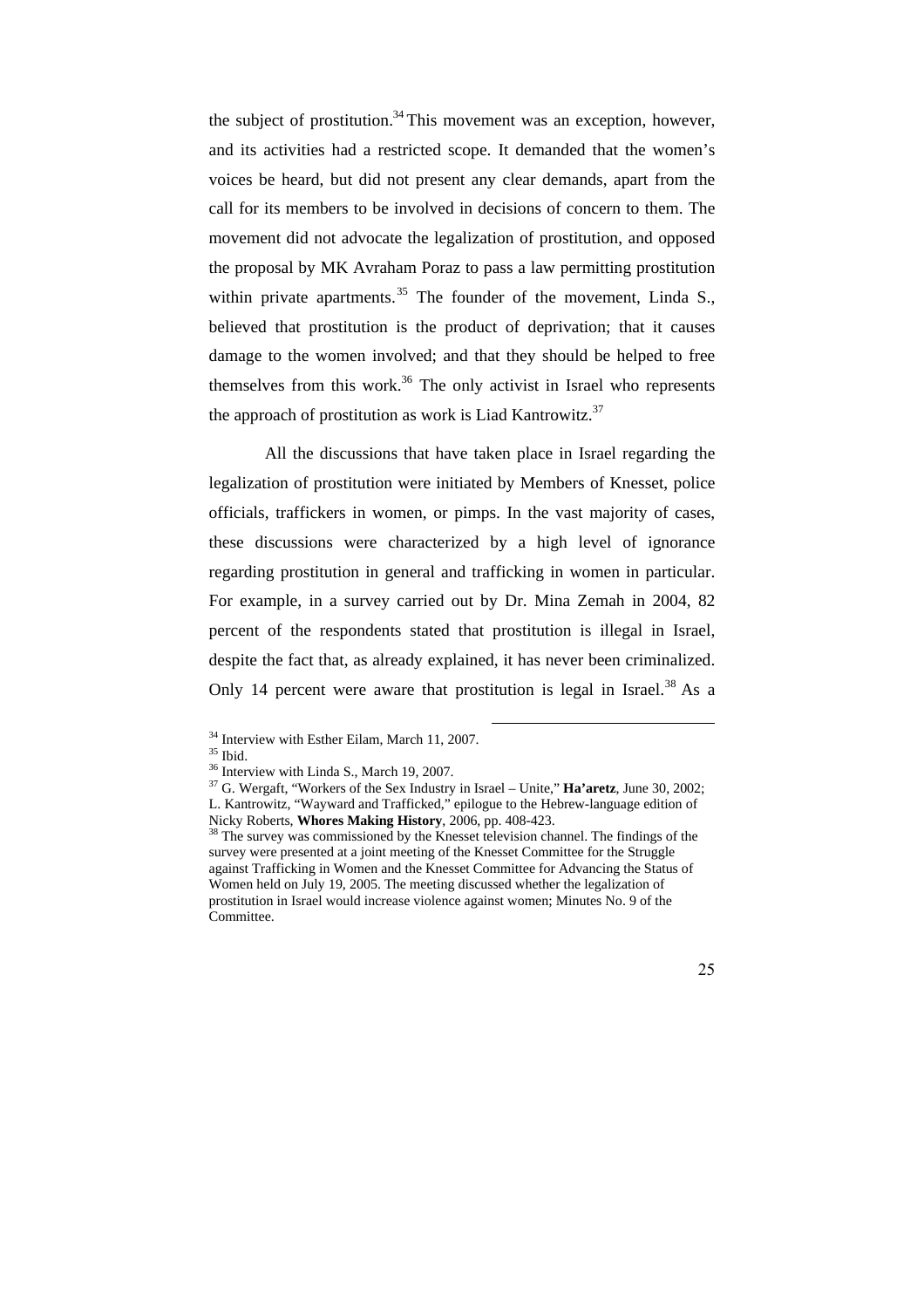the subject of prostitution.[34] This movement was an exception, however, and its activities had a restricted scope. It demanded that the women's voices be heard, but did not present any clear demands, apart from the call for its members to be involved in decisions of concern to them. The movement did not advocate the legalization of prostitution, and opposed the proposal by MK Avraham Poraz to pass a law permitting prostitution within private apartments.[35] The founder of the movement, Linda S., believed that prostitution is the product of deprivation; that it causes damage to the women involved; and that they should be helped to free themselves from this work.[36] The only activist in Israel who represents the approach of prostitution as work is Liad Kantrowitz.[37]

All the discussions that have taken place in Israel regarding the legalization of prostitution were initiated by Members of Knesset, police officials, traffickers in women, or pimps. In the vast majority of cases, these discussions were characterized by a high level of ignorance regarding prostitution in general and trafficking in women in particular. For example, in a survey carried out by Dr. Mina Zemah in 2004, 82 percent of the respondents stated that prostitution is illegal in Israel, despite the fact that, as already explained, it has never been criminalized. Only 14 percent were aware that prostitution is legal in Israel.[38] As a

---

[34] Interview with Esther Eilam, March 11, 2007.

[35] Ibid.

[36] Interview with Linda S., March 19, 2007.

[37] G. Wergaft, "Workers of the Sex Industry in Israel – Unite," **Ha'aretz**, June 30, 2002; L. Kantrowitz, "Wayward and Trafficked," epilogue to the Hebrew-language edition of Nicky Roberts, **Whores Making History**, 2006, pp. 408-423.

[38] The survey was commissioned by the Knesset television channel. The findings of the survey were presented at a joint meeting of the Knesset Committee for the Struggle against Trafficking in Women and the Knesset Committee for Advancing the Status of Women held on July 19, 2005. The meeting discussed whether the legalization of prostitution in Israel would increase violence against women; Minutes No. 9 of the Committee.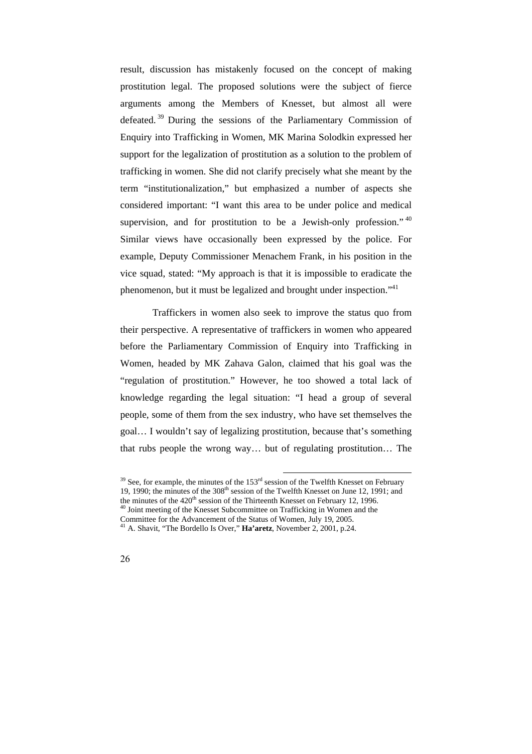result, discussion has mistakenly focused on the concept of making prostitution legal. The proposed solutions were the subject of fierce arguments among the Members of Knesset, but almost all were defeated.[39] During the sessions of the Parliamentary Commission of Enquiry into Trafficking in Women, MK Marina Solodkin expressed her support for the legalization of prostitution as a solution to the problem of trafficking in women. She did not clarify precisely what she meant by the term "institutionalization," but emphasized a number of aspects she considered important: "I want this area to be under police and medical supervision, and for prostitution to be a Jewish-only profession."[40] Similar views have occasionally been expressed by the police. For example, Deputy Commissioner Menachem Frank, in his position in the vice squad, stated: "My approach is that it is impossible to eradicate the phenomenon, but it must be legalized and brought under inspection."[41]

Traffickers in women also seek to improve the status quo from their perspective. A representative of traffickers in women who appeared before the Parliamentary Commission of Enquiry into Trafficking in Women, headed by MK Zahava Galon, claimed that his goal was the "regulation of prostitution." However, he too showed a total lack of knowledge regarding the legal situation: "I head a group of several people, some of them from the sex industry, who have set themselves the goal… I wouldn't say of legalizing prostitution, because that's something that rubs people the wrong way… but of regulating prostitution… The

---

[39] See, for example, the minutes of the 153rd session of the Twelfth Knesset on February 19, 1990; the minutes of the 308th session of the Twelfth Knesset on June 12, 1991; and the minutes of the 420th session of the Thirteenth Knesset on February 12, 1996.

[40] Joint meeting of the Knesset Subcommittee on Trafficking in Women and the Committee for the Advancement of the Status of Women, July 19, 2005.

[41] A. Shavit, "The Bordello Is Over," **Ha'aretz**, November 2, 2001, p.24.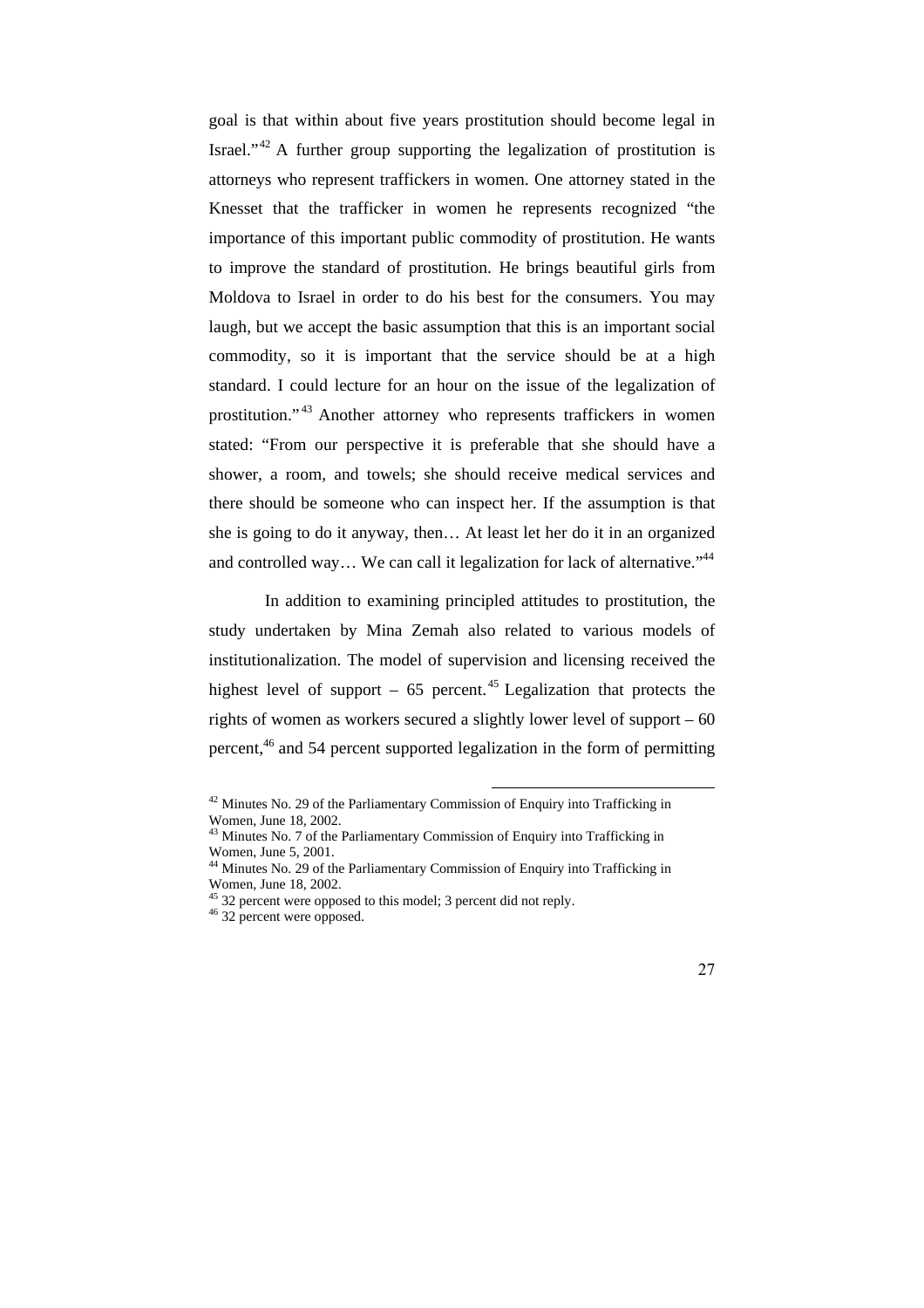goal is that within about five years prostitution should become legal in Israel."[42] A further group supporting the legalization of prostitution is attorneys who represent traffickers in women. One attorney stated in the Knesset that the trafficker in women he represents recognized "the importance of this important public commodity of prostitution. He wants to improve the standard of prostitution. He brings beautiful girls from Moldova to Israel in order to do his best for the consumers. You may laugh, but we accept the basic assumption that this is an important social commodity, so it is important that the service should be at a high standard. I could lecture for an hour on the issue of the legalization of prostitution."[43] Another attorney who represents traffickers in women stated: "From our perspective it is preferable that she should have a shower, a room, and towels; she should receive medical services and there should be someone who can inspect her. If the assumption is that she is going to do it anyway, then… At least let her do it in an organized and controlled way… We can call it legalization for lack of alternative."[44]

In addition to examining principled attitudes to prostitution, the study undertaken by Mina Zemah also related to various models of institutionalization. The model of supervision and licensing received the highest level of support – 65 percent.[45] Legalization that protects the rights of women as workers secured a slightly lower level of support – 60 percent,[46] and 54 percent supported legalization in the form of permitting

---

[42] Minutes No. 29 of the Parliamentary Commission of Enquiry into Trafficking in Women, June 18, 2002.

[43] Minutes No. 7 of the Parliamentary Commission of Enquiry into Trafficking in Women, June 5, 2001.

[44] Minutes No. 29 of the Parliamentary Commission of Enquiry into Trafficking in Women, June 18, 2002.

[45] 32 percent were opposed to this model; 3 percent did not reply.

[46] 32 percent were opposed.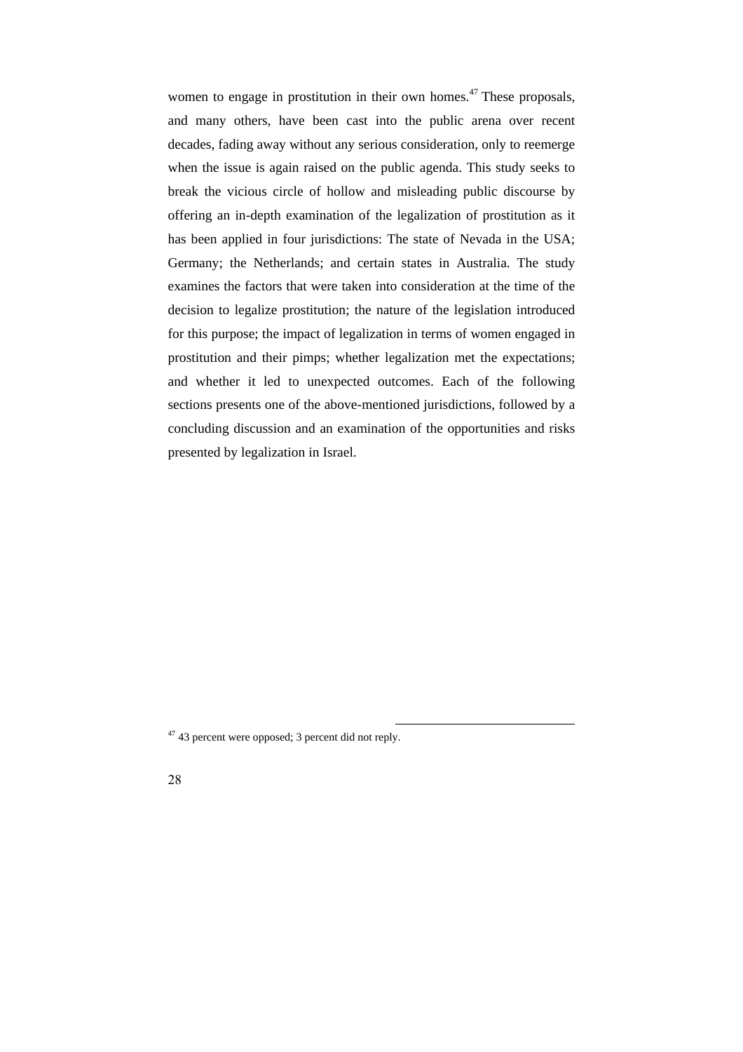women to engage in prostitution in their own homes.[47] These proposals, and many others, have been cast into the public arena over recent decades, fading away without any serious consideration, only to reemerge when the issue is again raised on the public agenda. This study seeks to break the vicious circle of hollow and misleading public discourse by offering an in-depth examination of the legalization of prostitution as it has been applied in four jurisdictions: The state of Nevada in the USA; Germany; the Netherlands; and certain states in Australia. The study examines the factors that were taken into consideration at the time of the decision to legalize prostitution; the nature of the legislation introduced for this purpose; the impact of legalization in terms of women engaged in prostitution and their pimps; whether legalization met the expectations; and whether it led to unexpected outcomes. Each of the following sections presents one of the above-mentioned jurisdictions, followed by a concluding discussion and an examination of the opportunities and risks presented by legalization in Israel.

[47] 43 percent were opposed; 3 percent did not reply.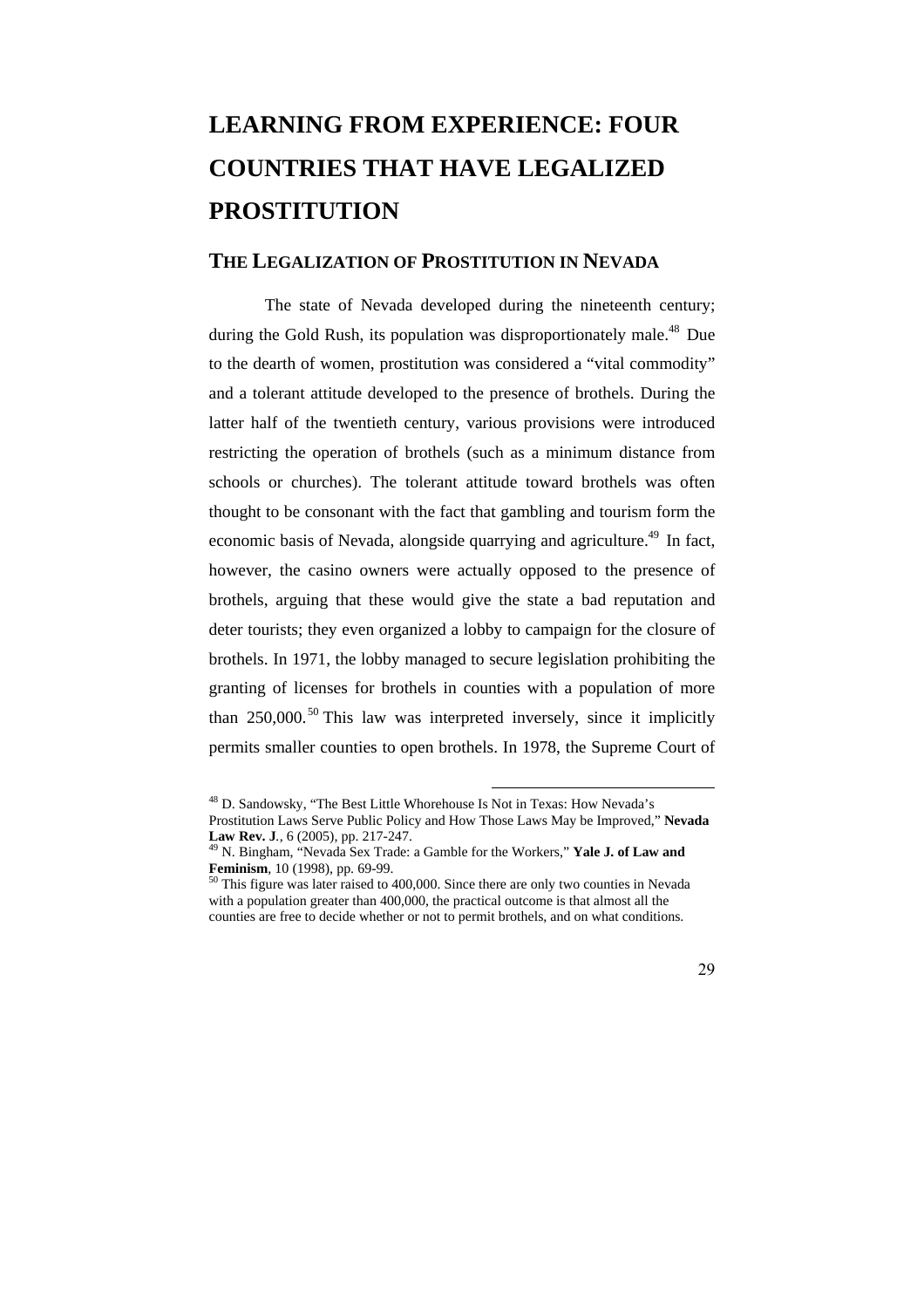# LEARNING FROM EXPERIENCE: FOUR COUNTRIES THAT HAVE LEGALIZED PROSTITUTION

## THE LEGALIZATION OF PROSTITUTION IN NEVADA

The state of Nevada developed during the nineteenth century; during the Gold Rush, its population was disproportionately male.[48] Due to the dearth of women, prostitution was considered a "vital commodity" and a tolerant attitude developed to the presence of brothels. During the latter half of the twentieth century, various provisions were introduced restricting the operation of brothels (such as a minimum distance from schools or churches). The tolerant attitude toward brothels was often thought to be consonant with the fact that gambling and tourism form the economic basis of Nevada, alongside quarrying and agriculture.[49] In fact, however, the casino owners were actually opposed to the presence of brothels, arguing that these would give the state a bad reputation and deter tourists; they even organized a lobby to campaign for the closure of brothels. In 1971, the lobby managed to secure legislation prohibiting the granting of licenses for brothels in counties with a population of more than 250,000.[50] This law was interpreted inversely, since it implicitly permits smaller counties to open brothels. In 1978, the Supreme Court of

---

[48] D. Sandowsky, "The Best Little Whorehouse Is Not in Texas: How Nevada's Prostitution Laws Serve Public Policy and How Those Laws May be Improved," **Nevada Law Rev. J**., 6 (2005), pp. 217-247.

[49] N. Bingham, "Nevada Sex Trade: a Gamble for the Workers," **Yale J. of Law and Feminism**, 10 (1998), pp. 69-99.

[50] This figure was later raised to 400,000. Since there are only two counties in Nevada with a population greater than 400,000, the practical outcome is that almost all the counties are free to decide whether or not to permit brothels, and on what conditions.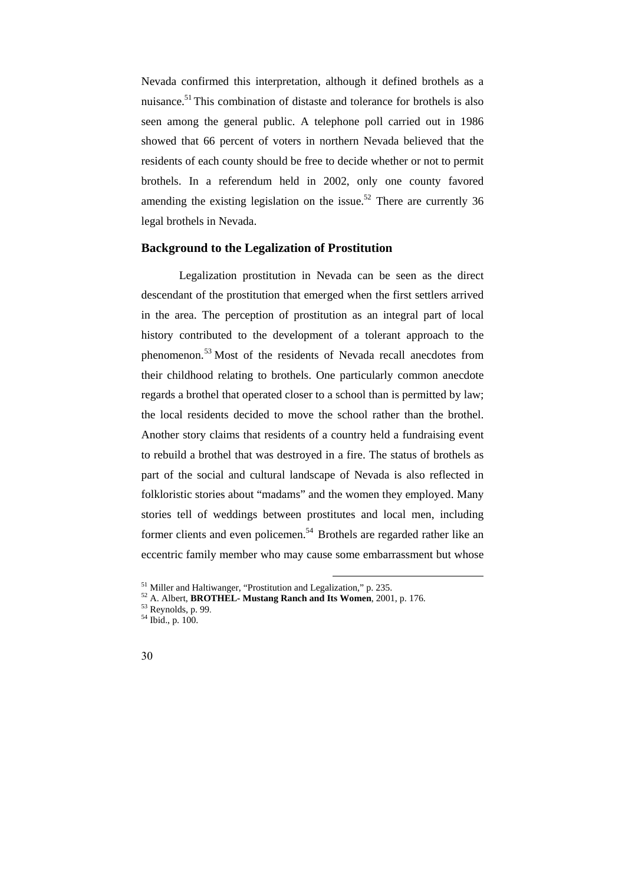Nevada confirmed this interpretation, although it defined brothels as a nuisance.[51] This combination of distaste and tolerance for brothels is also seen among the general public. A telephone poll carried out in 1986 showed that 66 percent of voters in northern Nevada believed that the residents of each county should be free to decide whether or not to permit brothels. In a referendum held in 2002, only one county favored amending the existing legislation on the issue.[52] There are currently 36 legal brothels in Nevada.

## Background to the Legalization of Prostitution

Legalization prostitution in Nevada can be seen as the direct descendant of the prostitution that emerged when the first settlers arrived in the area. The perception of prostitution as an integral part of local history contributed to the development of a tolerant approach to the phenomenon.[53] Most of the residents of Nevada recall anecdotes from their childhood relating to brothels. One particularly common anecdote regards a brothel that operated closer to a school than is permitted by law; the local residents decided to move the school rather than the brothel. Another story claims that residents of a country held a fundraising event to rebuild a brothel that was destroyed in a fire. The status of brothels as part of the social and cultural landscape of Nevada is also reflected in folkloristic stories about "madams" and the women they employed. Many stories tell of weddings between prostitutes and local men, including former clients and even policemen.[54] Brothels are regarded rather like an eccentric family member who may cause some embarrassment but whose

---

[51] Miller and Haltiwanger, "Prostitution and Legalization," p. 235.

[52] A. Albert, **BROTHEL- Mustang Ranch and Its Women**, 2001, p. 176.

[53] Reynolds, p. 99.

[54] Ibid., p. 100.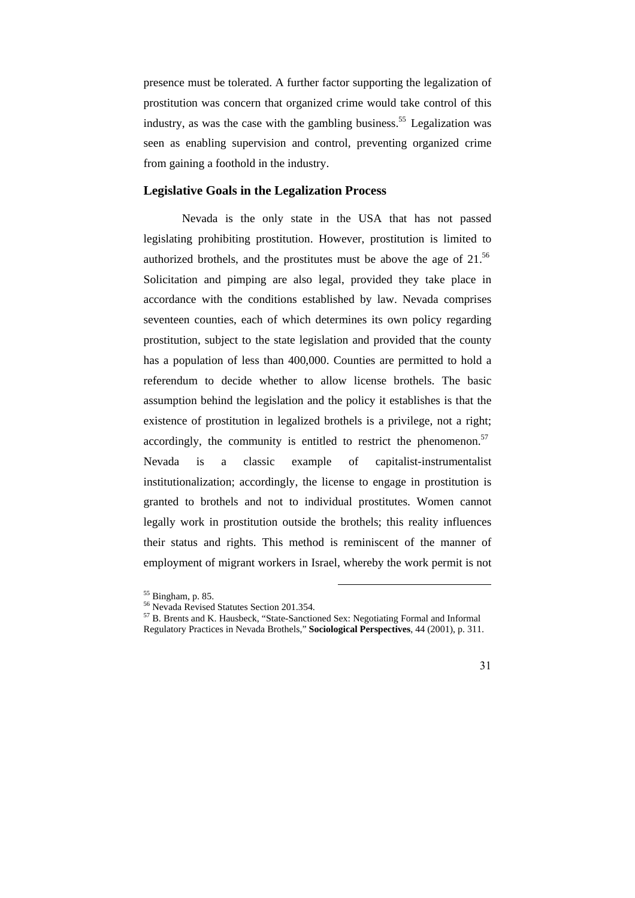presence must be tolerated. A further factor supporting the legalization of prostitution was concern that organized crime would take control of this industry, as was the case with the gambling business.[55] Legalization was seen as enabling supervision and control, preventing organized crime from gaining a foothold in the industry.

## Legislative Goals in the Legalization Process

Nevada is the only state in the USA that has not passed legislating prohibiting prostitution. However, prostitution is limited to authorized brothels, and the prostitutes must be above the age of 21.[56] Solicitation and pimping are also legal, provided they take place in accordance with the conditions established by law. Nevada comprises seventeen counties, each of which determines its own policy regarding prostitution, subject to the state legislation and provided that the county has a population of less than 400,000. Counties are permitted to hold a referendum to decide whether to allow license brothels. The basic assumption behind the legislation and the policy it establishes is that the existence of prostitution in legalized brothels is a privilege, not a right; accordingly, the community is entitled to restrict the phenomenon.[57] Nevada is a classic example of capitalist-instrumentalist institutionalization; accordingly, the license to engage in prostitution is granted to brothels and not to individual prostitutes. Women cannot legally work in prostitution outside the brothels; this reality influences their status and rights. This method is reminiscent of the manner of employment of migrant workers in Israel, whereby the work permit is not

---

[55] Bingham, p. 85.

[56] Nevada Revised Statutes Section 201.354.

[57] B. Brents and K. Hausbeck, "State-Sanctioned Sex: Negotiating Formal and Informal Regulatory Practices in Nevada Brothels," **Sociological Perspectives**, 44 (2001), p. 311.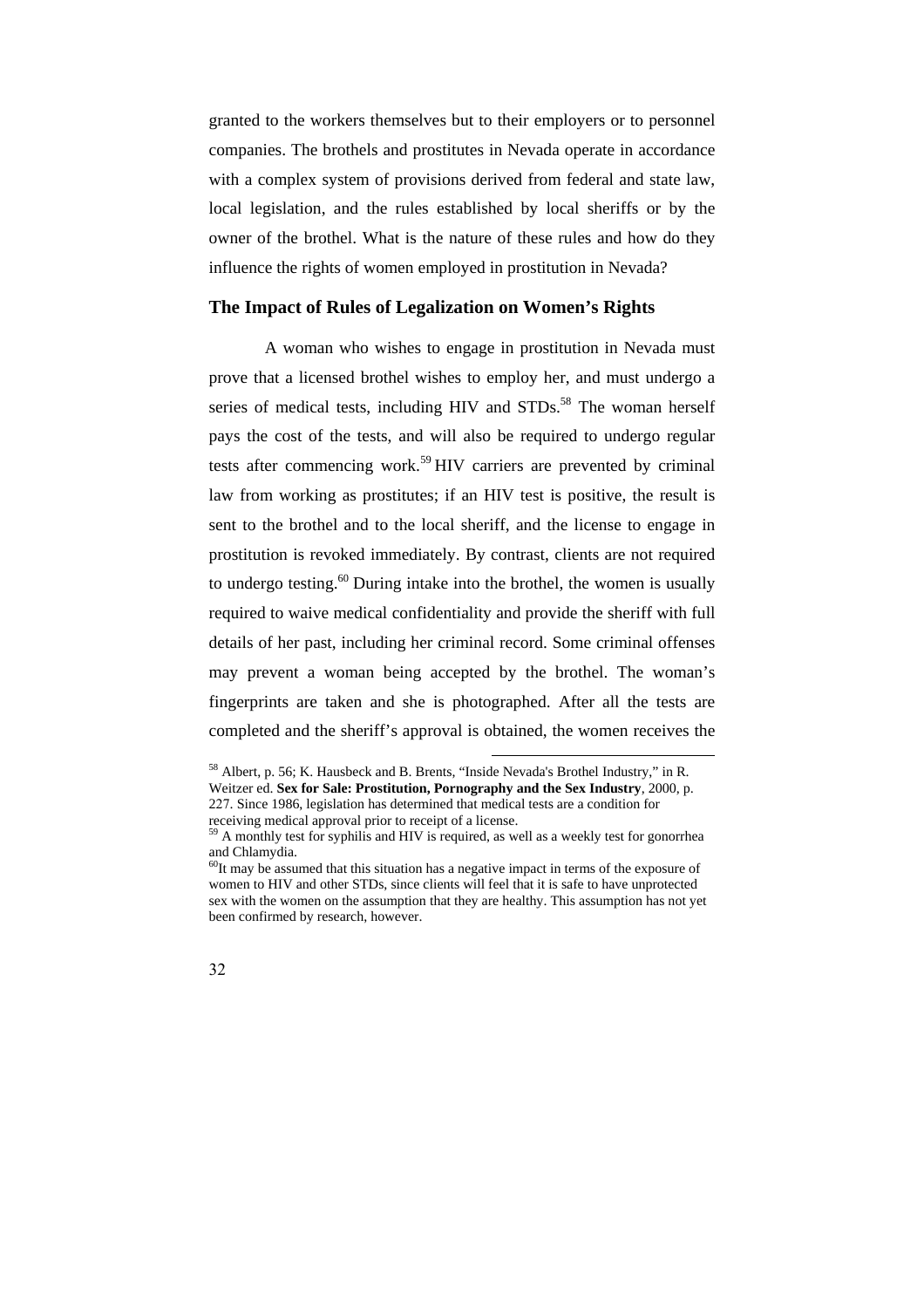granted to the workers themselves but to their employers or to personnel companies. The brothels and prostitutes in Nevada operate in accordance with a complex system of provisions derived from federal and state law, local legislation, and the rules established by local sheriffs or by the owner of the brothel. What is the nature of these rules and how do they influence the rights of women employed in prostitution in Nevada?

### The Impact of Rules of Legalization on Women's Rights

A woman who wishes to engage in prostitution in Nevada must prove that a licensed brothel wishes to employ her, and must undergo a series of medical tests, including HIV and STDs.[58] The woman herself pays the cost of the tests, and will also be required to undergo regular tests after commencing work.[59] HIV carriers are prevented by criminal law from working as prostitutes; if an HIV test is positive, the result is sent to the brothel and to the local sheriff, and the license to engage in prostitution is revoked immediately. By contrast, clients are not required to undergo testing.[60] During intake into the brothel, the women is usually required to waive medical confidentiality and provide the sheriff with full details of her past, including her criminal record. Some criminal offenses may prevent a woman being accepted by the brothel. The woman's fingerprints are taken and she is photographed. After all the tests are completed and the sheriff's approval is obtained, the women receives the

---

[58] Albert, p. 56; K. Hausbeck and B. Brents, "Inside Nevada's Brothel Industry," in R. Weitzer ed. **Sex for Sale: Prostitution, Pornography and the Sex Industry**, 2000, p. 227. Since 1986, legislation has determined that medical tests are a condition for receiving medical approval prior to receipt of a license.

[59] A monthly test for syphilis and HIV is required, as well as a weekly test for gonorrhea and Chlamydia.

[60] It may be assumed that this situation has a negative impact in terms of the exposure of women to HIV and other STDs, since clients will feel that it is safe to have unprotected sex with the women on the assumption that they are healthy. This assumption has not yet been confirmed by research, however.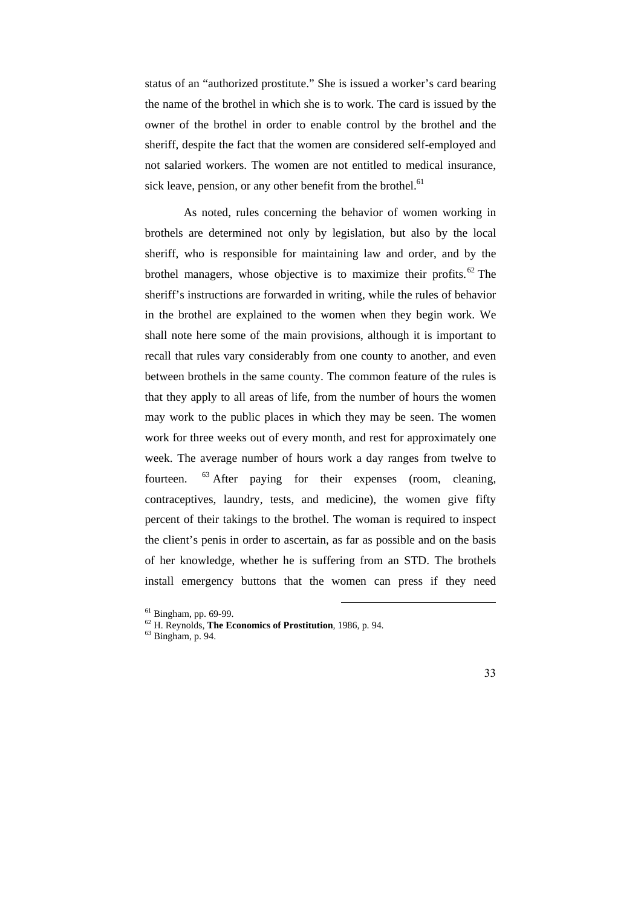status of an "authorized prostitute." She is issued a worker's card bearing the name of the brothel in which she is to work. The card is issued by the owner of the brothel in order to enable control by the brothel and the sheriff, despite the fact that the women are considered self-employed and not salaried workers. The women are not entitled to medical insurance, sick leave, pension, or any other benefit from the brothel.[61]

As noted, rules concerning the behavior of women working in brothels are determined not only by legislation, but also by the local sheriff, who is responsible for maintaining law and order, and by the brothel managers, whose objective is to maximize their profits.[62] The sheriff's instructions are forwarded in writing, while the rules of behavior in the brothel are explained to the women when they begin work. We shall note here some of the main provisions, although it is important to recall that rules vary considerably from one county to another, and even between brothels in the same county. The common feature of the rules is that they apply to all areas of life, from the number of hours the women may work to the public places in which they may be seen. The women work for three weeks out of every month, and rest for approximately one week. The average number of hours work a day ranges from twelve to fourteen. [63] After paying for their expenses (room, cleaning, contraceptives, laundry, tests, and medicine), the women give fifty percent of their takings to the brothel. The woman is required to inspect the client's penis in order to ascertain, as far as possible and on the basis of her knowledge, whether he is suffering from an STD. The brothels install emergency buttons that the women can press if they need

[61] Bingham, pp. 69-99.

[62] H. Reynolds, **The Economics of Prostitution**, 1986, p. 94.

[63] Bingham, p. 94.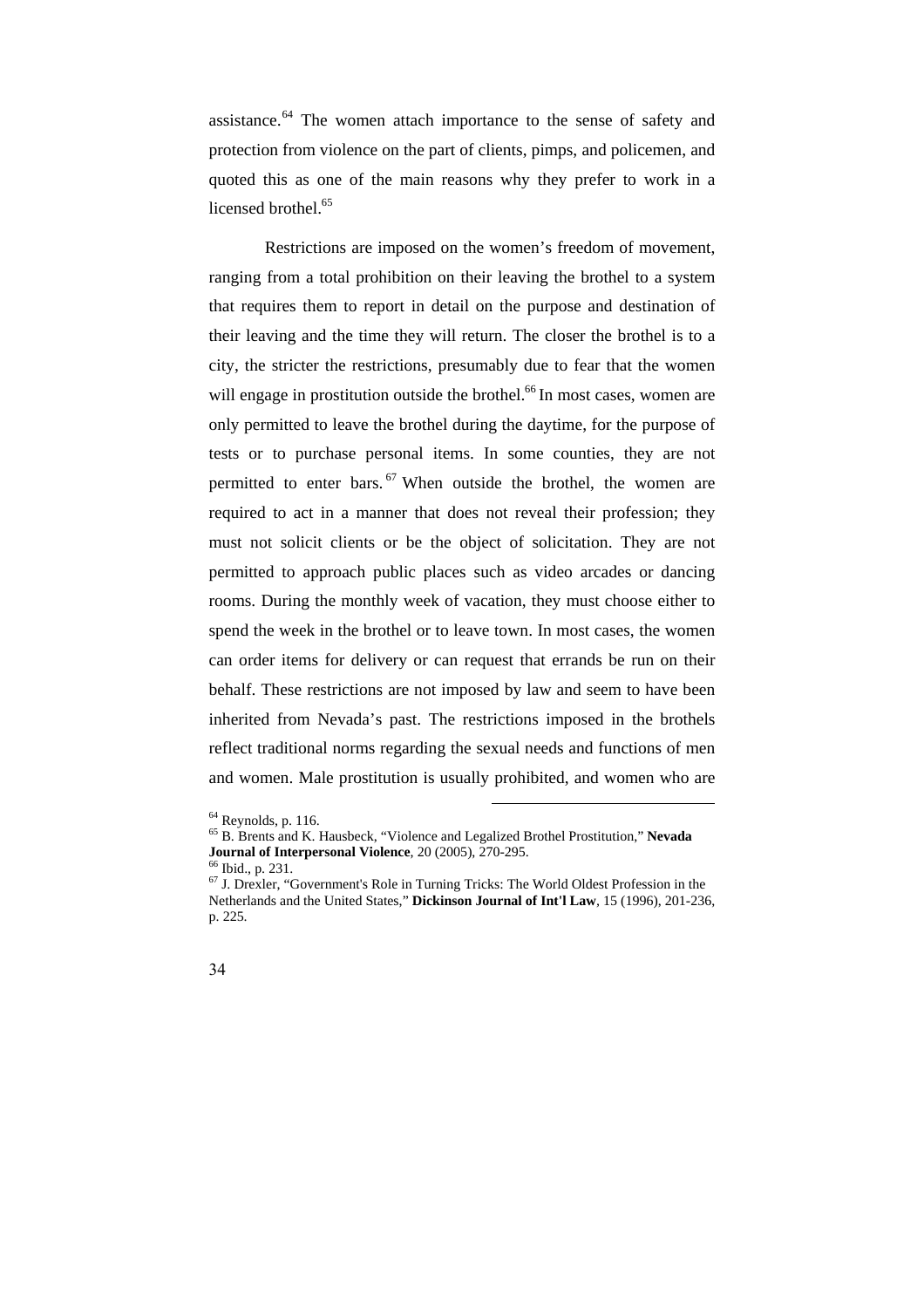assistance.[64] The women attach importance to the sense of safety and protection from violence on the part of clients, pimps, and policemen, and quoted this as one of the main reasons why they prefer to work in a licensed brothel.[65]

Restrictions are imposed on the women's freedom of movement, ranging from a total prohibition on their leaving the brothel to a system that requires them to report in detail on the purpose and destination of their leaving and the time they will return. The closer the brothel is to a city, the stricter the restrictions, presumably due to fear that the women will engage in prostitution outside the brothel.[66] In most cases, women are only permitted to leave the brothel during the daytime, for the purpose of tests or to purchase personal items. In some counties, they are not permitted to enter bars.[67] When outside the brothel, the women are required to act in a manner that does not reveal their profession; they must not solicit clients or be the object of solicitation. They are not permitted to approach public places such as video arcades or dancing rooms. During the monthly week of vacation, they must choose either to spend the week in the brothel or to leave town. In most cases, the women can order items for delivery or can request that errands be run on their behalf. These restrictions are not imposed by law and seem to have been inherited from Nevada's past. The restrictions imposed in the brothels reflect traditional norms regarding the sexual needs and functions of men and women. Male prostitution is usually prohibited, and women who are

---

[64] Reynolds, p. 116.

[65] B. Brents and K. Hausbeck, "Violence and Legalized Brothel Prostitution," **Nevada Journal of Interpersonal Violence**, 20 (2005), 270-295.

[66] Ibid., p. 231.

[67] J. Drexler, "Government's Role in Turning Tricks: The World Oldest Profession in the Netherlands and the United States," **Dickinson Journal of Int'l Law**, 15 (1996), 201-236, p. 225.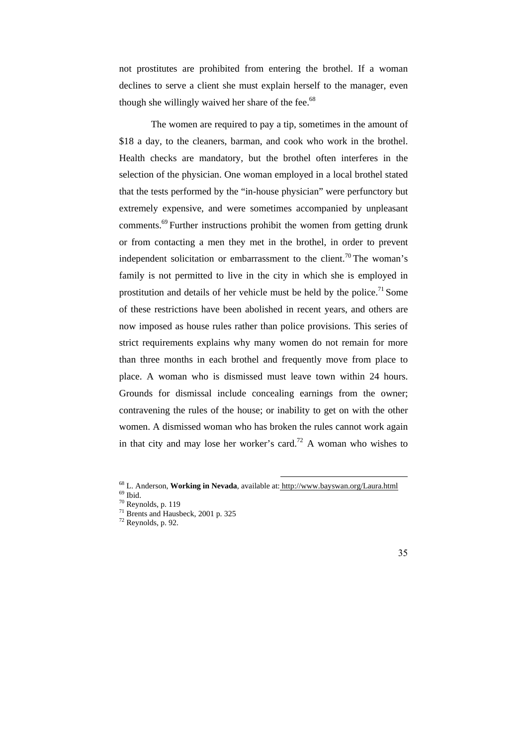not prostitutes are prohibited from entering the brothel. If a woman declines to serve a client she must explain herself to the manager, even though she willingly waived her share of the fee.[68]

The women are required to pay a tip, sometimes in the amount of \$18 a day, to the cleaners, barman, and cook who work in the brothel. Health checks are mandatory, but the brothel often interferes in the selection of the physician. One woman employed in a local brothel stated that the tests performed by the "in-house physician" were perfunctory but extremely expensive, and were sometimes accompanied by unpleasant comments.[69] Further instructions prohibit the women from getting drunk or from contacting a men they met in the brothel, in order to prevent independent solicitation or embarrassment to the client.[70] The woman's family is not permitted to live in the city in which she is employed in prostitution and details of her vehicle must be held by the police.[71] Some of these restrictions have been abolished in recent years, and others are now imposed as house rules rather than police provisions. This series of strict requirements explains why many women do not remain for more than three months in each brothel and frequently move from place to place. A woman who is dismissed must leave town within 24 hours. Grounds for dismissal include concealing earnings from the owner; contravening the rules of the house; or inability to get on with the other women. A dismissed woman who has broken the rules cannot work again in that city and may lose her worker's card.[72] A woman who wishes to

---

[68] L. Anderson, **Working in Nevada**, available at: http://www.bayswan.org/Laura.html

[69] Ibid.

[70] Reynolds, p. 119

[71] Brents and Hausbeck, 2001 p. 325

[72] Reynolds, p. 92.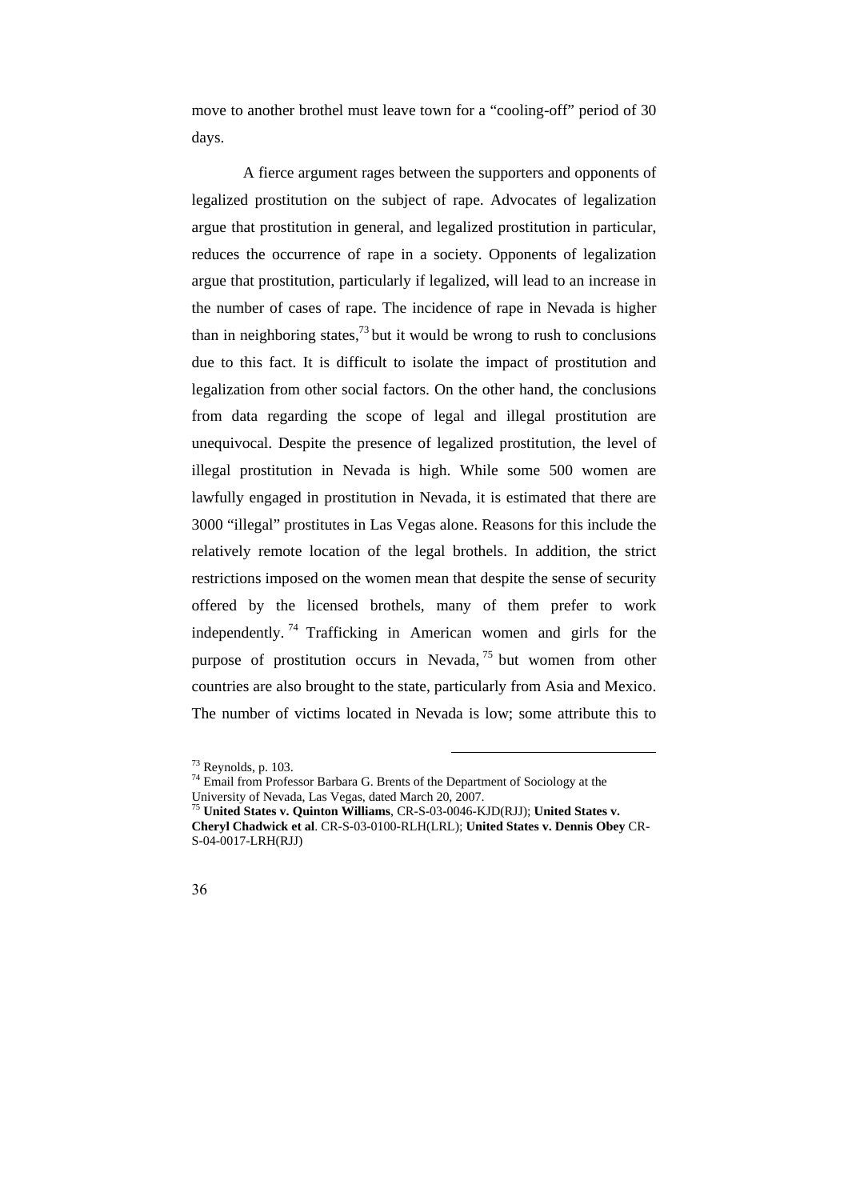move to another brothel must leave town for a "cooling-off" period of 30 days.

A fierce argument rages between the supporters and opponents of legalized prostitution on the subject of rape. Advocates of legalization argue that prostitution in general, and legalized prostitution in particular, reduces the occurrence of rape in a society. Opponents of legalization argue that prostitution, particularly if legalized, will lead to an increase in the number of cases of rape. The incidence of rape in Nevada is higher than in neighboring states,[73] but it would be wrong to rush to conclusions due to this fact. It is difficult to isolate the impact of prostitution and legalization from other social factors. On the other hand, the conclusions from data regarding the scope of legal and illegal prostitution are unequivocal. Despite the presence of legalized prostitution, the level of illegal prostitution in Nevada is high. While some 500 women are lawfully engaged in prostitution in Nevada, it is estimated that there are 3000 "illegal" prostitutes in Las Vegas alone. Reasons for this include the relatively remote location of the legal brothels. In addition, the strict restrictions imposed on the women mean that despite the sense of security offered by the licensed brothels, many of them prefer to work independently.[74] Trafficking in American women and girls for the purpose of prostitution occurs in Nevada,[75] but women from other countries are also brought to the state, particularly from Asia and Mexico. The number of victims located in Nevada is low; some attribute this to

---

[73] Reynolds, p. 103.

[74] Email from Professor Barbara G. Brents of the Department of Sociology at the University of Nevada, Las Vegas, dated March 20, 2007.

[75] **United States v. Quinton Williams**, CR-S-03-0046-KJD(RJJ); **United States v. Cheryl Chadwick et al**. CR-S-03-0100-RLH(LRL); **United States v. Dennis Obey** CR-S-04-0017-LRH(RJJ)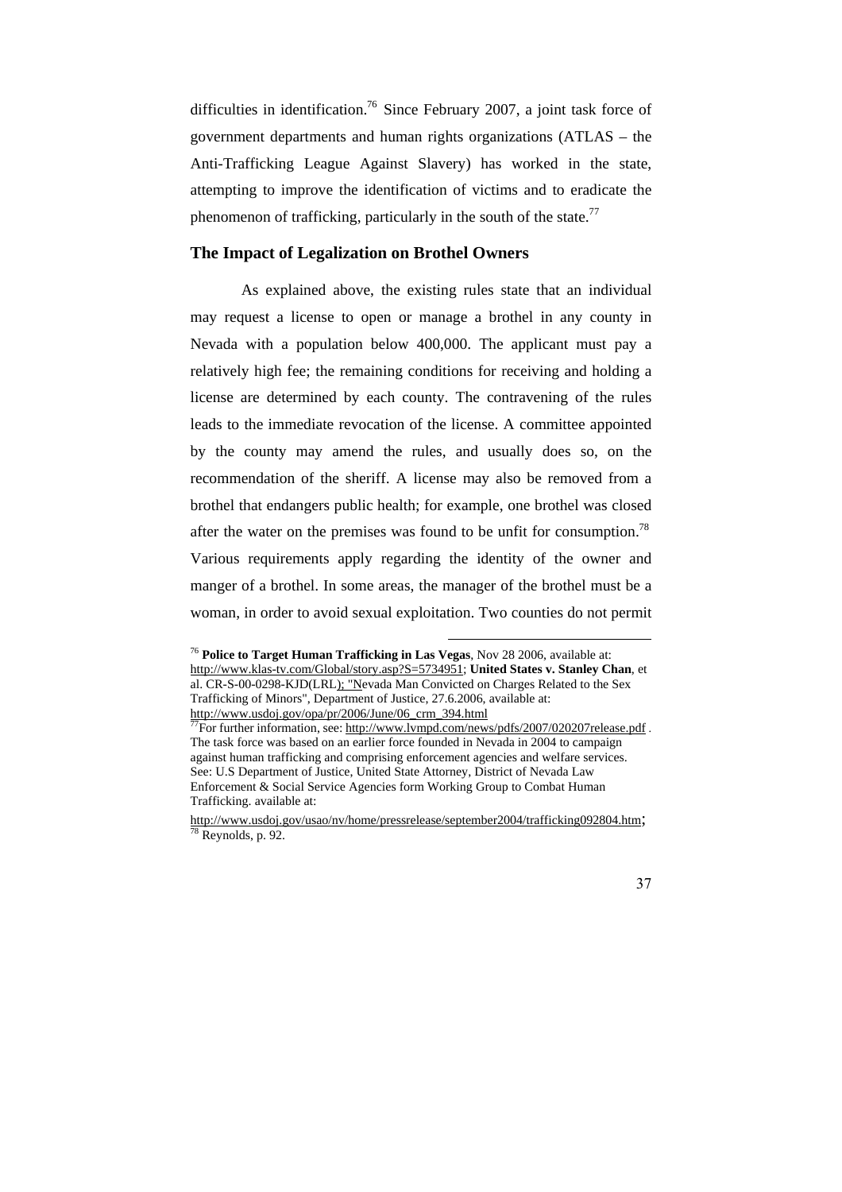difficulties in identification.[76] Since February 2007, a joint task force of government departments and human rights organizations (ATLAS – the Anti-Trafficking League Against Slavery) has worked in the state, attempting to improve the identification of victims and to eradicate the phenomenon of trafficking, particularly in the south of the state.[77]

## The Impact of Legalization on Brothel Owners

As explained above, the existing rules state that an individual may request a license to open or manage a brothel in any county in Nevada with a population below 400,000. The applicant must pay a relatively high fee; the remaining conditions for receiving and holding a license are determined by each county. The contravening of the rules leads to the immediate revocation of the license. A committee appointed by the county may amend the rules, and usually does so, on the recommendation of the sheriff. A license may also be removed from a brothel that endangers public health; for example, one brothel was closed after the water on the premises was found to be unfit for consumption.[78] Various requirements apply regarding the identity of the owner and manger of a brothel. In some areas, the manager of the brothel must be a woman, in order to avoid sexual exploitation. Two counties do not permit

---

[76] **Police to Target Human Trafficking in Las Vegas**, Nov 28 2006, available at: http://www.klas-tv.com/Global/story.asp?S=5734951; **United States v. Stanley Chan**, et al. CR-S-00-0298-KJD(LRL); "Nevada Man Convicted on Charges Related to the Sex Trafficking of Minors", Department of Justice, 27.6.2006, available at: http://www.usdoj.gov/opa/pr/2006/June/06_crm_394.html

[77] For further information, see: http://www.lvmpd.com/news/pdfs/2007/020207release.pdf . The task force was based on an earlier force founded in Nevada in 2004 to campaign against human trafficking and comprising enforcement agencies and welfare services. See: U.S Department of Justice, United State Attorney, District of Nevada Law Enforcement & Social Service Agencies form Working Group to Combat Human Trafficking. available at:

http://www.usdoj.gov/usao/nv/home/pressrelease/september2004/trafficking092804.htm;

[78] Reynolds, p. 92.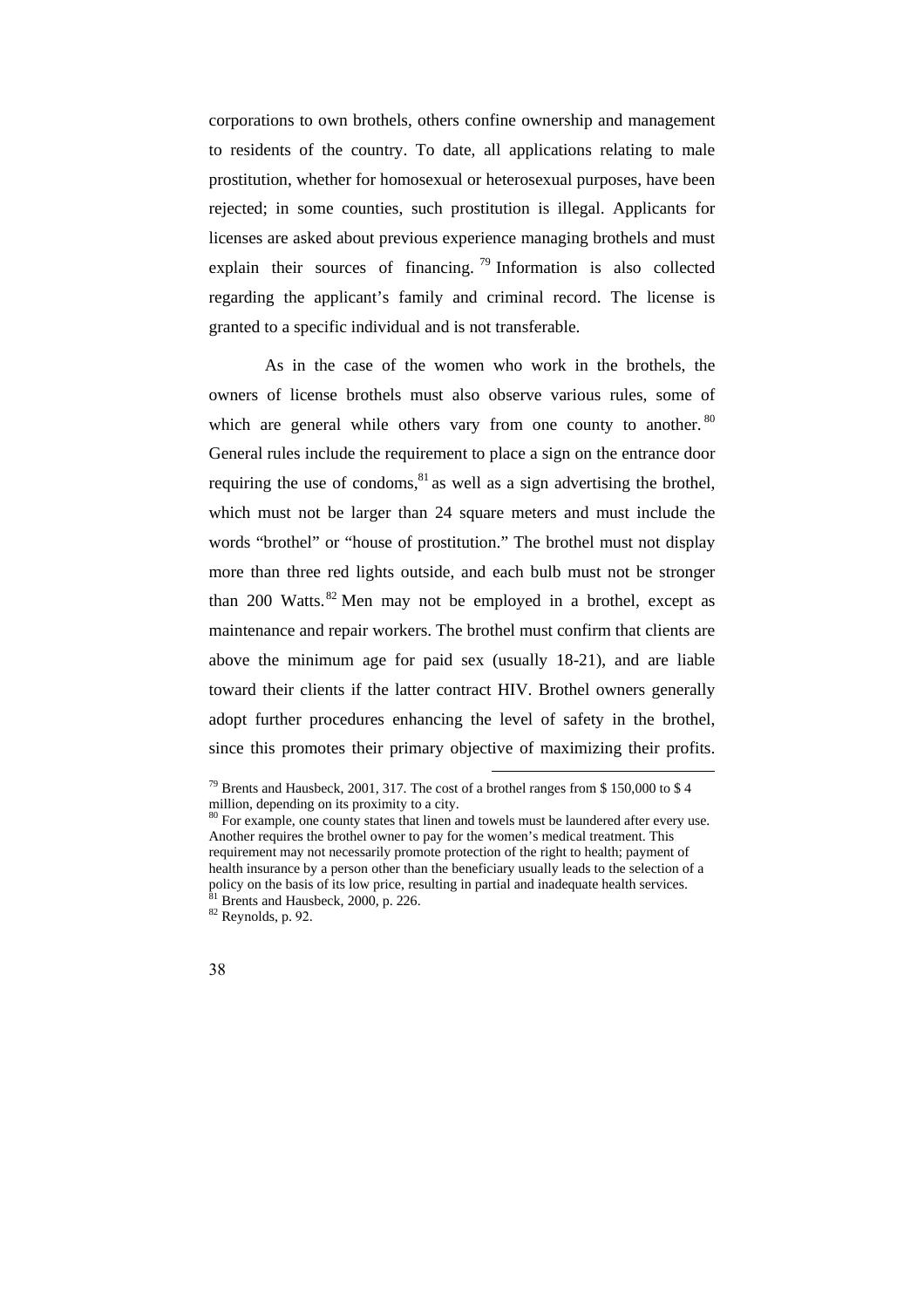corporations to own brothels, others confine ownership and management to residents of the country. To date, all applications relating to male prostitution, whether for homosexual or heterosexual purposes, have been rejected; in some counties, such prostitution is illegal. Applicants for licenses are asked about previous experience managing brothels and must explain their sources of financing.[79] Information is also collected regarding the applicant's family and criminal record. The license is granted to a specific individual and is not transferable.

As in the case of the women who work in the brothels, the owners of license brothels must also observe various rules, some of which are general while others vary from one county to another.[80] General rules include the requirement to place a sign on the entrance door requiring the use of condoms,[81] as well as a sign advertising the brothel, which must not be larger than 24 square meters and must include the words "brothel" or "house of prostitution." The brothel must not display more than three red lights outside, and each bulb must not be stronger than 200 Watts.[82] Men may not be employed in a brothel, except as maintenance and repair workers. The brothel must confirm that clients are above the minimum age for paid sex (usually 18-21), and are liable toward their clients if the latter contract HIV. Brothel owners generally adopt further procedures enhancing the level of safety in the brothel, since this promotes their primary objective of maximizing their profits.

---

[79] Brents and Hausbeck, 2001, 317. The cost of a brothel ranges from $ 150,000 to $ 4 million, depending on its proximity to a city.

[80] For example, one county states that linen and towels must be laundered after every use. Another requires the brothel owner to pay for the women's medical treatment. This requirement may not necessarily promote protection of the right to health; payment of health insurance by a person other than the beneficiary usually leads to the selection of a policy on the basis of its low price, resulting in partial and inadequate health services.

[81] Brents and Hausbeck, 2000, p. 226.

[82] Reynolds, p. 92.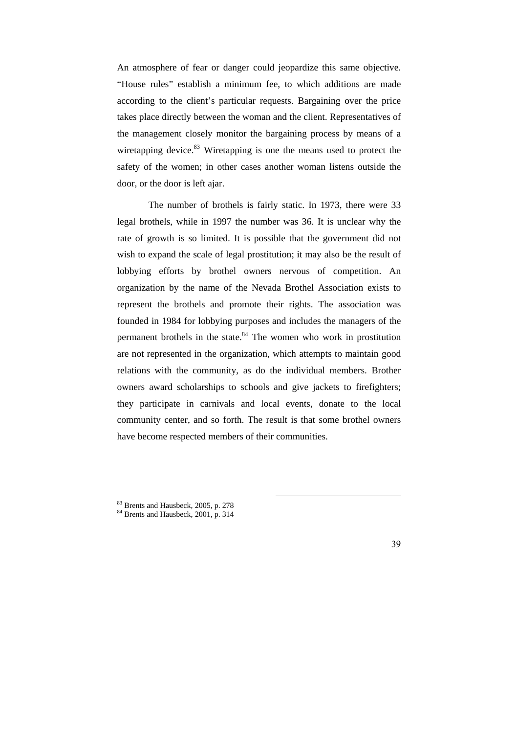An atmosphere of fear or danger could jeopardize this same objective. "House rules" establish a minimum fee, to which additions are made according to the client's particular requests. Bargaining over the price takes place directly between the woman and the client. Representatives of the management closely monitor the bargaining process by means of a wiretapping device.[83] Wiretapping is one the means used to protect the safety of the women; in other cases another woman listens outside the door, or the door is left ajar.

The number of brothels is fairly static. In 1973, there were 33 legal brothels, while in 1997 the number was 36. It is unclear why the rate of growth is so limited. It is possible that the government did not wish to expand the scale of legal prostitution; it may also be the result of lobbying efforts by brothel owners nervous of competition. An organization by the name of the Nevada Brothel Association exists to represent the brothels and promote their rights. The association was founded in 1984 for lobbying purposes and includes the managers of the permanent brothels in the state.[84] The women who work in prostitution are not represented in the organization, which attempts to maintain good relations with the community, as do the individual members. Brother owners award scholarships to schools and give jackets to firefighters; they participate in carnivals and local events, donate to the local community center, and so forth. The result is that some brothel owners have become respected members of their communities.

---

[83] Brents and Hausbeck, 2005, p. 278

[84] Brents and Hausbeck, 2001, p. 314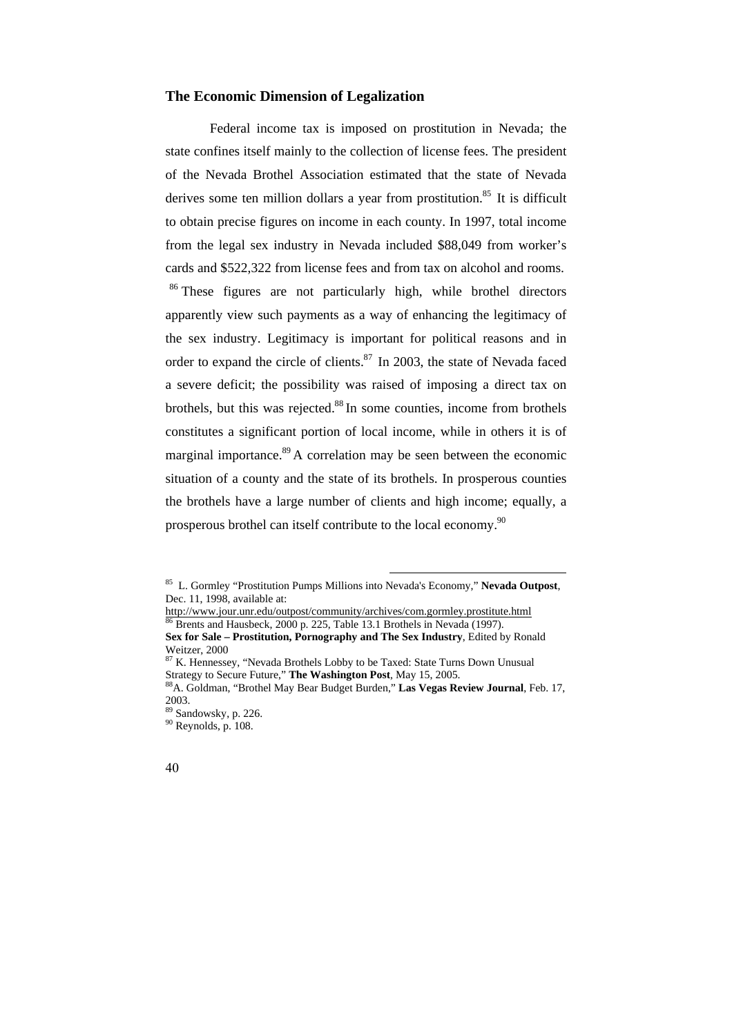### The Economic Dimension of Legalization

Federal income tax is imposed on prostitution in Nevada; the state confines itself mainly to the collection of license fees. The president of the Nevada Brothel Association estimated that the state of Nevada derives some ten million dollars a year from prostitution.[85] It is difficult to obtain precise figures on income in each county. In 1997, total income from the legal sex industry in Nevada included $88,049 from worker's cards and $522,322 from license fees and from tax on alcohol and rooms. [86] These figures are not particularly high, while brothel directors apparently view such payments as a way of enhancing the legitimacy of the sex industry. Legitimacy is important for political reasons and in order to expand the circle of clients.[87] In 2003, the state of Nevada faced a severe deficit; the possibility was raised of imposing a direct tax on brothels, but this was rejected.[88] In some counties, income from brothels constitutes a significant portion of local income, while in others it is of marginal importance.[89] A correlation may be seen between the economic situation of a county and the state of its brothels. In prosperous counties the brothels have a large number of clients and high income; equally, a prosperous brothel can itself contribute to the local economy.[90]

---

[85] L. Gormley "Prostitution Pumps Millions into Nevada's Economy," **Nevada Outpost**, Dec. 11, 1998, available at: http://www.jour.unr.edu/outpost/community/archives/com.gormley.prostitute.html

[86] Brents and Hausbeck, 2000 p. 225, Table 13.1 Brothels in Nevada (1997). **Sex for Sale – Prostitution, Pornography and The Sex Industry**, Edited by Ronald Weitzer, 2000

[87] K. Hennessey, "Nevada Brothels Lobby to be Taxed: State Turns Down Unusual Strategy to Secure Future," **The Washington Post**, May 15, 2005.

[88] A. Goldman, "Brothel May Bear Budget Burden," **Las Vegas Review Journal**, Feb. 17, 2003.

[89] Sandowsky, p. 226.

[90] Reynolds, p. 108.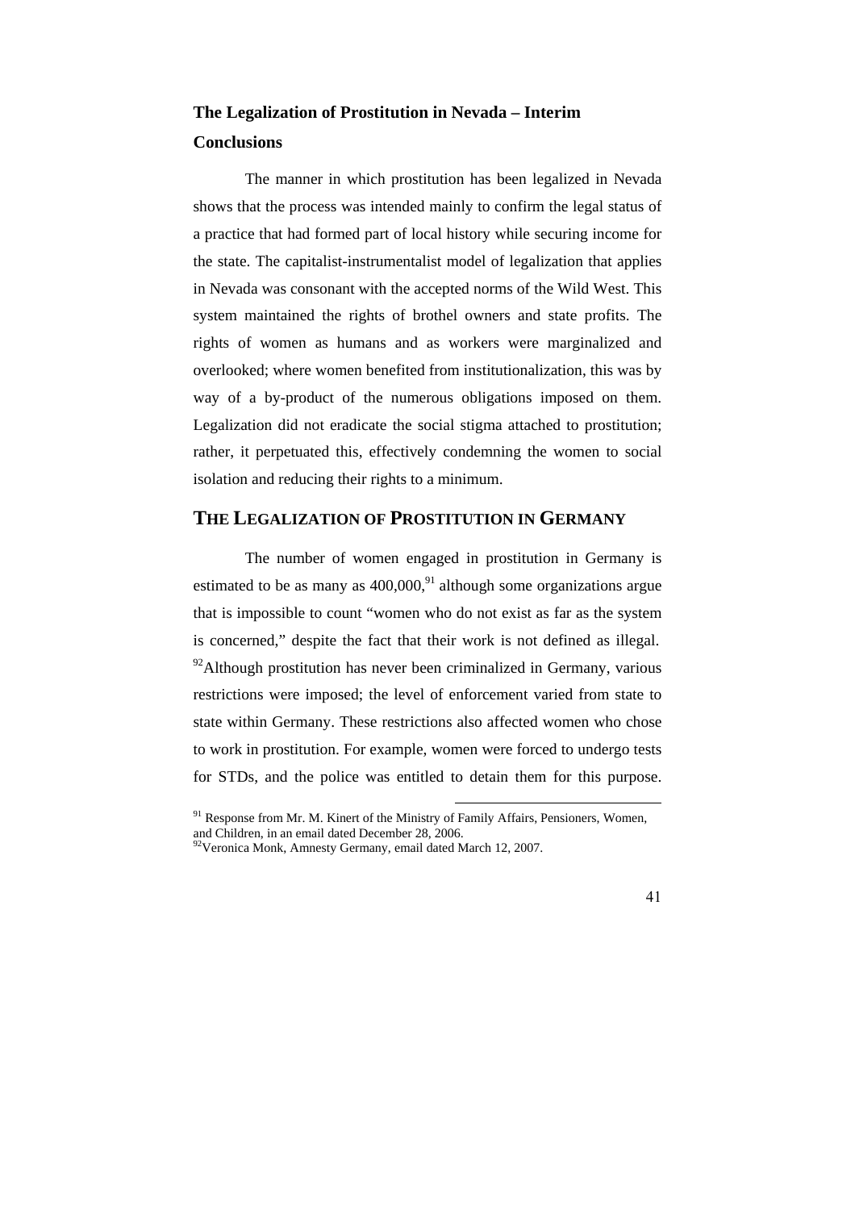### The Legalization of Prostitution in Nevada – Interim Conclusions

The manner in which prostitution has been legalized in Nevada shows that the process was intended mainly to confirm the legal status of a practice that had formed part of local history while securing income for the state. The capitalist-instrumentalist model of legalization that applies in Nevada was consonant with the accepted norms of the Wild West. This system maintained the rights of brothel owners and state profits. The rights of women as humans and as workers were marginalized and overlooked; where women benefited from institutionalization, this was by way of a by-product of the numerous obligations imposed on them. Legalization did not eradicate the social stigma attached to prostitution; rather, it perpetuated this, effectively condemning the women to social isolation and reducing their rights to a minimum.

## THE LEGALIZATION OF PROSTITUTION IN GERMANY

The number of women engaged in prostitution in Germany is estimated to be as many as 400,000,[91] although some organizations argue that is impossible to count "women who do not exist as far as the system is concerned," despite the fact that their work is not defined as illegal.[92] Although prostitution has never been criminalized in Germany, various restrictions were imposed; the level of enforcement varied from state to state within Germany. These restrictions also affected women who chose to work in prostitution. For example, women were forced to undergo tests for STDs, and the police was entitled to detain them for this purpose.

[91] Response from Mr. M. Kinert of the Ministry of Family Affairs, Pensioners, Women, and Children, in an email dated December 28, 2006.

[92] Veronica Monk, Amnesty Germany, email dated March 12, 2007.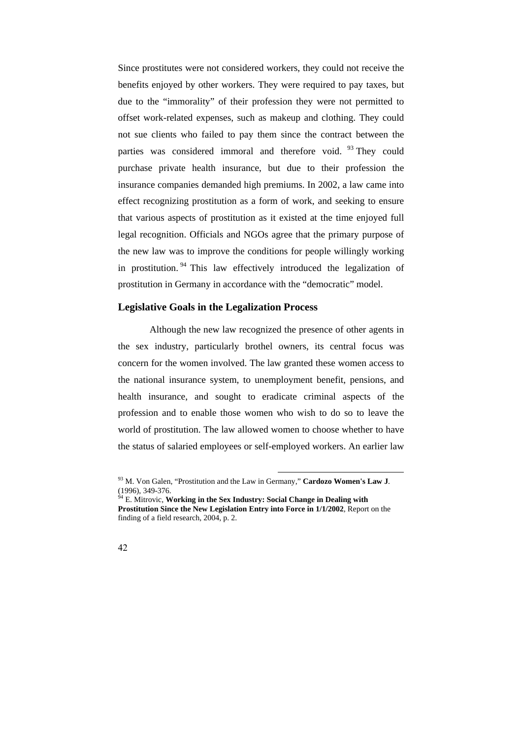Since prostitutes were not considered workers, they could not receive the benefits enjoyed by other workers. They were required to pay taxes, but due to the "immorality" of their profession they were not permitted to offset work-related expenses, such as makeup and clothing. They could not sue clients who failed to pay them since the contract between the parties was considered immoral and therefore void. [93] They could purchase private health insurance, but due to their profession the insurance companies demanded high premiums. In 2002, a law came into effect recognizing prostitution as a form of work, and seeking to ensure that various aspects of prostitution as it existed at the time enjoyed full legal recognition. Officials and NGOs agree that the primary purpose of the new law was to improve the conditions for people willingly working in prostitution. [94] This law effectively introduced the legalization of prostitution in Germany in accordance with the "democratic" model.

### Legislative Goals in the Legalization Process

Although the new law recognized the presence of other agents in the sex industry, particularly brothel owners, its central focus was concern for the women involved. The law granted these women access to the national insurance system, to unemployment benefit, pensions, and health insurance, and sought to eradicate criminal aspects of the profession and to enable those women who wish to do so to leave the world of prostitution. The law allowed women to choose whether to have the status of salaried employees or self-employed workers. An earlier law

---

[93] M. Von Galen, "Prostitution and the Law in Germany," **Cardozo Women's Law J**. (1996), 349-376.

[94] E. Mitrovic, **Working in the Sex Industry: Social Change in Dealing with Prostitution Since the New Legislation Entry into Force in 1/1/2002**, Report on the finding of a field research, 2004, p. 2.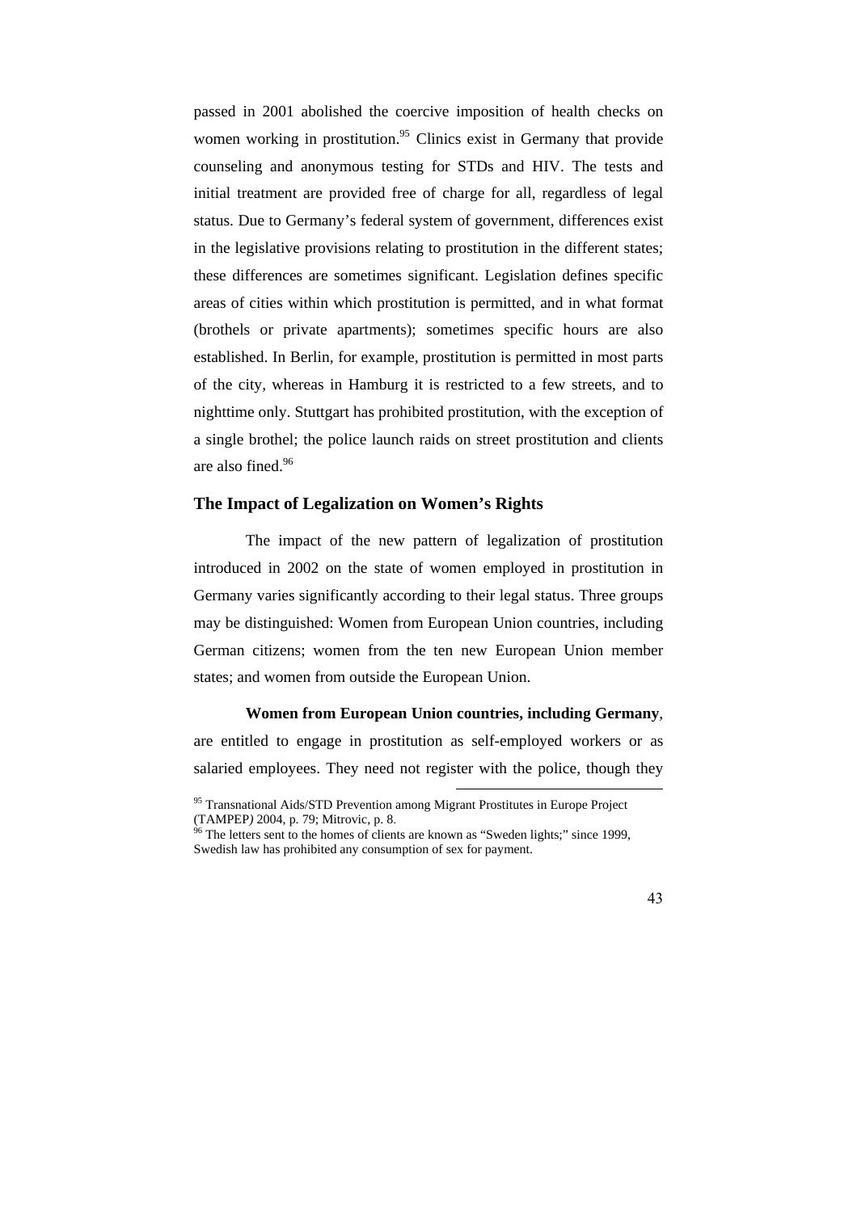passed in 2001 abolished the coercive imposition of health checks on women working in prostitution.[95] Clinics exist in Germany that provide counseling and anonymous testing for STDs and HIV. The tests and initial treatment are provided free of charge for all, regardless of legal status. Due to Germany's federal system of government, differences exist in the legislative provisions relating to prostitution in the different states; these differences are sometimes significant. Legislation defines specific areas of cities within which prostitution is permitted, and in what format (brothels or private apartments); sometimes specific hours are also established. In Berlin, for example, prostitution is permitted in most parts of the city, whereas in Hamburg it is restricted to a few streets, and to nighttime only. Stuttgart has prohibited prostitution, with the exception of a single brothel; the police launch raids on street prostitution and clients are also fined.[96]

## The Impact of Legalization on Women's Rights

The impact of the new pattern of legalization of prostitution introduced in 2002 on the state of women employed in prostitution in Germany varies significantly according to their legal status. Three groups may be distinguished: Women from European Union countries, including German citizens; women from the ten new European Union member states; and women from outside the European Union.

**Women from European Union countries, including Germany**, are entitled to engage in prostitution as self-employed workers or as salaried employees. They need not register with the police, though they

---

[95] Transnational Aids/STD Prevention among Migrant Prostitutes in Europe Project (TAMPEP*)* 2004, p. 79; Mitrovic, p. 8.

[96] The letters sent to the homes of clients are known as "Sweden lights;" since 1999, Swedish law has prohibited any consumption of sex for payment.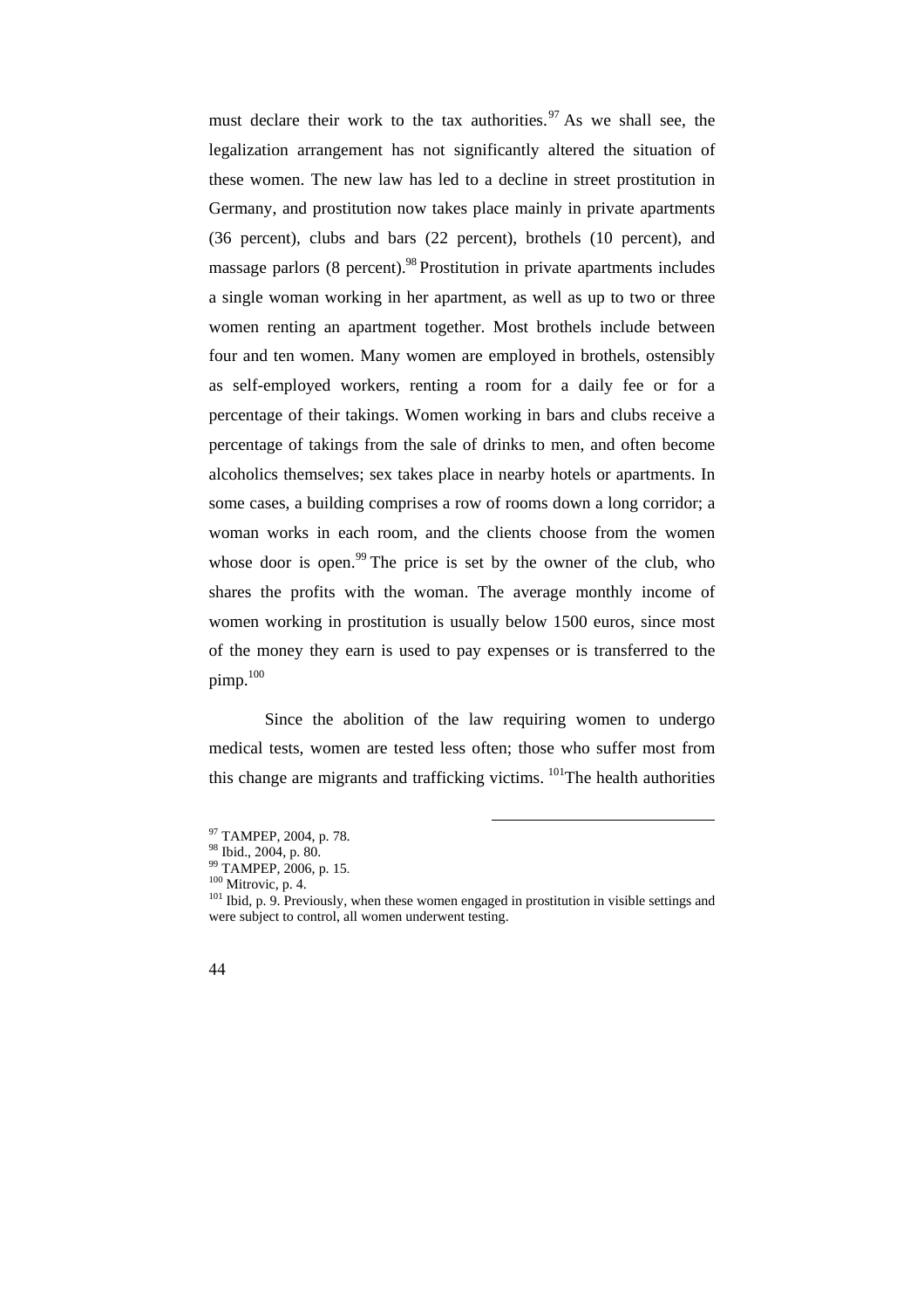must declare their work to the tax authorities.[97] As we shall see, the legalization arrangement has not significantly altered the situation of these women. The new law has led to a decline in street prostitution in Germany, and prostitution now takes place mainly in private apartments (36 percent), clubs and bars (22 percent), brothels (10 percent), and massage parlors (8 percent).[98] Prostitution in private apartments includes a single woman working in her apartment, as well as up to two or three women renting an apartment together. Most brothels include between four and ten women. Many women are employed in brothels, ostensibly as self-employed workers, renting a room for a daily fee or for a percentage of their takings. Women working in bars and clubs receive a percentage of takings from the sale of drinks to men, and often become alcoholics themselves; sex takes place in nearby hotels or apartments. In some cases, a building comprises a row of rooms down a long corridor; a woman works in each room, and the clients choose from the women whose door is open.[99] The price is set by the owner of the club, who shares the profits with the woman. The average monthly income of women working in prostitution is usually below 1500 euros, since most of the money they earn is used to pay expenses or is transferred to the pimp.[100]

Since the abolition of the law requiring women to undergo medical tests, women are tested less often; those who suffer most from this change are migrants and trafficking victims. [101]The health authorities

---

[97] TAMPEP, 2004, p. 78.

[98] Ibid., 2004, p. 80.

[99] TAMPEP, 2006, p. 15.

[100] Mitrovic, p. 4.

[101] Ibid, p. 9. Previously, when these women engaged in prostitution in visible settings and were subject to control, all women underwent testing.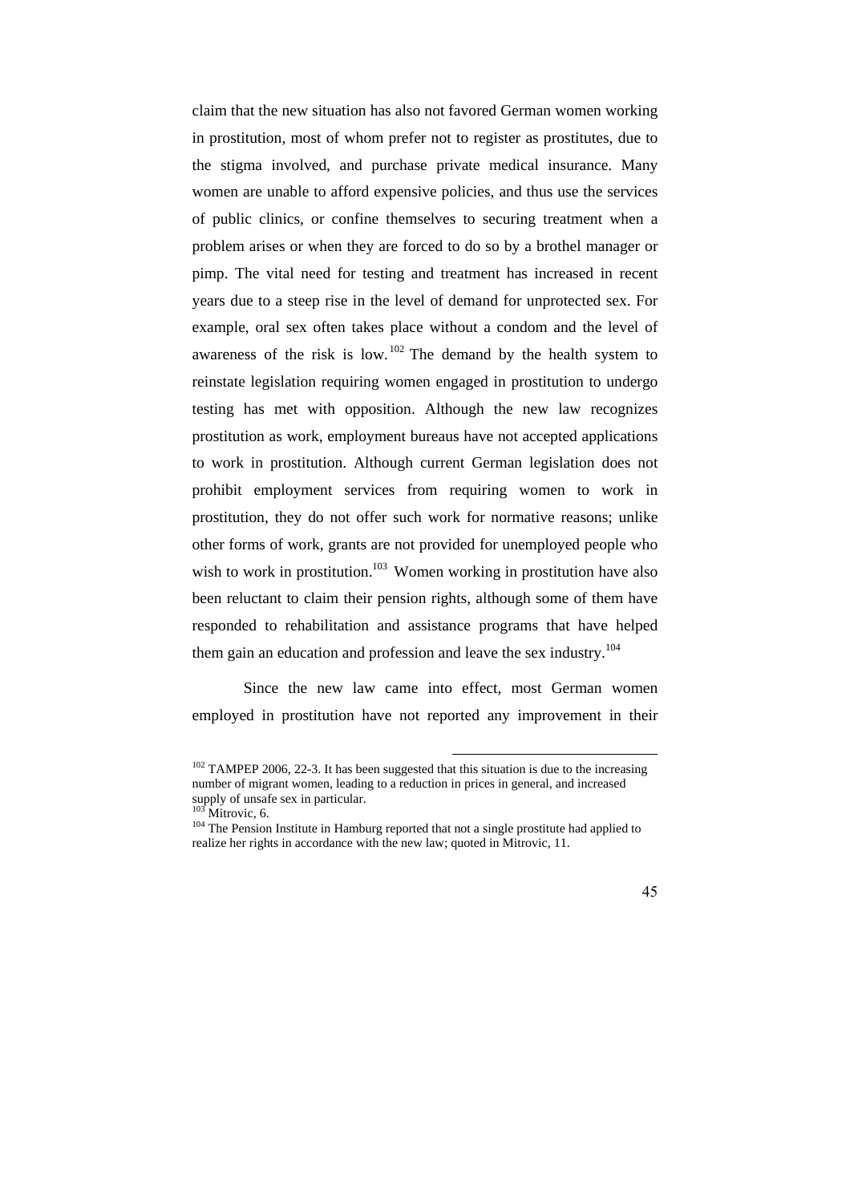claim that the new situation has also not favored German women working in prostitution, most of whom prefer not to register as prostitutes, due to the stigma involved, and purchase private medical insurance. Many women are unable to afford expensive policies, and thus use the services of public clinics, or confine themselves to securing treatment when a problem arises or when they are forced to do so by a brothel manager or pimp. The vital need for testing and treatment has increased in recent years due to a steep rise in the level of demand for unprotected sex. For example, oral sex often takes place without a condom and the level of awareness of the risk is low.[102] The demand by the health system to reinstate legislation requiring women engaged in prostitution to undergo testing has met with opposition. Although the new law recognizes prostitution as work, employment bureaus have not accepted applications to work in prostitution. Although current German legislation does not prohibit employment services from requiring women to work in prostitution, they do not offer such work for normative reasons; unlike other forms of work, grants are not provided for unemployed people who wish to work in prostitution.[103] Women working in prostitution have also been reluctant to claim their pension rights, although some of them have responded to rehabilitation and assistance programs that have helped them gain an education and profession and leave the sex industry.[104]

Since the new law came into effect, most German women employed in prostitution have not reported any improvement in their

[102] TAMPEP 2006, 22-3. It has been suggested that this situation is due to the increasing number of migrant women, leading to a reduction in prices in general, and increased supply of unsafe sex in particular.

[103] Mitrovic, 6.

[104] The Pension Institute in Hamburg reported that not a single prostitute had applied to realize her rights in accordance with the new law; quoted in Mitrovic, 11.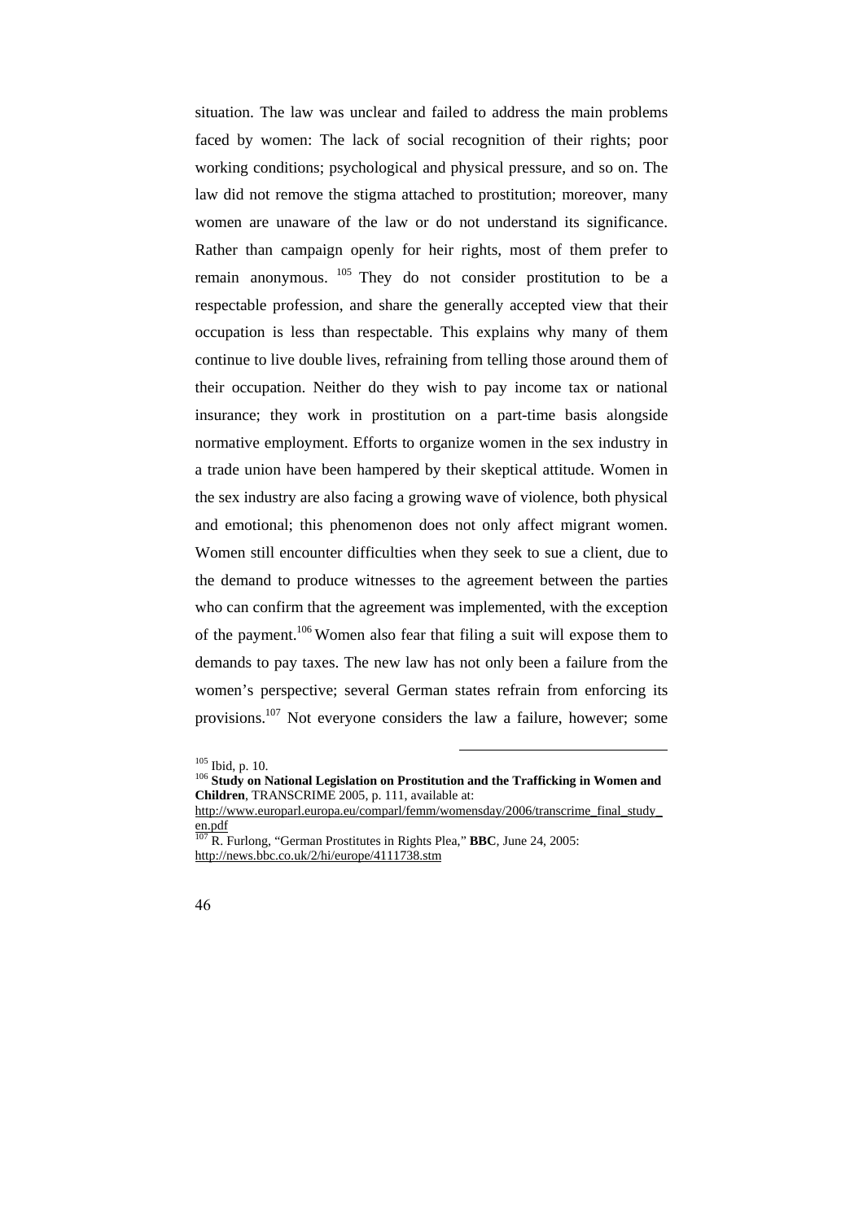situation. The law was unclear and failed to address the main problems faced by women: The lack of social recognition of their rights; poor working conditions; psychological and physical pressure, and so on. The law did not remove the stigma attached to prostitution; moreover, many women are unaware of the law or do not understand its significance. Rather than campaign openly for heir rights, most of them prefer to remain anonymous. [105] They do not consider prostitution to be a respectable profession, and share the generally accepted view that their occupation is less than respectable. This explains why many of them continue to live double lives, refraining from telling those around them of their occupation. Neither do they wish to pay income tax or national insurance; they work in prostitution on a part-time basis alongside normative employment. Efforts to organize women in the sex industry in a trade union have been hampered by their skeptical attitude. Women in the sex industry are also facing a growing wave of violence, both physical and emotional; this phenomenon does not only affect migrant women. Women still encounter difficulties when they seek to sue a client, due to the demand to produce witnesses to the agreement between the parties who can confirm that the agreement was implemented, with the exception of the payment.[106] Women also fear that filing a suit will expose them to demands to pay taxes. The new law has not only been a failure from the women's perspective; several German states refrain from enforcing its provisions.[107] Not everyone considers the law a failure, however; some

---

[105] Ibid, p. 10.

[106] **Study on National Legislation on Prostitution and the Trafficking in Women and Children**, TRANSCRIME 2005, p. 111, available at: http://www.europarl.europa.eu/comparl/femm/womensday/2006/transcrime_final_study_en.pdf

[107] R. Furlong, "German Prostitutes in Rights Plea," **BBC**, June 24, 2005: http://news.bbc.co.uk/2/hi/europe/4111738.stm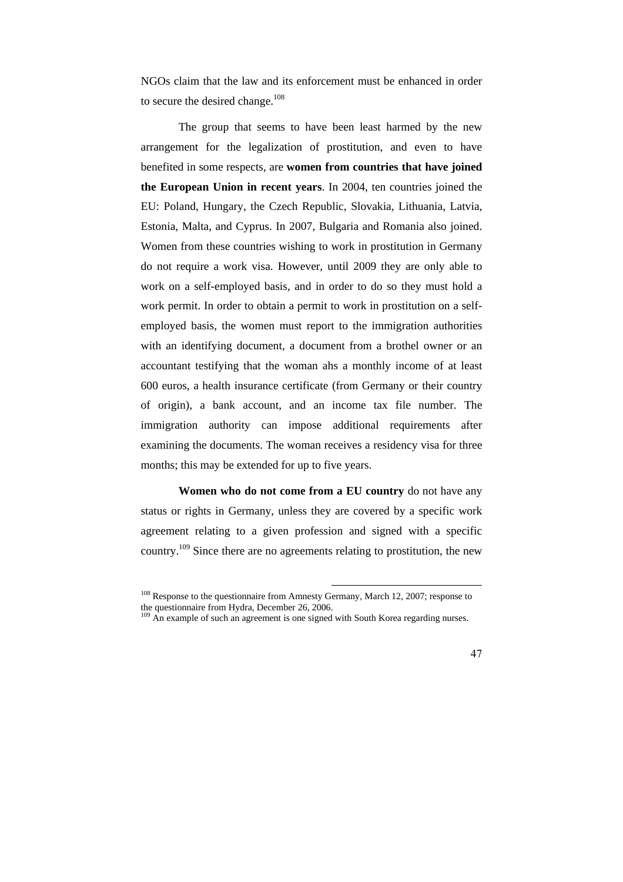NGOs claim that the law and its enforcement must be enhanced in order to secure the desired change.[108]

The group that seems to have been least harmed by the new arrangement for the legalization of prostitution, and even to have benefited in some respects, are **women from countries that have joined the European Union in recent years**. In 2004, ten countries joined the EU: Poland, Hungary, the Czech Republic, Slovakia, Lithuania, Latvia, Estonia, Malta, and Cyprus. In 2007, Bulgaria and Romania also joined. Women from these countries wishing to work in prostitution in Germany do not require a work visa. However, until 2009 they are only able to work on a self-employed basis, and in order to do so they must hold a work permit. In order to obtain a permit to work in prostitution on a self-employed basis, the women must report to the immigration authorities with an identifying document, a document from a brothel owner or an accountant testifying that the woman ahs a monthly income of at least 600 euros, a health insurance certificate (from Germany or their country of origin), a bank account, and an income tax file number. The immigration authority can impose additional requirements after examining the documents. The woman receives a residency visa for three months; this may be extended for up to five years.

**Women who do not come from a EU country** do not have any status or rights in Germany, unless they are covered by a specific work agreement relating to a given profession and signed with a specific country.[109] Since there are no agreements relating to prostitution, the new

---

[108] Response to the questionnaire from Amnesty Germany, March 12, 2007; response to the questionnaire from Hydra, December 26, 2006.

[109] An example of such an agreement is one signed with South Korea regarding nurses.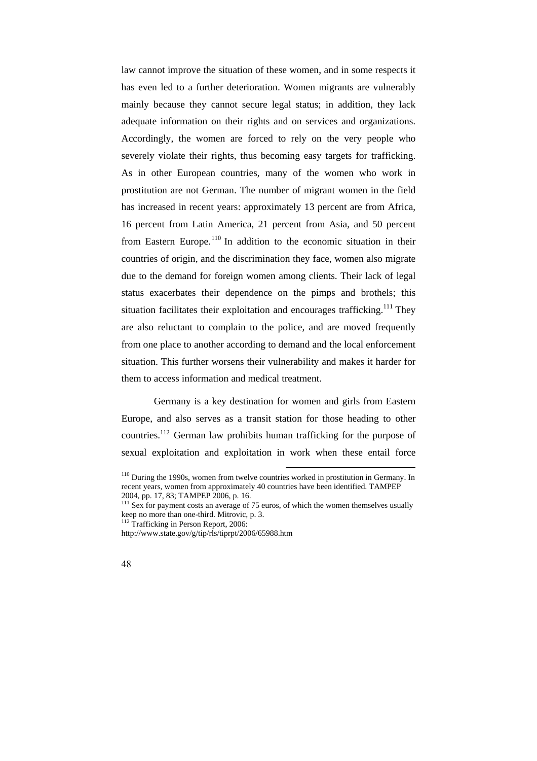law cannot improve the situation of these women, and in some respects it has even led to a further deterioration. Women migrants are vulnerably mainly because they cannot secure legal status; in addition, they lack adequate information on their rights and on services and organizations. Accordingly, the women are forced to rely on the very people who severely violate their rights, thus becoming easy targets for trafficking. As in other European countries, many of the women who work in prostitution are not German. The number of migrant women in the field has increased in recent years: approximately 13 percent are from Africa, 16 percent from Latin America, 21 percent from Asia, and 50 percent from Eastern Europe.[110] In addition to the economic situation in their countries of origin, and the discrimination they face, women also migrate due to the demand for foreign women among clients. Their lack of legal status exacerbates their dependence on the pimps and brothels; this situation facilitates their exploitation and encourages trafficking.[111] They are also reluctant to complain to the police, and are moved frequently from one place to another according to demand and the local enforcement situation. This further worsens their vulnerability and makes it harder for them to access information and medical treatment.

Germany is a key destination for women and girls from Eastern Europe, and also serves as a transit station for those heading to other countries.[112] German law prohibits human trafficking for the purpose of sexual exploitation and exploitation in work when these entail force

---

[110] During the 1990s, women from twelve countries worked in prostitution in Germany. In recent years, women from approximately 40 countries have been identified. TAMPEP 2004, pp. 17, 83; TAMPEP 2006, p. 16.

[111] Sex for payment costs an average of 75 euros, of which the women themselves usually keep no more than one-third. Mitrovic, p. 3.

[112] Trafficking in Person Report, 2006: http://www.state.gov/g/tip/rls/tiprpt/2006/65988.htm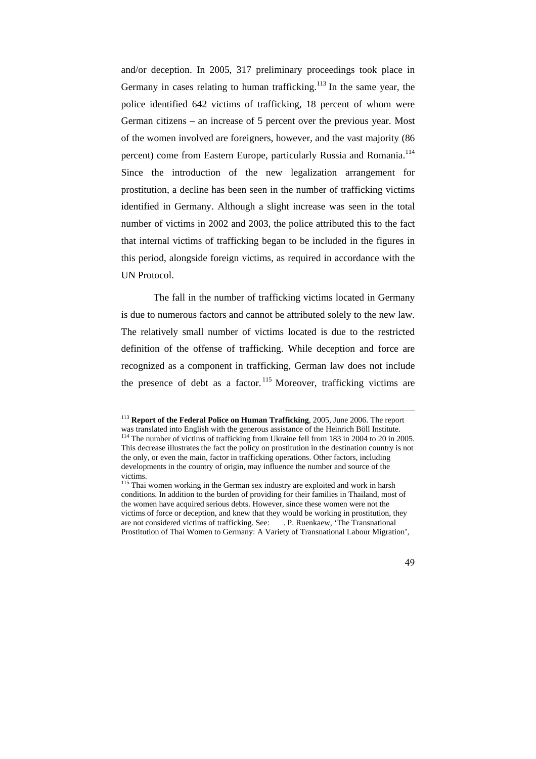and/or deception. In 2005, 317 preliminary proceedings took place in Germany in cases relating to human trafficking.[113] In the same year, the police identified 642 victims of trafficking, 18 percent of whom were German citizens – an increase of 5 percent over the previous year. Most of the women involved are foreigners, however, and the vast majority (86 percent) come from Eastern Europe, particularly Russia and Romania.[114] Since the introduction of the new legalization arrangement for prostitution, a decline has been seen in the number of trafficking victims identified in Germany. Although a slight increase was seen in the total number of victims in 2002 and 2003, the police attributed this to the fact that internal victims of trafficking began to be included in the figures in this period, alongside foreign victims, as required in accordance with the UN Protocol.

The fall in the number of trafficking victims located in Germany is due to numerous factors and cannot be attributed solely to the new law. The relatively small number of victims located is due to the restricted definition of the offense of trafficking. While deception and force are recognized as a component in trafficking, German law does not include the presence of debt as a factor.[115] Moreover, trafficking victims are

---

[113] **Report of the Federal Police on Human Trafficking**, 2005, June 2006. The report was translated into English with the generous assistance of the Heinrich Böll Institute.

[114] The number of victims of trafficking from Ukraine fell from 183 in 2004 to 20 in 2005. This decrease illustrates the fact the policy on prostitution in the destination country is not the only, or even the main, factor in trafficking operations. Other factors, including developments in the country of origin, may influence the number and source of the victims.

[115] Thai women working in the German sex industry are exploited and work in harsh conditions. In addition to the burden of providing for their families in Thailand, most of the women have acquired serious debts. However, since these women were not the victims of force or deception, and knew that they would be working in prostitution, they are not considered victims of trafficking. See: . P. Ruenkaew, 'The Transnational Prostitution of Thai Women to Germany: A Variety of Transnational Labour Migration',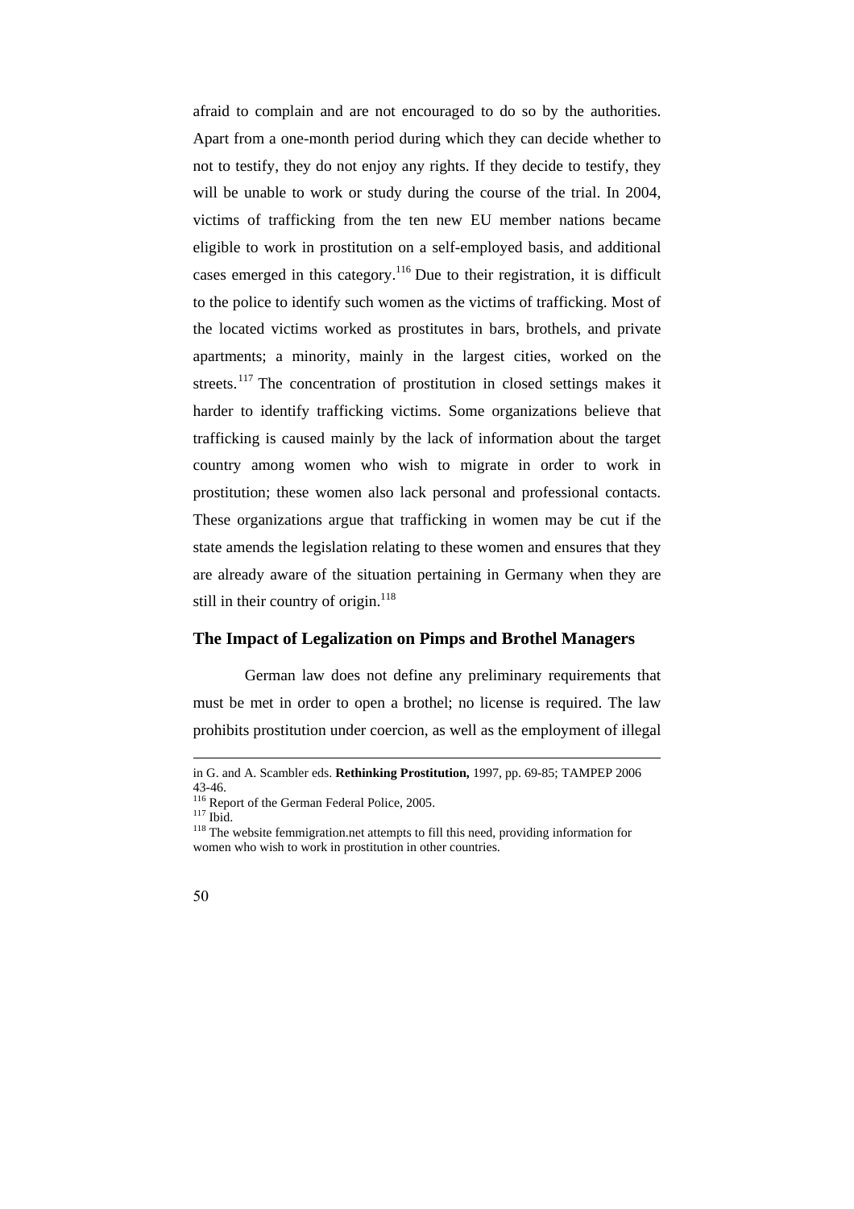afraid to complain and are not encouraged to do so by the authorities. Apart from a one-month period during which they can decide whether to not to testify, they do not enjoy any rights. If they decide to testify, they will be unable to work or study during the course of the trial. In 2004, victims of trafficking from the ten new EU member nations became eligible to work in prostitution on a self-employed basis, and additional cases emerged in this category.[116] Due to their registration, it is difficult to the police to identify such women as the victims of trafficking. Most of the located victims worked as prostitutes in bars, brothels, and private apartments; a minority, mainly in the largest cities, worked on the streets.[117] The concentration of prostitution in closed settings makes it harder to identify trafficking victims. Some organizations believe that trafficking is caused mainly by the lack of information about the target country among women who wish to migrate in order to work in prostitution; these women also lack personal and professional contacts. These organizations argue that trafficking in women may be cut if the state amends the legislation relating to these women and ensures that they are already aware of the situation pertaining in Germany when they are still in their country of origin.[118]

### The Impact of Legalization on Pimps and Brothel Managers

German law does not define any preliminary requirements that must be met in order to open a brothel; no license is required. The law prohibits prostitution under coercion, as well as the employment of illegal

---

in G. and A. Scambler eds. **Rethinking Prostitution,** 1997, pp. 69-85; TAMPEP 2006 43-46.

[116] Report of the German Federal Police, 2005.

[117] Ibid.

[118] The website femmigration.net attempts to fill this need, providing information for women who wish to work in prostitution in other countries.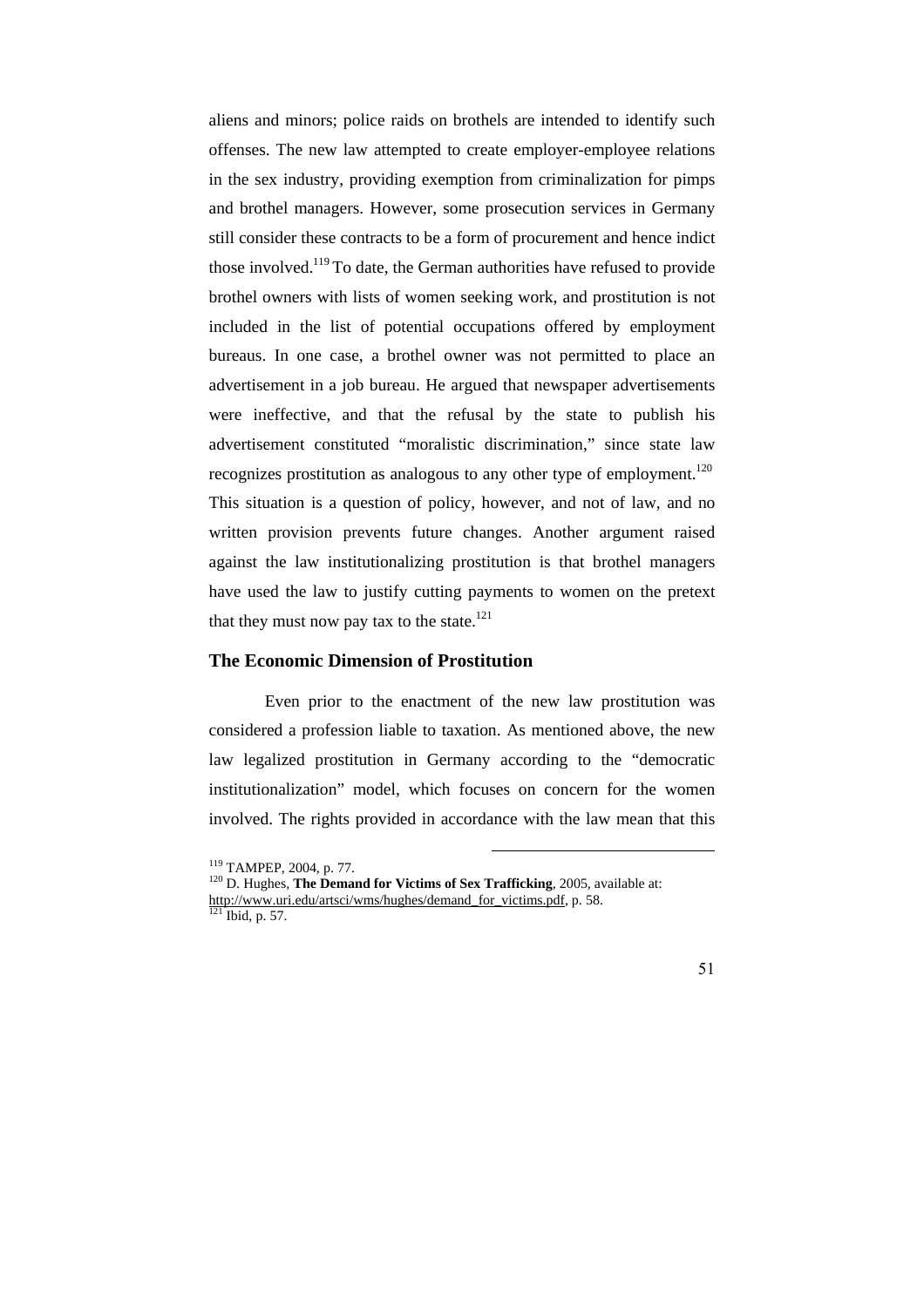aliens and minors; police raids on brothels are intended to identify such offenses. The new law attempted to create employer-employee relations in the sex industry, providing exemption from criminalization for pimps and brothel managers. However, some prosecution services in Germany still consider these contracts to be a form of procurement and hence indict those involved.[119] To date, the German authorities have refused to provide brothel owners with lists of women seeking work, and prostitution is not included in the list of potential occupations offered by employment bureaus. In one case, a brothel owner was not permitted to place an advertisement in a job bureau. He argued that newspaper advertisements were ineffective, and that the refusal by the state to publish his advertisement constituted "moralistic discrimination," since state law recognizes prostitution as analogous to any other type of employment.[120] This situation is a question of policy, however, and not of law, and no written provision prevents future changes. Another argument raised against the law institutionalizing prostitution is that brothel managers have used the law to justify cutting payments to women on the pretext that they must now pay tax to the state.[121]

### The Economic Dimension of Prostitution

Even prior to the enactment of the new law prostitution was considered a profession liable to taxation. As mentioned above, the new law legalized prostitution in Germany according to the "democratic institutionalization" model, which focuses on concern for the women involved. The rights provided in accordance with the law mean that this

---

[119] TAMPEP, 2004, p. 77.

[120] D. Hughes, **The Demand for Victims of Sex Trafficking**, 2005, available at: http://www.uri.edu/artsci/wms/hughes/demand_for_victims.pdf, p. 58.

[121] Ibid, p. 57.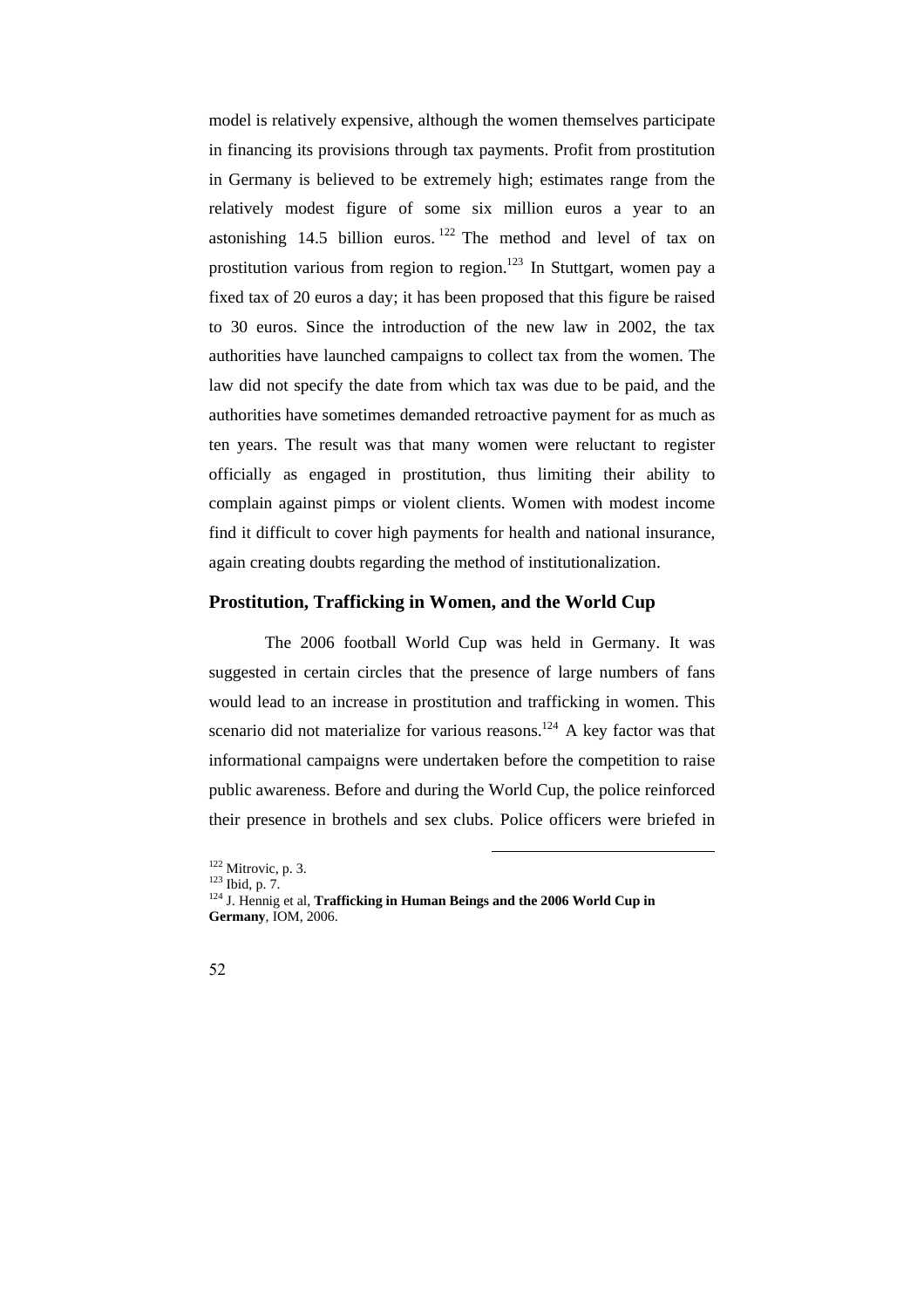model is relatively expensive, although the women themselves participate in financing its provisions through tax payments. Profit from prostitution in Germany is believed to be extremely high; estimates range from the relatively modest figure of some six million euros a year to an astonishing 14.5 billion euros.[122] The method and level of tax on prostitution various from region to region.[123] In Stuttgart, women pay a fixed tax of 20 euros a day; it has been proposed that this figure be raised to 30 euros. Since the introduction of the new law in 2002, the tax authorities have launched campaigns to collect tax from the women. The law did not specify the date from which tax was due to be paid, and the authorities have sometimes demanded retroactive payment for as much as ten years. The result was that many women were reluctant to register officially as engaged in prostitution, thus limiting their ability to complain against pimps or violent clients. Women with modest income find it difficult to cover high payments for health and national insurance, again creating doubts regarding the method of institutionalization.

### Prostitution, Trafficking in Women, and the World Cup

The 2006 football World Cup was held in Germany. It was suggested in certain circles that the presence of large numbers of fans would lead to an increase in prostitution and trafficking in women. This scenario did not materialize for various reasons.[124] A key factor was that informational campaigns were undertaken before the competition to raise public awareness. Before and during the World Cup, the police reinforced their presence in brothels and sex clubs. Police officers were briefed in

---

[122] Mitrovic, p. 3.

[123] Ibid, p. 7.

[124] J. Hennig et al, **Trafficking in Human Beings and the 2006 World Cup in Germany**, IOM, 2006.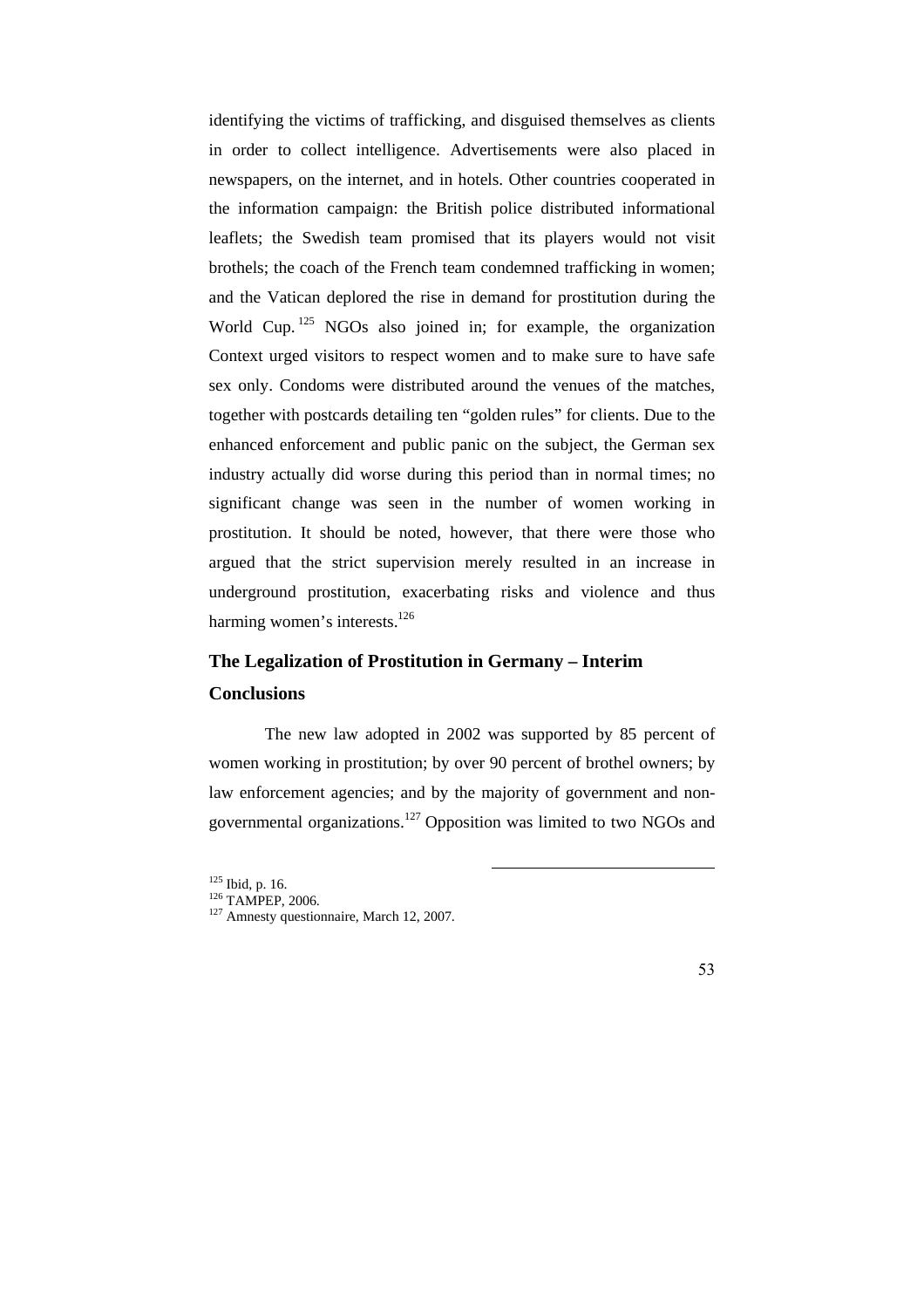identifying the victims of trafficking, and disguised themselves as clients in order to collect intelligence. Advertisements were also placed in newspapers, on the internet, and in hotels. Other countries cooperated in the information campaign: the British police distributed informational leaflets; the Swedish team promised that its players would not visit brothels; the coach of the French team condemned trafficking in women; and the Vatican deplored the rise in demand for prostitution during the World Cup.[125] NGOs also joined in; for example, the organization Context urged visitors to respect women and to make sure to have safe sex only. Condoms were distributed around the venues of the matches, together with postcards detailing ten "golden rules" for clients. Due to the enhanced enforcement and public panic on the subject, the German sex industry actually did worse during this period than in normal times; no significant change was seen in the number of women working in prostitution. It should be noted, however, that there were those who argued that the strict supervision merely resulted in an increase in underground prostitution, exacerbating risks and violence and thus harming women's interests.[126]

## The Legalization of Prostitution in Germany – Interim Conclusions

The new law adopted in 2002 was supported by 85 percent of women working in prostitution; by over 90 percent of brothel owners; by law enforcement agencies; and by the majority of government and non-governmental organizations.[127] Opposition was limited to two NGOs and

[125] Ibid, p. 16.
[126] TAMPEP, 2006.
[127] Amnesty questionnaire, March 12, 2007.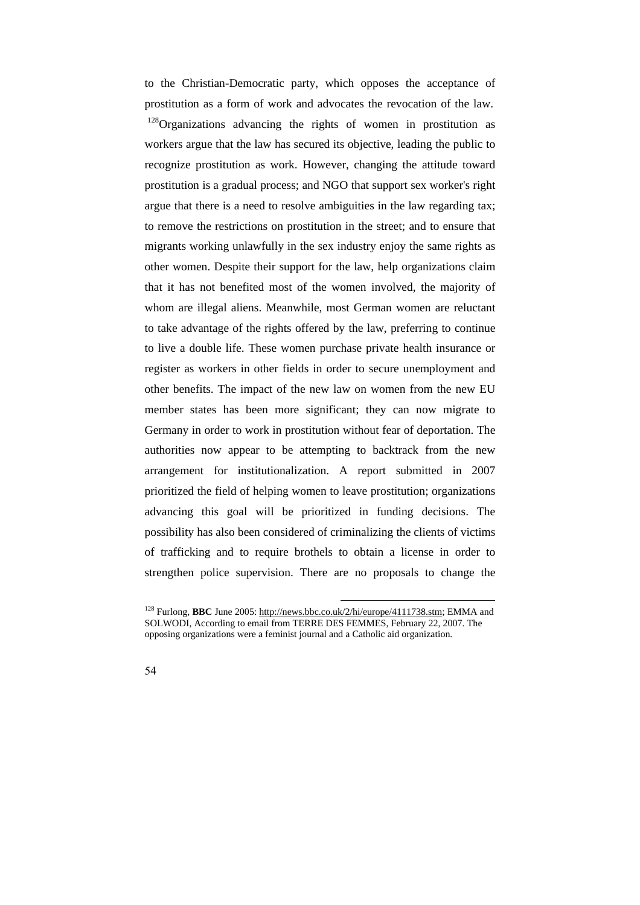to the Christian-Democratic party, which opposes the acceptance of prostitution as a form of work and advocates the revocation of the law. [128]Organizations advancing the rights of women in prostitution as workers argue that the law has secured its objective, leading the public to recognize prostitution as work. However, changing the attitude toward prostitution is a gradual process; and NGO that support sex worker's right argue that there is a need to resolve ambiguities in the law regarding tax; to remove the restrictions on prostitution in the street; and to ensure that migrants working unlawfully in the sex industry enjoy the same rights as other women. Despite their support for the law, help organizations claim that it has not benefited most of the women involved, the majority of whom are illegal aliens. Meanwhile, most German women are reluctant to take advantage of the rights offered by the law, preferring to continue to live a double life. These women purchase private health insurance or register as workers in other fields in order to secure unemployment and other benefits. The impact of the new law on women from the new EU member states has been more significant; they can now migrate to Germany in order to work in prostitution without fear of deportation. The authorities now appear to be attempting to backtrack from the new arrangement for institutionalization. A report submitted in 2007 prioritized the field of helping women to leave prostitution; organizations advancing this goal will be prioritized in funding decisions. The possibility has also been considered of criminalizing the clients of victims of trafficking and to require brothels to obtain a license in order to strengthen police supervision. There are no proposals to change the

---

[128] Furlong, **BBC** June 2005: http://news.bbc.co.uk/2/hi/europe/4111738.stm; EMMA and SOLWODI, According to email from TERRE DES FEMMES, February 22, 2007. The opposing organizations were a feminist journal and a Catholic aid organization.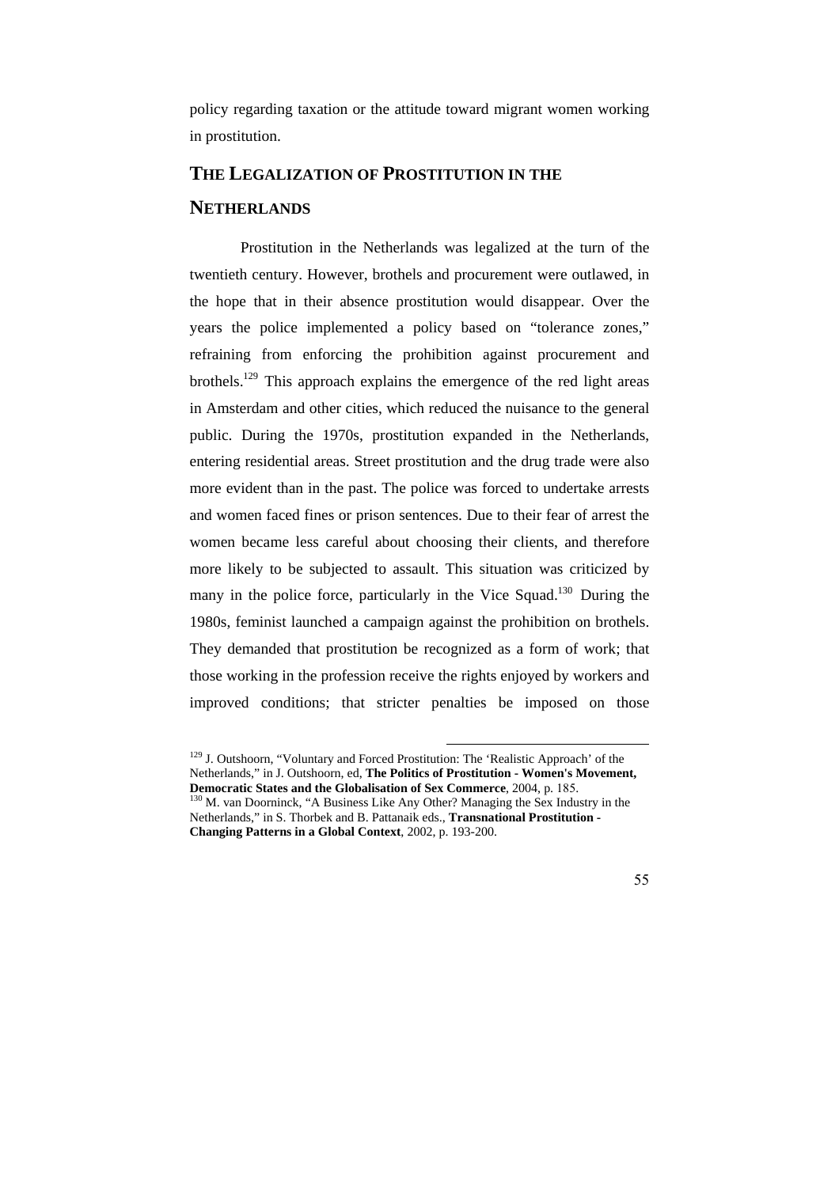policy regarding taxation or the attitude toward migrant women working in prostitution.

## THE LEGALIZATION OF PROSTITUTION IN THE NETHERLANDS

Prostitution in the Netherlands was legalized at the turn of the twentieth century. However, brothels and procurement were outlawed, in the hope that in their absence prostitution would disappear. Over the years the police implemented a policy based on "tolerance zones," refraining from enforcing the prohibition against procurement and brothels.[129] This approach explains the emergence of the red light areas in Amsterdam and other cities, which reduced the nuisance to the general public. During the 1970s, prostitution expanded in the Netherlands, entering residential areas. Street prostitution and the drug trade were also more evident than in the past. The police was forced to undertake arrests and women faced fines or prison sentences. Due to their fear of arrest the women became less careful about choosing their clients, and therefore more likely to be subjected to assault. This situation was criticized by many in the police force, particularly in the Vice Squad.[130] During the 1980s, feminist launched a campaign against the prohibition on brothels. They demanded that prostitution be recognized as a form of work; that those working in the profession receive the rights enjoyed by workers and improved conditions; that stricter penalties be imposed on those

[129] J. Outshoorn, "Voluntary and Forced Prostitution: The 'Realistic Approach' of the Netherlands," in J. Outshoorn, ed, **The Politics of Prostitution - Women's Movement, Democratic States and the Globalisation of Sex Commerce**, 2004, p. 185.

[130] M. van Doorninck, "A Business Like Any Other? Managing the Sex Industry in the Netherlands," in S. Thorbek and B. Pattanaik eds., **Transnational Prostitution - Changing Patterns in a Global Context**, 2002, p. 193-200.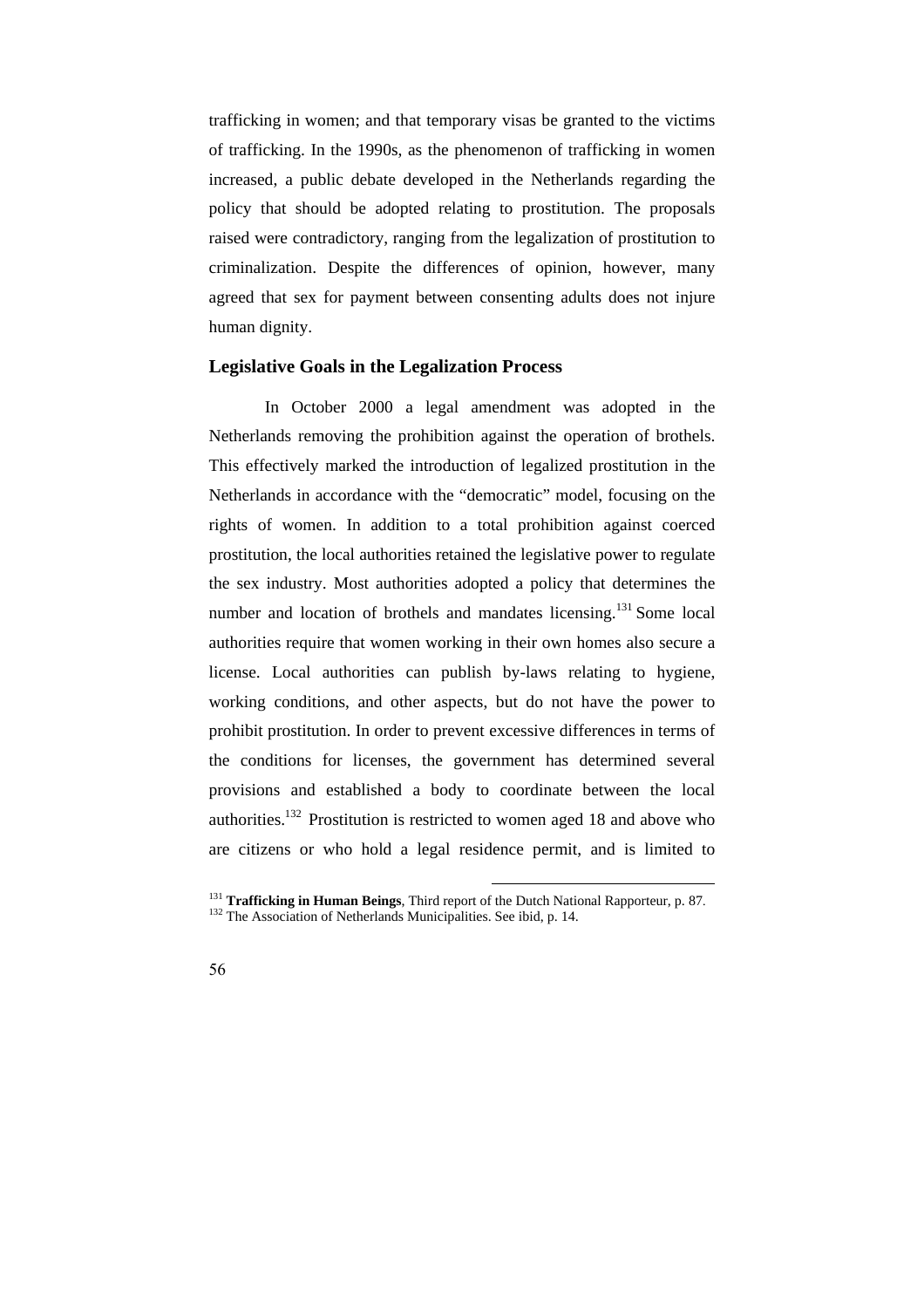trafficking in women; and that temporary visas be granted to the victims of trafficking. In the 1990s, as the phenomenon of trafficking in women increased, a public debate developed in the Netherlands regarding the policy that should be adopted relating to prostitution. The proposals raised were contradictory, ranging from the legalization of prostitution to criminalization. Despite the differences of opinion, however, many agreed that sex for payment between consenting adults does not injure human dignity.

### Legislative Goals in the Legalization Process

In October 2000 a legal amendment was adopted in the Netherlands removing the prohibition against the operation of brothels. This effectively marked the introduction of legalized prostitution in the Netherlands in accordance with the "democratic" model, focusing on the rights of women. In addition to a total prohibition against coerced prostitution, the local authorities retained the legislative power to regulate the sex industry. Most authorities adopted a policy that determines the number and location of brothels and mandates licensing.[131] Some local authorities require that women working in their own homes also secure a license. Local authorities can publish by-laws relating to hygiene, working conditions, and other aspects, but do not have the power to prohibit prostitution. In order to prevent excessive differences in terms of the conditions for licenses, the government has determined several provisions and established a body to coordinate between the local authorities.[132] Prostitution is restricted to women aged 18 and above who are citizens or who hold a legal residence permit, and is limited to

---

[131] **Trafficking in Human Beings**, Third report of the Dutch National Rapporteur, p. 87.
[132] The Association of Netherlands Municipalities. See ibid, p. 14.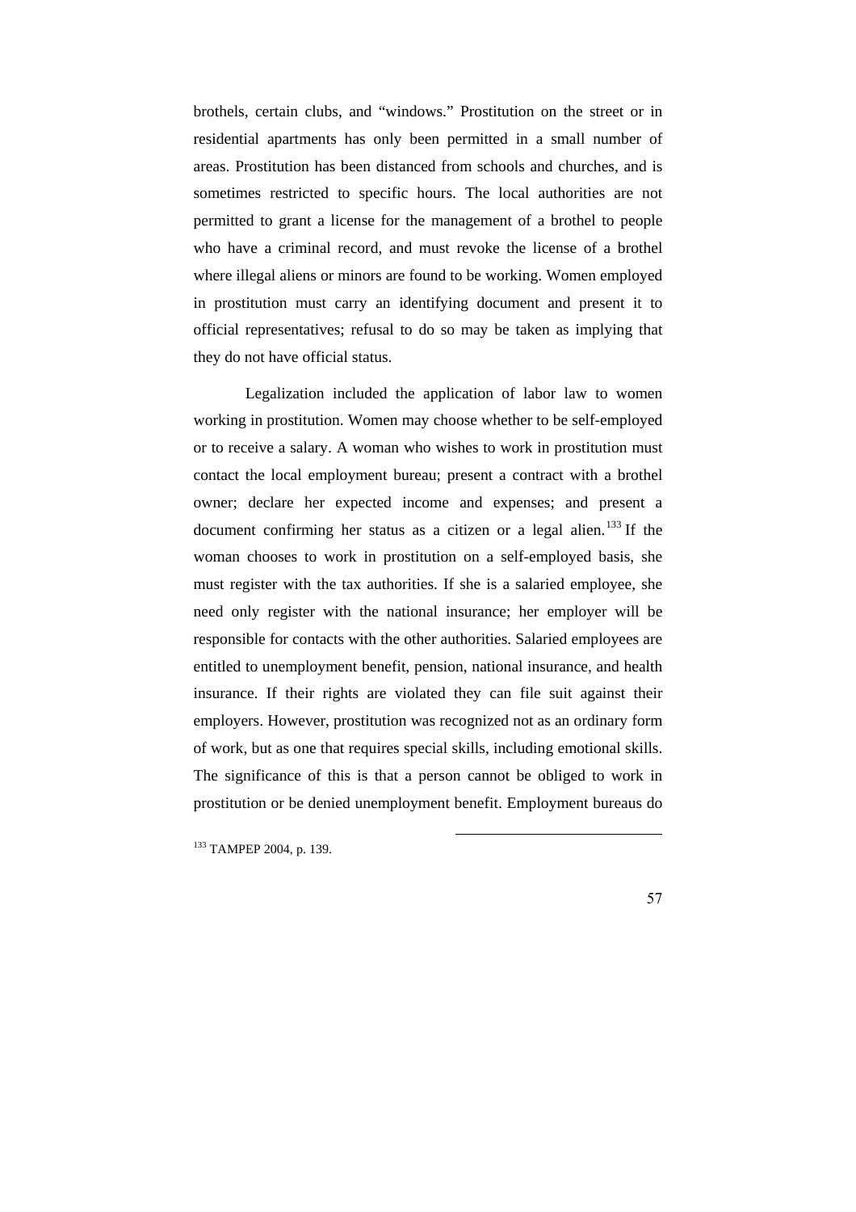brothels, certain clubs, and “windows.” Prostitution on the street or in residential apartments has only been permitted in a small number of areas. Prostitution has been distanced from schools and churches, and is sometimes restricted to specific hours. The local authorities are not permitted to grant a license for the management of a brothel to people who have a criminal record, and must revoke the license of a brothel where illegal aliens or minors are found to be working. Women employed in prostitution must carry an identifying document and present it to official representatives; refusal to do so may be taken as implying that they do not have official status.

Legalization included the application of labor law to women working in prostitution. Women may choose whether to be self-employed or to receive a salary. A woman who wishes to work in prostitution must contact the local employment bureau; present a contract with a brothel owner; declare her expected income and expenses; and present a document confirming her status as a citizen or a legal alien.[133] If the woman chooses to work in prostitution on a self-employed basis, she must register with the tax authorities. If she is a salaried employee, she need only register with the national insurance; her employer will be responsible for contacts with the other authorities. Salaried employees are entitled to unemployment benefit, pension, national insurance, and health insurance. If their rights are violated they can file suit against their employers. However, prostitution was recognized not as an ordinary form of work, but as one that requires special skills, including emotional skills. The significance of this is that a person cannot be obliged to work in prostitution or be denied unemployment benefit. Employment bureaus do

[133] TAMPEP 2004, p. 139.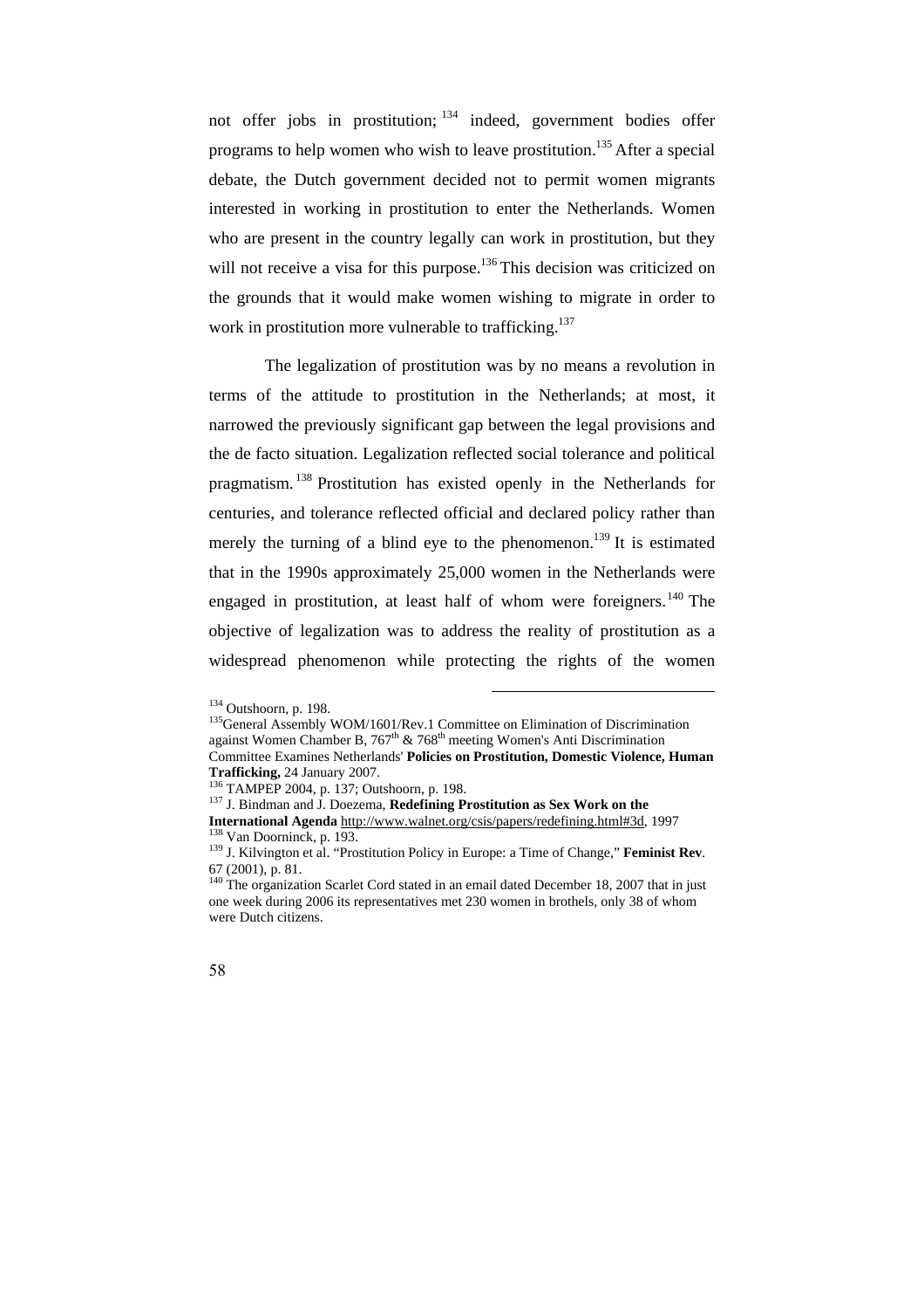not offer jobs in prostitution;[134] indeed, government bodies offer programs to help women who wish to leave prostitution.[135] After a special debate, the Dutch government decided not to permit women migrants interested in working in prostitution to enter the Netherlands. Women who are present in the country legally can work in prostitution, but they will not receive a visa for this purpose.[136] This decision was criticized on the grounds that it would make women wishing to migrate in order to work in prostitution more vulnerable to trafficking.[137]

The legalization of prostitution was by no means a revolution in terms of the attitude to prostitution in the Netherlands; at most, it narrowed the previously significant gap between the legal provisions and the de facto situation. Legalization reflected social tolerance and political pragmatism.[138] Prostitution has existed openly in the Netherlands for centuries, and tolerance reflected official and declared policy rather than merely the turning of a blind eye to the phenomenon.[139] It is estimated that in the 1990s approximately 25,000 women in the Netherlands were engaged in prostitution, at least half of whom were foreigners.[140] The objective of legalization was to address the reality of prostitution as a widespread phenomenon while protecting the rights of the women

---

[134] Outshoorn, p. 198.

[135] General Assembly WOM/1601/Rev.1 Committee on Elimination of Discrimination against Women Chamber B, 767th & 768th meeting Women's Anti Discrimination Committee Examines Netherlands' **Policies on Prostitution, Domestic Violence, Human Trafficking,** 24 January 2007.

[136] TAMPEP 2004, p. 137; Outshoorn, p. 198.

[137] J. Bindman and J. Doezema, **Redefining Prostitution as Sex Work on the International Agenda** http://www.walnet.org/csis/papers/redefining.html#3d, 1997

[138] Van Doorninck, p. 193.

[139] J. Kilvington et al. "Prostitution Policy in Europe: a Time of Change," **Feminist Rev**. 67 (2001), p. 81.

[140] The organization Scarlet Cord stated in an email dated December 18, 2007 that in just one week during 2006 its representatives met 230 women in brothels, only 38 of whom were Dutch citizens.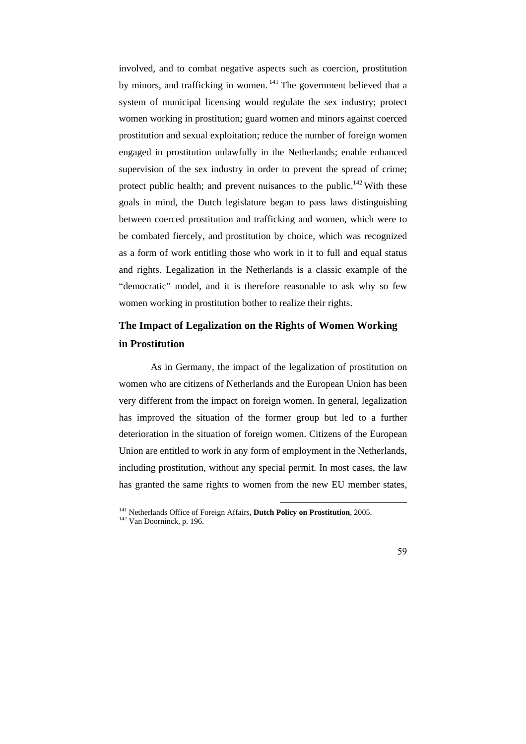involved, and to combat negative aspects such as coercion, prostitution by minors, and trafficking in women.[141] The government believed that a system of municipal licensing would regulate the sex industry; protect women working in prostitution; guard women and minors against coerced prostitution and sexual exploitation; reduce the number of foreign women engaged in prostitution unlawfully in the Netherlands; enable enhanced supervision of the sex industry in order to prevent the spread of crime; protect public health; and prevent nuisances to the public.[142] With these goals in mind, the Dutch legislature began to pass laws distinguishing between coerced prostitution and trafficking and women, which were to be combated fiercely, and prostitution by choice, which was recognized as a form of work entitling those who work in it to full and equal status and rights. Legalization in the Netherlands is a classic example of the "democratic" model, and it is therefore reasonable to ask why so few women working in prostitution bother to realize their rights.

## The Impact of Legalization on the Rights of Women Working in Prostitution

As in Germany, the impact of the legalization of prostitution on women who are citizens of Netherlands and the European Union has been very different from the impact on foreign women. In general, legalization has improved the situation of the former group but led to a further deterioration in the situation of foreign women. Citizens of the European Union are entitled to work in any form of employment in the Netherlands, including prostitution, without any special permit. In most cases, the law has granted the same rights to women from the new EU member states,

[141] Netherlands Office of Foreign Affairs, **Dutch Policy on Prostitution**, 2005.

[142] Van Doorninck, p. 196.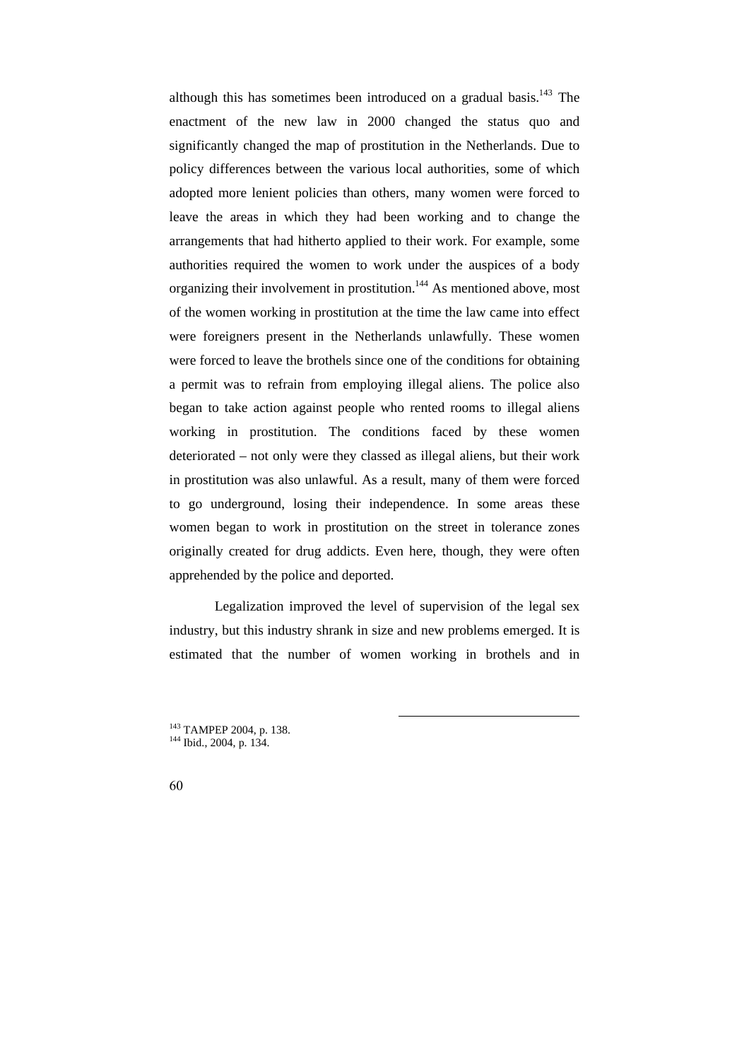although this has sometimes been introduced on a gradual basis.[143] The enactment of the new law in 2000 changed the status quo and significantly changed the map of prostitution in the Netherlands. Due to policy differences between the various local authorities, some of which adopted more lenient policies than others, many women were forced to leave the areas in which they had been working and to change the arrangements that had hitherto applied to their work. For example, some authorities required the women to work under the auspices of a body organizing their involvement in prostitution.[144] As mentioned above, most of the women working in prostitution at the time the law came into effect were foreigners present in the Netherlands unlawfully. These women were forced to leave the brothels since one of the conditions for obtaining a permit was to refrain from employing illegal aliens. The police also began to take action against people who rented rooms to illegal aliens working in prostitution. The conditions faced by these women deteriorated – not only were they classed as illegal aliens, but their work in prostitution was also unlawful. As a result, many of them were forced to go underground, losing their independence. In some areas these women began to work in prostitution on the street in tolerance zones originally created for drug addicts. Even here, though, they were often apprehended by the police and deported.

Legalization improved the level of supervision of the legal sex industry, but this industry shrank in size and new problems emerged. It is estimated that the number of women working in brothels and in

---

[143] TAMPEP 2004, p. 138.
[144] Ibid., 2004, p. 134.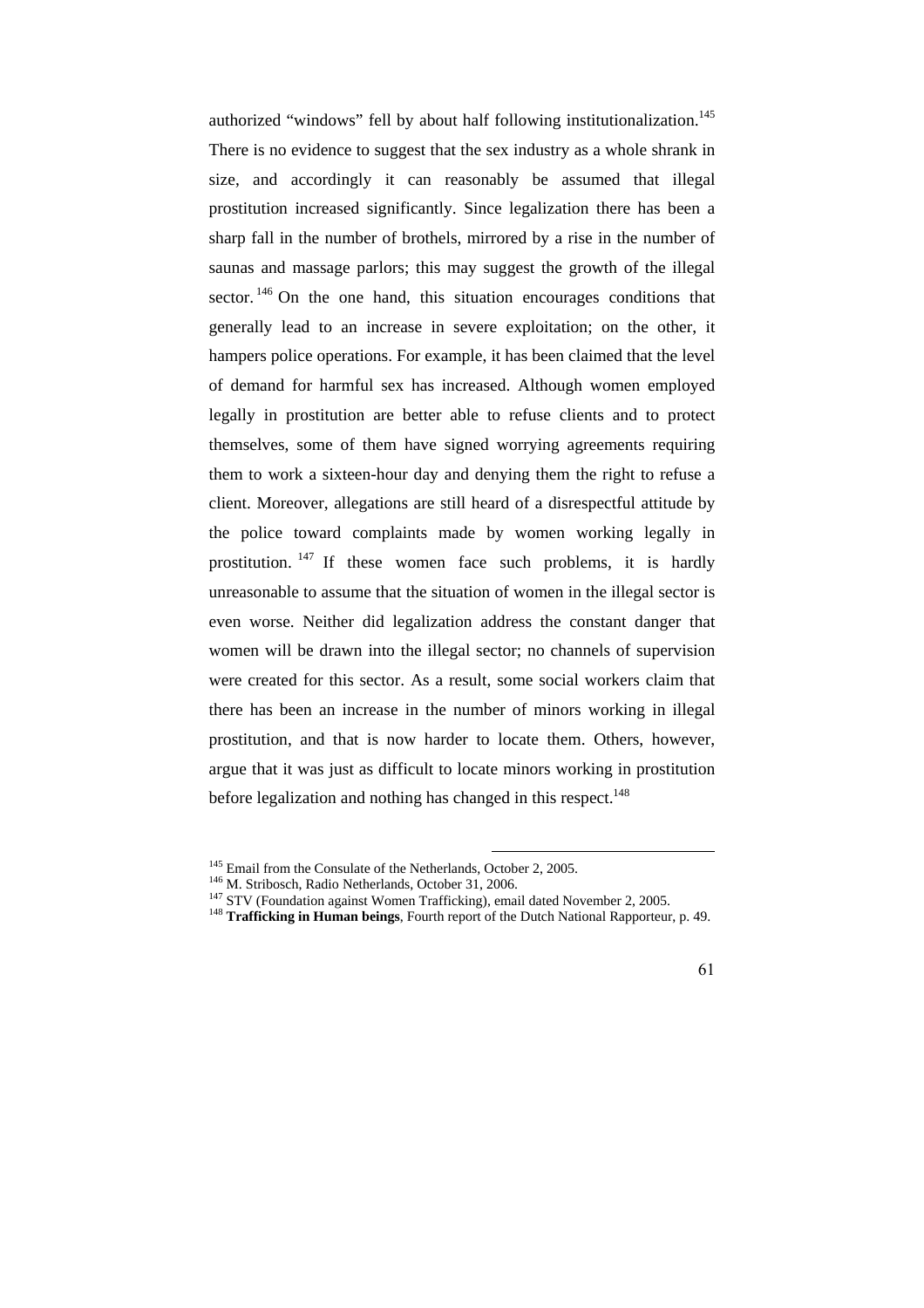authorized "windows" fell by about half following institutionalization.[145] There is no evidence to suggest that the sex industry as a whole shrank in size, and accordingly it can reasonably be assumed that illegal prostitution increased significantly. Since legalization there has been a sharp fall in the number of brothels, mirrored by a rise in the number of saunas and massage parlors; this may suggest the growth of the illegal sector.[146] On the one hand, this situation encourages conditions that generally lead to an increase in severe exploitation; on the other, it hampers police operations. For example, it has been claimed that the level of demand for harmful sex has increased. Although women employed legally in prostitution are better able to refuse clients and to protect themselves, some of them have signed worrying agreements requiring them to work a sixteen-hour day and denying them the right to refuse a client. Moreover, allegations are still heard of a disrespectful attitude by the police toward complaints made by women working legally in prostitution.[147] If these women face such problems, it is hardly unreasonable to assume that the situation of women in the illegal sector is even worse. Neither did legalization address the constant danger that women will be drawn into the illegal sector; no channels of supervision were created for this sector. As a result, some social workers claim that there has been an increase in the number of minors working in illegal prostitution, and that is now harder to locate them. Others, however, argue that it was just as difficult to locate minors working in prostitution before legalization and nothing has changed in this respect.[148]

---

[145] Email from the Consulate of the Netherlands, October 2, 2005.
[146] M. Stribosch, Radio Netherlands, October 31, 2006.
[147] STV (Foundation against Women Trafficking), email dated November 2, 2005.
[148] **Trafficking in Human beings**, Fourth report of the Dutch National Rapporteur, p. 49.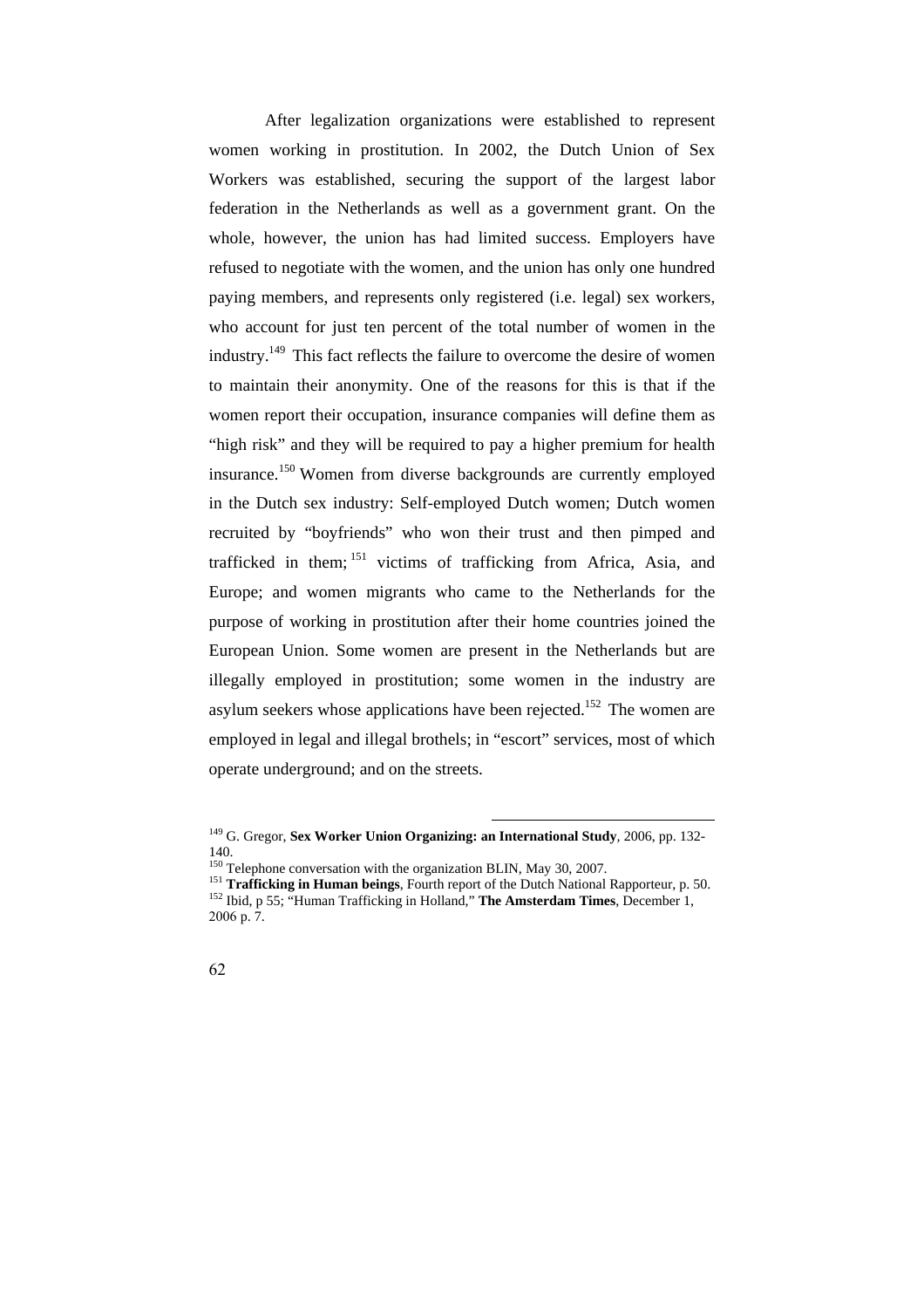After legalization organizations were established to represent women working in prostitution. In 2002, the Dutch Union of Sex Workers was established, securing the support of the largest labor federation in the Netherlands as well as a government grant. On the whole, however, the union has had limited success. Employers have refused to negotiate with the women, and the union has only one hundred paying members, and represents only registered (i.e. legal) sex workers, who account for just ten percent of the total number of women in the industry.[149] This fact reflects the failure to overcome the desire of women to maintain their anonymity. One of the reasons for this is that if the women report their occupation, insurance companies will define them as "high risk" and they will be required to pay a higher premium for health insurance.[150] Women from diverse backgrounds are currently employed in the Dutch sex industry: Self-employed Dutch women; Dutch women recruited by "boyfriends" who won their trust and then pimped and trafficked in them;[151] victims of trafficking from Africa, Asia, and Europe; and women migrants who came to the Netherlands for the purpose of working in prostitution after their home countries joined the European Union. Some women are present in the Netherlands but are illegally employed in prostitution; some women in the industry are asylum seekers whose applications have been rejected.[152] The women are employed in legal and illegal brothels; in "escort" services, most of which operate underground; and on the streets.

---

[149] G. Gregor, **Sex Worker Union Organizing: an International Study**, 2006, pp. 132-140.

[150] Telephone conversation with the organization BLIN, May 30, 2007.

[151] **Trafficking in Human beings**, Fourth report of the Dutch National Rapporteur, p. 50.

[152] Ibid, p 55; "Human Trafficking in Holland," **The Amsterdam Times**, December 1, 2006 p. 7.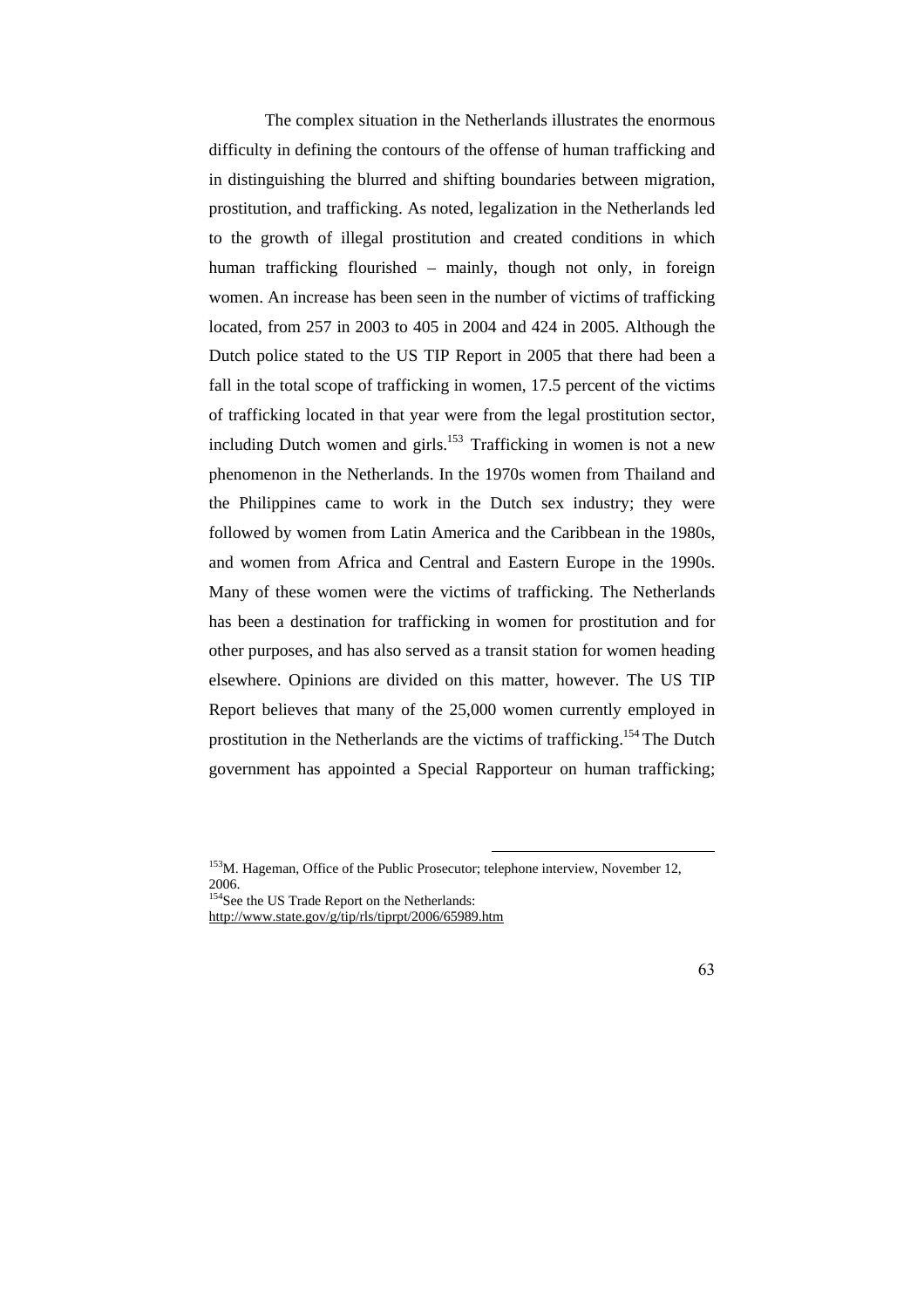The complex situation in the Netherlands illustrates the enormous difficulty in defining the contours of the offense of human trafficking and in distinguishing the blurred and shifting boundaries between migration, prostitution, and trafficking. As noted, legalization in the Netherlands led to the growth of illegal prostitution and created conditions in which human trafficking flourished – mainly, though not only, in foreign women. An increase has been seen in the number of victims of trafficking located, from 257 in 2003 to 405 in 2004 and 424 in 2005. Although the Dutch police stated to the US TIP Report in 2005 that there had been a fall in the total scope of trafficking in women, 17.5 percent of the victims of trafficking located in that year were from the legal prostitution sector, including Dutch women and girls.[153] Trafficking in women is not a new phenomenon in the Netherlands. In the 1970s women from Thailand and the Philippines came to work in the Dutch sex industry; they were followed by women from Latin America and the Caribbean in the 1980s, and women from Africa and Central and Eastern Europe in the 1990s. Many of these women were the victims of trafficking. The Netherlands has been a destination for trafficking in women for prostitution and for other purposes, and has also served as a transit station for women heading elsewhere. Opinions are divided on this matter, however. The US TIP Report believes that many of the 25,000 women currently employed in prostitution in the Netherlands are the victims of trafficking.[154] The Dutch government has appointed a Special Rapporteur on human trafficking;

---

[153] M. Hageman, Office of the Public Prosecutor; telephone interview, November 12, 2006.

[154] See the US Trade Report on the Netherlands: http://www.state.gov/g/tip/rls/tiprpt/2006/65989.htm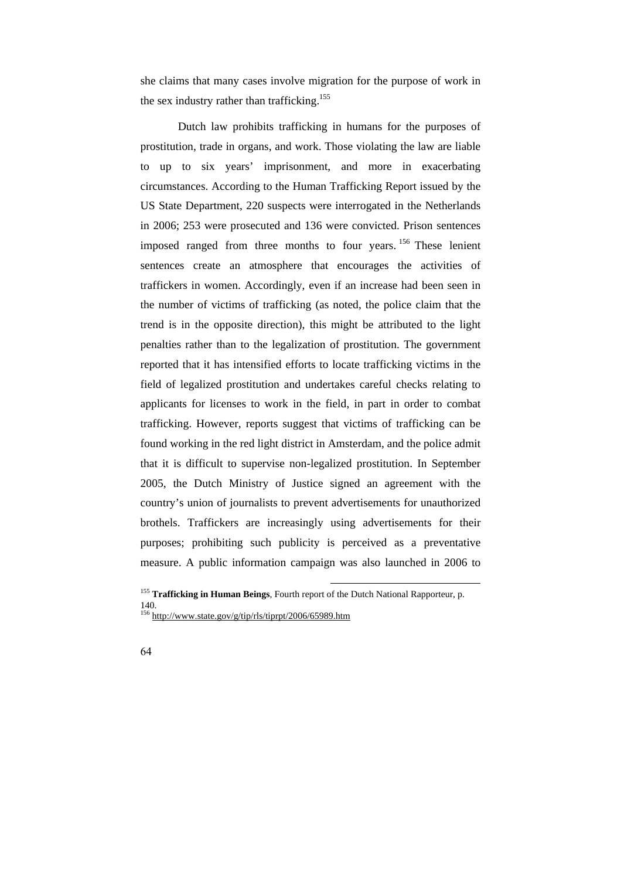she claims that many cases involve migration for the purpose of work in the sex industry rather than trafficking.[155]

Dutch law prohibits trafficking in humans for the purposes of prostitution, trade in organs, and work. Those violating the law are liable to up to six years' imprisonment, and more in exacerbating circumstances. According to the Human Trafficking Report issued by the US State Department, 220 suspects were interrogated in the Netherlands in 2006; 253 were prosecuted and 136 were convicted. Prison sentences imposed ranged from three months to four years.[156] These lenient sentences create an atmosphere that encourages the activities of traffickers in women. Accordingly, even if an increase had been seen in the number of victims of trafficking (as noted, the police claim that the trend is in the opposite direction), this might be attributed to the light penalties rather than to the legalization of prostitution. The government reported that it has intensified efforts to locate trafficking victims in the field of legalized prostitution and undertakes careful checks relating to applicants for licenses to work in the field, in part in order to combat trafficking. However, reports suggest that victims of trafficking can be found working in the red light district in Amsterdam, and the police admit that it is difficult to supervise non-legalized prostitution. In September 2005, the Dutch Ministry of Justice signed an agreement with the country's union of journalists to prevent advertisements for unauthorized brothels. Traffickers are increasingly using advertisements for their purposes; prohibiting such publicity is perceived as a preventative measure. A public information campaign was also launched in 2006 to

---

[155] **Trafficking in Human Beings**, Fourth report of the Dutch National Rapporteur, p. 140.

[156] http://www.state.gov/g/tip/rls/tiprpt/2006/65989.htm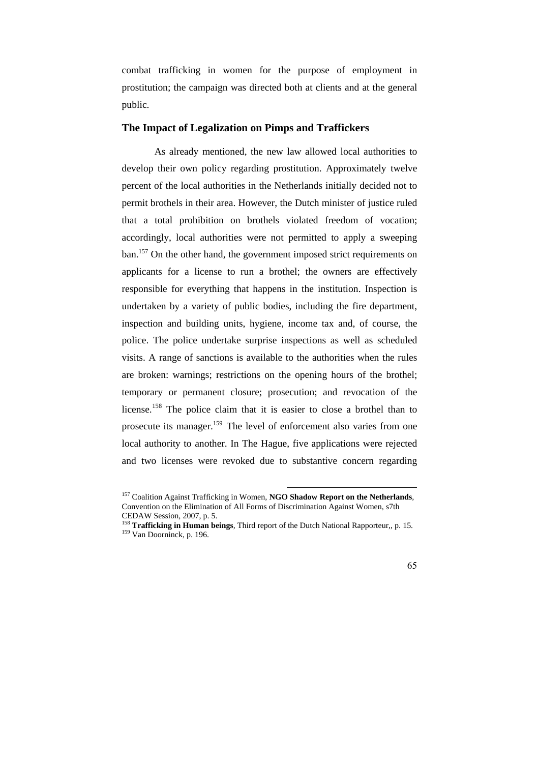combat trafficking in women for the purpose of employment in prostitution; the campaign was directed both at clients and at the general public.

### The Impact of Legalization on Pimps and Traffickers

As already mentioned, the new law allowed local authorities to develop their own policy regarding prostitution. Approximately twelve percent of the local authorities in the Netherlands initially decided not to permit brothels in their area. However, the Dutch minister of justice ruled that a total prohibition on brothels violated freedom of vocation; accordingly, local authorities were not permitted to apply a sweeping ban.[157] On the other hand, the government imposed strict requirements on applicants for a license to run a brothel; the owners are effectively responsible for everything that happens in the institution. Inspection is undertaken by a variety of public bodies, including the fire department, inspection and building units, hygiene, income tax and, of course, the police. The police undertake surprise inspections as well as scheduled visits. A range of sanctions is available to the authorities when the rules are broken: warnings; restrictions on the opening hours of the brothel; temporary or permanent closure; prosecution; and revocation of the license.[158] The police claim that it is easier to close a brothel than to prosecute its manager.[159] The level of enforcement also varies from one local authority to another. In The Hague, five applications were rejected and two licenses were revoked due to substantive concern regarding

---

[157] Coalition Against Trafficking in Women, **NGO Shadow Report on the Netherlands**, Convention on the Elimination of All Forms of Discrimination Against Women, s7th CEDAW Session, 2007, p. 5.

[158] **Trafficking in Human beings**, Third report of the Dutch National Rapporteur,, p. 15.

[159] Van Doorninck, p. 196.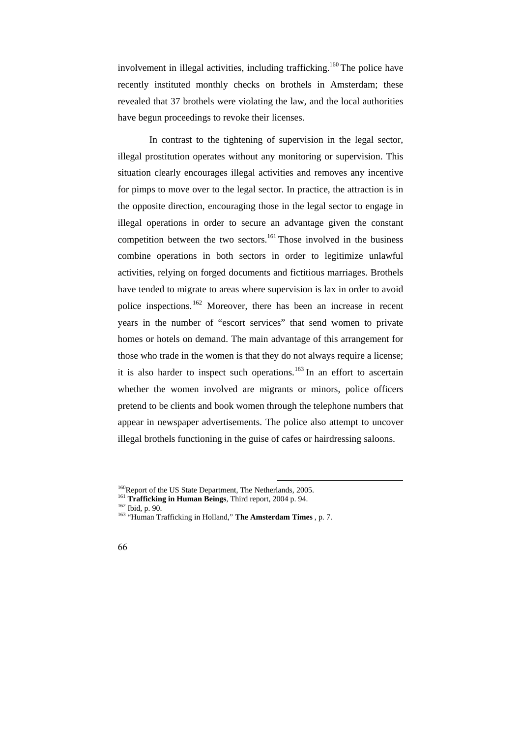involvement in illegal activities, including trafficking.[160] The police have recently instituted monthly checks on brothels in Amsterdam; these revealed that 37 brothels were violating the law, and the local authorities have begun proceedings to revoke their licenses.

In contrast to the tightening of supervision in the legal sector, illegal prostitution operates without any monitoring or supervision. This situation clearly encourages illegal activities and removes any incentive for pimps to move over to the legal sector. In practice, the attraction is in the opposite direction, encouraging those in the legal sector to engage in illegal operations in order to secure an advantage given the constant competition between the two sectors.[161] Those involved in the business combine operations in both sectors in order to legitimize unlawful activities, relying on forged documents and fictitious marriages. Brothels have tended to migrate to areas where supervision is lax in order to avoid police inspections.[162] Moreover, there has been an increase in recent years in the number of "escort services" that send women to private homes or hotels on demand. The main advantage of this arrangement for those who trade in the women is that they do not always require a license; it is also harder to inspect such operations.[163] In an effort to ascertain whether the women involved are migrants or minors, police officers pretend to be clients and book women through the telephone numbers that appear in newspaper advertisements. The police also attempt to uncover illegal brothels functioning in the guise of cafes or hairdressing saloons.

---

[160] Report of the US State Department, The Netherlands, 2005.

[161] **Trafficking in Human Beings**, Third report, 2004 p. 94.

[162] Ibid, p. 90.

[163] "Human Trafficking in Holland," **The Amsterdam Times** , p. 7.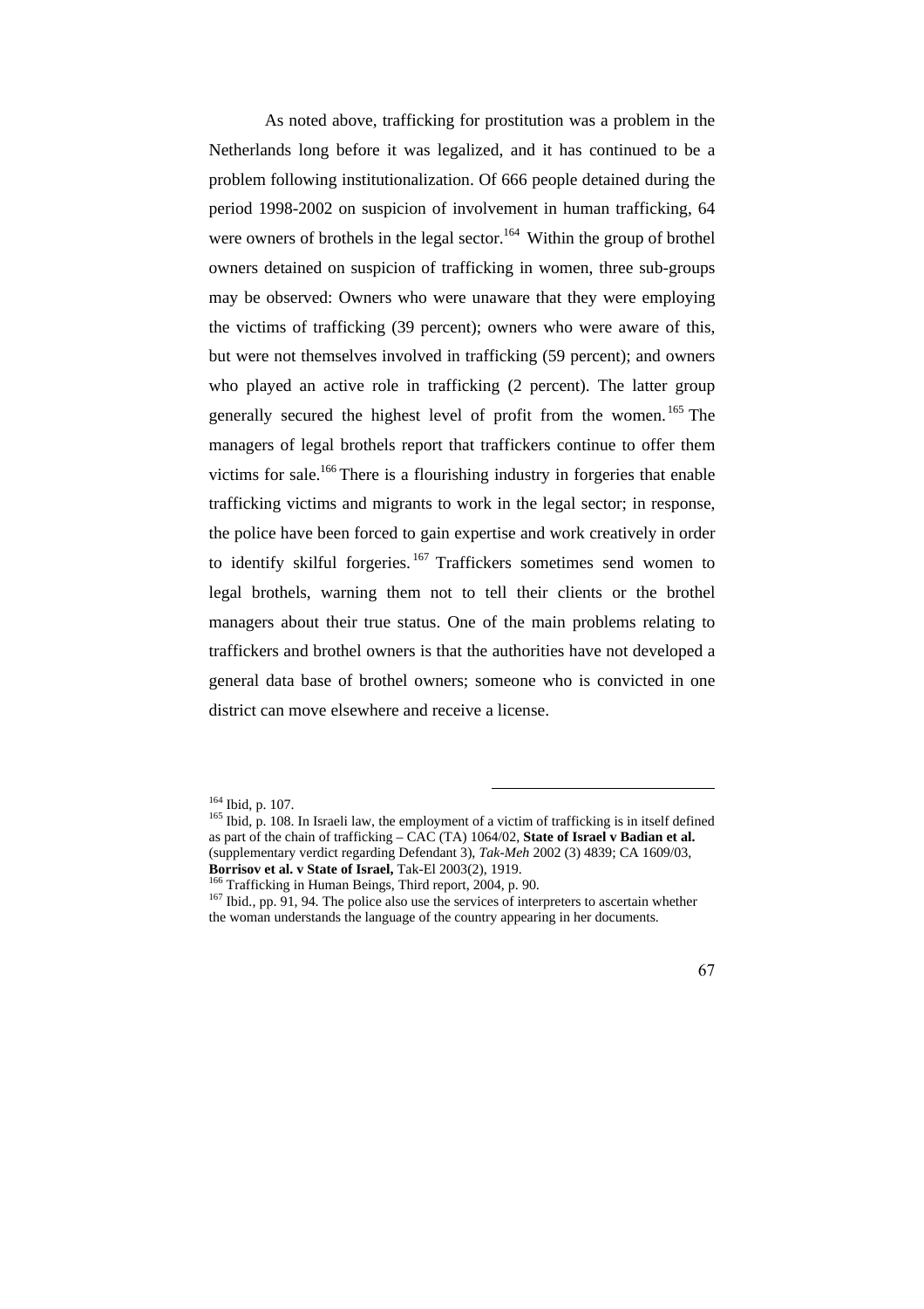As noted above, trafficking for prostitution was a problem in the Netherlands long before it was legalized, and it has continued to be a problem following institutionalization. Of 666 people detained during the period 1998-2002 on suspicion of involvement in human trafficking, 64 were owners of brothels in the legal sector.[164] Within the group of brothel owners detained on suspicion of trafficking in women, three sub-groups may be observed: Owners who were unaware that they were employing the victims of trafficking (39 percent); owners who were aware of this, but were not themselves involved in trafficking (59 percent); and owners who played an active role in trafficking (2 percent). The latter group generally secured the highest level of profit from the women.[165] The managers of legal brothels report that traffickers continue to offer them victims for sale.[166] There is a flourishing industry in forgeries that enable trafficking victims and migrants to work in the legal sector; in response, the police have been forced to gain expertise and work creatively in order to identify skilful forgeries.[167] Traffickers sometimes send women to legal brothels, warning them not to tell their clients or the brothel managers about their true status. One of the main problems relating to traffickers and brothel owners is that the authorities have not developed a general data base of brothel owners; someone who is convicted in one district can move elsewhere and receive a license.

---

[164] Ibid, p. 107.

[165] Ibid, p. 108. In Israeli law, the employment of a victim of trafficking is in itself defined as part of the chain of trafficking – CAC (TA) 1064/02, **State of Israel v Badian et al.** (supplementary verdict regarding Defendant 3), *Tak-Meh* 2002 (3) 4839; CA 1609/03, **Borrisov et al. v State of Israel,** Tak-El 2003(2), 1919.

[166] Trafficking in Human Beings, Third report, 2004, p. 90.

[167] Ibid., pp. 91, 94. The police also use the services of interpreters to ascertain whether the woman understands the language of the country appearing in her documents.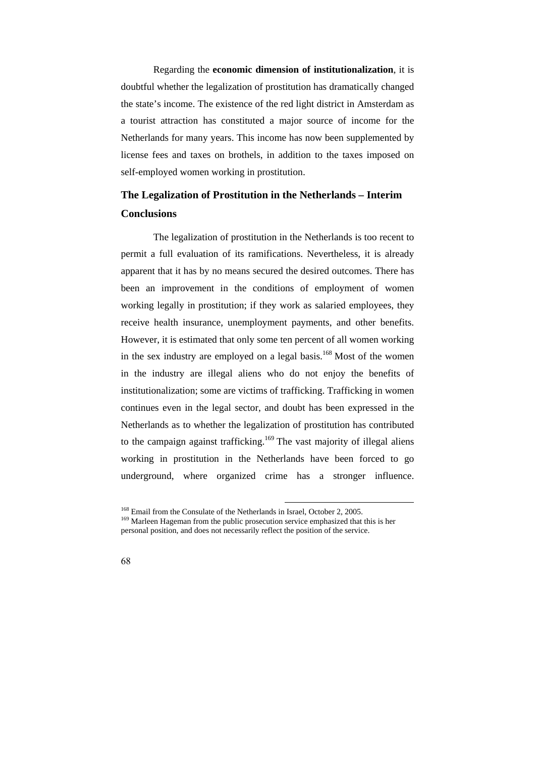Regarding the **economic dimension of institutionalization**, it is doubtful whether the legalization of prostitution has dramatically changed the state's income. The existence of the red light district in Amsterdam as a tourist attraction has constituted a major source of income for the Netherlands for many years. This income has now been supplemented by license fees and taxes on brothels, in addition to the taxes imposed on self-employed women working in prostitution.

## The Legalization of Prostitution in the Netherlands – Interim Conclusions

The legalization of prostitution in the Netherlands is too recent to permit a full evaluation of its ramifications. Nevertheless, it is already apparent that it has by no means secured the desired outcomes. There has been an improvement in the conditions of employment of women working legally in prostitution; if they work as salaried employees, they receive health insurance, unemployment payments, and other benefits. However, it is estimated that only some ten percent of all women working in the sex industry are employed on a legal basis.[168] Most of the women in the industry are illegal aliens who do not enjoy the benefits of institutionalization; some are victims of trafficking. Trafficking in women continues even in the legal sector, and doubt has been expressed in the Netherlands as to whether the legalization of prostitution has contributed to the campaign against trafficking.[169] The vast majority of illegal aliens working in prostitution in the Netherlands have been forced to go underground, where organized crime has a stronger influence.

---

[168] Email from the Consulate of the Netherlands in Israel, October 2, 2005.

[169] Marleen Hageman from the public prosecution service emphasized that this is her personal position, and does not necessarily reflect the position of the service.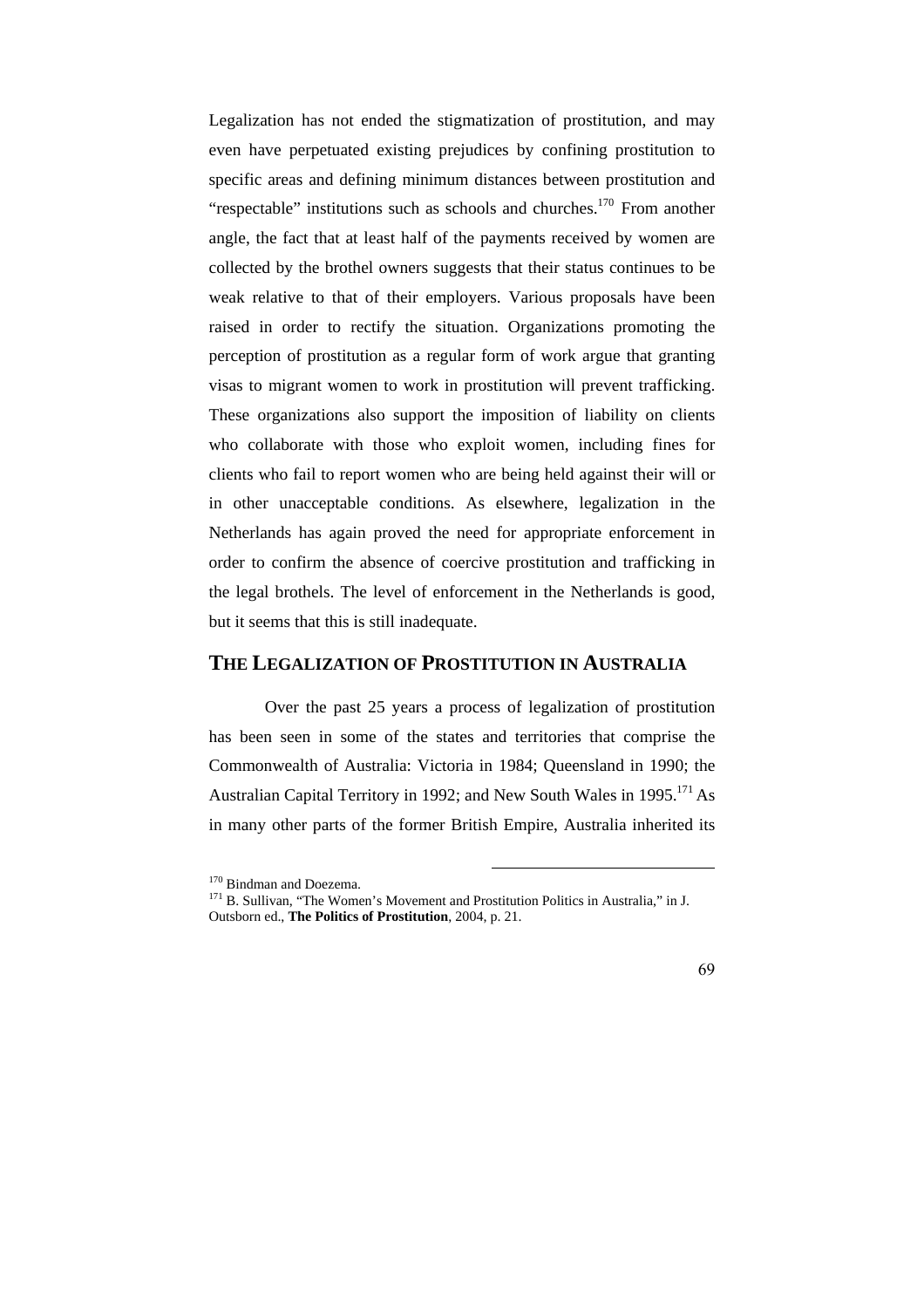Legalization has not ended the stigmatization of prostitution, and may even have perpetuated existing prejudices by confining prostitution to specific areas and defining minimum distances between prostitution and "respectable" institutions such as schools and churches.[170] From another angle, the fact that at least half of the payments received by women are collected by the brothel owners suggests that their status continues to be weak relative to that of their employers. Various proposals have been raised in order to rectify the situation. Organizations promoting the perception of prostitution as a regular form of work argue that granting visas to migrant women to work in prostitution will prevent trafficking. These organizations also support the imposition of liability on clients who collaborate with those who exploit women, including fines for clients who fail to report women who are being held against their will or in other unacceptable conditions. As elsewhere, legalization in the Netherlands has again proved the need for appropriate enforcement in order to confirm the absence of coercive prostitution and trafficking in the legal brothels. The level of enforcement in the Netherlands is good, but it seems that this is still inadequate.

## THE LEGALIZATION OF PROSTITUTION IN AUSTRALIA

Over the past 25 years a process of legalization of prostitution has been seen in some of the states and territories that comprise the Commonwealth of Australia: Victoria in 1984; Queensland in 1990; the Australian Capital Territory in 1992; and New South Wales in 1995.[171] As in many other parts of the former British Empire, Australia inherited its

---

[170] Bindman and Doezema.

[171] B. Sullivan, "The Women's Movement and Prostitution Politics in Australia," in J. Outsborn ed., **The Politics of Prostitution**, 2004, p. 21.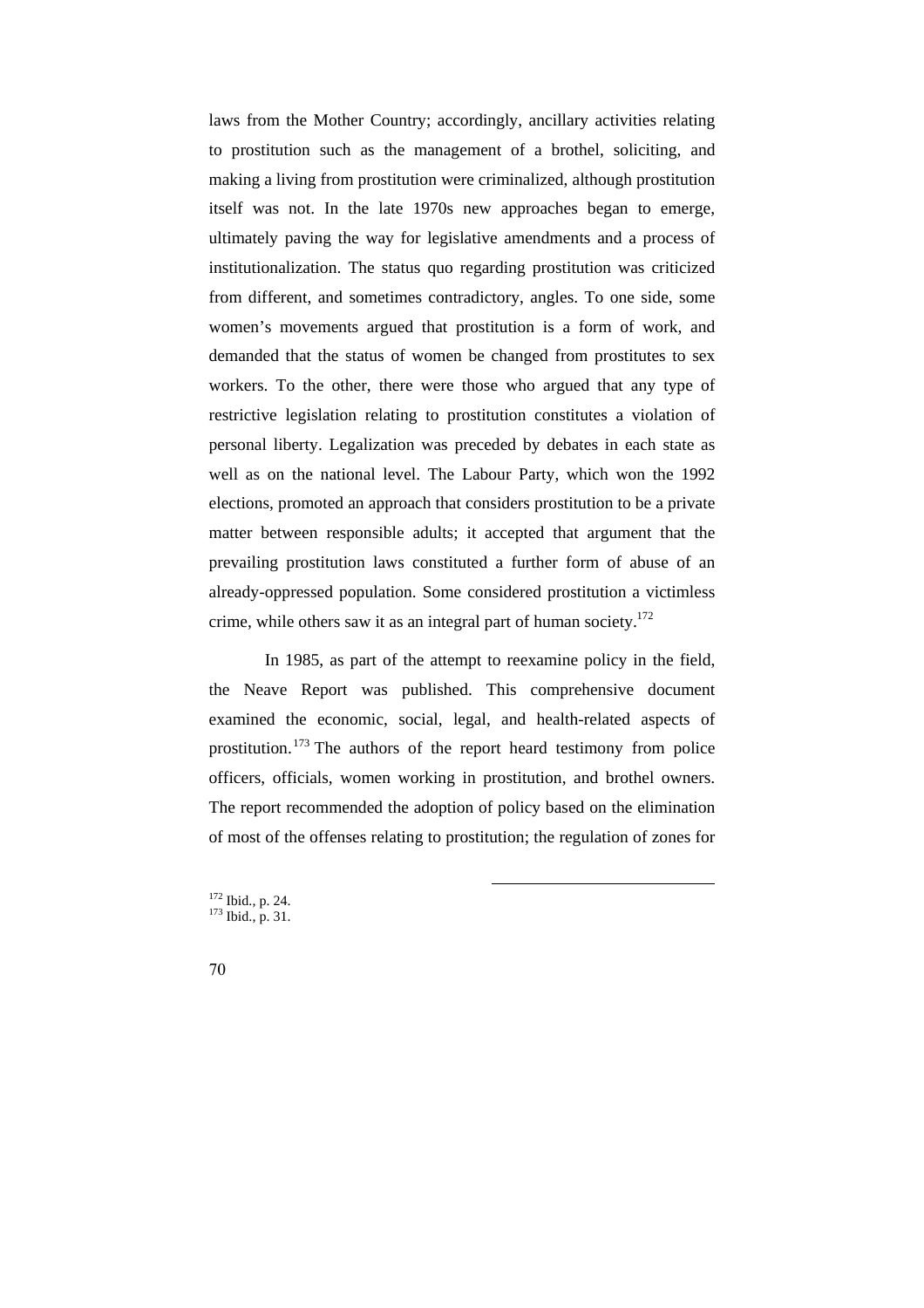laws from the Mother Country; accordingly, ancillary activities relating to prostitution such as the management of a brothel, soliciting, and making a living from prostitution were criminalized, although prostitution itself was not. In the late 1970s new approaches began to emerge, ultimately paving the way for legislative amendments and a process of institutionalization. The status quo regarding prostitution was criticized from different, and sometimes contradictory, angles. To one side, some women's movements argued that prostitution is a form of work, and demanded that the status of women be changed from prostitutes to sex workers. To the other, there were those who argued that any type of restrictive legislation relating to prostitution constitutes a violation of personal liberty. Legalization was preceded by debates in each state as well as on the national level. The Labour Party, which won the 1992 elections, promoted an approach that considers prostitution to be a private matter between responsible adults; it accepted that argument that the prevailing prostitution laws constituted a further form of abuse of an already-oppressed population. Some considered prostitution a victimless crime, while others saw it as an integral part of human society.[172]

In 1985, as part of the attempt to reexamine policy in the field, the Neave Report was published. This comprehensive document examined the economic, social, legal, and health-related aspects of prostitution.[173] The authors of the report heard testimony from police officers, officials, women working in prostitution, and brothel owners. The report recommended the adoption of policy based on the elimination of most of the offenses relating to prostitution; the regulation of zones for

[172] Ibid., p. 24.
[173] Ibid., p. 31.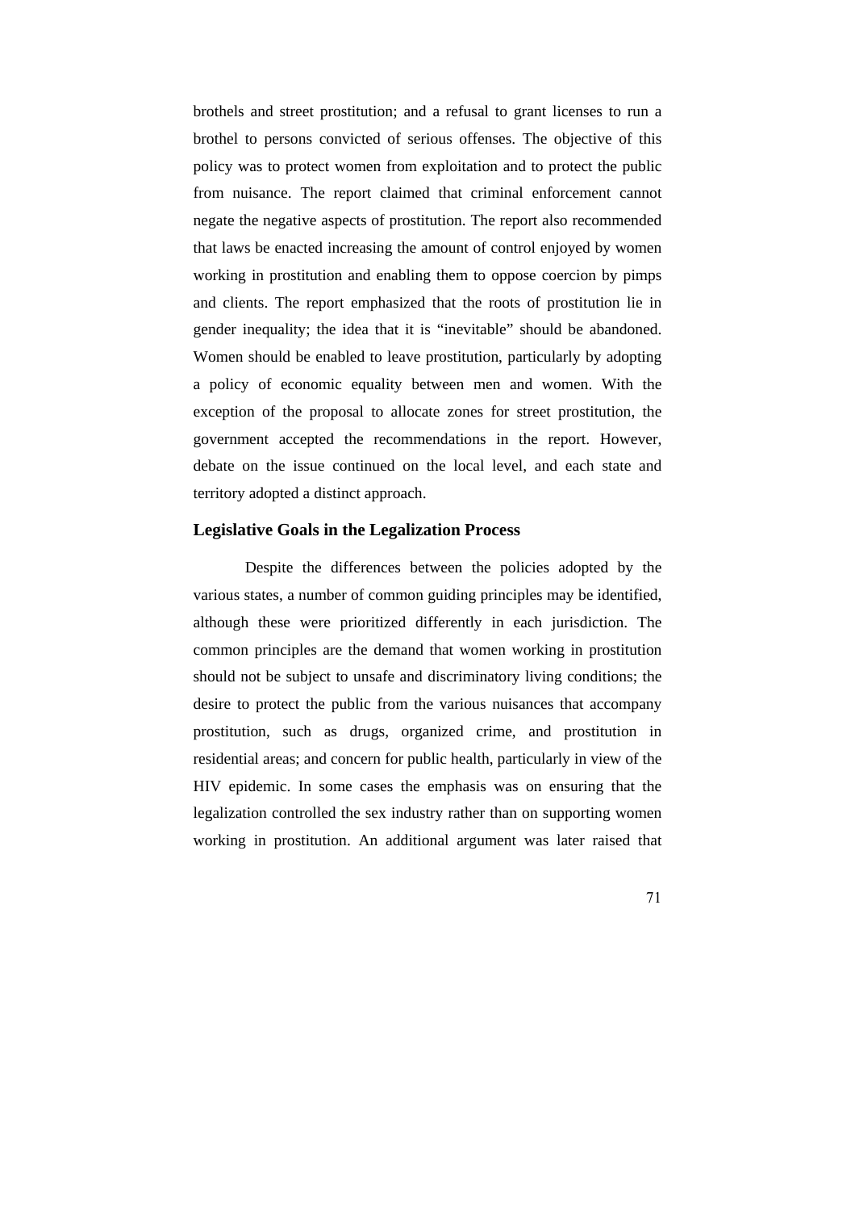brothels and street prostitution; and a refusal to grant licenses to run a brothel to persons convicted of serious offenses. The objective of this policy was to protect women from exploitation and to protect the public from nuisance. The report claimed that criminal enforcement cannot negate the negative aspects of prostitution. The report also recommended that laws be enacted increasing the amount of control enjoyed by women working in prostitution and enabling them to oppose coercion by pimps and clients. The report emphasized that the roots of prostitution lie in gender inequality; the idea that it is "inevitable" should be abandoned. Women should be enabled to leave prostitution, particularly by adopting a policy of economic equality between men and women. With the exception of the proposal to allocate zones for street prostitution, the government accepted the recommendations in the report. However, debate on the issue continued on the local level, and each state and territory adopted a distinct approach.

## Legislative Goals in the Legalization Process

Despite the differences between the policies adopted by the various states, a number of common guiding principles may be identified, although these were prioritized differently in each jurisdiction. The common principles are the demand that women working in prostitution should not be subject to unsafe and discriminatory living conditions; the desire to protect the public from the various nuisances that accompany prostitution, such as drugs, organized crime, and prostitution in residential areas; and concern for public health, particularly in view of the HIV epidemic. In some cases the emphasis was on ensuring that the legalization controlled the sex industry rather than on supporting women working in prostitution. An additional argument was later raised that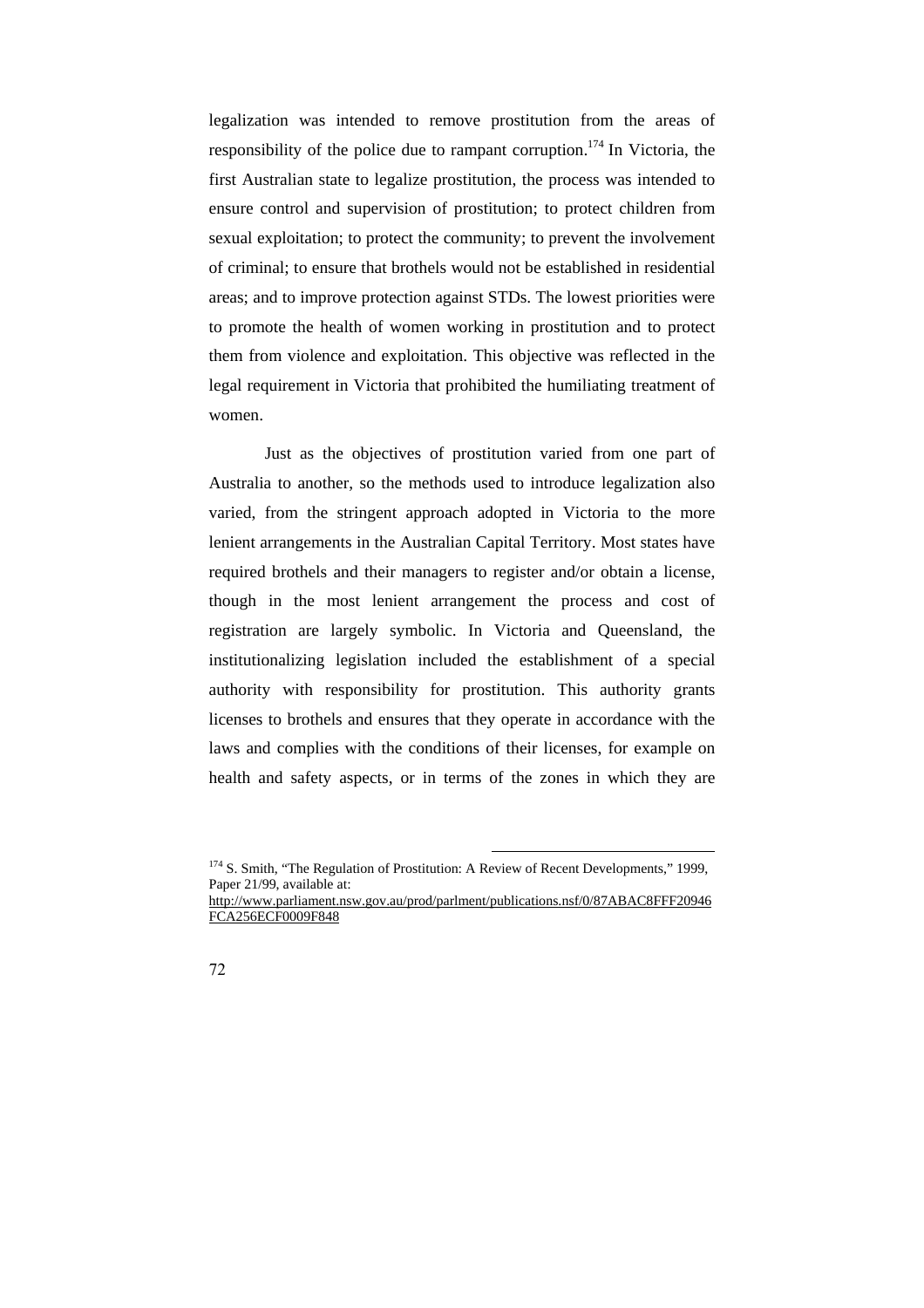legalization was intended to remove prostitution from the areas of responsibility of the police due to rampant corruption.[174] In Victoria, the first Australian state to legalize prostitution, the process was intended to ensure control and supervision of prostitution; to protect children from sexual exploitation; to protect the community; to prevent the involvement of criminal; to ensure that brothels would not be established in residential areas; and to improve protection against STDs. The lowest priorities were to promote the health of women working in prostitution and to protect them from violence and exploitation. This objective was reflected in the legal requirement in Victoria that prohibited the humiliating treatment of women.

Just as the objectives of prostitution varied from one part of Australia to another, so the methods used to introduce legalization also varied, from the stringent approach adopted in Victoria to the more lenient arrangements in the Australian Capital Territory. Most states have required brothels and their managers to register and/or obtain a license, though in the most lenient arrangement the process and cost of registration are largely symbolic. In Victoria and Queensland, the institutionalizing legislation included the establishment of a special authority with responsibility for prostitution. This authority grants licenses to brothels and ensures that they operate in accordance with the laws and complies with the conditions of their licenses, for example on health and safety aspects, or in terms of the zones in which they are

---

[174] S. Smith, "The Regulation of Prostitution: A Review of Recent Developments," 1999, Paper 21/99, available at: http://www.parliament.nsw.gov.au/prod/parlment/publications.nsf/0/87ABAC8FFF20946FCA256ECF0009F848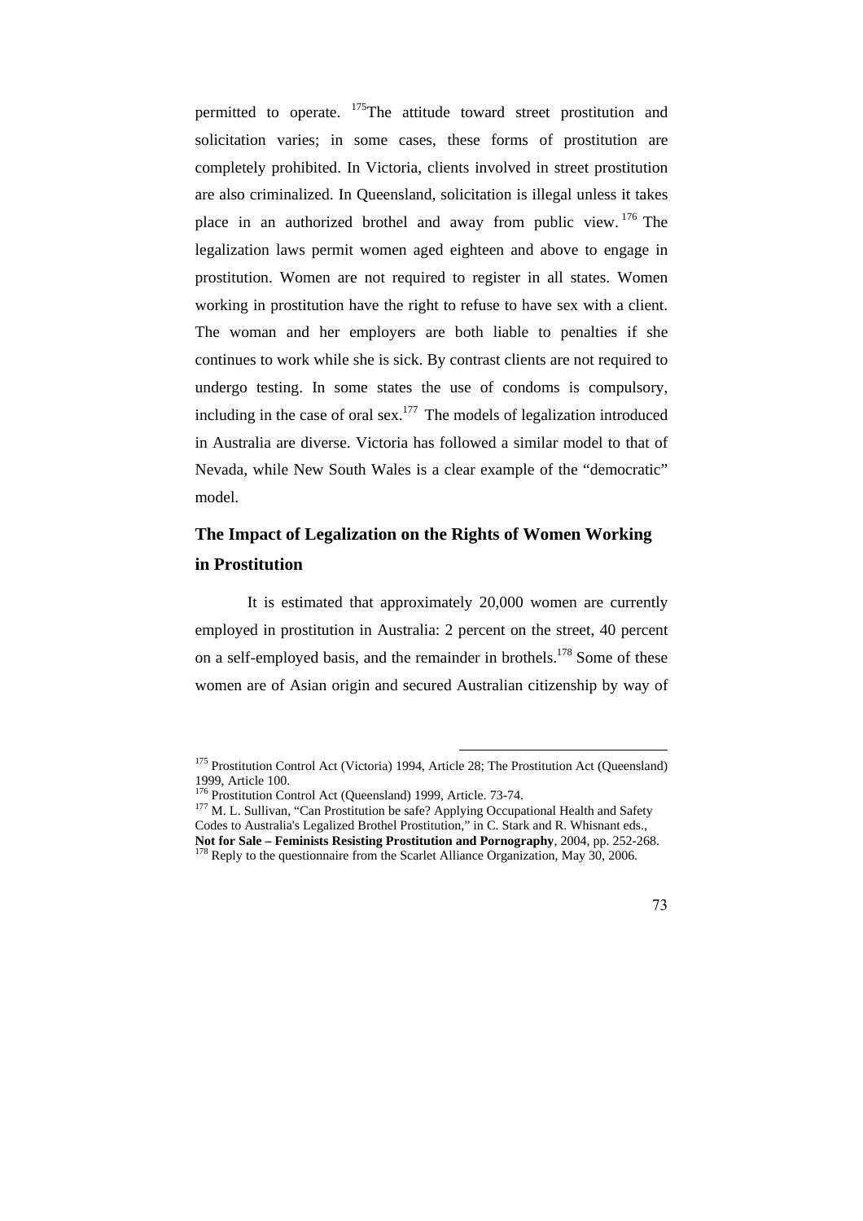permitted to operate. [175]The attitude toward street prostitution and solicitation varies; in some cases, these forms of prostitution are completely prohibited. In Victoria, clients involved in street prostitution are also criminalized. In Queensland, solicitation is illegal unless it takes place in an authorized brothel and away from public view. [176] The legalization laws permit women aged eighteen and above to engage in prostitution. Women are not required to register in all states. Women working in prostitution have the right to refuse to have sex with a client. The woman and her employers are both liable to penalties if she continues to work while she is sick. By contrast clients are not required to undergo testing. In some states the use of condoms is compulsory, including in the case of oral sex.[177] The models of legalization introduced in Australia are diverse. Victoria has followed a similar model to that of Nevada, while New South Wales is a clear example of the "democratic" model.

## The Impact of Legalization on the Rights of Women Working in Prostitution

It is estimated that approximately 20,000 women are currently employed in prostitution in Australia: 2 percent on the street, 40 percent on a self-employed basis, and the remainder in brothels.[178] Some of these women are of Asian origin and secured Australian citizenship by way of

---

[175] Prostitution Control Act (Victoria) 1994, Article 28; The Prostitution Act (Queensland) 1999, Article 100.

[176] Prostitution Control Act (Queensland) 1999, Article. 73-74.

[177] M. L. Sullivan, "Can Prostitution be safe? Applying Occupational Health and Safety Codes to Australia's Legalized Brothel Prostitution," in C. Stark and R. Whisnant eds., **Not for Sale – Feminists Resisting Prostitution and Pornography**, 2004, pp. 252-268.

[178] Reply to the questionnaire from the Scarlet Alliance Organization, May 30, 2006.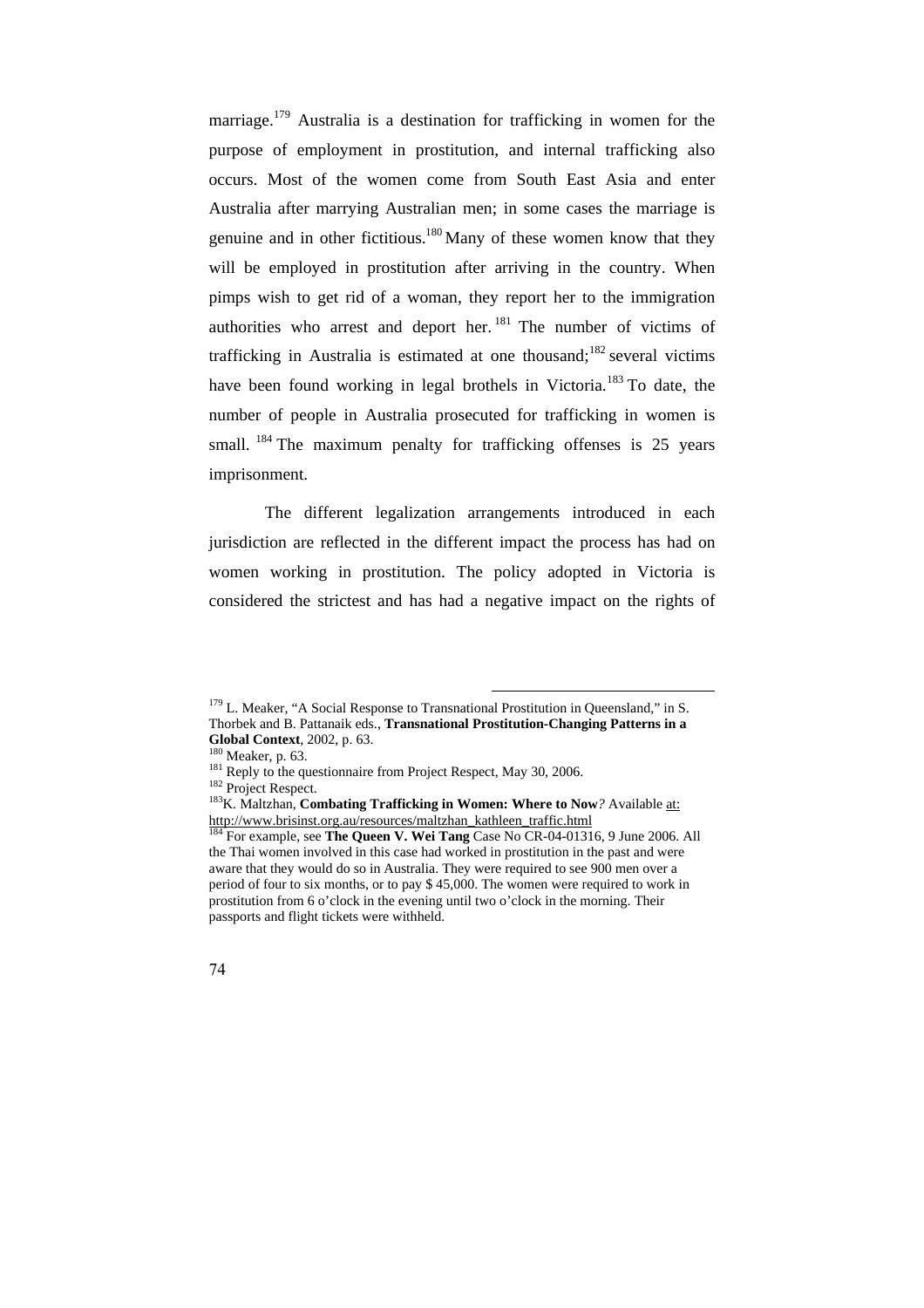marriage.[179] Australia is a destination for trafficking in women for the purpose of employment in prostitution, and internal trafficking also occurs. Most of the women come from South East Asia and enter Australia after marrying Australian men; in some cases the marriage is genuine and in other fictitious.[180] Many of these women know that they will be employed in prostitution after arriving in the country. When pimps wish to get rid of a woman, they report her to the immigration authorities who arrest and deport her.[181] The number of victims of trafficking in Australia is estimated at one thousand;[182] several victims have been found working in legal brothels in Victoria.[183] To date, the number of people in Australia prosecuted for trafficking in women is small.[184] The maximum penalty for trafficking offenses is 25 years imprisonment.

The different legalization arrangements introduced in each jurisdiction are reflected in the different impact the process has had on women working in prostitution. The policy adopted in Victoria is considered the strictest and has had a negative impact on the rights of

---

[179] L. Meaker, "A Social Response to Transnational Prostitution in Queensland," in S. Thorbek and B. Pattanaik eds., **Transnational Prostitution-Changing Patterns in a Global Context**, 2002, p. 63.

[180] Meaker, p. 63.

[181] Reply to the questionnaire from Project Respect, May 30, 2006.

[182] Project Respect.

[183] K. Maltzhan, **Combating Trafficking in Women: Where to Now**? Available at: http://www.brisinst.org.au/resources/maltzhan_kathleen_traffic.html

[184] For example, see **The Queen V. Wei Tang** Case No CR-04-01316, 9 June 2006. All the Thai women involved in this case had worked in prostitution in the past and were aware that they would do so in Australia. They were required to see 900 men over a period of four to six months, or to pay $ 45,000. The women were required to work in prostitution from 6 o'clock in the evening until two o'clock in the morning. Their passports and flight tickets were withheld.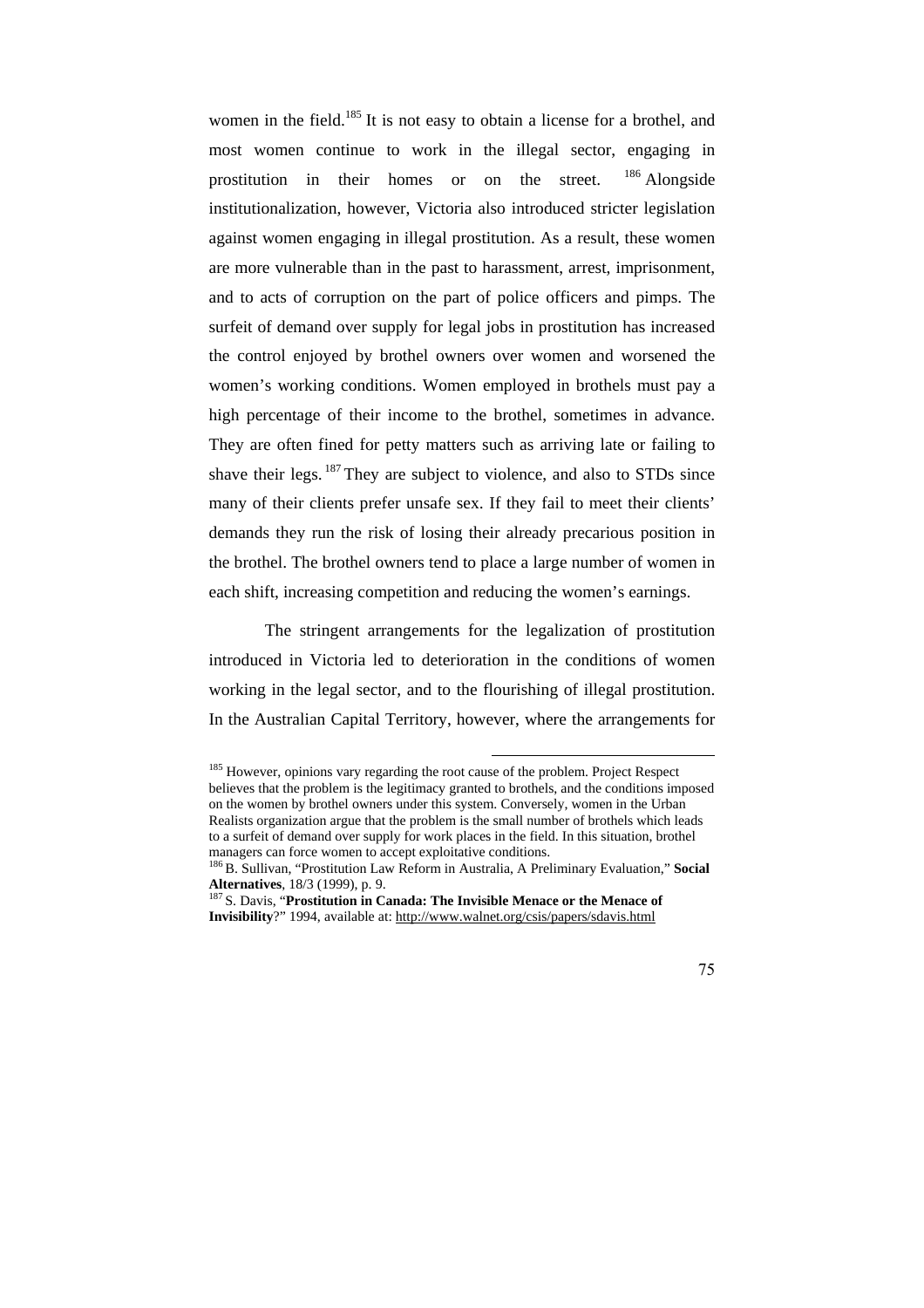women in the field.[185] It is not easy to obtain a license for a brothel, and most women continue to work in the illegal sector, engaging in prostitution in their homes or on the street. [186] Alongside institutionalization, however, Victoria also introduced stricter legislation against women engaging in illegal prostitution. As a result, these women are more vulnerable than in the past to harassment, arrest, imprisonment, and to acts of corruption on the part of police officers and pimps. The surfeit of demand over supply for legal jobs in prostitution has increased the control enjoyed by brothel owners over women and worsened the women's working conditions. Women employed in brothels must pay a high percentage of their income to the brothel, sometimes in advance. They are often fined for petty matters such as arriving late or failing to shave their legs.[187] They are subject to violence, and also to STDs since many of their clients prefer unsafe sex. If they fail to meet their clients' demands they run the risk of losing their already precarious position in the brothel. The brothel owners tend to place a large number of women in each shift, increasing competition and reducing the women's earnings.

The stringent arrangements for the legalization of prostitution introduced in Victoria led to deterioration in the conditions of women working in the legal sector, and to the flourishing of illegal prostitution. In the Australian Capital Territory, however, where the arrangements for

---

[185] However, opinions vary regarding the root cause of the problem. Project Respect believes that the problem is the legitimacy granted to brothels, and the conditions imposed on the women by brothel owners under this system. Conversely, women in the Urban Realists organization argue that the problem is the small number of brothels which leads to a surfeit of demand over supply for work places in the field. In this situation, brothel managers can force women to accept exploitative conditions.

[186] B. Sullivan, "Prostitution Law Reform in Australia, A Preliminary Evaluation," **Social Alternatives**, 18/3 (1999), p. 9.

[187] S. Davis, "**Prostitution in Canada: The Invisible Menace or the Menace of Invisibility**?" 1994, available at: http://www.walnet.org/csis/papers/sdavis.html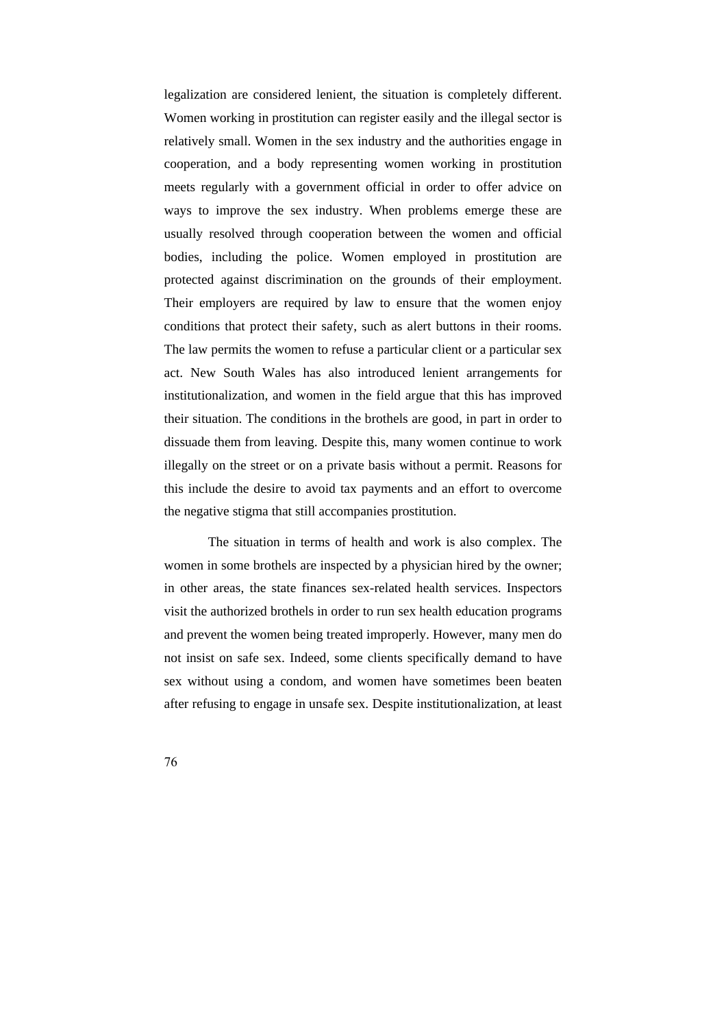legalization are considered lenient, the situation is completely different. Women working in prostitution can register easily and the illegal sector is relatively small. Women in the sex industry and the authorities engage in cooperation, and a body representing women working in prostitution meets regularly with a government official in order to offer advice on ways to improve the sex industry. When problems emerge these are usually resolved through cooperation between the women and official bodies, including the police. Women employed in prostitution are protected against discrimination on the grounds of their employment. Their employers are required by law to ensure that the women enjoy conditions that protect their safety, such as alert buttons in their rooms. The law permits the women to refuse a particular client or a particular sex act. New South Wales has also introduced lenient arrangements for institutionalization, and women in the field argue that this has improved their situation. The conditions in the brothels are good, in part in order to dissuade them from leaving. Despite this, many women continue to work illegally on the street or on a private basis without a permit. Reasons for this include the desire to avoid tax payments and an effort to overcome the negative stigma that still accompanies prostitution.

The situation in terms of health and work is also complex. The women in some brothels are inspected by a physician hired by the owner; in other areas, the state finances sex-related health services. Inspectors visit the authorized brothels in order to run sex health education programs and prevent the women being treated improperly. However, many men do not insist on safe sex. Indeed, some clients specifically demand to have sex without using a condom, and women have sometimes been beaten after refusing to engage in unsafe sex. Despite institutionalization, at least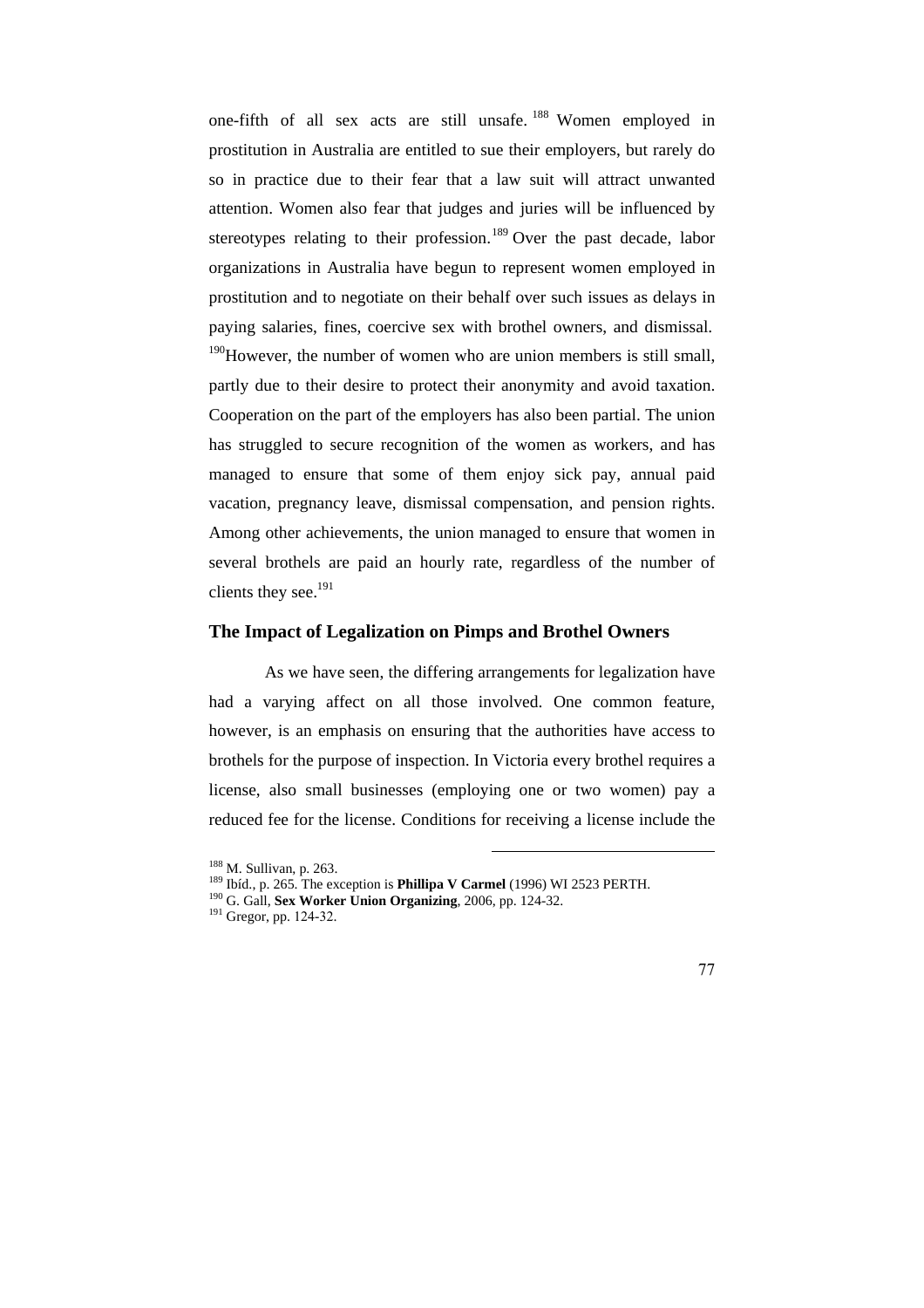one-fifth of all sex acts are still unsafe.[188] Women employed in prostitution in Australia are entitled to sue their employers, but rarely do so in practice due to their fear that a law suit will attract unwanted attention. Women also fear that judges and juries will be influenced by stereotypes relating to their profession.[189] Over the past decade, labor organizations in Australia have begun to represent women employed in prostitution and to negotiate on their behalf over such issues as delays in paying salaries, fines, coercive sex with brothel owners, and dismissal.[190] However, the number of women who are union members is still small, partly due to their desire to protect their anonymity and avoid taxation. Cooperation on the part of the employers has also been partial. The union has struggled to secure recognition of the women as workers, and has managed to ensure that some of them enjoy sick pay, annual paid vacation, pregnancy leave, dismissal compensation, and pension rights. Among other achievements, the union managed to ensure that women in several brothels are paid an hourly rate, regardless of the number of clients they see.[191]

### The Impact of Legalization on Pimps and Brothel Owners

As we have seen, the differing arrangements for legalization have had a varying affect on all those involved. One common feature, however, is an emphasis on ensuring that the authorities have access to brothels for the purpose of inspection. In Victoria every brothel requires a license, also small businesses (employing one or two women) pay a reduced fee for the license. Conditions for receiving a license include the

---

[188] M. Sullivan, p. 263.

[189] Ibíd., p. 265. The exception is **Phillipa V Carmel** (1996) WI 2523 PERTH.

[190] G. Gall, **Sex Worker Union Organizing**, 2006, pp. 124-32.

[191] Gregor, pp. 124-32.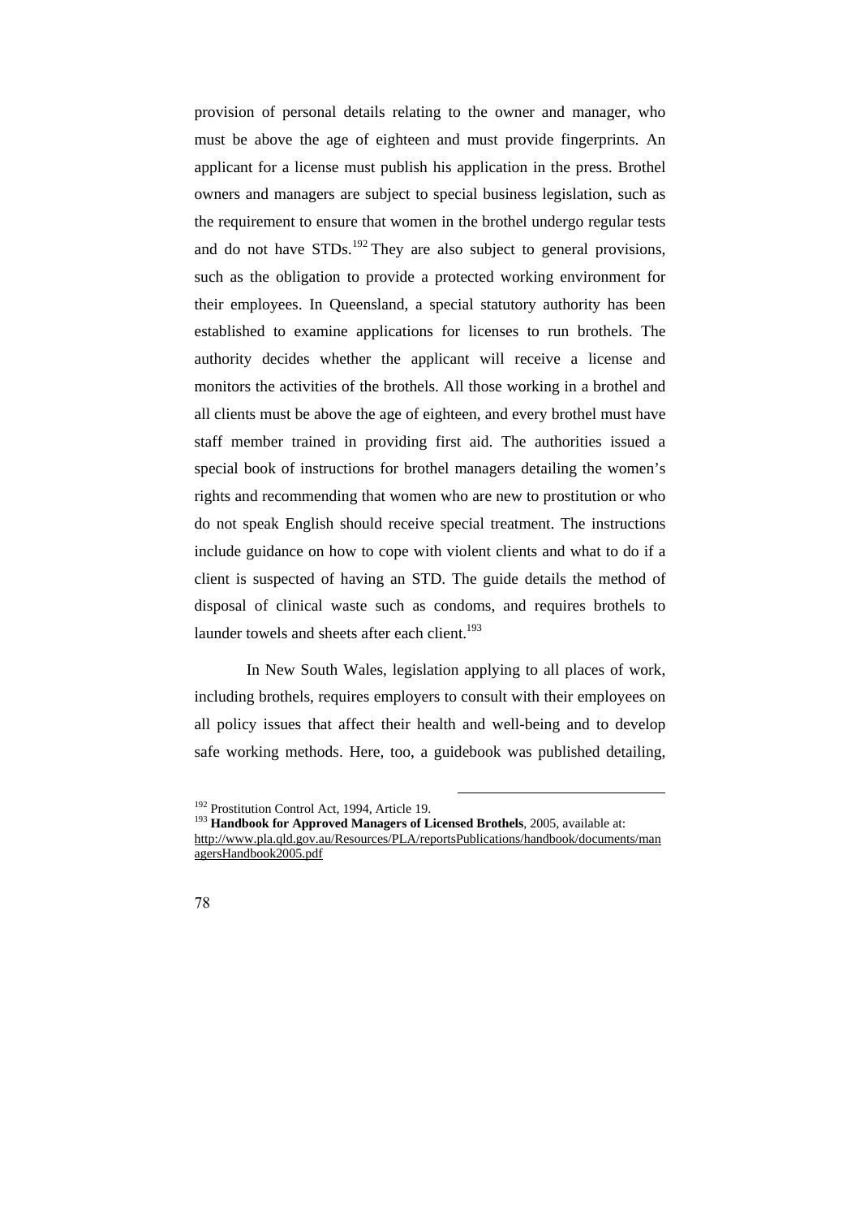provision of personal details relating to the owner and manager, who must be above the age of eighteen and must provide fingerprints. An applicant for a license must publish his application in the press. Brothel owners and managers are subject to special business legislation, such as the requirement to ensure that women in the brothel undergo regular tests and do not have STDs.[192] They are also subject to general provisions, such as the obligation to provide a protected working environment for their employees. In Queensland, a special statutory authority has been established to examine applications for licenses to run brothels. The authority decides whether the applicant will receive a license and monitors the activities of the brothels. All those working in a brothel and all clients must be above the age of eighteen, and every brothel must have staff member trained in providing first aid. The authorities issued a special book of instructions for brothel managers detailing the women's rights and recommending that women who are new to prostitution or who do not speak English should receive special treatment. The instructions include guidance on how to cope with violent clients and what to do if a client is suspected of having an STD. The guide details the method of disposal of clinical waste such as condoms, and requires brothels to launder towels and sheets after each client.[193]

In New South Wales, legislation applying to all places of work, including brothels, requires employers to consult with their employees on all policy issues that affect their health and well-being and to develop safe working methods. Here, too, a guidebook was published detailing,

---

[192] Prostitution Control Act, 1994, Article 19.

[193] **Handbook for Approved Managers of Licensed Brothels**, 2005, available at: http://www.pla.qld.gov.au/Resources/PLA/reportsPublications/handbook/documents/managersHandbook2005.pdf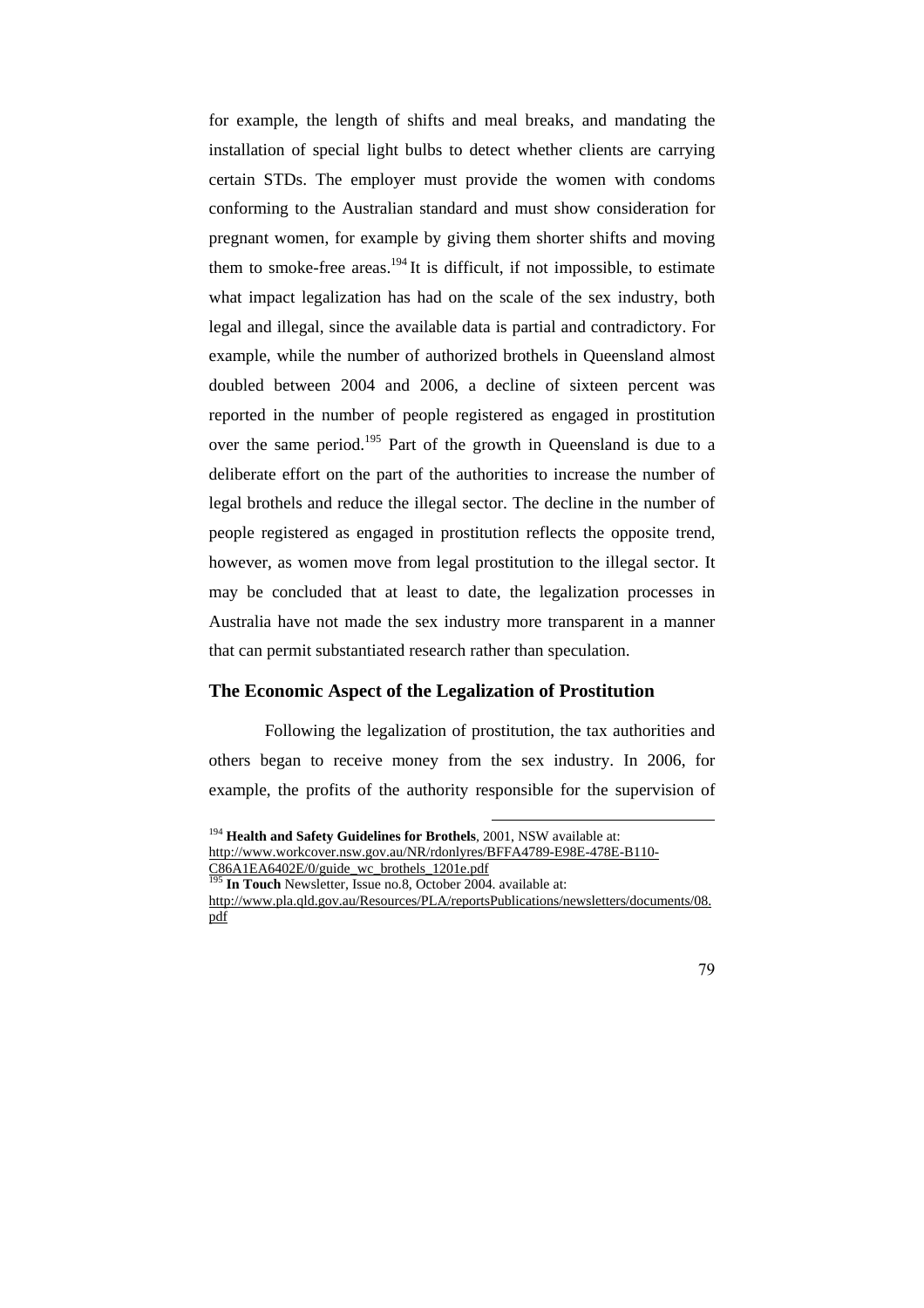for example, the length of shifts and meal breaks, and mandating the installation of special light bulbs to detect whether clients are carrying certain STDs. The employer must provide the women with condoms conforming to the Australian standard and must show consideration for pregnant women, for example by giving them shorter shifts and moving them to smoke-free areas.[194] It is difficult, if not impossible, to estimate what impact legalization has had on the scale of the sex industry, both legal and illegal, since the available data is partial and contradictory. For example, while the number of authorized brothels in Queensland almost doubled between 2004 and 2006, a decline of sixteen percent was reported in the number of people registered as engaged in prostitution over the same period.[195] Part of the growth in Queensland is due to a deliberate effort on the part of the authorities to increase the number of legal brothels and reduce the illegal sector. The decline in the number of people registered as engaged in prostitution reflects the opposite trend, however, as women move from legal prostitution to the illegal sector. It may be concluded that at least to date, the legalization processes in Australia have not made the sex industry more transparent in a manner that can permit substantiated research rather than speculation.

### The Economic Aspect of the Legalization of Prostitution

Following the legalization of prostitution, the tax authorities and others began to receive money from the sex industry. In 2006, for example, the profits of the authority responsible for the supervision of

---

[194] **Health and Safety Guidelines for Brothels**, 2001, NSW available at: http://www.workcover.nsw.gov.au/NR/rdonlyres/BFFA4789-E98E-478E-B110-C86A1EA6402E/0/guide_wc_brothels_1201e.pdf

[195] **In Touch** Newsletter, Issue no.8, October 2004. available at: http://www.pla.qld.gov.au/Resources/PLA/reportsPublications/newsletters/documents/08.pdf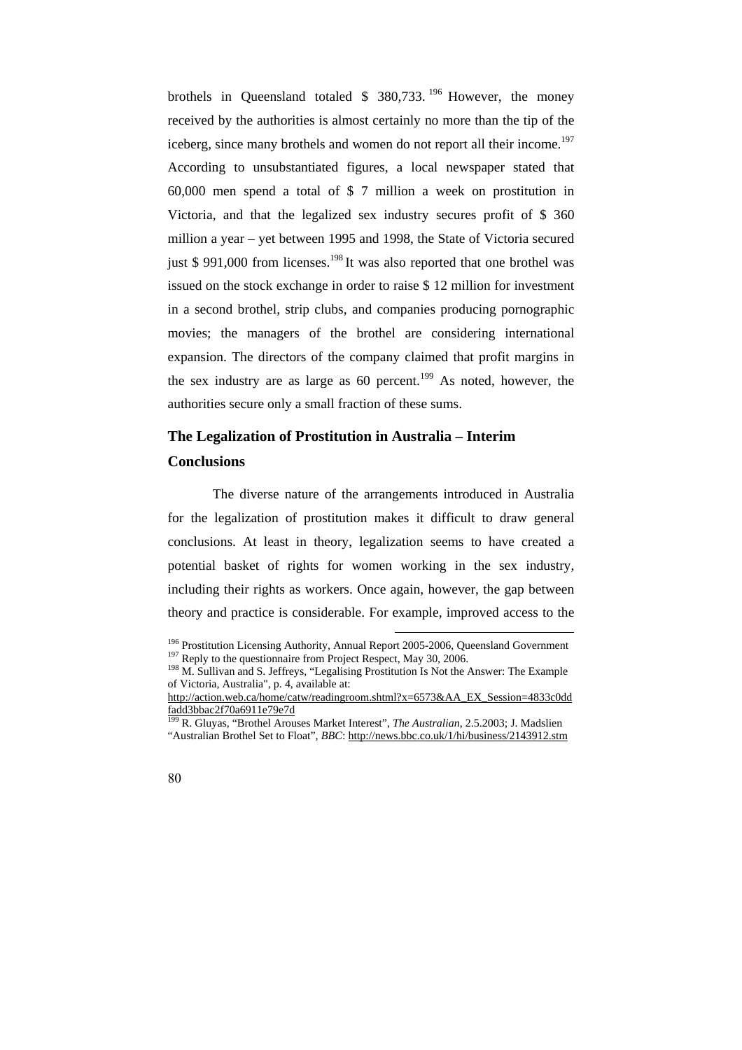brothels in Queensland totaled $ 380,733.[196] However, the money received by the authorities is almost certainly no more than the tip of the iceberg, since many brothels and women do not report all their income.[197] According to unsubstantiated figures, a local newspaper stated that 60,000 men spend a total of $ 7 million a week on prostitution in Victoria, and that the legalized sex industry secures profit of $ 360 million a year – yet between 1995 and 1998, the State of Victoria secured just $ 991,000 from licenses.[198] It was also reported that one brothel was issued on the stock exchange in order to raise $ 12 million for investment in a second brothel, strip clubs, and companies producing pornographic movies; the managers of the brothel are considering international expansion. The directors of the company claimed that profit margins in the sex industry are as large as 60 percent.[199] As noted, however, the authorities secure only a small fraction of these sums.

## The Legalization of Prostitution in Australia – Interim Conclusions

The diverse nature of the arrangements introduced in Australia for the legalization of prostitution makes it difficult to draw general conclusions. At least in theory, legalization seems to have created a potential basket of rights for women working in the sex industry, including their rights as workers. Once again, however, the gap between theory and practice is considerable. For example, improved access to the

---

[196] Prostitution Licensing Authority, Annual Report 2005-2006, Queensland Government

[197] Reply to the questionnaire from Project Respect, May 30, 2006.

[198] M. Sullivan and S. Jeffreys, "Legalising Prostitution Is Not the Answer: The Example of Victoria, Australia", p. 4, available at: http://action.web.ca/home/catw/readingroom.shtml?x=6573&AA_EX_Session=4833c0ddfadd3bbac2f70a6911e79e7d

[199] R. Gluyas, "Brothel Arouses Market Interest", *The Australian*, 2.5.2003; J. Madslien "Australian Brothel Set to Float", *BBC*: http://news.bbc.co.uk/1/hi/business/2143912.stm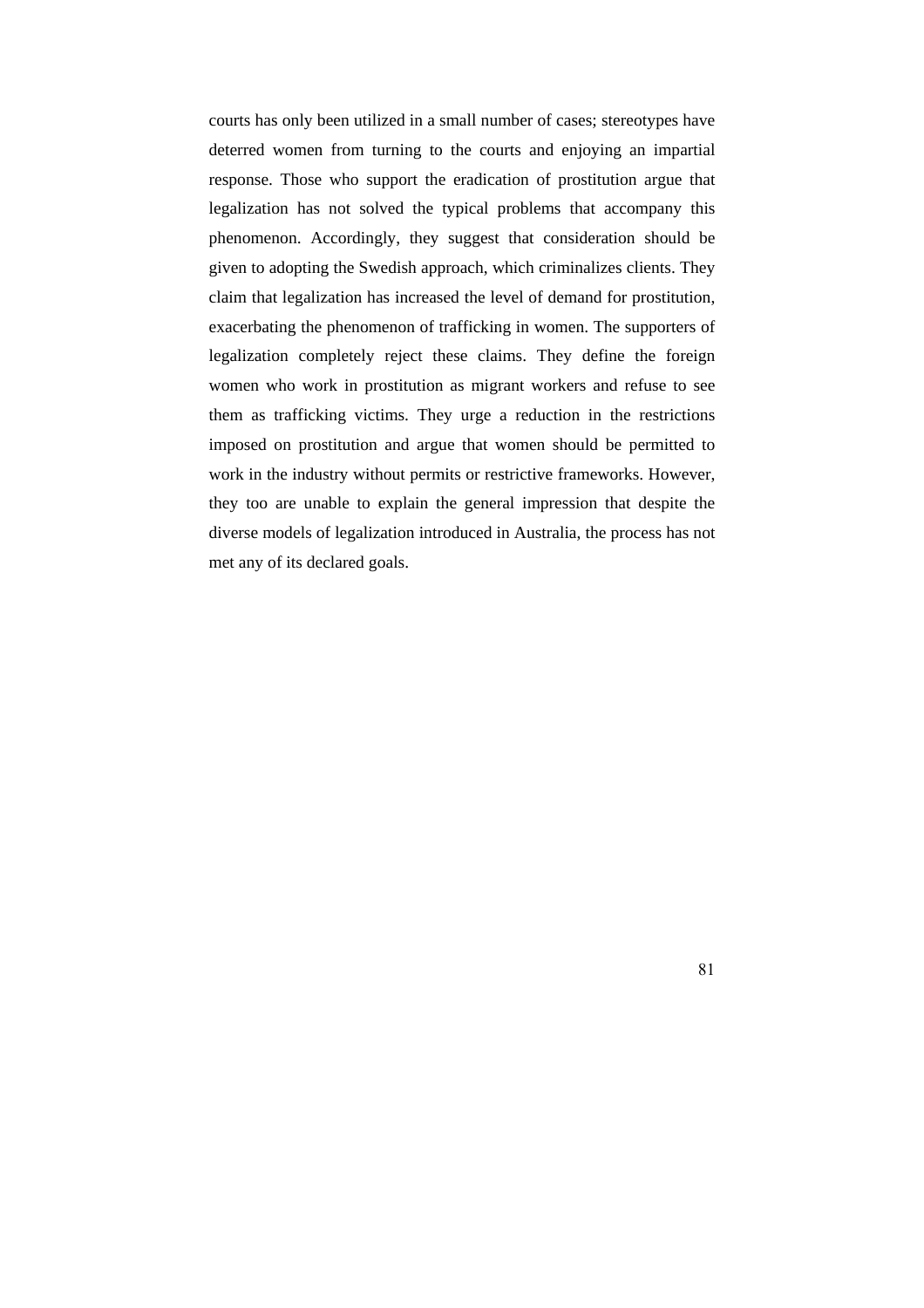courts has only been utilized in a small number of cases; stereotypes have deterred women from turning to the courts and enjoying an impartial response. Those who support the eradication of prostitution argue that legalization has not solved the typical problems that accompany this phenomenon. Accordingly, they suggest that consideration should be given to adopting the Swedish approach, which criminalizes clients. They claim that legalization has increased the level of demand for prostitution, exacerbating the phenomenon of trafficking in women. The supporters of legalization completely reject these claims. They define the foreign women who work in prostitution as migrant workers and refuse to see them as trafficking victims. They urge a reduction in the restrictions imposed on prostitution and argue that women should be permitted to work in the industry without permits or restrictive frameworks. However, they too are unable to explain the general impression that despite the diverse models of legalization introduced in Australia, the process has not met any of its declared goals.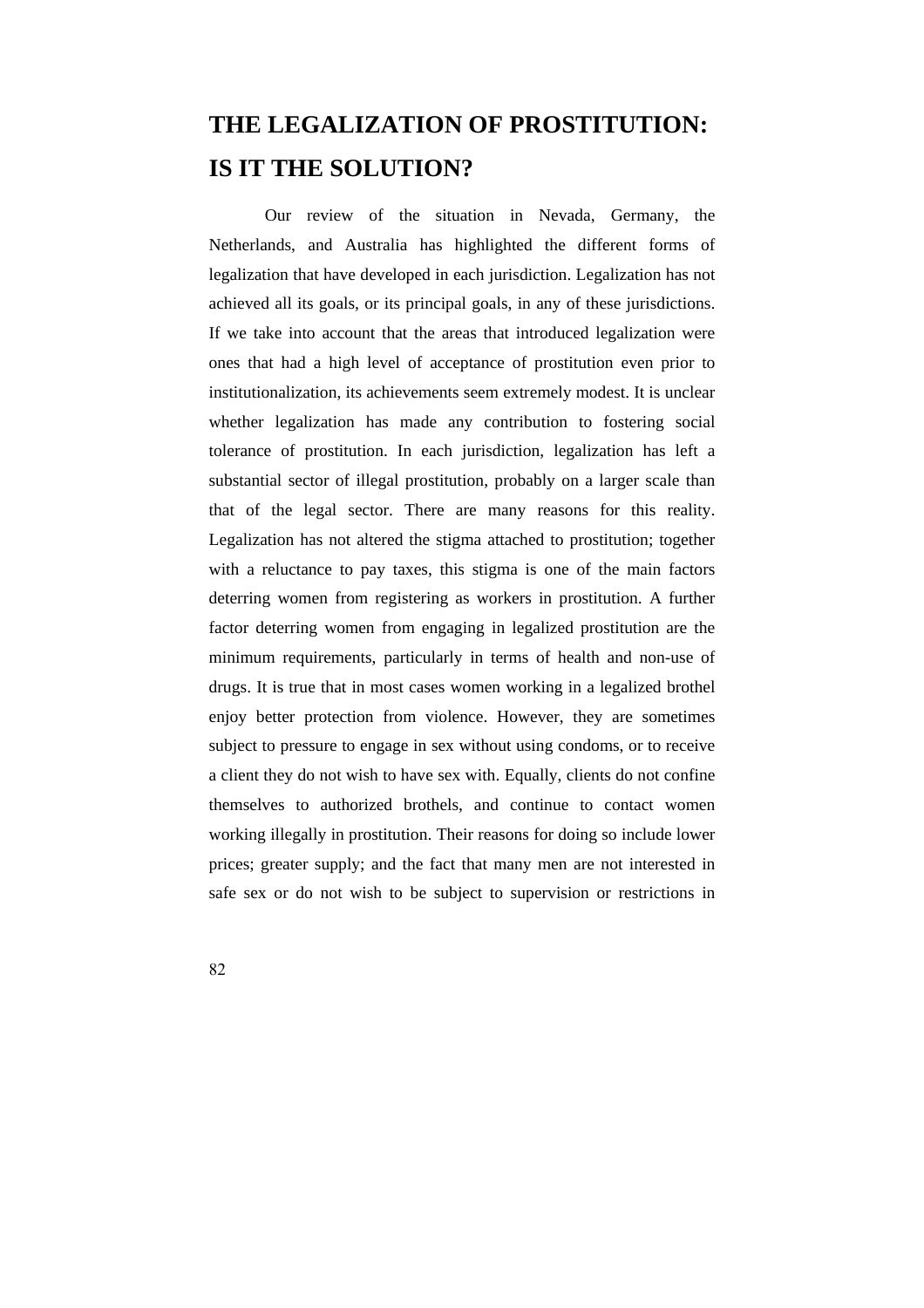# THE LEGALIZATION OF PROSTITUTION: IS IT THE SOLUTION?

Our review of the situation in Nevada, Germany, the Netherlands, and Australia has highlighted the different forms of legalization that have developed in each jurisdiction. Legalization has not achieved all its goals, or its principal goals, in any of these jurisdictions. If we take into account that the areas that introduced legalization were ones that had a high level of acceptance of prostitution even prior to institutionalization, its achievements seem extremely modest. It is unclear whether legalization has made any contribution to fostering social tolerance of prostitution. In each jurisdiction, legalization has left a substantial sector of illegal prostitution, probably on a larger scale than that of the legal sector. There are many reasons for this reality. Legalization has not altered the stigma attached to prostitution; together with a reluctance to pay taxes, this stigma is one of the main factors deterring women from registering as workers in prostitution. A further factor deterring women from engaging in legalized prostitution are the minimum requirements, particularly in terms of health and non-use of drugs. It is true that in most cases women working in a legalized brothel enjoy better protection from violence. However, they are sometimes subject to pressure to engage in sex without using condoms, or to receive a client they do not wish to have sex with. Equally, clients do not confine themselves to authorized brothels, and continue to contact women working illegally in prostitution. Their reasons for doing so include lower prices; greater supply; and the fact that many men are not interested in safe sex or do not wish to be subject to supervision or restrictions in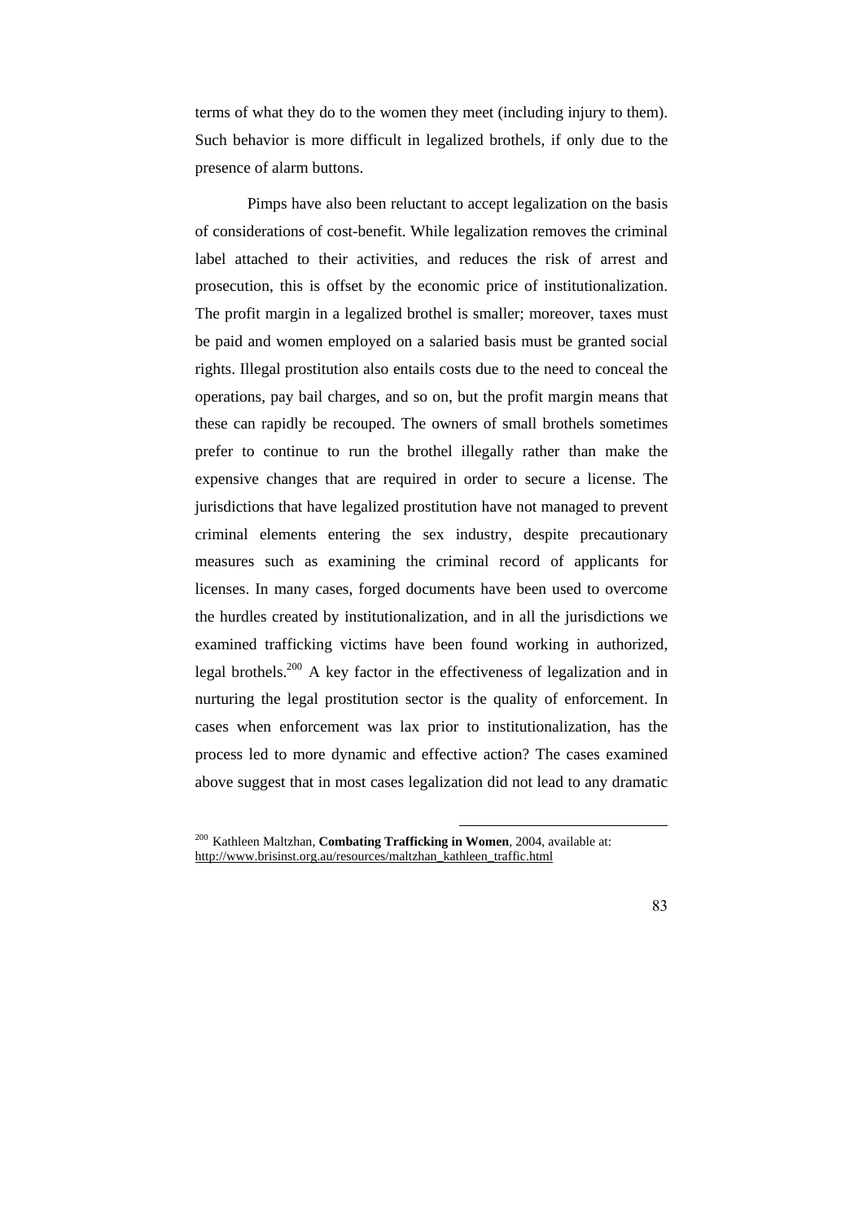terms of what they do to the women they meet (including injury to them). Such behavior is more difficult in legalized brothels, if only due to the presence of alarm buttons.

Pimps have also been reluctant to accept legalization on the basis of considerations of cost-benefit. While legalization removes the criminal label attached to their activities, and reduces the risk of arrest and prosecution, this is offset by the economic price of institutionalization. The profit margin in a legalized brothel is smaller; moreover, taxes must be paid and women employed on a salaried basis must be granted social rights. Illegal prostitution also entails costs due to the need to conceal the operations, pay bail charges, and so on, but the profit margin means that these can rapidly be recouped. The owners of small brothels sometimes prefer to continue to run the brothel illegally rather than make the expensive changes that are required in order to secure a license. The jurisdictions that have legalized prostitution have not managed to prevent criminal elements entering the sex industry, despite precautionary measures such as examining the criminal record of applicants for licenses. In many cases, forged documents have been used to overcome the hurdles created by institutionalization, and in all the jurisdictions we examined trafficking victims have been found working in authorized, legal brothels.[200] A key factor in the effectiveness of legalization and in nurturing the legal prostitution sector is the quality of enforcement. In cases when enforcement was lax prior to institutionalization, has the process led to more dynamic and effective action? The cases examined above suggest that in most cases legalization did not lead to any dramatic

---

[200] Kathleen Maltzhan, **Combating Trafficking in Women**, 2004, available at: http://www.brisinst.org.au/resources/maltzhan_kathleen_traffic.html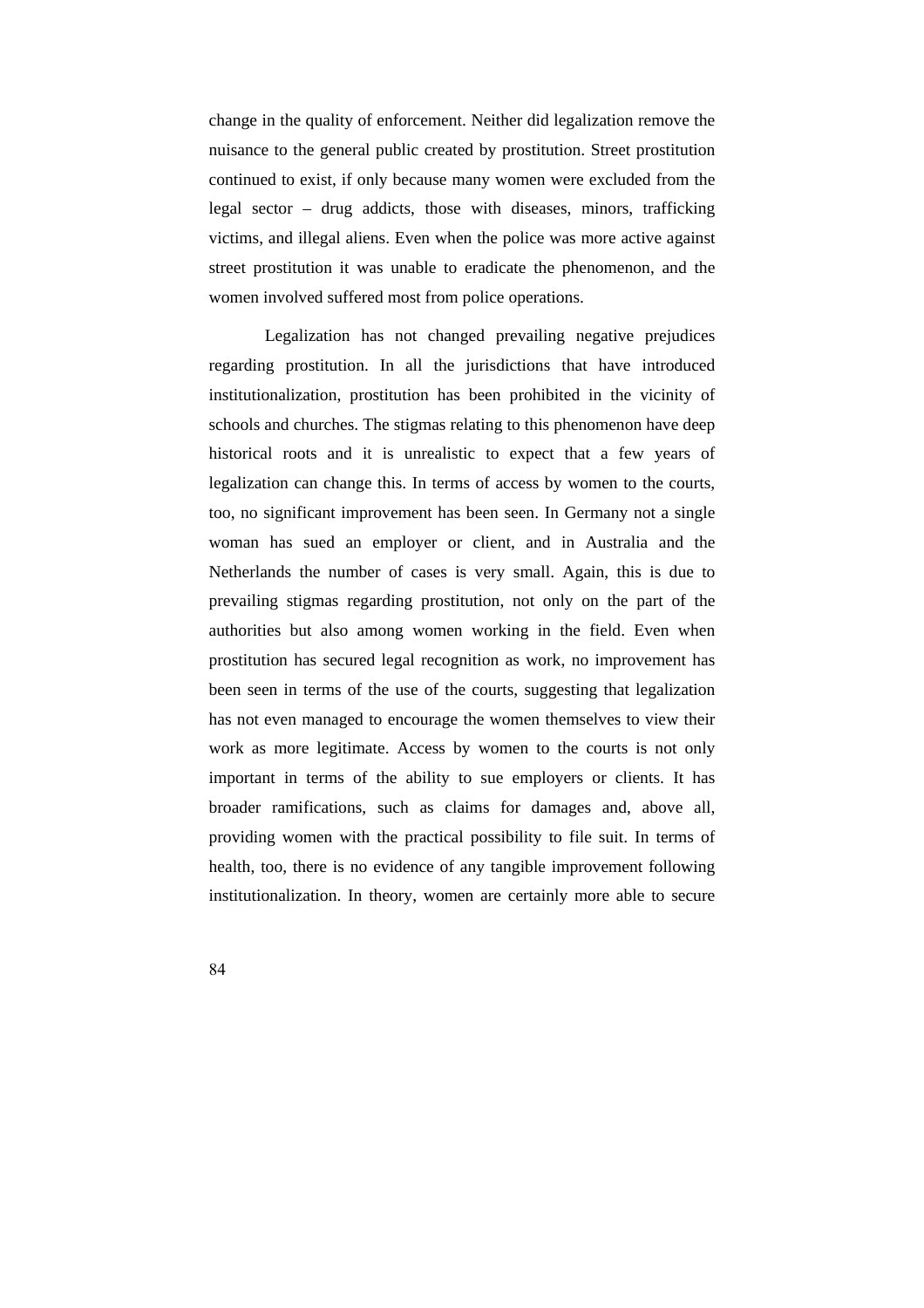change in the quality of enforcement. Neither did legalization remove the nuisance to the general public created by prostitution. Street prostitution continued to exist, if only because many women were excluded from the legal sector – drug addicts, those with diseases, minors, trafficking victims, and illegal aliens. Even when the police was more active against street prostitution it was unable to eradicate the phenomenon, and the women involved suffered most from police operations.

Legalization has not changed prevailing negative prejudices regarding prostitution. In all the jurisdictions that have introduced institutionalization, prostitution has been prohibited in the vicinity of schools and churches. The stigmas relating to this phenomenon have deep historical roots and it is unrealistic to expect that a few years of legalization can change this. In terms of access by women to the courts, too, no significant improvement has been seen. In Germany not a single woman has sued an employer or client, and in Australia and the Netherlands the number of cases is very small. Again, this is due to prevailing stigmas regarding prostitution, not only on the part of the authorities but also among women working in the field. Even when prostitution has secured legal recognition as work, no improvement has been seen in terms of the use of the courts, suggesting that legalization has not even managed to encourage the women themselves to view their work as more legitimate. Access by women to the courts is not only important in terms of the ability to sue employers or clients. It has broader ramifications, such as claims for damages and, above all, providing women with the practical possibility to file suit. In terms of health, too, there is no evidence of any tangible improvement following institutionalization. In theory, women are certainly more able to secure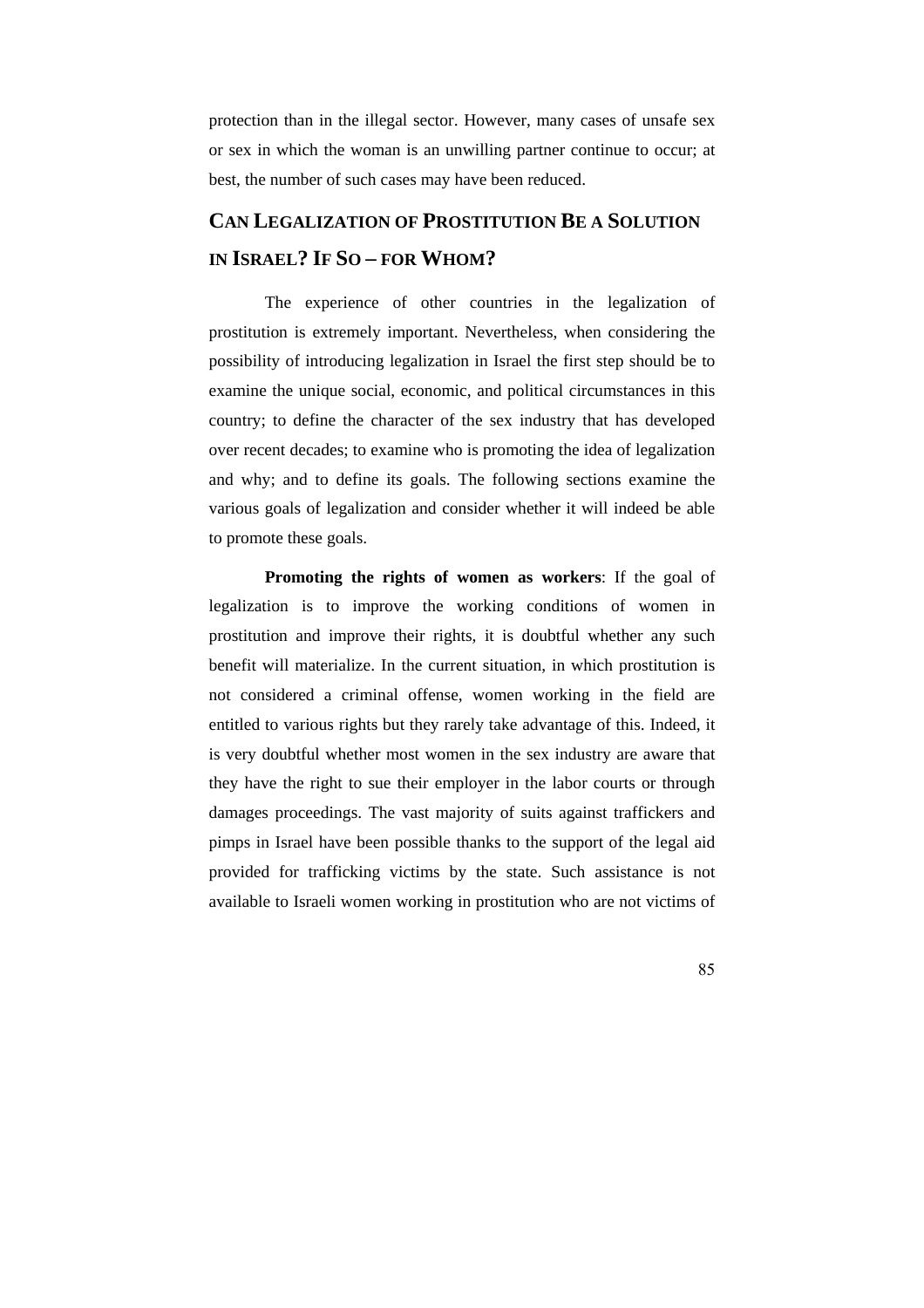protection than in the illegal sector. However, many cases of unsafe sex or sex in which the woman is an unwilling partner continue to occur; at best, the number of such cases may have been reduced.

## CAN LEGALIZATION OF PROSTITUTION BE A SOLUTION IN ISRAEL? IF SO – FOR WHOM?

The experience of other countries in the legalization of prostitution is extremely important. Nevertheless, when considering the possibility of introducing legalization in Israel the first step should be to examine the unique social, economic, and political circumstances in this country; to define the character of the sex industry that has developed over recent decades; to examine who is promoting the idea of legalization and why; and to define its goals. The following sections examine the various goals of legalization and consider whether it will indeed be able to promote these goals.

**Promoting the rights of women as workers**: If the goal of legalization is to improve the working conditions of women in prostitution and improve their rights, it is doubtful whether any such benefit will materialize. In the current situation, in which prostitution is not considered a criminal offense, women working in the field are entitled to various rights but they rarely take advantage of this. Indeed, it is very doubtful whether most women in the sex industry are aware that they have the right to sue their employer in the labor courts or through damages proceedings. The vast majority of suits against traffickers and pimps in Israel have been possible thanks to the support of the legal aid provided for trafficking victims by the state. Such assistance is not available to Israeli women working in prostitution who are not victims of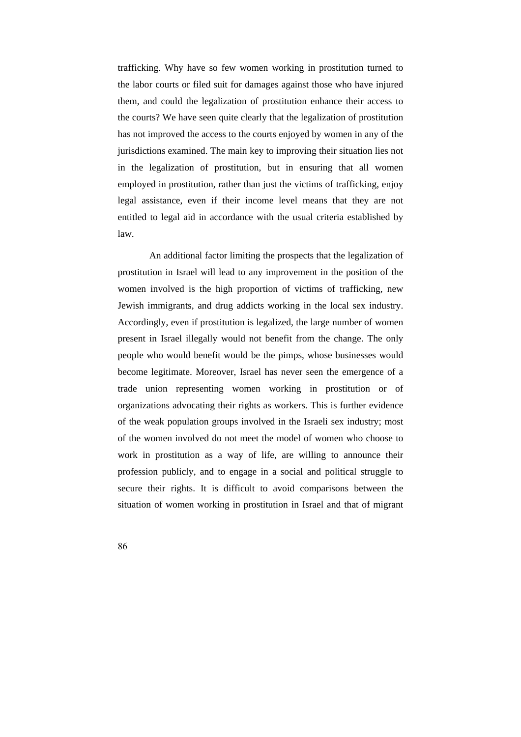trafficking. Why have so few women working in prostitution turned to the labor courts or filed suit for damages against those who have injured them, and could the legalization of prostitution enhance their access to the courts? We have seen quite clearly that the legalization of prostitution has not improved the access to the courts enjoyed by women in any of the jurisdictions examined. The main key to improving their situation lies not in the legalization of prostitution, but in ensuring that all women employed in prostitution, rather than just the victims of trafficking, enjoy legal assistance, even if their income level means that they are not entitled to legal aid in accordance with the usual criteria established by law.

An additional factor limiting the prospects that the legalization of prostitution in Israel will lead to any improvement in the position of the women involved is the high proportion of victims of trafficking, new Jewish immigrants, and drug addicts working in the local sex industry. Accordingly, even if prostitution is legalized, the large number of women present in Israel illegally would not benefit from the change. The only people who would benefit would be the pimps, whose businesses would become legitimate. Moreover, Israel has never seen the emergence of a trade union representing women working in prostitution or of organizations advocating their rights as workers. This is further evidence of the weak population groups involved in the Israeli sex industry; most of the women involved do not meet the model of women who choose to work in prostitution as a way of life, are willing to announce their profession publicly, and to engage in a social and political struggle to secure their rights. It is difficult to avoid comparisons between the situation of women working in prostitution in Israel and that of migrant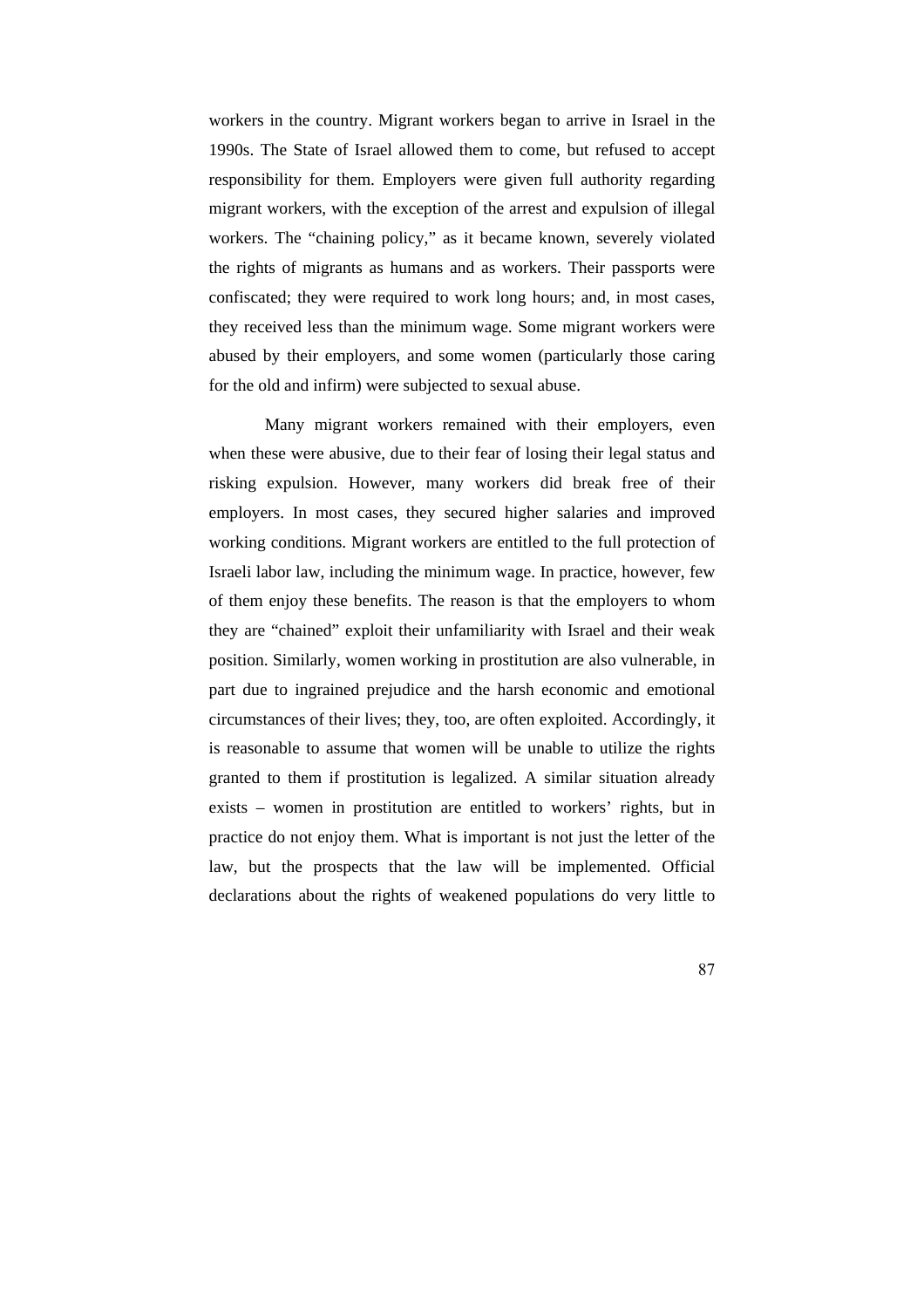workers in the country. Migrant workers began to arrive in Israel in the 1990s. The State of Israel allowed them to come, but refused to accept responsibility for them. Employers were given full authority regarding migrant workers, with the exception of the arrest and expulsion of illegal workers. The "chaining policy," as it became known, severely violated the rights of migrants as humans and as workers. Their passports were confiscated; they were required to work long hours; and, in most cases, they received less than the minimum wage. Some migrant workers were abused by their employers, and some women (particularly those caring for the old and infirm) were subjected to sexual abuse.

Many migrant workers remained with their employers, even when these were abusive, due to their fear of losing their legal status and risking expulsion. However, many workers did break free of their employers. In most cases, they secured higher salaries and improved working conditions. Migrant workers are entitled to the full protection of Israeli labor law, including the minimum wage. In practice, however, few of them enjoy these benefits. The reason is that the employers to whom they are "chained" exploit their unfamiliarity with Israel and their weak position. Similarly, women working in prostitution are also vulnerable, in part due to ingrained prejudice and the harsh economic and emotional circumstances of their lives; they, too, are often exploited. Accordingly, it is reasonable to assume that women will be unable to utilize the rights granted to them if prostitution is legalized. A similar situation already exists – women in prostitution are entitled to workers' rights, but in practice do not enjoy them. What is important is not just the letter of the law, but the prospects that the law will be implemented. Official declarations about the rights of weakened populations do very little to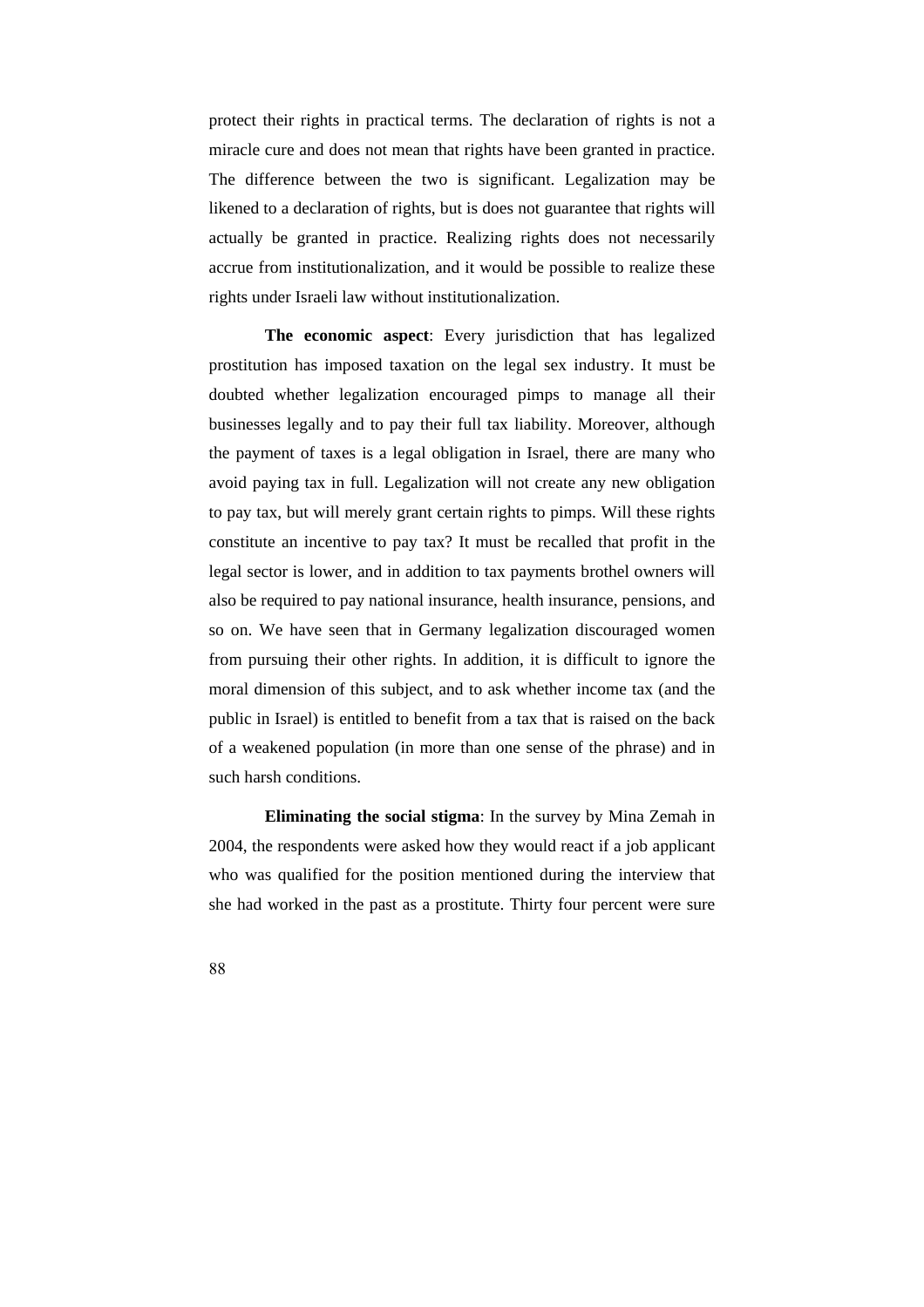protect their rights in practical terms. The declaration of rights is not a miracle cure and does not mean that rights have been granted in practice. The difference between the two is significant. Legalization may be likened to a declaration of rights, but is does not guarantee that rights will actually be granted in practice. Realizing rights does not necessarily accrue from institutionalization, and it would be possible to realize these rights under Israeli law without institutionalization.

**The economic aspect**: Every jurisdiction that has legalized prostitution has imposed taxation on the legal sex industry. It must be doubted whether legalization encouraged pimps to manage all their businesses legally and to pay their full tax liability. Moreover, although the payment of taxes is a legal obligation in Israel, there are many who avoid paying tax in full. Legalization will not create any new obligation to pay tax, but will merely grant certain rights to pimps. Will these rights constitute an incentive to pay tax? It must be recalled that profit in the legal sector is lower, and in addition to tax payments brothel owners will also be required to pay national insurance, health insurance, pensions, and so on. We have seen that in Germany legalization discouraged women from pursuing their other rights. In addition, it is difficult to ignore the moral dimension of this subject, and to ask whether income tax (and the public in Israel) is entitled to benefit from a tax that is raised on the back of a weakened population (in more than one sense of the phrase) and in such harsh conditions.

**Eliminating the social stigma**: In the survey by Mina Zemah in 2004, the respondents were asked how they would react if a job applicant who was qualified for the position mentioned during the interview that she had worked in the past as a prostitute. Thirty four percent were sure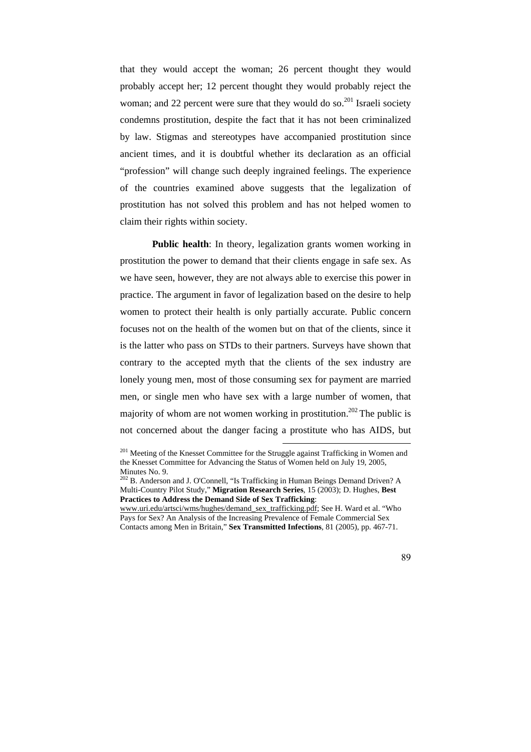that they would accept the woman; 26 percent thought they would probably accept her; 12 percent thought they would probably reject the woman; and 22 percent were sure that they would do so.[201] Israeli society condemns prostitution, despite the fact that it has not been criminalized by law. Stigmas and stereotypes have accompanied prostitution since ancient times, and it is doubtful whether its declaration as an official "profession" will change such deeply ingrained feelings. The experience of the countries examined above suggests that the legalization of prostitution has not solved this problem and has not helped women to claim their rights within society.

**Public health**: In theory, legalization grants women working in prostitution the power to demand that their clients engage in safe sex. As we have seen, however, they are not always able to exercise this power in practice. The argument in favor of legalization based on the desire to help women to protect their health is only partially accurate. Public concern focuses not on the health of the women but on that of the clients, since it is the latter who pass on STDs to their partners. Surveys have shown that contrary to the accepted myth that the clients of the sex industry are lonely young men, most of those consuming sex for payment are married men, or single men who have sex with a large number of women, that majority of whom are not women working in prostitution.[202] The public is not concerned about the danger facing a prostitute who has AIDS, but

---

[201] Meeting of the Knesset Committee for the Struggle against Trafficking in Women and the Knesset Committee for Advancing the Status of Women held on July 19, 2005, Minutes No. 9.

[202] B. Anderson and J. O'Connell, "Is Trafficking in Human Beings Demand Driven? A Multi-Country Pilot Study," **Migration Research Series**, 15 (2003); D. Hughes, **Best Practices to Address the Demand Side of Sex Trafficking**: www.uri.edu/artsci/wms/hughes/demand_sex_trafficking.pdf; See H. Ward et al. "Who Pays for Sex? An Analysis of the Increasing Prevalence of Female Commercial Sex Contacts among Men in Britain," **Sex Transmitted Infections**, 81 (2005), pp. 467-71.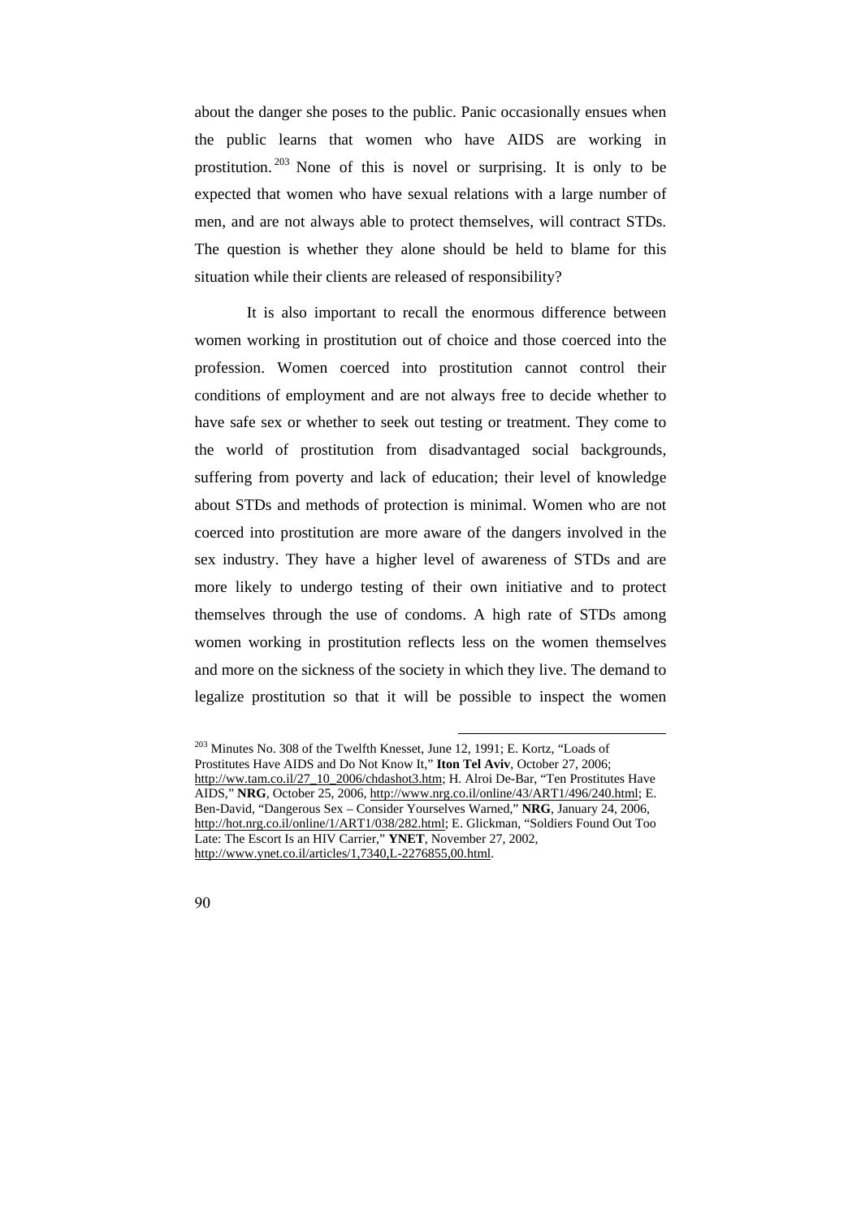about the danger she poses to the public. Panic occasionally ensues when the public learns that women who have AIDS are working in prostitution.[203] None of this is novel or surprising. It is only to be expected that women who have sexual relations with a large number of men, and are not always able to protect themselves, will contract STDs. The question is whether they alone should be held to blame for this situation while their clients are released of responsibility?

It is also important to recall the enormous difference between women working in prostitution out of choice and those coerced into the profession. Women coerced into prostitution cannot control their conditions of employment and are not always free to decide whether to have safe sex or whether to seek out testing or treatment. They come to the world of prostitution from disadvantaged social backgrounds, suffering from poverty and lack of education; their level of knowledge about STDs and methods of protection is minimal. Women who are not coerced into prostitution are more aware of the dangers involved in the sex industry. They have a higher level of awareness of STDs and are more likely to undergo testing of their own initiative and to protect themselves through the use of condoms. A high rate of STDs among women working in prostitution reflects less on the women themselves and more on the sickness of the society in which they live. The demand to legalize prostitution so that it will be possible to inspect the women

---

[203] Minutes No. 308 of the Twelfth Knesset, June 12, 1991; E. Kortz, "Loads of Prostitutes Have AIDS and Do Not Know It," **Iton Tel Aviv**, October 27, 2006; http://ww.tam.co.il/27_10_2006/chdashot3.htm; H. Alroi De-Bar, "Ten Prostitutes Have AIDS," **NRG**, October 25, 2006, http://www.nrg.co.il/online/43/ART1/496/240.html; E. Ben-David, "Dangerous Sex – Consider Yourselves Warned," **NRG**, January 24, 2006, http://hot.nrg.co.il/online/1/ART1/038/282.html; E. Glickman, "Soldiers Found Out Too Late: The Escort Is an HIV Carrier," **YNET**, November 27, 2002, http://www.ynet.co.il/articles/1,7340,L-2276855,00.html.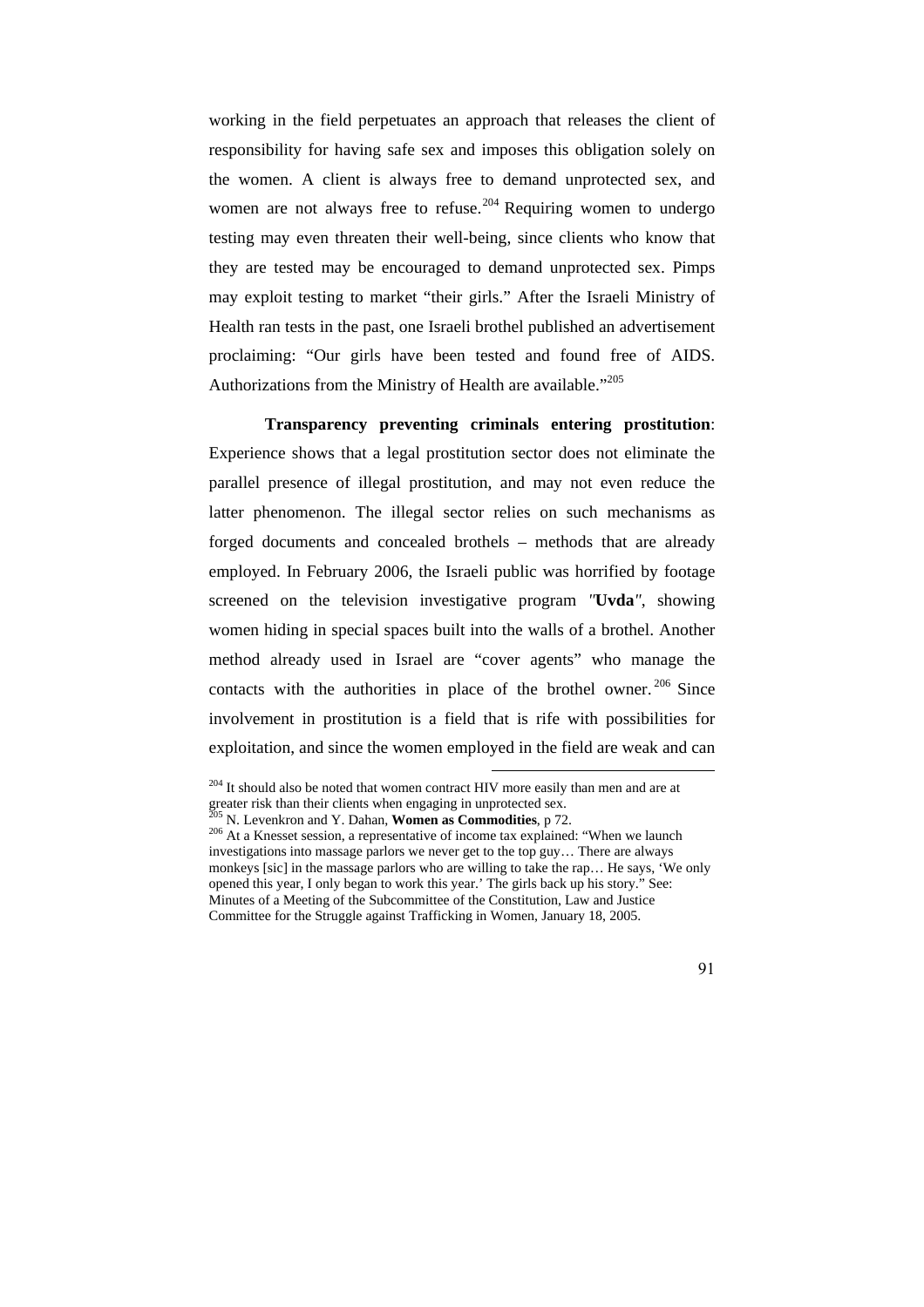working in the field perpetuates an approach that releases the client of responsibility for having safe sex and imposes this obligation solely on the women. A client is always free to demand unprotected sex, and women are not always free to refuse.[204] Requiring women to undergo testing may even threaten their well-being, since clients who know that they are tested may be encouraged to demand unprotected sex. Pimps may exploit testing to market "their girls." After the Israeli Ministry of Health ran tests in the past, one Israeli brothel published an advertisement proclaiming: "Our girls have been tested and found free of AIDS. Authorizations from the Ministry of Health are available."[205]

**Transparency preventing criminals entering prostitution**: Experience shows that a legal prostitution sector does not eliminate the parallel presence of illegal prostitution, and may not even reduce the latter phenomenon. The illegal sector relies on such mechanisms as forged documents and concealed brothels – methods that are already employed. In February 2006, the Israeli public was horrified by footage screened on the television investigative program *"***Uvda***"*, showing women hiding in special spaces built into the walls of a brothel. Another method already used in Israel are "cover agents" who manage the contacts with the authorities in place of the brothel owner.[206] Since involvement in prostitution is a field that is rife with possibilities for exploitation, and since the women employed in the field are weak and can

---

[204] It should also be noted that women contract HIV more easily than men and are at greater risk than their clients when engaging in unprotected sex.

[205] N. Levenkron and Y. Dahan, **Women as Commodities**, p 72.

[206] At a Knesset session, a representative of income tax explained: "When we launch investigations into massage parlors we never get to the top guy… There are always monkeys [sic] in the massage parlors who are willing to take the rap… He says, 'We only opened this year, I only began to work this year.' The girls back up his story." See: Minutes of a Meeting of the Subcommittee of the Constitution, Law and Justice Committee for the Struggle against Trafficking in Women, January 18, 2005.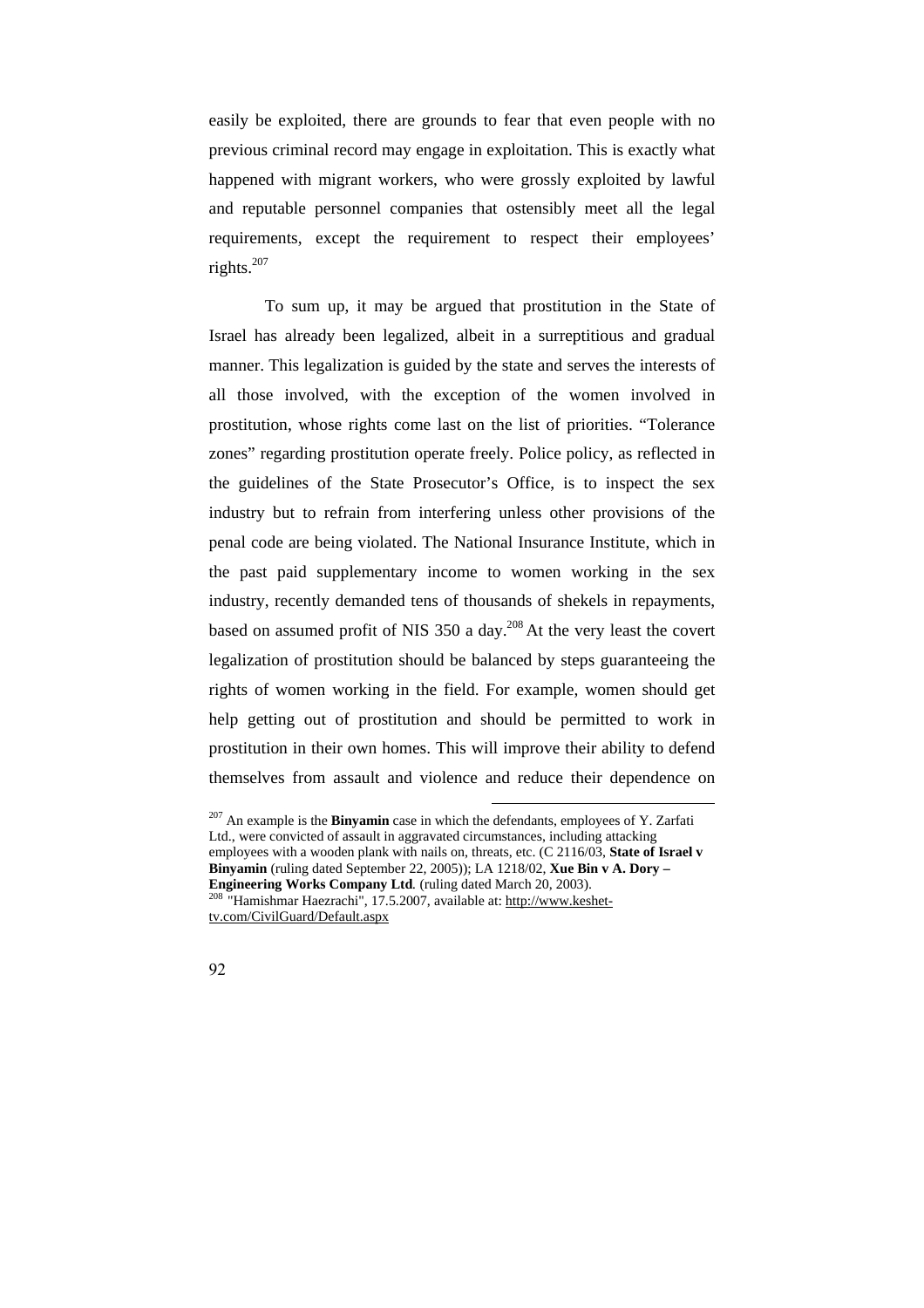easily be exploited, there are grounds to fear that even people with no previous criminal record may engage in exploitation. This is exactly what happened with migrant workers, who were grossly exploited by lawful and reputable personnel companies that ostensibly meet all the legal requirements, except the requirement to respect their employees' rights.[207]

To sum up, it may be argued that prostitution in the State of Israel has already been legalized, albeit in a surreptitious and gradual manner. This legalization is guided by the state and serves the interests of all those involved, with the exception of the women involved in prostitution, whose rights come last on the list of priorities. "Tolerance zones" regarding prostitution operate freely. Police policy, as reflected in the guidelines of the State Prosecutor's Office, is to inspect the sex industry but to refrain from interfering unless other provisions of the penal code are being violated. The National Insurance Institute, which in the past paid supplementary income to women working in the sex industry, recently demanded tens of thousands of shekels in repayments, based on assumed profit of NIS 350 a day.[208] At the very least the covert legalization of prostitution should be balanced by steps guaranteeing the rights of women working in the field. For example, women should get help getting out of prostitution and should be permitted to work in prostitution in their own homes. This will improve their ability to defend themselves from assault and violence and reduce their dependence on

---

[207] An example is the **Binyamin** case in which the defendants, employees of Y. Zarfati Ltd., were convicted of assault in aggravated circumstances, including attacking employees with a wooden plank with nails on, threats, etc. (C 2116/03, **State of Israel v Binyamin** (ruling dated September 22, 2005)); LA 1218/02, **Xue Bin v A. Dory – Engineering Works Company Ltd**. (ruling dated March 20, 2003).

[208] "Hamishmar Haezrachi", 17.5.2007, available at: http://www.keshet-tv.com/CivilGuard/Default.aspx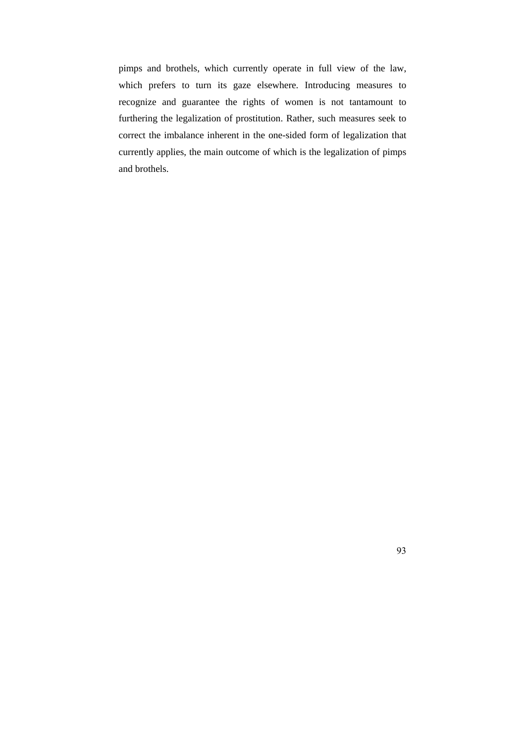pimps and brothels, which currently operate in full view of the law, which prefers to turn its gaze elsewhere. Introducing measures to recognize and guarantee the rights of women is not tantamount to furthering the legalization of prostitution. Rather, such measures seek to correct the imbalance inherent in the one-sided form of legalization that currently applies, the main outcome of which is the legalization of pimps and brothels.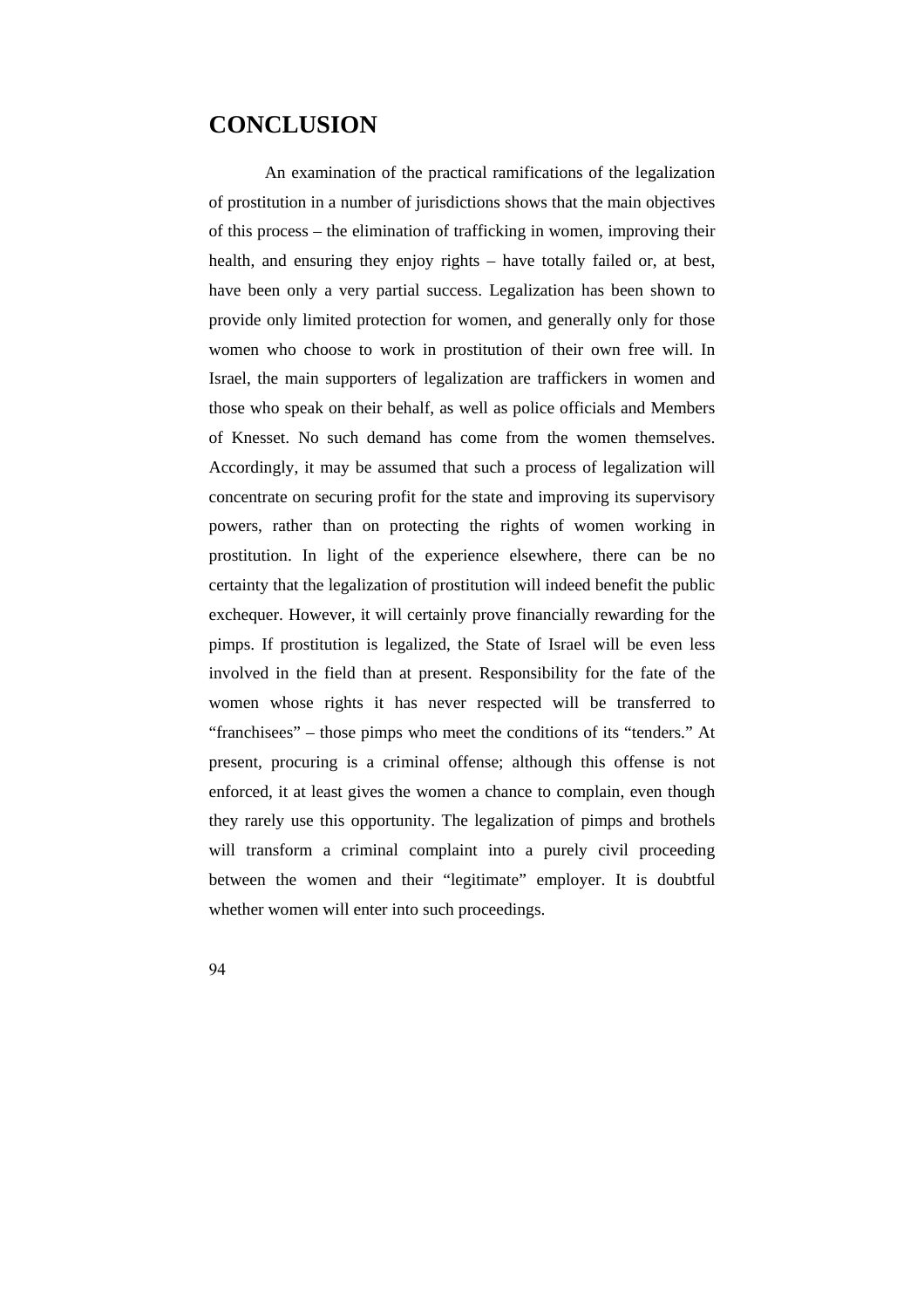# CONCLUSION

An examination of the practical ramifications of the legalization of prostitution in a number of jurisdictions shows that the main objectives of this process – the elimination of trafficking in women, improving their health, and ensuring they enjoy rights – have totally failed or, at best, have been only a very partial success. Legalization has been shown to provide only limited protection for women, and generally only for those women who choose to work in prostitution of their own free will. In Israel, the main supporters of legalization are traffickers in women and those who speak on their behalf, as well as police officials and Members of Knesset. No such demand has come from the women themselves. Accordingly, it may be assumed that such a process of legalization will concentrate on securing profit for the state and improving its supervisory powers, rather than on protecting the rights of women working in prostitution. In light of the experience elsewhere, there can be no certainty that the legalization of prostitution will indeed benefit the public exchequer. However, it will certainly prove financially rewarding for the pimps. If prostitution is legalized, the State of Israel will be even less involved in the field than at present. Responsibility for the fate of the women whose rights it has never respected will be transferred to "franchisees" – those pimps who meet the conditions of its "tenders." At present, procuring is a criminal offense; although this offense is not enforced, it at least gives the women a chance to complain, even though they rarely use this opportunity. The legalization of pimps and brothels will transform a criminal complaint into a purely civil proceeding between the women and their "legitimate" employer. It is doubtful whether women will enter into such proceedings.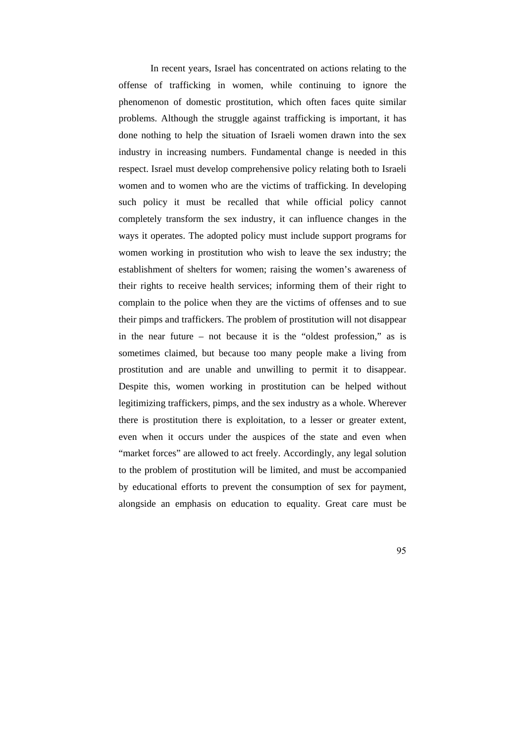In recent years, Israel has concentrated on actions relating to the offense of trafficking in women, while continuing to ignore the phenomenon of domestic prostitution, which often faces quite similar problems. Although the struggle against trafficking is important, it has done nothing to help the situation of Israeli women drawn into the sex industry in increasing numbers. Fundamental change is needed in this respect. Israel must develop comprehensive policy relating both to Israeli women and to women who are the victims of trafficking. In developing such policy it must be recalled that while official policy cannot completely transform the sex industry, it can influence changes in the ways it operates. The adopted policy must include support programs for women working in prostitution who wish to leave the sex industry; the establishment of shelters for women; raising the women's awareness of their rights to receive health services; informing them of their right to complain to the police when they are the victims of offenses and to sue their pimps and traffickers. The problem of prostitution will not disappear in the near future – not because it is the "oldest profession," as is sometimes claimed, but because too many people make a living from prostitution and are unable and unwilling to permit it to disappear. Despite this, women working in prostitution can be helped without legitimizing traffickers, pimps, and the sex industry as a whole. Wherever there is prostitution there is exploitation, to a lesser or greater extent, even when it occurs under the auspices of the state and even when "market forces" are allowed to act freely. Accordingly, any legal solution to the problem of prostitution will be limited, and must be accompanied by educational efforts to prevent the consumption of sex for payment, alongside an emphasis on education to equality. Great care must be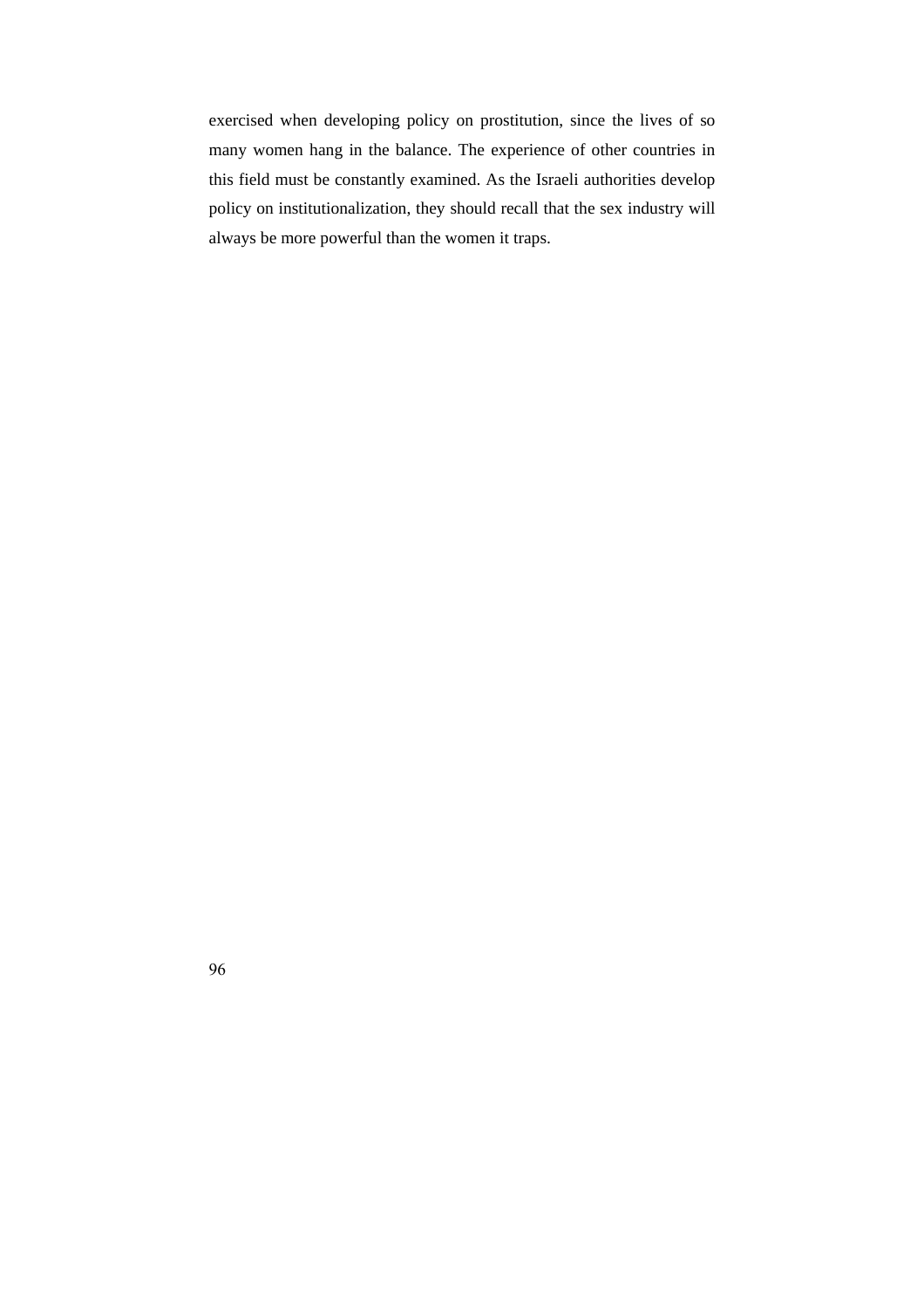exercised when developing policy on prostitution, since the lives of so many women hang in the balance. The experience of other countries in this field must be constantly examined. As the Israeli authorities develop policy on institutionalization, they should recall that the sex industry will always be more powerful than the women it traps.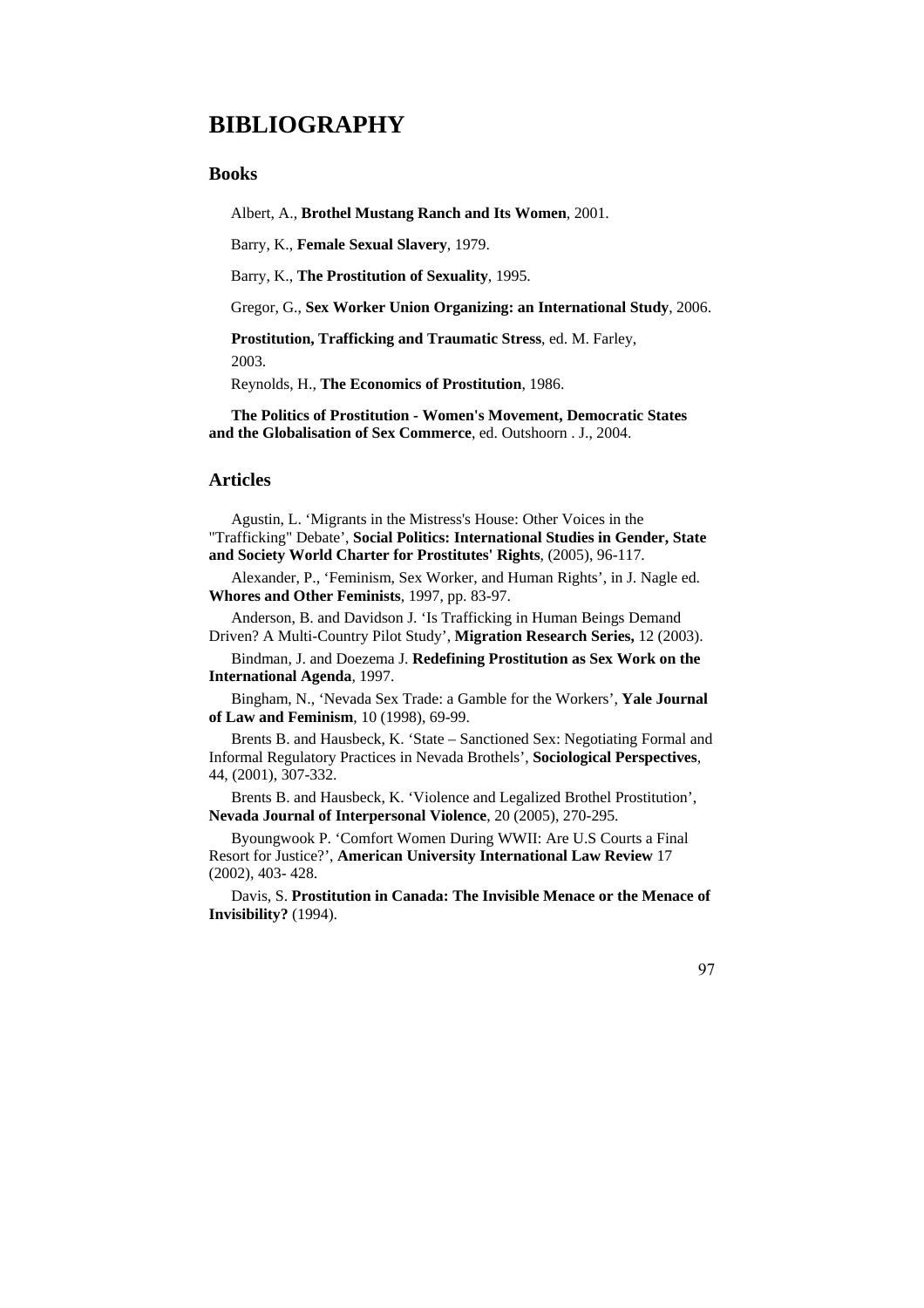# BIBLIOGRAPHY

## Books

Albert, A., **Brothel Mustang Ranch and Its Women**, 2001.

Barry, K., **Female Sexual Slavery**, 1979.

Barry, K., **The Prostitution of Sexuality**, 1995.

Gregor, G., **Sex Worker Union Organizing: an International Study**, 2006.

**Prostitution, Trafficking and Traumatic Stress**, ed. M. Farley, 2003.

Reynolds, H., **The Economics of Prostitution**, 1986.

**The Politics of Prostitution - Women's Movement, Democratic States and the Globalisation of Sex Commerce**, ed. Outshoorn . J., 2004.

## Articles

Agustin, L. 'Migrants in the Mistress's House: Other Voices in the "Trafficking" Debate', **Social Politics: International Studies in Gender, State and Society World Charter for Prostitutes' Rights**, (2005), 96-117.

Alexander, P., 'Feminism, Sex Worker, and Human Rights', in J. Nagle ed. **Whores and Other Feminists**, 1997, pp. 83-97.

Anderson, B. and Davidson J. 'Is Trafficking in Human Beings Demand Driven? A Multi-Country Pilot Study', **Migration Research Series,** 12 (2003).

Bindman, J. and Doezema J. **Redefining Prostitution as Sex Work on the International Agenda**, 1997.

Bingham, N., 'Nevada Sex Trade: a Gamble for the Workers', **Yale Journal of Law and Feminism**, 10 (1998), 69-99.

Brents B. and Hausbeck, K. 'State – Sanctioned Sex: Negotiating Formal and Informal Regulatory Practices in Nevada Brothels', **Sociological Perspectives**, 44, (2001), 307-332.

Brents B. and Hausbeck, K. 'Violence and Legalized Brothel Prostitution', **Nevada Journal of Interpersonal Violence**, 20 (2005), 270-295.

Byoungwook P. 'Comfort Women During WWII: Are U.S Courts a Final Resort for Justice?', **American University International Law Review** 17 (2002), 403- 428.

Davis, S. **Prostitution in Canada: The Invisible Menace or the Menace of Invisibility?** (1994).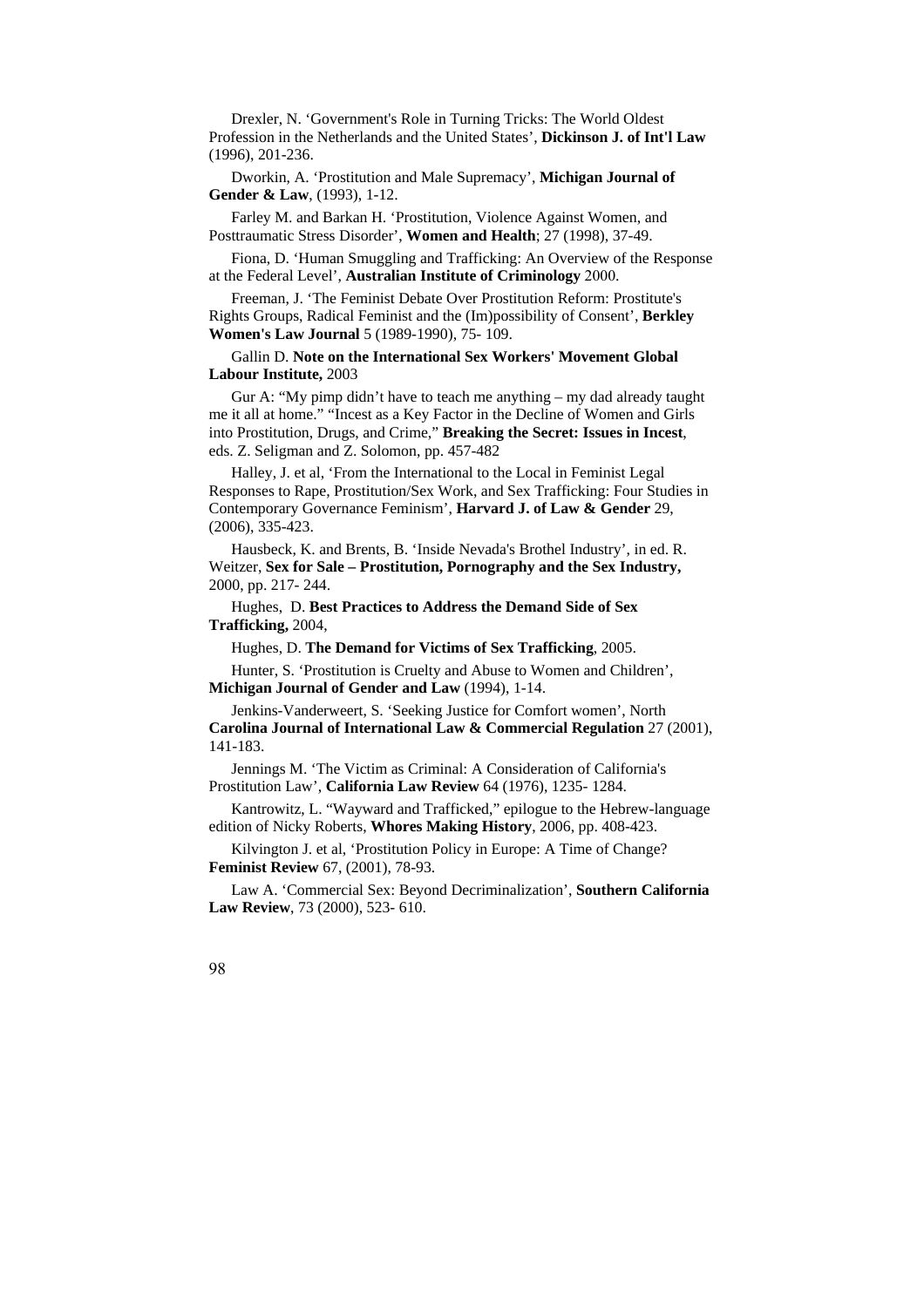Drexler, N. 'Government's Role in Turning Tricks: The World Oldest Profession in the Netherlands and the United States', **Dickinson J. of Int'l Law** (1996), 201-236.

Dworkin, A. 'Prostitution and Male Supremacy', **Michigan Journal of Gender & Law**, (1993), 1-12.

Farley M. and Barkan H. 'Prostitution, Violence Against Women, and Posttraumatic Stress Disorder', **Women and Health**; 27 (1998), 37-49.

Fiona, D. 'Human Smuggling and Trafficking: An Overview of the Response at the Federal Level', **Australian Institute of Criminology** 2000.

Freeman, J. 'The Feminist Debate Over Prostitution Reform: Prostitute's Rights Groups, Radical Feminist and the (Im)possibility of Consent', **Berkley Women's Law Journal** 5 (1989-1990), 75- 109.

Gallin D. **Note on the International Sex Workers' Movement Global Labour Institute,** 2003

Gur A: "My pimp didn't have to teach me anything – my dad already taught me it all at home." "Incest as a Key Factor in the Decline of Women and Girls into Prostitution, Drugs, and Crime," **Breaking the Secret: Issues in Incest**, eds. Z. Seligman and Z. Solomon, pp. 457-482

Halley, J. et al, 'From the International to the Local in Feminist Legal Responses to Rape, Prostitution/Sex Work, and Sex Trafficking: Four Studies in Contemporary Governance Feminism', **Harvard J. of Law & Gender** 29, (2006), 335-423.

Hausbeck, K. and Brents, B. 'Inside Nevada's Brothel Industry', in ed. R. Weitzer, **Sex for Sale – Prostitution, Pornography and the Sex Industry,** 2000, pp. 217- 244.

Hughes, D. **Best Practices to Address the Demand Side of Sex Trafficking,** 2004,

Hughes, D. **The Demand for Victims of Sex Trafficking**, 2005.

Hunter, S. 'Prostitution is Cruelty and Abuse to Women and Children', **Michigan Journal of Gender and Law** (1994), 1-14.

Jenkins-Vanderweert, S. 'Seeking Justice for Comfort women', North **Carolina Journal of International Law & Commercial Regulation** 27 (2001), 141-183.

Jennings M. 'The Victim as Criminal: A Consideration of California's Prostitution Law', **California Law Review** 64 (1976), 1235- 1284.

Kantrowitz, L. "Wayward and Trafficked," epilogue to the Hebrew-language edition of Nicky Roberts, **Whores Making History**, 2006, pp. 408-423.

Kilvington J. et al, 'Prostitution Policy in Europe: A Time of Change? **Feminist Review** 67, (2001), 78-93.

Law A. 'Commercial Sex: Beyond Decriminalization', **Southern California Law Review**, 73 (2000), 523- 610.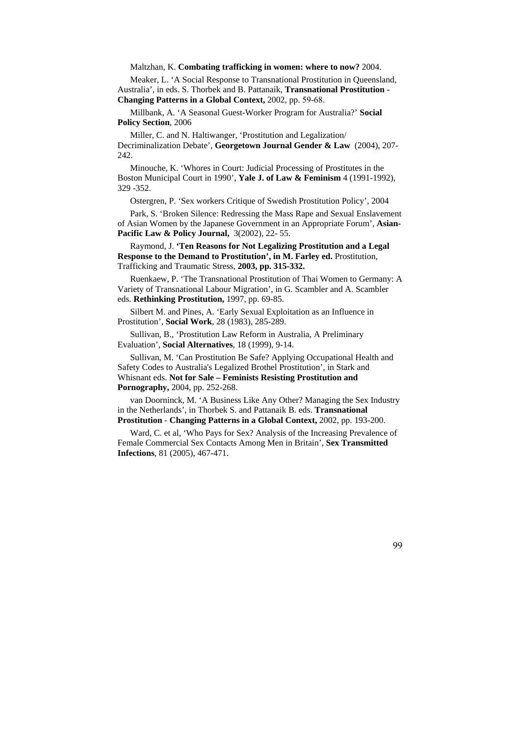Maltzhan, K. **Combating trafficking in women: where to now?** 2004.

Meaker, L. 'A Social Response to Transnational Prostitution in Queensland, Australia', in eds. S. Thorbek and B. Pattanaik, **Transnational Prostitution - Changing Patterns in a Global Context,** 2002, pp. 59-68.

Millbank, A. 'A Seasonal Guest-Worker Program for Australia?' **Social Policy Section**, 2006

Miller, C. and N. Haltiwanger, 'Prostitution and Legalization/ Decriminalization Debate', **Georgetown Journal Gender & Law** (2004), 207-242.

Minouche, K. 'Whores in Court: Judicial Processing of Prostitutes in the Boston Municipal Court in 1990', **Yale J. of Law & Feminism** 4 (1991-1992), 329 -352.

Ostergren, P. 'Sex workers Critique of Swedish Prostitution Policy', 2004

Park, S. 'Broken Silence: Redressing the Mass Rape and Sexual Enslavement of Asian Women by the Japanese Government in an Appropriate Forum', **Asian-Pacific Law & Policy Journal,** 3(2002), 22- 55.

Raymond, J. **'Ten Reasons for Not Legalizing Prostitution and a Legal Response to the Demand to Prostitution', in M. Farley ed.** Prostitution, Trafficking and Traumatic Stress, **2003, pp. 315-332.**

Ruenkaew, P. 'The Transnational Prostitution of Thai Women to Germany: A Variety of Transnational Labour Migration', in G. Scambler and A. Scambler eds. **Rethinking Prostitution,** 1997, pp. 69-85.

Silbert M. and Pines, A. 'Early Sexual Exploitation as an Influence in Prostitution', **Social Work**, 28 (1983), 285-289.

Sullivan, B., 'Prostitution Law Reform in Australia, A Preliminary Evaluation', **Social Alternatives**, 18 (1999), 9-14.

Sullivan, M. 'Can Prostitution Be Safe? Applying Occupational Health and Safety Codes to Australia's Legalized Brothel Prostitution', in Stark and Whisnant eds. **Not for Sale – Feminists Resisting Prostitution and Pornography,** 2004, pp. 252-268.

van Doorninck, M. 'A Business Like Any Other? Managing the Sex Industry in the Netherlands', in Thorbek S. and Pattanaik B. eds. **Transnational Prostitution - Changing Patterns in a Global Context,** 2002, pp. 193-200.

Ward, C. et al, 'Who Pays for Sex? Analysis of the Increasing Prevalence of Female Commercial Sex Contacts Among Men in Britain', **Sex Transmitted Infections**, 81 (2005), 467-471.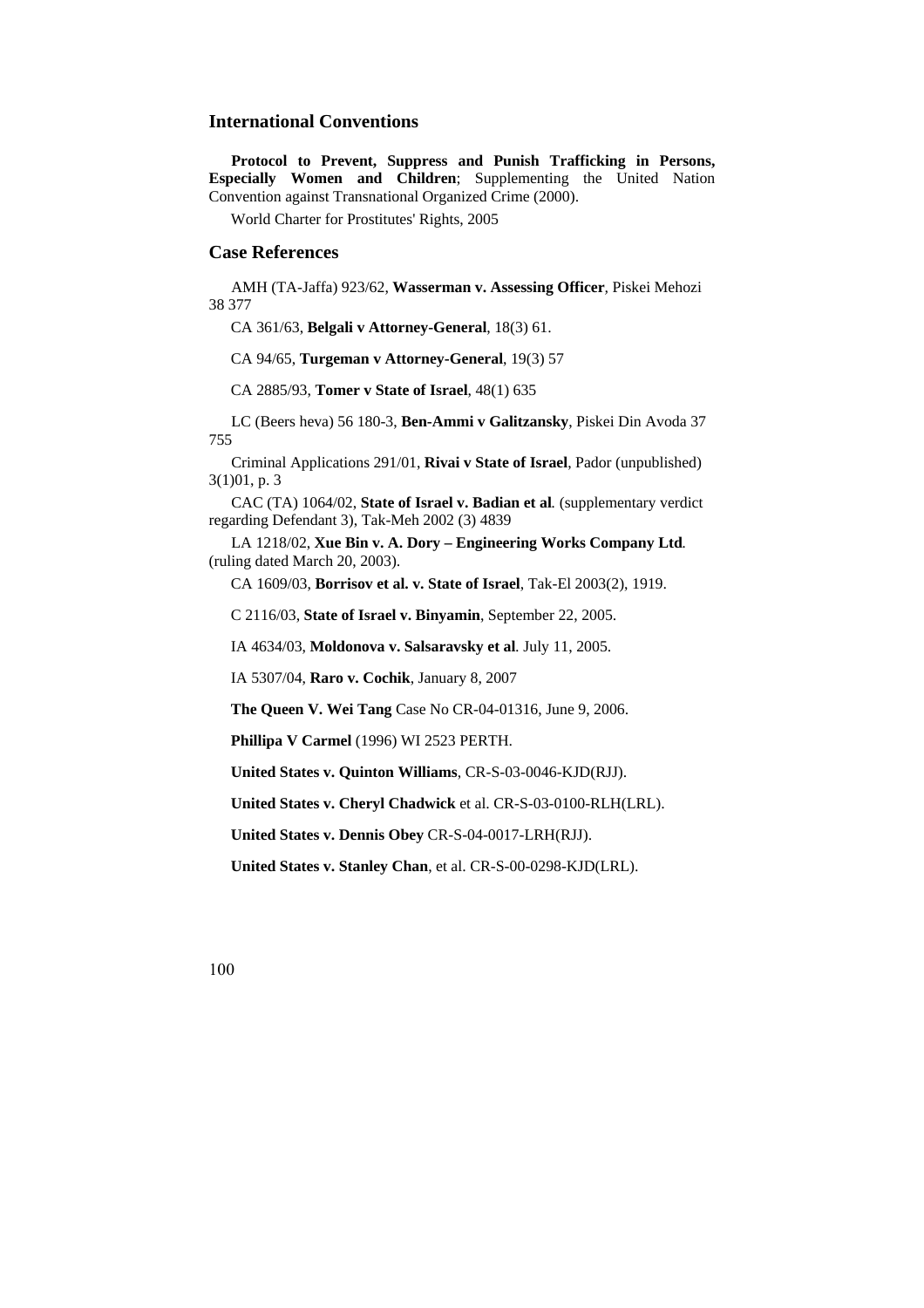## International Conventions

**Protocol to Prevent, Suppress and Punish Trafficking in Persons, Especially Women and Children**; Supplementing the United Nation Convention against Transnational Organized Crime (2000).

World Charter for Prostitutes' Rights, 2005

## Case References

AMH (TA-Jaffa) 923/62, **Wasserman v. Assessing Officer**, Piskei Mehozi 38 377

CA 361/63, **Belgali v Attorney-General**, 18(3) 61.

CA 94/65, **Turgeman v Attorney-General**, 19(3) 57

CA 2885/93, **Tomer v State of Israel**, 48(1) 635

LC (Beers heva) 56 180-3, **Ben-Ammi v Galitzansky**, Piskei Din Avoda 37 755

Criminal Applications 291/01, **Rivai v State of Israel**, Pador (unpublished) 3(1)01, p. 3

CAC (TA) 1064/02, **State of Israel v. Badian et al***.* (supplementary verdict regarding Defendant 3), Tak-Meh 2002 (3) 4839

LA 1218/02, **Xue Bin v. A. Dory – Engineering Works Company Ltd***.* (ruling dated March 20, 2003).

CA 1609/03, **Borrisov et al. v. State of Israel**, Tak-El 2003(2), 1919.

C 2116/03, **State of Israel v. Binyamin**, September 22, 2005.

IA 4634/03, **Moldonova v. Salsaravsky et al***.* July 11, 2005.

IA 5307/04, **Raro v. Cochik**, January 8, 2007

**The Queen V. Wei Tang** Case No CR-04-01316, June 9, 2006.

**Phillipa V Carmel** (1996) WI 2523 PERTH.

**United States v. Quinton Williams**, CR-S-03-0046-KJD(RJJ).

**United States v. Cheryl Chadwick** et al. CR-S-03-0100-RLH(LRL).

**United States v. Dennis Obey** CR-S-04-0017-LRH(RJJ).

**United States v. Stanley Chan**, et al. CR-S-00-0298-KJD(LRL).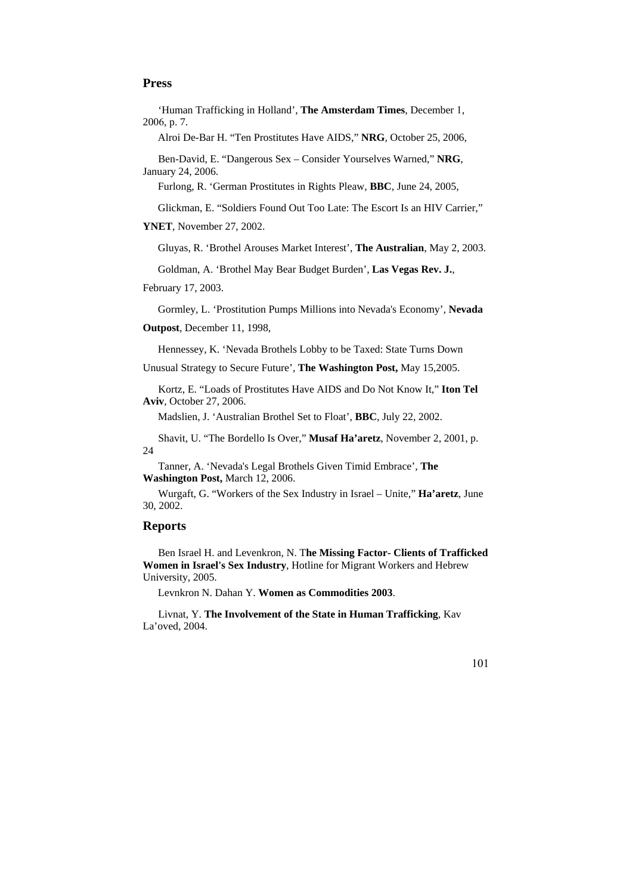## Press

'Human Trafficking in Holland', **The Amsterdam Times**, December 1, 2006, p. 7.

Alroi De-Bar H. "Ten Prostitutes Have AIDS," **NRG**, October 25, 2006,

Ben-David, E. "Dangerous Sex – Consider Yourselves Warned," **NRG**, January 24, 2006.

Furlong, R. 'German Prostitutes in Rights Pleaw, **BBC**, June 24, 2005,

Glickman, E. "Soldiers Found Out Too Late: The Escort Is an HIV Carrier," **YNET**, November 27, 2002.

Gluyas, R. 'Brothel Arouses Market Interest', **The Australian**, May 2, 2003.

Goldman, A. 'Brothel May Bear Budget Burden', **Las Vegas Rev. J.**, February 17, 2003.

Gormley, L. 'Prostitution Pumps Millions into Nevada's Economy', **Nevada Outpost**, December 11, 1998,

Hennessey, K. 'Nevada Brothels Lobby to be Taxed: State Turns Down Unusual Strategy to Secure Future', **The Washington Post,** May 15,2005.

Kortz, E. "Loads of Prostitutes Have AIDS and Do Not Know It," **Iton Tel Aviv**, October 27, 2006.

Madslien, J. 'Australian Brothel Set to Float', **BBC**, July 22, 2002.

Shavit, U. "The Bordello Is Over," **Musaf Ha'aretz**, November 2, 2001, p. 24

Tanner, A. 'Nevada's Legal Brothels Given Timid Embrace', **The Washington Post,** March 12, 2006.

Wurgaft, G. "Workers of the Sex Industry in Israel – Unite," **Ha'aretz**, June 30, 2002.

## Reports

Ben Israel H. and Levenkron, N. T**he Missing Factor- Clients of Trafficked Women in Israel's Sex Industry**, Hotline for Migrant Workers and Hebrew University, 2005.

Levnkron N. Dahan Y. **Women as Commodities 2003**.

Livnat, Y. **The Involvement of the State in Human Trafficking**, Kav La'oved, 2004.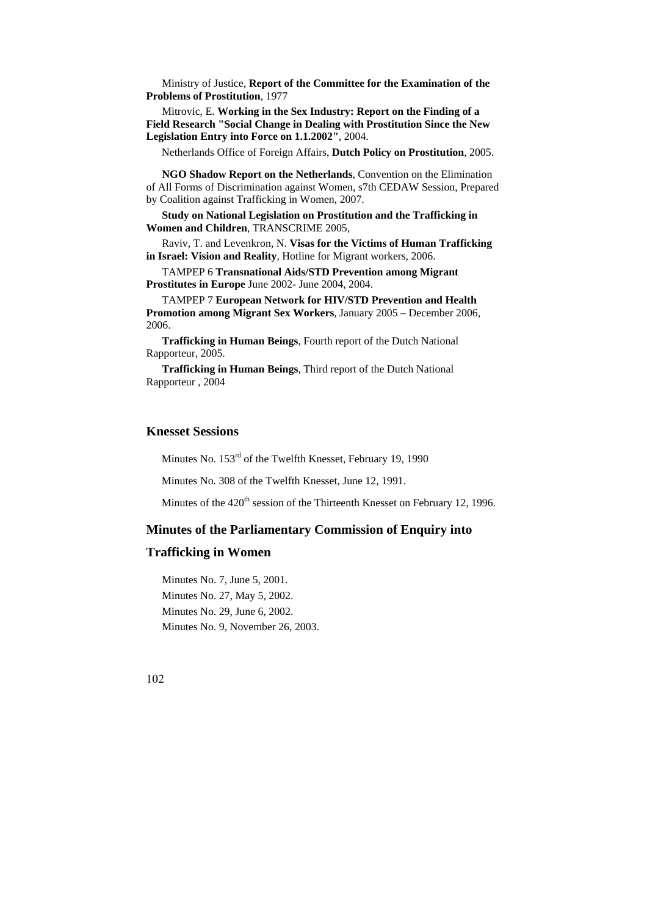Ministry of Justice, **Report of the Committee for the Examination of the Problems of Prostitution**, 1977

Mitrovic, E. **Working in the Sex Industry: Report on the Finding of a Field Research "Social Change in Dealing with Prostitution Since the New Legislation Entry into Force on 1.1.2002"**, 2004.

Netherlands Office of Foreign Affairs, **Dutch Policy on Prostitution**, 2005.

**NGO Shadow Report on the Netherlands**, Convention on the Elimination of All Forms of Discrimination against Women, s7th CEDAW Session, Prepared by Coalition against Trafficking in Women, 2007.

**Study on National Legislation on Prostitution and the Trafficking in Women and Children**, TRANSCRIME 2005,

Raviv, T. and Levenkron, N. **Visas for the Victims of Human Trafficking in Israel: Vision and Reality**, Hotline for Migrant workers, 2006.

TAMPEP 6 **Transnational Aids/STD Prevention among Migrant Prostitutes in Europe** June 2002- June 2004, 2004.

TAMPEP 7 **European Network for HIV/STD Prevention and Health Promotion among Migrant Sex Workers**, January 2005 – December 2006, 2006.

**Trafficking in Human Beings**, Fourth report of the Dutch National Rapporteur, 2005.

**Trafficking in Human Beings**, Third report of the Dutch National Rapporteur , 2004

## Knesset Sessions

Minutes No. 153rd of the Twelfth Knesset, February 19, 1990

Minutes No. 308 of the Twelfth Knesset, June 12, 1991.

Minutes of the 420th session of the Thirteenth Knesset on February 12, 1996.

## Minutes of the Parliamentary Commission of Enquiry into Trafficking in Women

Minutes No. 7, June 5, 2001.
Minutes No. 27, May 5, 2002.
Minutes No. 29, June 6, 2002.
Minutes No. 9, November 26, 2003.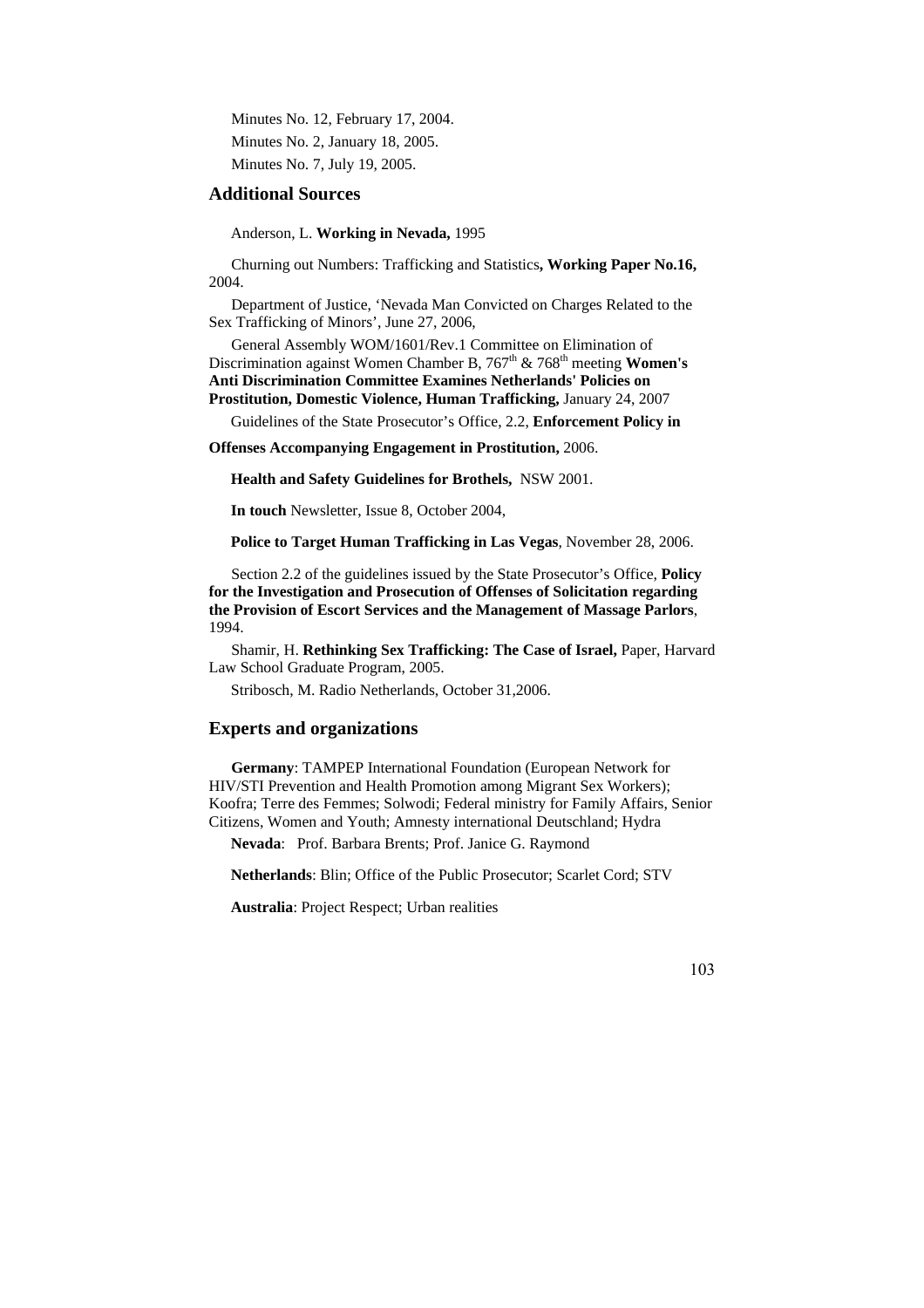Minutes No. 12, February 17, 2004.

Minutes No. 2, January 18, 2005.

Minutes No. 7, July 19, 2005.

## Additional Sources

Anderson, L. **Working in Nevada,** 1995

Churning out Numbers: Trafficking and Statistics**, Working Paper No.16,** 2004.

Department of Justice, 'Nevada Man Convicted on Charges Related to the Sex Trafficking of Minors', June 27, 2006,

General Assembly WOM/1601/Rev.1 Committee on Elimination of Discrimination against Women Chamber B, 767th & 768th meeting **Women's Anti Discrimination Committee Examines Netherlands' Policies on Prostitution, Domestic Violence, Human Trafficking,** January 24, 2007

Guidelines of the State Prosecutor's Office, 2.2, **Enforcement Policy in Offenses Accompanying Engagement in Prostitution,** 2006.

**Health and Safety Guidelines for Brothels,** NSW 2001.

**In touch** Newsletter, Issue 8, October 2004,

**Police to Target Human Trafficking in Las Vegas**, November 28, 2006.

Section 2.2 of the guidelines issued by the State Prosecutor's Office, **Policy for the Investigation and Prosecution of Offenses of Solicitation regarding the Provision of Escort Services and the Management of Massage Parlors**, 1994.

Shamir, H. **Rethinking Sex Trafficking: The Case of Israel,** Paper, Harvard Law School Graduate Program, 2005.

Stribosch, M. Radio Netherlands, October 31,2006.

## Experts and organizations

**Germany**: TAMPEP International Foundation (European Network for HIV/STI Prevention and Health Promotion among Migrant Sex Workers); Koofra; Terre des Femmes; Solwodi; Federal ministry for Family Affairs, Senior Citizens, Women and Youth; Amnesty international Deutschland; Hydra

**Nevada**: Prof. Barbara Brents; Prof. Janice G. Raymond

**Netherlands**: Blin; Office of the Public Prosecutor; Scarlet Cord; STV

**Australia**: Project Respect; Urban realities